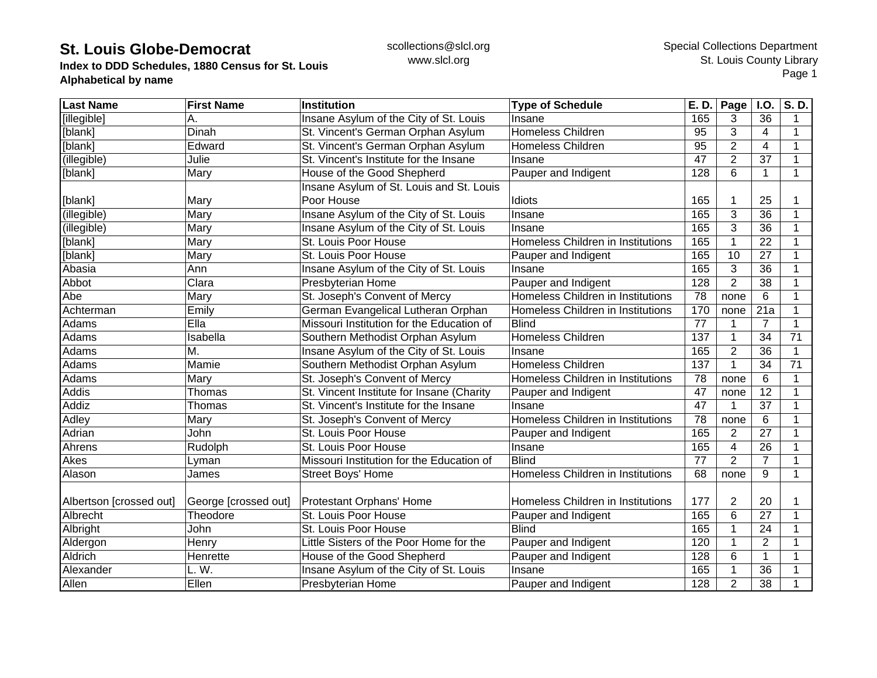# St. Louis Globe-Democrat

**Index to DDD Schedules, 1880 Census for St. Louis**
**Alphabetical by name**

scollections@slcl.org
www.slcl.org

Special Collections Department
St. Louis County Library

| Last Name | First Name | Institution | Type of Schedule | E. D. | Page | I.O. | S. D. |
|---|---|---|---|---|---|---|---|
| [illegible] | A. | Insane Asylum of the City of St. Louis | Insane | 165 | 3 | 36 | 1 |
| [blank] | Dinah | St. Vincent's German Orphan Asylum | Homeless Children | 95 | 3 | 4 | 1 |
| [blank] | Edward | St. Vincent's German Orphan Asylum | Homeless Children | 95 | 2 | 4 | 1 |
| (illegible) | Julie | St. Vincent's Institute for the Insane | Insane | 47 | 2 | 37 | 1 |
| [blank] | Mary | House of the Good Shepherd | Pauper and Indigent | 128 | 6 | 1 | 1 |
| [blank] | Mary | Insane Asylum of St. Louis and St. Louis Poor House | Idiots | 165 | 1 | 25 | 1 |
| (illegible) | Mary | Insane Asylum of the City of St. Louis | Insane | 165 | 3 | 36 | 1 |
| (illegible) | Mary | Insane Asylum of the City of St. Louis | Insane | 165 | 3 | 36 | 1 |
| [blank] | Mary | St. Louis Poor House | Homeless Children in Institutions | 165 | 1 | 22 | 1 |
| [blank] | Mary | St. Louis Poor House | Pauper and Indigent | 165 | 10 | 27 | 1 |
| Abasia | Ann | Insane Asylum of the City of St. Louis | Insane | 165 | 3 | 36 | 1 |
| Abbot | Clara | Presbyterian Home | Pauper and Indigent | 128 | 2 | 38 | 1 |
| Abe | Mary | St. Joseph's Convent of Mercy | Homeless Children in Institutions | 78 | none | 6 | 1 |
| Achterman | Emily | German Evangelical Lutheran Orphan | Homeless Children in Institutions | 170 | none | 21a | 1 |
| Adams | Ella | Missouri Institution for the Education of | Blind | 77 | 1 | 7 | 1 |
| Adams | Isabella | Southern Methodist Orphan Asylum | Homeless Children | 137 | 1 | 34 | 71 |
| Adams | M. | Insane Asylum of the City of St. Louis | Insane | 165 | 2 | 36 | 1 |
| Adams | Mamie | Southern Methodist Orphan Asylum | Homeless Children | 137 | 1 | 34 | 71 |
| Adams | Mary | St. Joseph's Convent of Mercy | Homeless Children in Institutions | 78 | none | 6 | 1 |
| Addis | Thomas | St. Vincent Institute for Insane (Charity | Pauper and Indigent | 47 | none | 12 | 1 |
| Addiz | Thomas | St. Vincent's Institute for the Insane | Insane | 47 | 1 | 37 | 1 |
| Adley | Mary | St. Joseph's Convent of Mercy | Homeless Children in Institutions | 78 | none | 6 | 1 |
| Adrian | John | St. Louis Poor House | Pauper and Indigent | 165 | 2 | 27 | 1 |
| Ahrens | Rudolph | St. Louis Poor House | Insane | 165 | 4 | 26 | 1 |
| Akes | Lyman | Missouri Institution for the Education of | Blind | 77 | 2 | 7 | 1 |
| Alason | James | Street Boys' Home | Homeless Children in Institutions | 68 | none | 9 | 1 |
| Albertson [crossed out] | George [crossed out] | Protestant Orphans' Home | Homeless Children in Institutions | 177 | 2 | 20 | 1 |
| Albrecht | Theodore | St. Louis Poor House | Pauper and Indigent | 165 | 6 | 27 | 1 |
| Albright | John | St. Louis Poor House | Blind | 165 | 1 | 24 | 1 |
| Aldergon | Henry | Little Sisters of the Poor Home for the | Pauper and Indigent | 120 | 1 | 2 | 1 |
| Aldrich | Henrette | House of the Good Shepherd | Pauper and Indigent | 128 | 6 | 1 | 1 |
| Alexander | L. W. | Insane Asylum of the City of St. Louis | Insane | 165 | 1 | 36 | 1 |
| Allen | Ellen | Presbyterian Home | Pauper and Indigent | 128 | 2 | 38 | 1 |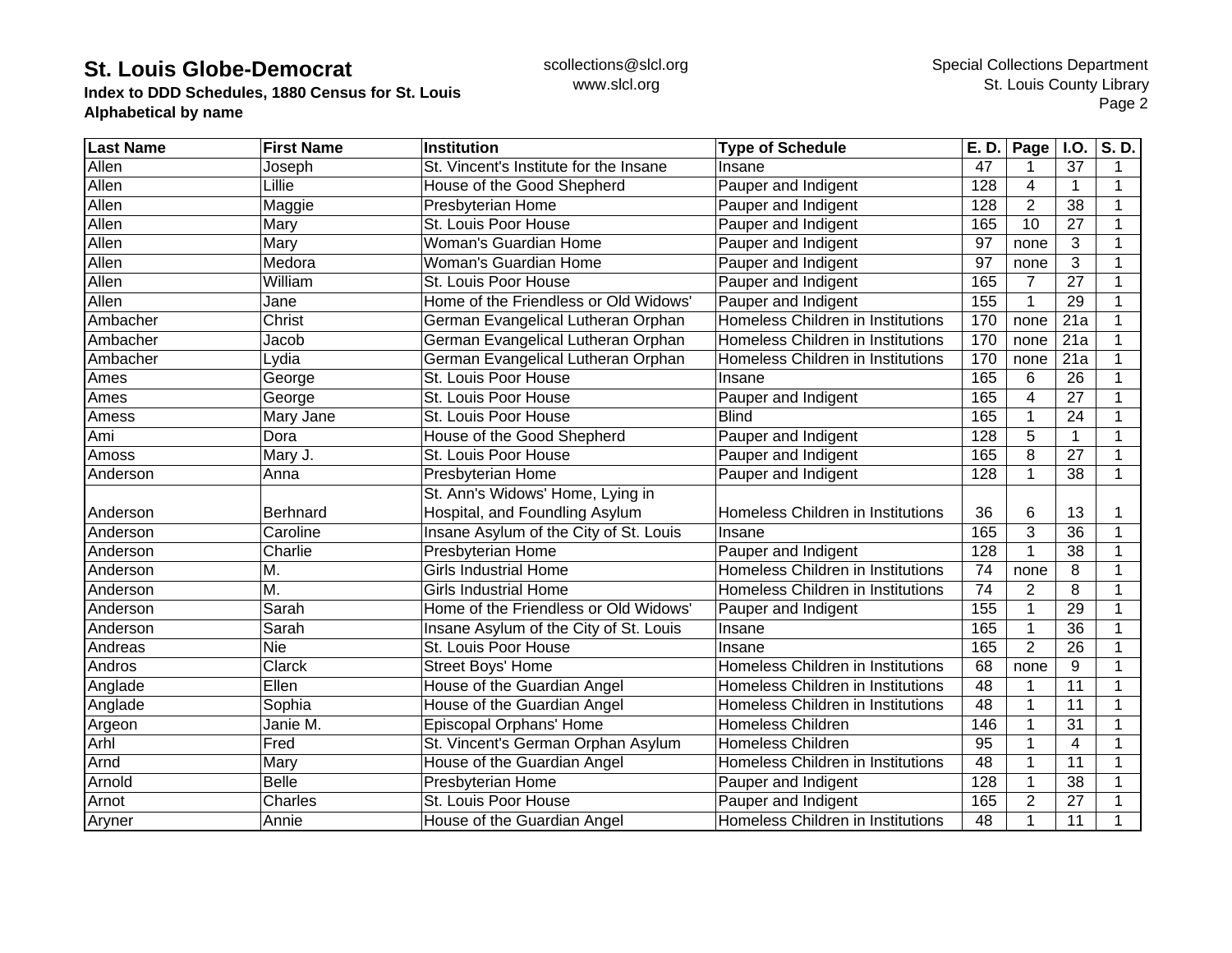| Last Name | First Name | Institution | Type of Schedule | E. D. | Page | I.O. | S. D. |
|---|---|---|---|---|---|---|---|
| Allen | Joseph | St. Vincent's Institute for the Insane | Insane | 47 | 1 | 37 | 1 |
| Allen | Lillie | House of the Good Shepherd | Pauper and Indigent | 128 | 4 | 1 | 1 |
| Allen | Maggie | Presbyterian Home | Pauper and Indigent | 128 | 2 | 38 | 1 |
| Allen | Mary | St. Louis Poor House | Pauper and Indigent | 165 | 10 | 27 | 1 |
| Allen | Mary | Woman's Guardian Home | Pauper and Indigent | 97 | none | 3 | 1 |
| Allen | Medora | Woman's Guardian Home | Pauper and Indigent | 97 | none | 3 | 1 |
| Allen | William | St. Louis Poor House | Pauper and Indigent | 165 | 7 | 27 | 1 |
| Allen | Jane | Home of the Friendless or Old Widows' | Pauper and Indigent | 155 | 1 | 29 | 1 |
| Ambacher | Christ | German Evangelical Lutheran Orphan | Homeless Children in Institutions | 170 | none | 21a | 1 |
| Ambacher | Jacob | German Evangelical Lutheran Orphan | Homeless Children in Institutions | 170 | none | 21a | 1 |
| Ambacher | Lydia | German Evangelical Lutheran Orphan | Homeless Children in Institutions | 170 | none | 21a | 1 |
| Ames | George | St. Louis Poor House | Insane | 165 | 6 | 26 | 1 |
| Ames | George | St. Louis Poor House | Pauper and Indigent | 165 | 4 | 27 | 1 |
| Amess | Mary Jane | St. Louis Poor House | Blind | 165 | 1 | 24 | 1 |
| Ami | Dora | House of the Good Shepherd | Pauper and Indigent | 128 | 5 | 1 | 1 |
| Amoss | Mary J. | St. Louis Poor House | Pauper and Indigent | 165 | 8 | 27 | 1 |
| Anderson | Anna | Presbyterian Home | Pauper and Indigent | 128 | 1 | 38 | 1 |
| Anderson | Berhnard | St. Ann's Widows' Home, Lying in Hospital, and Foundling Asylum | Homeless Children in Institutions | 36 | 6 | 13 | 1 |
| Anderson | Caroline | Insane Asylum of the City of St. Louis | Insane | 165 | 3 | 36 | 1 |
| Anderson | Charlie | Presbyterian Home | Pauper and Indigent | 128 | 1 | 38 | 1 |
| Anderson | M. | Girls Industrial Home | Homeless Children in Institutions | 74 | none | 8 | 1 |
| Anderson | M. | Girls Industrial Home | Homeless Children in Institutions | 74 | 2 | 8 | 1 |
| Anderson | Sarah | Home of the Friendless or Old Widows' | Pauper and Indigent | 155 | 1 | 29 | 1 |
| Anderson | Sarah | Insane Asylum of the City of St. Louis | Insane | 165 | 1 | 36 | 1 |
| Andreas | Nie | St. Louis Poor House | Insane | 165 | 2 | 26 | 1 |
| Andros | Clarck | Street Boys' Home | Homeless Children in Institutions | 68 | none | 9 | 1 |
| Anglade | Ellen | House of the Guardian Angel | Homeless Children in Institutions | 48 | 1 | 11 | 1 |
| Anglade | Sophia | House of the Guardian Angel | Homeless Children in Institutions | 48 | 1 | 11 | 1 |
| Argeon | Janie M. | Episcopal Orphans' Home | Homeless Children | 146 | 1 | 31 | 1 |
| Arhl | Fred | St. Vincent's German Orphan Asylum | Homeless Children | 95 | 1 | 4 | 1 |
| Arnd | Mary | House of the Guardian Angel | Homeless Children in Institutions | 48 | 1 | 11 | 1 |
| Arnold | Belle | Presbyterian Home | Pauper and Indigent | 128 | 1 | 38 | 1 |
| Arnot | Charles | St. Louis Poor House | Pauper and Indigent | 165 | 2 | 27 | 1 |
| Aryner | Annie | House of the Guardian Angel | Homeless Children in Institutions | 48 | 1 | 11 | 1 |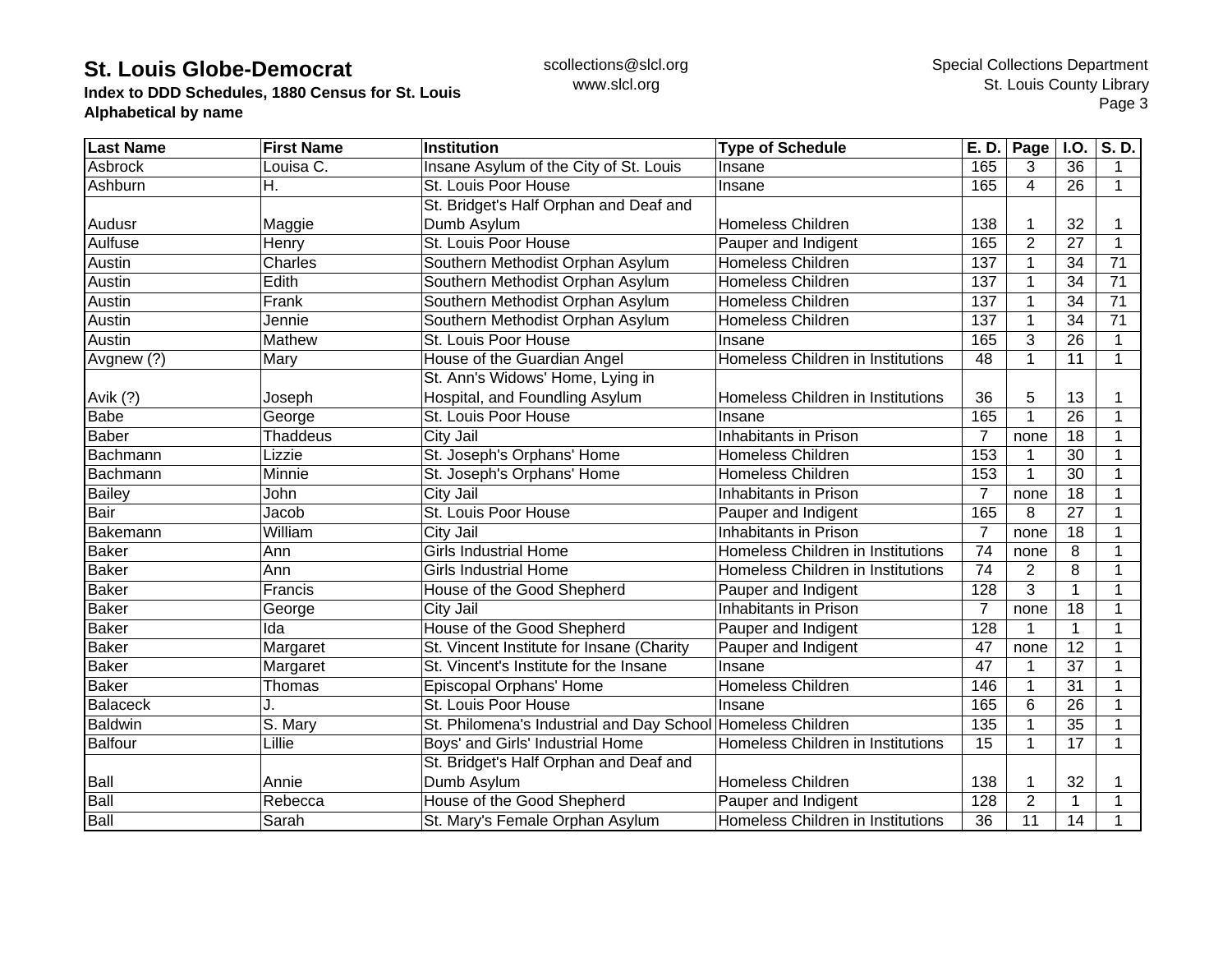# St. Louis Globe-Democrat

**Index to DDD Schedules, 1880 Census for St. Louis**
**Alphabetical by name**

scollections@slcl.org
www.slcl.org

Special Collections Department
St. Louis County Library

| Last Name | First Name | Institution | Type of Schedule | E. D. | Page | I.O. | S. D. |
|---|---|---|---|---|---|---|---|
| Asbrock | Louisa C. | Insane Asylum of the City of St. Louis | Insane | 165 | 3 | 36 | 1 |
| Ashburn | H. | St. Louis Poor House | Insane | 165 | 4 | 26 | 1 |
| Audusr | Maggie | St. Bridget's Half Orphan and Deaf and Dumb Asylum | Homeless Children | 138 | 1 | 32 | 1 |
| Aulfuse | Henry | St. Louis Poor House | Pauper and Indigent | 165 | 2 | 27 | 1 |
| Austin | Charles | Southern Methodist Orphan Asylum | Homeless Children | 137 | 1 | 34 | 71 |
| Austin | Edith | Southern Methodist Orphan Asylum | Homeless Children | 137 | 1 | 34 | 71 |
| Austin | Frank | Southern Methodist Orphan Asylum | Homeless Children | 137 | 1 | 34 | 71 |
| Austin | Jennie | Southern Methodist Orphan Asylum | Homeless Children | 137 | 1 | 34 | 71 |
| Austin | Mathew | St. Louis Poor House | Insane | 165 | 3 | 26 | 1 |
| Avgnew (?) | Mary | House of the Guardian Angel | Homeless Children in Institutions | 48 | 1 | 11 | 1 |
| Avik (?) | Joseph | St. Ann's Widows' Home, Lying in Hospital, and Foundling Asylum | Homeless Children in Institutions | 36 | 5 | 13 | 1 |
| Babe | George | St. Louis Poor House | Insane | 165 | 1 | 26 | 1 |
| Baber | Thaddeus | City Jail | Inhabitants in Prison | 7 | none | 18 | 1 |
| Bachmann | Lizzie | St. Joseph's Orphans' Home | Homeless Children | 153 | 1 | 30 | 1 |
| Bachmann | Minnie | St. Joseph's Orphans' Home | Homeless Children | 153 | 1 | 30 | 1 |
| Bailey | John | City Jail | Inhabitants in Prison | 7 | none | 18 | 1 |
| Bair | Jacob | St. Louis Poor House | Pauper and Indigent | 165 | 8 | 27 | 1 |
| Bakemann | William | City Jail | Inhabitants in Prison | 7 | none | 18 | 1 |
| Baker | Ann | Girls Industrial Home | Homeless Children in Institutions | 74 | none | 8 | 1 |
| Baker | Ann | Girls Industrial Home | Homeless Children in Institutions | 74 | 2 | 8 | 1 |
| Baker | Francis | House of the Good Shepherd | Pauper and Indigent | 128 | 3 | 1 | 1 |
| Baker | George | City Jail | Inhabitants in Prison | 7 | none | 18 | 1 |
| Baker | Ida | House of the Good Shepherd | Pauper and Indigent | 128 | 1 | 1 | 1 |
| Baker | Margaret | St. Vincent Institute for Insane (Charity | Pauper and Indigent | 47 | none | 12 | 1 |
| Baker | Margaret | St. Vincent's Institute for the Insane | Insane | 47 | 1 | 37 | 1 |
| Baker | Thomas | Episcopal Orphans' Home | Homeless Children | 146 | 1 | 31 | 1 |
| Balaceck | J. | St. Louis Poor House | Insane | 165 | 6 | 26 | 1 |
| Baldwin | S. Mary | St. Philomena's Industrial and Day School | Homeless Children | 135 | 1 | 35 | 1 |
| Balfour | Lillie | Boys' and Girls' Industrial Home | Homeless Children in Institutions | 15 | 1 | 17 | 1 |
| Ball | Annie | St. Bridget's Half Orphan and Deaf and Dumb Asylum | Homeless Children | 138 | 1 | 32 | 1 |
| Ball | Rebecca | House of the Good Shepherd | Pauper and Indigent | 128 | 2 | 1 | 1 |
| Ball | Sarah | St. Mary's Female Orphan Asylum | Homeless Children in Institutions | 36 | 11 | 14 | 1 |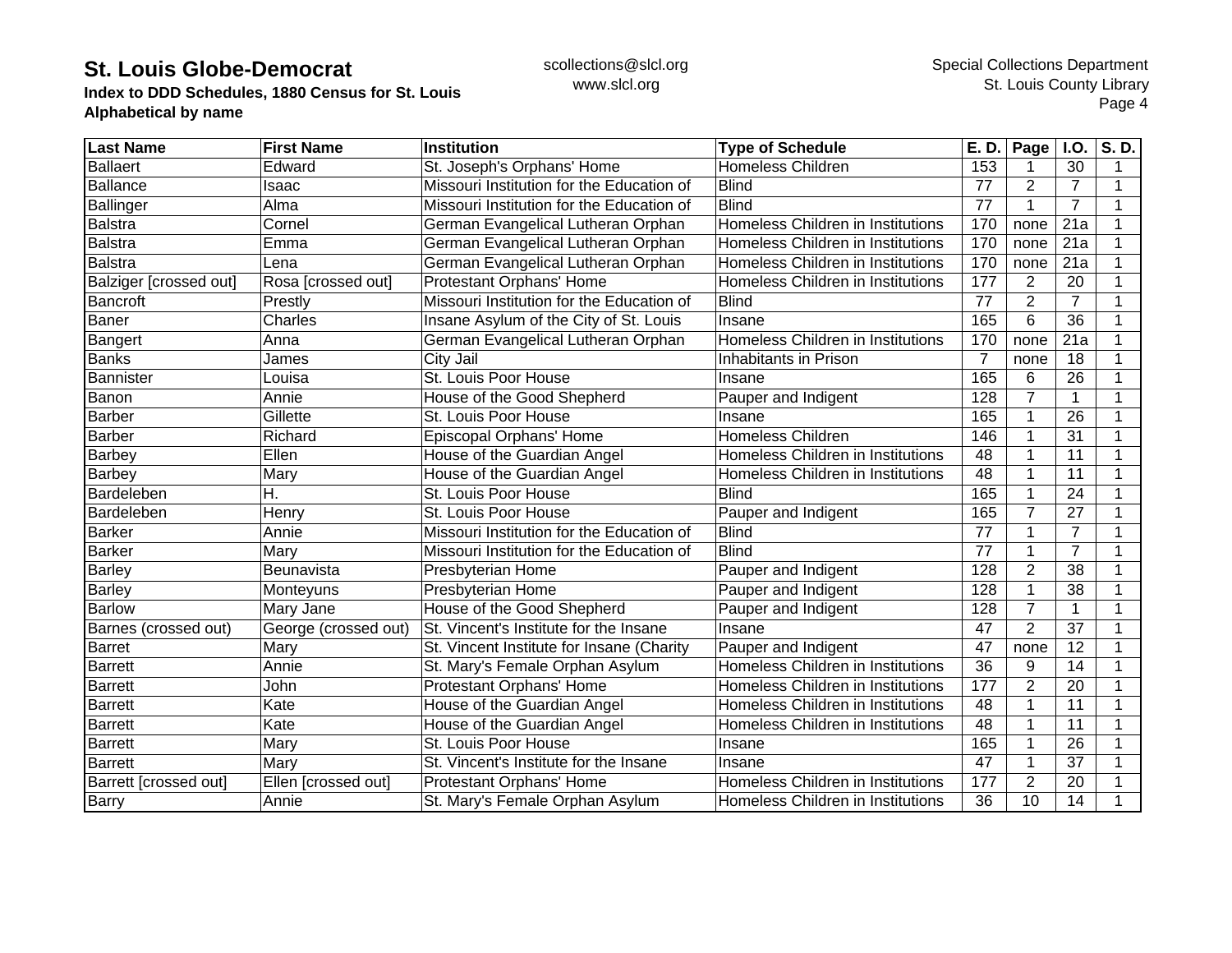# St. Louis Globe-Democrat

**Index to DDD Schedules, 1880 Census for St. Louis**
**Alphabetical by name**

scollections@slcl.org
www.slcl.org

Special Collections Department
St. Louis County Library

| Last Name | First Name | Institution | Type of Schedule | E. D. | Page | I.O. | S. D. |
|---|---|---|---|---|---|---|---|
| Ballaert | Edward | St. Joseph's Orphans' Home | Homeless Children | 153 | 1 | 30 | 1 |
| Ballance | Isaac | Missouri Institution for the Education of | Blind | 77 | 2 | 7 | 1 |
| Ballinger | Alma | Missouri Institution for the Education of | Blind | 77 | 1 | 7 | 1 |
| Balstra | Cornel | German Evangelical Lutheran Orphan | Homeless Children in Institutions | 170 | none | 21a | 1 |
| Balstra | Emma | German Evangelical Lutheran Orphan | Homeless Children in Institutions | 170 | none | 21a | 1 |
| Balstra | Lena | German Evangelical Lutheran Orphan | Homeless Children in Institutions | 170 | none | 21a | 1 |
| Balziger [crossed out] | Rosa [crossed out] | Protestant Orphans' Home | Homeless Children in Institutions | 177 | 2 | 20 | 1 |
| Bancroft | Prestly | Missouri Institution for the Education of | Blind | 77 | 2 | 7 | 1 |
| Baner | Charles | Insane Asylum of the City of St. Louis | Insane | 165 | 6 | 36 | 1 |
| Bangert | Anna | German Evangelical Lutheran Orphan | Homeless Children in Institutions | 170 | none | 21a | 1 |
| Banks | James | City Jail | Inhabitants in Prison | 7 | none | 18 | 1 |
| Bannister | Louisa | St. Louis Poor House | Insane | 165 | 6 | 26 | 1 |
| Banon | Annie | House of the Good Shepherd | Pauper and Indigent | 128 | 7 | 1 | 1 |
| Barber | Gillette | St. Louis Poor House | Insane | 165 | 1 | 26 | 1 |
| Barber | Richard | Episcopal Orphans' Home | Homeless Children | 146 | 1 | 31 | 1 |
| Barbey | Ellen | House of the Guardian Angel | Homeless Children in Institutions | 48 | 1 | 11 | 1 |
| Barbey | Mary | House of the Guardian Angel | Homeless Children in Institutions | 48 | 1 | 11 | 1 |
| Bardeleben | H. | St. Louis Poor House | Blind | 165 | 1 | 24 | 1 |
| Bardeleben | Henry | St. Louis Poor House | Pauper and Indigent | 165 | 7 | 27 | 1 |
| Barker | Annie | Missouri Institution for the Education of | Blind | 77 | 1 | 7 | 1 |
| Barker | Mary | Missouri Institution for the Education of | Blind | 77 | 1 | 7 | 1 |
| Barley | Beunavista | Presbyterian Home | Pauper and Indigent | 128 | 2 | 38 | 1 |
| Barley | Monteyuns | Presbyterian Home | Pauper and Indigent | 128 | 1 | 38 | 1 |
| Barlow | Mary Jane | House of the Good Shepherd | Pauper and Indigent | 128 | 7 | 1 | 1 |
| Barnes (crossed out) | George (crossed out) | St. Vincent's Institute for the Insane | Insane | 47 | 2 | 37 | 1 |
| Barret | Mary | St. Vincent Institute for Insane (Charity | Pauper and Indigent | 47 | none | 12 | 1 |
| Barrett | Annie | St. Mary's Female Orphan Asylum | Homeless Children in Institutions | 36 | 9 | 14 | 1 |
| Barrett | John | Protestant Orphans' Home | Homeless Children in Institutions | 177 | 2 | 20 | 1 |
| Barrett | Kate | House of the Guardian Angel | Homeless Children in Institutions | 48 | 1 | 11 | 1 |
| Barrett | Kate | House of the Guardian Angel | Homeless Children in Institutions | 48 | 1 | 11 | 1 |
| Barrett | Mary | St. Louis Poor House | Insane | 165 | 1 | 26 | 1 |
| Barrett | Mary | St. Vincent's Institute for the Insane | Insane | 47 | 1 | 37 | 1 |
| Barrett [crossed out] | Ellen [crossed out] | Protestant Orphans' Home | Homeless Children in Institutions | 177 | 2 | 20 | 1 |
| Barry | Annie | St. Mary's Female Orphan Asylum | Homeless Children in Institutions | 36 | 10 | 14 | 1 |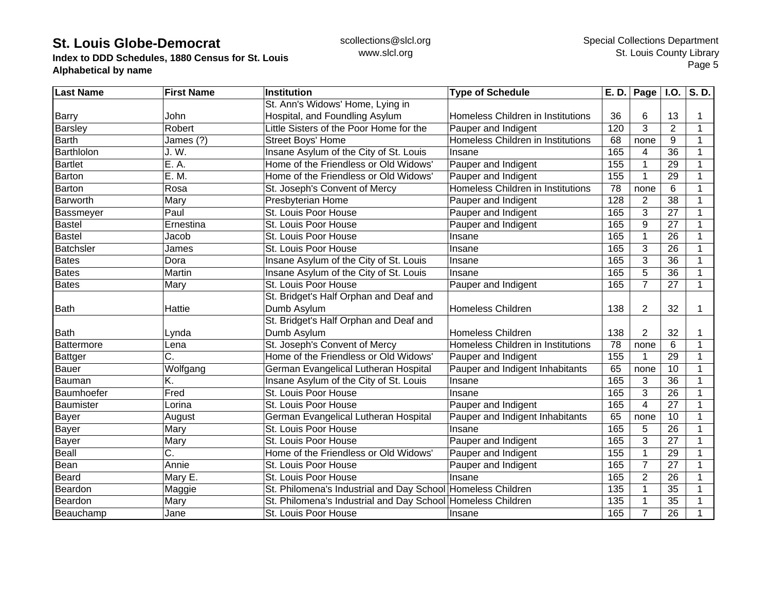# St. Louis Globe-Democrat

**Index to DDD Schedules, 1880 Census for St. Louis**
**Alphabetical by name**

scollections@slcl.org
www.slcl.org

Special Collections Department
St. Louis County Library

| Last Name | First Name | Institution | Type of Schedule | E. D. | Page | I.O. | S. D. |
|---|---|---|---|---|---|---|---|
| Barry | John | St. Ann's Widows' Home, Lying in Hospital, and Foundling Asylum | Homeless Children in Institutions | 36 | 6 | 13 | 1 |
| Barsley | Robert | Little Sisters of the Poor Home for the | Pauper and Indigent | 120 | 3 | 2 | 1 |
| Barth | James (?) | Street Boys' Home | Homeless Children in Institutions | 68 | none | 9 | 1 |
| Barthlolon | J. W. | Insane Asylum of the City of St. Louis | Insane | 165 | 4 | 36 | 1 |
| Bartlet | E. A. | Home of the Friendless or Old Widows' | Pauper and Indigent | 155 | 1 | 29 | 1 |
| Barton | E. M. | Home of the Friendless or Old Widows' | Pauper and Indigent | 155 | 1 | 29 | 1 |
| Barton | Rosa | St. Joseph's Convent of Mercy | Homeless Children in Institutions | 78 | none | 6 | 1 |
| Barworth | Mary | Presbyterian Home | Pauper and Indigent | 128 | 2 | 38 | 1 |
| Bassmeyer | Paul | St. Louis Poor House | Pauper and Indigent | 165 | 3 | 27 | 1 |
| Bastel | Ernestina | St. Louis Poor House | Pauper and Indigent | 165 | 9 | 27 | 1 |
| Bastel | Jacob | St. Louis Poor House | Insane | 165 | 1 | 26 | 1 |
| Batchsler | James | St. Louis Poor House | Insane | 165 | 3 | 26 | 1 |
| Bates | Dora | Insane Asylum of the City of St. Louis | Insane | 165 | 3 | 36 | 1 |
| Bates | Martin | Insane Asylum of the City of St. Louis | Insane | 165 | 5 | 36 | 1 |
| Bates | Mary | St. Louis Poor House | Pauper and Indigent | 165 | 7 | 27 | 1 |
| Bath | Hattie | St. Bridget's Half Orphan and Deaf and Dumb Asylum | Homeless Children | 138 | 2 | 32 | 1 |
| Bath | Lynda | St. Bridget's Half Orphan and Deaf and Dumb Asylum | Homeless Children | 138 | 2 | 32 | 1 |
| Battermore | Lena | St. Joseph's Convent of Mercy | Homeless Children in Institutions | 78 | none | 6 | 1 |
| Battger | C. | Home of the Friendless or Old Widows' | Pauper and Indigent | 155 | 1 | 29 | 1 |
| Bauer | Wolfgang | German Evangelical Lutheran Hospital | Pauper and Indigent Inhabitants | 65 | none | 10 | 1 |
| Bauman | K. | Insane Asylum of the City of St. Louis | Insane | 165 | 3 | 36 | 1 |
| Baumhoefer | Fred | St. Louis Poor House | Insane | 165 | 3 | 26 | 1 |
| Baumister | Lorina | St. Louis Poor House | Pauper and Indigent | 165 | 4 | 27 | 1 |
| Bayer | August | German Evangelical Lutheran Hospital | Pauper and Indigent Inhabitants | 65 | none | 10 | 1 |
| Bayer | Mary | St. Louis Poor House | Insane | 165 | 5 | 26 | 1 |
| Bayer | Mary | St. Louis Poor House | Pauper and Indigent | 165 | 3 | 27 | 1 |
| Beall | C. | Home of the Friendless or Old Widows' | Pauper and Indigent | 155 | 1 | 29 | 1 |
| Bean | Annie | St. Louis Poor House | Pauper and Indigent | 165 | 7 | 27 | 1 |
| Beard | Mary E. | St. Louis Poor House | Insane | 165 | 2 | 26 | 1 |
| Beardon | Maggie | St. Philomena's Industrial and Day School | Homeless Children | 135 | 1 | 35 | 1 |
| Beardon | Mary | St. Philomena's Industrial and Day School | Homeless Children | 135 | 1 | 35 | 1 |
| Beauchamp | Jane | St. Louis Poor House | Insane | 165 | 7 | 26 | 1 |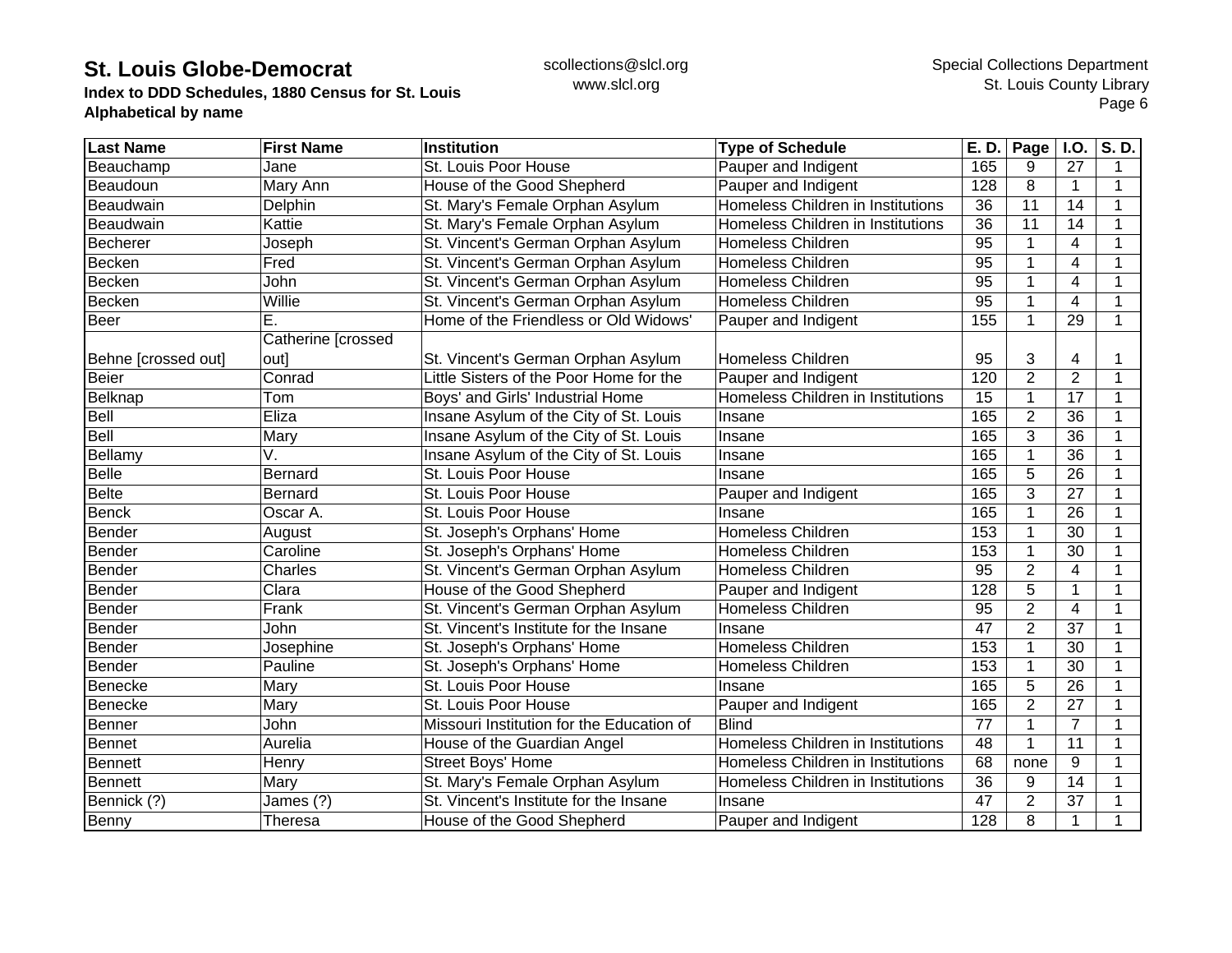# St. Louis Globe-Democrat

**Index to DDD Schedules, 1880 Census for St. Louis**
**Alphabetical by name**

scollections@slcl.org
www.slcl.org

Special Collections Department
St. Louis County Library

| Last Name | First Name | Institution | Type of Schedule | E. D. | Page | I.O. | S. D. |
|---|---|---|---|---|---|---|---|
| Beauchamp | Jane | St. Louis Poor House | Pauper and Indigent | 165 | 9 | 27 | 1 |
| Beaudoun | Mary Ann | House of the Good Shepherd | Pauper and Indigent | 128 | 8 | 1 | 1 |
| Beaudwain | Delphin | St. Mary's Female Orphan Asylum | Homeless Children in Institutions | 36 | 11 | 14 | 1 |
| Beaudwain | Kattie | St. Mary's Female Orphan Asylum | Homeless Children in Institutions | 36 | 11 | 14 | 1 |
| Becherer | Joseph | St. Vincent's German Orphan Asylum | Homeless Children | 95 | 1 | 4 | 1 |
| Becken | Fred | St. Vincent's German Orphan Asylum | Homeless Children | 95 | 1 | 4 | 1 |
| Becken | John | St. Vincent's German Orphan Asylum | Homeless Children | 95 | 1 | 4 | 1 |
| Becken | Willie | St. Vincent's German Orphan Asylum | Homeless Children | 95 | 1 | 4 | 1 |
| Beer | E. | Home of the Friendless or Old Widows' | Pauper and Indigent | 155 | 1 | 29 | 1 |
| Behne [crossed out] | Catherine [crossed out] | St. Vincent's German Orphan Asylum | Homeless Children | 95 | 3 | 4 | 1 |
| Beier | Conrad | Little Sisters of the Poor Home for the | Pauper and Indigent | 120 | 2 | 2 | 1 |
| Belknap | Tom | Boys' and Girls' Industrial Home | Homeless Children in Institutions | 15 | 1 | 17 | 1 |
| Bell | Eliza | Insane Asylum of the City of St. Louis | Insane | 165 | 2 | 36 | 1 |
| Bell | Mary | Insane Asylum of the City of St. Louis | Insane | 165 | 3 | 36 | 1 |
| Bellamy | V. | Insane Asylum of the City of St. Louis | Insane | 165 | 1 | 36 | 1 |
| Belle | Bernard | St. Louis Poor House | Insane | 165 | 5 | 26 | 1 |
| Belte | Bernard | St. Louis Poor House | Pauper and Indigent | 165 | 3 | 27 | 1 |
| Benck | Oscar A. | St. Louis Poor House | Insane | 165 | 1 | 26 | 1 |
| Bender | August | St. Joseph's Orphans' Home | Homeless Children | 153 | 1 | 30 | 1 |
| Bender | Caroline | St. Joseph's Orphans' Home | Homeless Children | 153 | 1 | 30 | 1 |
| Bender | Charles | St. Vincent's German Orphan Asylum | Homeless Children | 95 | 2 | 4 | 1 |
| Bender | Clara | House of the Good Shepherd | Pauper and Indigent | 128 | 5 | 1 | 1 |
| Bender | Frank | St. Vincent's German Orphan Asylum | Homeless Children | 95 | 2 | 4 | 1 |
| Bender | John | St. Vincent's Institute for the Insane | Insane | 47 | 2 | 37 | 1 |
| Bender | Josephine | St. Joseph's Orphans' Home | Homeless Children | 153 | 1 | 30 | 1 |
| Bender | Pauline | St. Joseph's Orphans' Home | Homeless Children | 153 | 1 | 30 | 1 |
| Benecke | Mary | St. Louis Poor House | Insane | 165 | 5 | 26 | 1 |
| Benecke | Mary | St. Louis Poor House | Pauper and Indigent | 165 | 2 | 27 | 1 |
| Benner | John | Missouri Institution for the Education of | Blind | 77 | 1 | 7 | 1 |
| Bennet | Aurelia | House of the Guardian Angel | Homeless Children in Institutions | 48 | 1 | 11 | 1 |
| Bennett | Henry | Street Boys' Home | Homeless Children in Institutions | 68 | none | 9 | 1 |
| Bennett | Mary | St. Mary's Female Orphan Asylum | Homeless Children in Institutions | 36 | 9 | 14 | 1 |
| Bennick (?) | James (?) | St. Vincent's Institute for the Insane | Insane | 47 | 2 | 37 | 1 |
| Benny | Theresa | House of the Good Shepherd | Pauper and Indigent | 128 | 8 | 1 | 1 |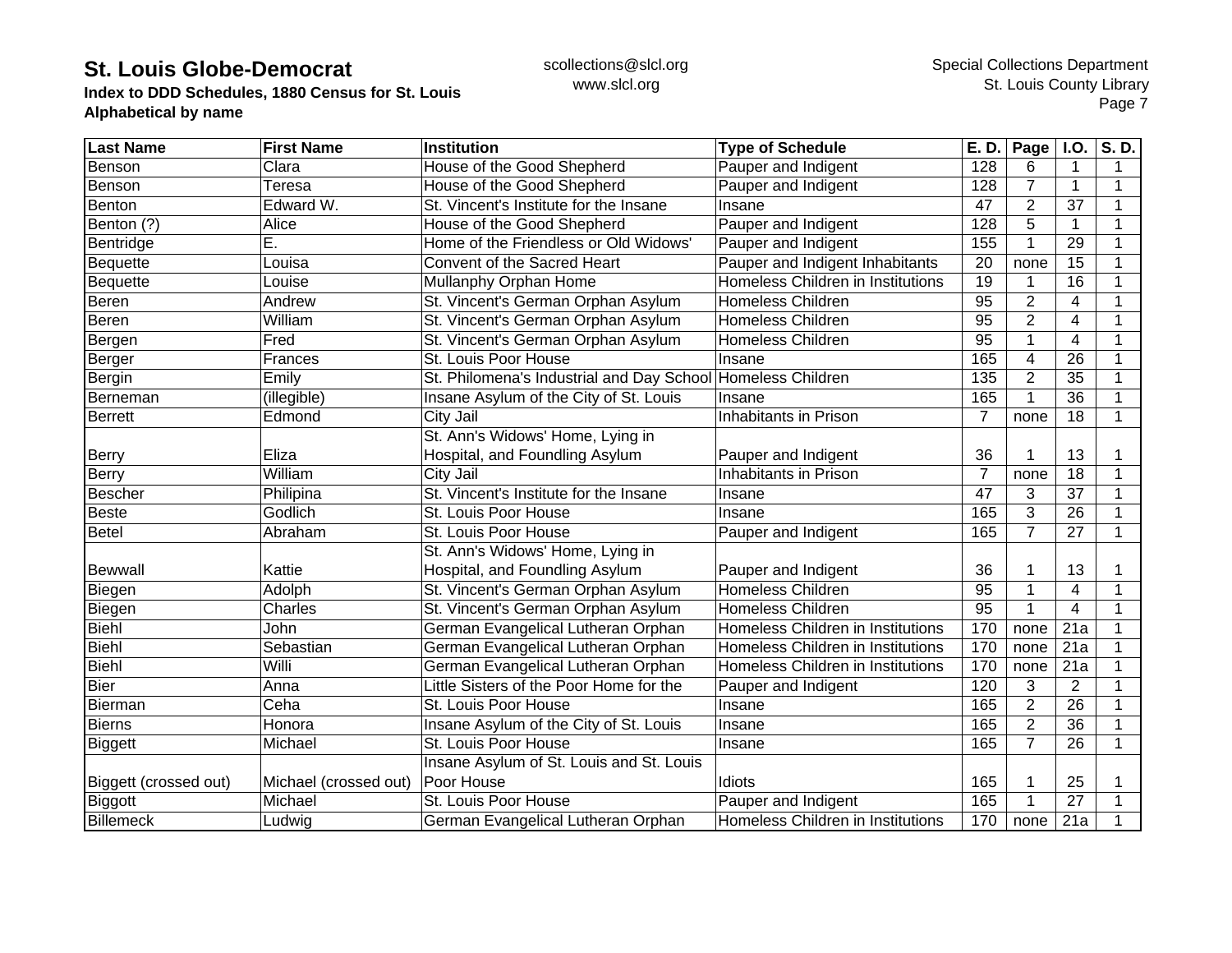# St. Louis Globe-Democrat

**Index to DDD Schedules, 1880 Census for St. Louis**
**Alphabetical by name**

scollections@slcl.org
www.slcl.org

Special Collections Department
St. Louis County Library

| Last Name | First Name | Institution | Type of Schedule | E. D. | Page | I.O. | S. D. |
|---|---|---|---|---|---|---|---|
| Benson | Clara | House of the Good Shepherd | Pauper and Indigent | 128 | 6 | 1 | 1 |
| Benson | Teresa | House of the Good Shepherd | Pauper and Indigent | 128 | 7 | 1 | 1 |
| Benton | Edward W. | St. Vincent's Institute for the Insane | Insane | 47 | 2 | 37 | 1 |
| Benton (?) | Alice | House of the Good Shepherd | Pauper and Indigent | 128 | 5 | 1 | 1 |
| Bentridge | E. | Home of the Friendless or Old Widows' | Pauper and Indigent | 155 | 1 | 29 | 1 |
| Bequette | Louisa | Convent of the Sacred Heart | Pauper and Indigent Inhabitants | 20 | none | 15 | 1 |
| Bequette | Louise | Mullanphy Orphan Home | Homeless Children in Institutions | 19 | 1 | 16 | 1 |
| Beren | Andrew | St. Vincent's German Orphan Asylum | Homeless Children | 95 | 2 | 4 | 1 |
| Beren | William | St. Vincent's German Orphan Asylum | Homeless Children | 95 | 2 | 4 | 1 |
| Bergen | Fred | St. Vincent's German Orphan Asylum | Homeless Children | 95 | 1 | 4 | 1 |
| Berger | Frances | St. Louis Poor House | Insane | 165 | 4 | 26 | 1 |
| Bergin | Emily | St. Philomena's Industrial and Day School | Homeless Children | 135 | 2 | 35 | 1 |
| Berneman | (illegible) | Insane Asylum of the City of St. Louis | Insane | 165 | 1 | 36 | 1 |
| Berrett | Edmond | City Jail | Inhabitants in Prison | 7 | none | 18 | 1 |
| Berry | Eliza | St. Ann's Widows' Home, Lying in Hospital, and Foundling Asylum | Pauper and Indigent | 36 | 1 | 13 | 1 |
| Berry | William | City Jail | Inhabitants in Prison | 7 | none | 18 | 1 |
| Bescher | Philipina | St. Vincent's Institute for the Insane | Insane | 47 | 3 | 37 | 1 |
| Beste | Godlich | St. Louis Poor House | Insane | 165 | 3 | 26 | 1 |
| Betel | Abraham | St. Louis Poor House | Pauper and Indigent | 165 | 7 | 27 | 1 |
| Bewwall | Kattie | St. Ann's Widows' Home, Lying in Hospital, and Foundling Asylum | Pauper and Indigent | 36 | 1 | 13 | 1 |
| Biegen | Adolph | St. Vincent's German Orphan Asylum | Homeless Children | 95 | 1 | 4 | 1 |
| Biegen | Charles | St. Vincent's German Orphan Asylum | Homeless Children | 95 | 1 | 4 | 1 |
| Biehl | John | German Evangelical Lutheran Orphan | Homeless Children in Institutions | 170 | none | 21a | 1 |
| Biehl | Sebastian | German Evangelical Lutheran Orphan | Homeless Children in Institutions | 170 | none | 21a | 1 |
| Biehl | Willi | German Evangelical Lutheran Orphan | Homeless Children in Institutions | 170 | none | 21a | 1 |
| Bier | Anna | Little Sisters of the Poor Home for the | Pauper and Indigent | 120 | 3 | 2 | 1 |
| Bierman | Ceha | St. Louis Poor House | Insane | 165 | 2 | 26 | 1 |
| Bierns | Honora | Insane Asylum of the City of St. Louis | Insane | 165 | 2 | 36 | 1 |
| Biggett | Michael | St. Louis Poor House | Insane | 165 | 7 | 26 | 1 |
| Biggett (crossed out) | Michael (crossed out) | Insane Asylum of St. Louis and St. Louis Poor House | Idiots | 165 | 1 | 25 | 1 |
| Biggott | Michael | St. Louis Poor House | Pauper and Indigent | 165 | 1 | 27 | 1 |
| Billemeck | Ludwig | German Evangelical Lutheran Orphan | Homeless Children in Institutions | 170 | none | 21a | 1 |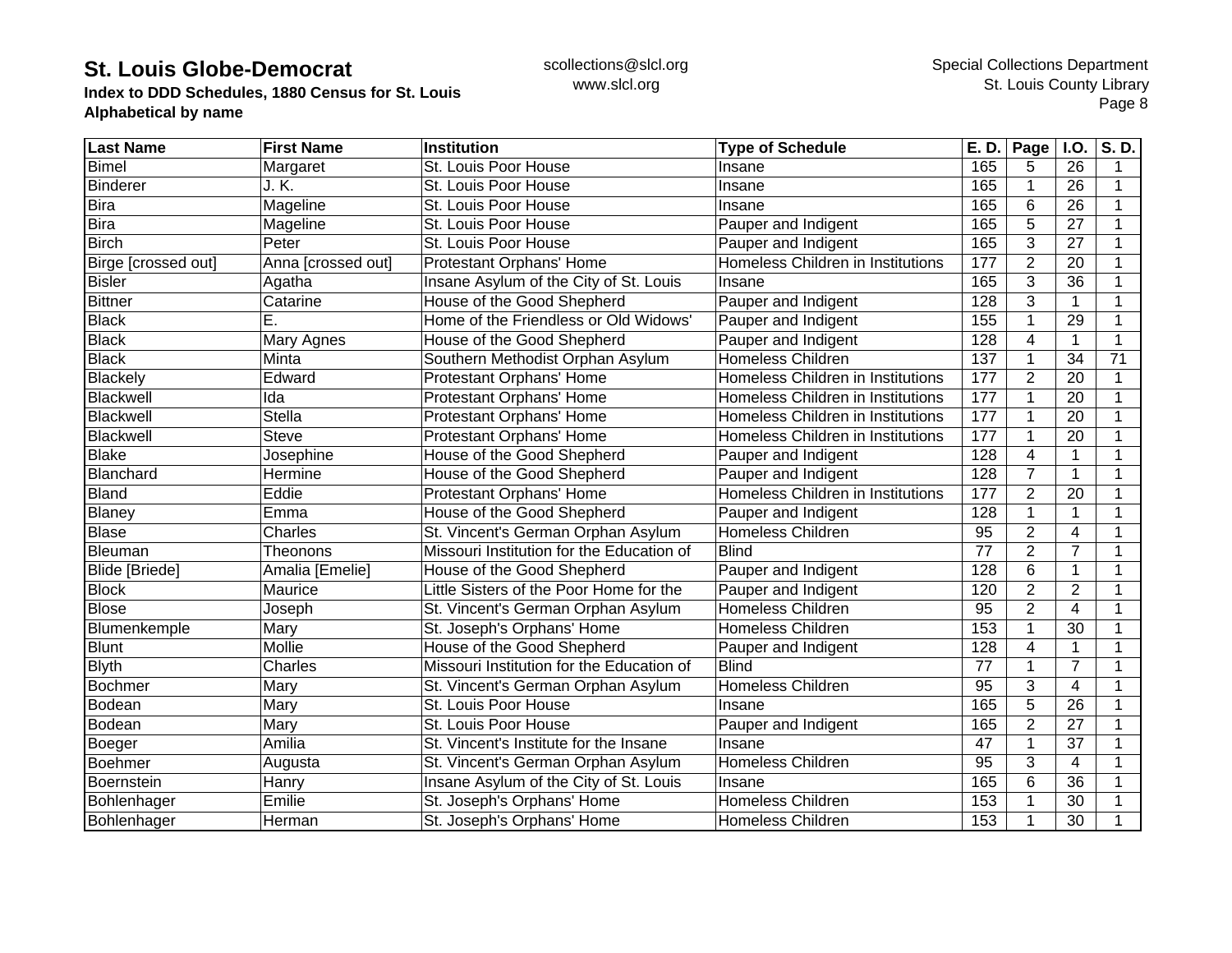**St. Louis Globe-Democrat**
**Index to DDD Schedules, 1880 Census for St. Louis**
**Alphabetical by name**

scollections@slcl.org
www.slcl.org

Special Collections Department
St. Louis County Library

| Last Name | First Name | Institution | Type of Schedule | E. D. | Page | I.O. | S. D. |
|---|---|---|---|---|---|---|---|
| Bimel | Margaret | St. Louis Poor House | Insane | 165 | 5 | 26 | 1 |
| Binderer | J. K. | St. Louis Poor House | Insane | 165 | 1 | 26 | 1 |
| Bira | Mageline | St. Louis Poor House | Insane | 165 | 6 | 26 | 1 |
| Bira | Mageline | St. Louis Poor House | Pauper and Indigent | 165 | 5 | 27 | 1 |
| Birch | Peter | St. Louis Poor House | Pauper and Indigent | 165 | 3 | 27 | 1 |
| Birge [crossed out] | Anna [crossed out] | Protestant Orphans' Home | Homeless Children in Institutions | 177 | 2 | 20 | 1 |
| Bisler | Agatha | Insane Asylum of the City of St. Louis | Insane | 165 | 3 | 36 | 1 |
| Bittner | Catarine | House of the Good Shepherd | Pauper and Indigent | 128 | 3 | 1 | 1 |
| Black | E. | Home of the Friendless or Old Widows' | Pauper and Indigent | 155 | 1 | 29 | 1 |
| Black | Mary Agnes | House of the Good Shepherd | Pauper and Indigent | 128 | 4 | 1 | 1 |
| Black | Minta | Southern Methodist Orphan Asylum | Homeless Children | 137 | 1 | 34 | 71 |
| Blackely | Edward | Protestant Orphans' Home | Homeless Children in Institutions | 177 | 2 | 20 | 1 |
| Blackwell | Ida | Protestant Orphans' Home | Homeless Children in Institutions | 177 | 1 | 20 | 1 |
| Blackwell | Stella | Protestant Orphans' Home | Homeless Children in Institutions | 177 | 1 | 20 | 1 |
| Blackwell | Steve | Protestant Orphans' Home | Homeless Children in Institutions | 177 | 1 | 20 | 1 |
| Blake | Josephine | House of the Good Shepherd | Pauper and Indigent | 128 | 4 | 1 | 1 |
| Blanchard | Hermine | House of the Good Shepherd | Pauper and Indigent | 128 | 7 | 1 | 1 |
| Bland | Eddie | Protestant Orphans' Home | Homeless Children in Institutions | 177 | 2 | 20 | 1 |
| Blaney | Emma | House of the Good Shepherd | Pauper and Indigent | 128 | 1 | 1 | 1 |
| Blase | Charles | St. Vincent's German Orphan Asylum | Homeless Children | 95 | 2 | 4 | 1 |
| Bleuman | Theonons | Missouri Institution for the Education of | Blind | 77 | 2 | 7 | 1 |
| Blide [Briede] | Amalia [Emelie] | House of the Good Shepherd | Pauper and Indigent | 128 | 6 | 1 | 1 |
| Block | Maurice | Little Sisters of the Poor Home for the | Pauper and Indigent | 120 | 2 | 2 | 1 |
| Blose | Joseph | St. Vincent's German Orphan Asylum | Homeless Children | 95 | 2 | 4 | 1 |
| Blumenkemple | Mary | St. Joseph's Orphans' Home | Homeless Children | 153 | 1 | 30 | 1 |
| Blunt | Mollie | House of the Good Shepherd | Pauper and Indigent | 128 | 4 | 1 | 1 |
| Blyth | Charles | Missouri Institution for the Education of | Blind | 77 | 1 | 7 | 1 |
| Bochmer | Mary | St. Vincent's German Orphan Asylum | Homeless Children | 95 | 3 | 4 | 1 |
| Bodean | Mary | St. Louis Poor House | Insane | 165 | 5 | 26 | 1 |
| Bodean | Mary | St. Louis Poor House | Pauper and Indigent | 165 | 2 | 27 | 1 |
| Boeger | Amilia | St. Vincent's Institute for the Insane | Insane | 47 | 1 | 37 | 1 |
| Boehmer | Augusta | St. Vincent's German Orphan Asylum | Homeless Children | 95 | 3 | 4 | 1 |
| Boernstein | Hanry | Insane Asylum of the City of St. Louis | Insane | 165 | 6 | 36 | 1 |
| Bohlenhager | Emilie | St. Joseph's Orphans' Home | Homeless Children | 153 | 1 | 30 | 1 |
| Bohlenhager | Herman | St. Joseph's Orphans' Home | Homeless Children | 153 | 1 | 30 | 1 |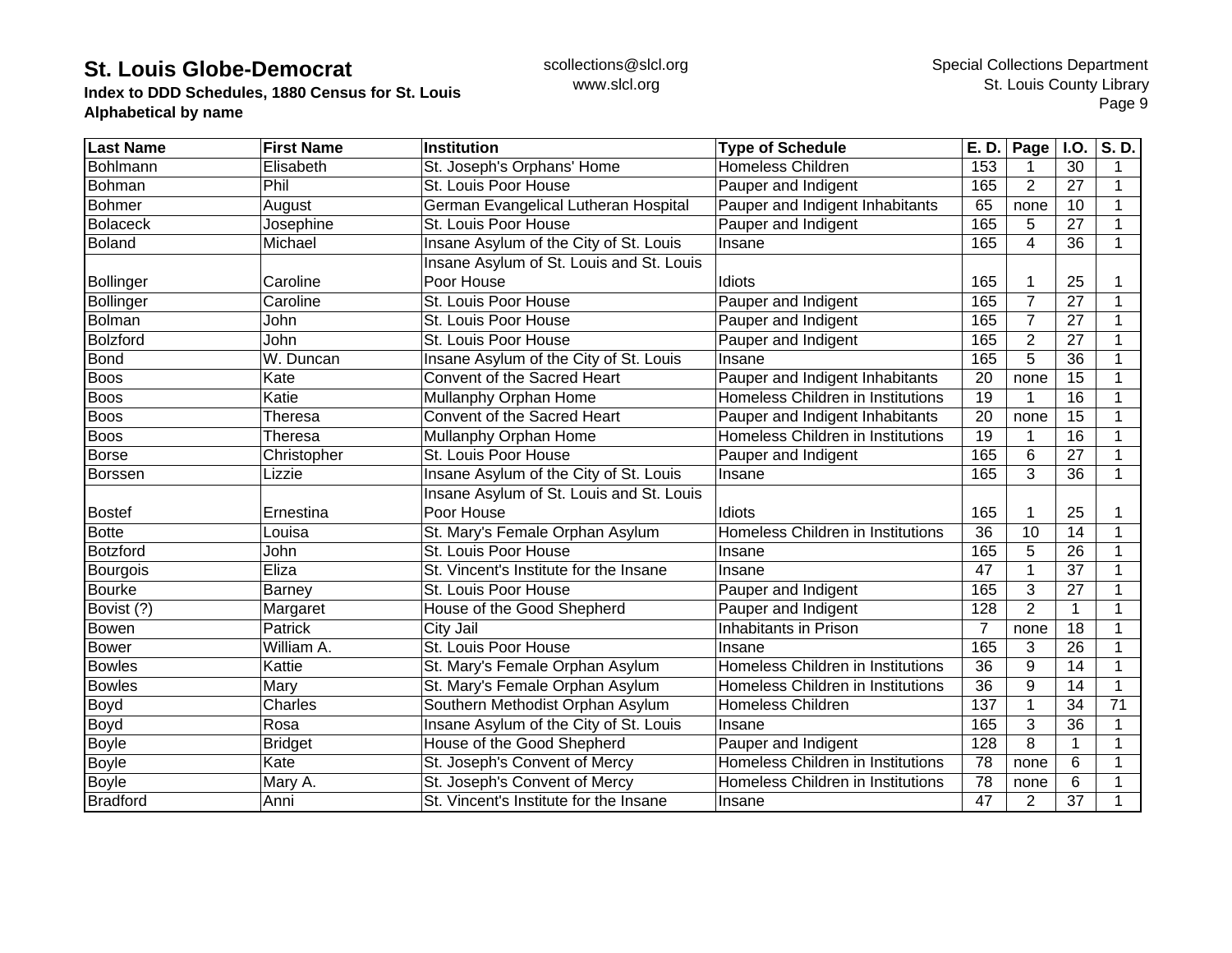# St. Louis Globe-Democrat

**Index to DDD Schedules, 1880 Census for St. Louis**
**Alphabetical by name**

scollections@slcl.org
www.slcl.org

Special Collections Department
St. Louis County Library

| Last Name | First Name | Institution | Type of Schedule | E. D. | Page | I.O. | S. D. |
|---|---|---|---|---|---|---|---|
| Bohlmann | Elisabeth | St. Joseph's Orphans' Home | Homeless Children | 153 | 1 | 30 | 1 |
| Bohman | Phil | St. Louis Poor House | Pauper and Indigent | 165 | 2 | 27 | 1 |
| Bohmer | August | German Evangelical Lutheran Hospital | Pauper and Indigent Inhabitants | 65 | none | 10 | 1 |
| Bolaceck | Josephine | St. Louis Poor House | Pauper and Indigent | 165 | 5 | 27 | 1 |
| Boland | Michael | Insane Asylum of the City of St. Louis | Insane | 165 | 4 | 36 | 1 |
| Bollinger | Caroline | Insane Asylum of St. Louis and St. Louis Poor House | Idiots | 165 | 1 | 25 | 1 |
| Bollinger | Caroline | St. Louis Poor House | Pauper and Indigent | 165 | 7 | 27 | 1 |
| Bolman | John | St. Louis Poor House | Pauper and Indigent | 165 | 7 | 27 | 1 |
| Bolzford | John | St. Louis Poor House | Pauper and Indigent | 165 | 2 | 27 | 1 |
| Bond | W. Duncan | Insane Asylum of the City of St. Louis | Insane | 165 | 5 | 36 | 1 |
| Boos | Kate | Convent of the Sacred Heart | Pauper and Indigent Inhabitants | 20 | none | 15 | 1 |
| Boos | Katie | Mullanphy Orphan Home | Homeless Children in Institutions | 19 | 1 | 16 | 1 |
| Boos | Theresa | Convent of the Sacred Heart | Pauper and Indigent Inhabitants | 20 | none | 15 | 1 |
| Boos | Theresa | Mullanphy Orphan Home | Homeless Children in Institutions | 19 | 1 | 16 | 1 |
| Borse | Christopher | St. Louis Poor House | Pauper and Indigent | 165 | 6 | 27 | 1 |
| Borssen | Lizzie | Insane Asylum of the City of St. Louis | Insane | 165 | 3 | 36 | 1 |
| Bostef | Ernestina | Insane Asylum of St. Louis and St. Louis Poor House | Idiots | 165 | 1 | 25 | 1 |
| Botte | Louisa | St. Mary's Female Orphan Asylum | Homeless Children in Institutions | 36 | 10 | 14 | 1 |
| Botzford | John | St. Louis Poor House | Insane | 165 | 5 | 26 | 1 |
| Bourgois | Eliza | St. Vincent's Institute for the Insane | Insane | 47 | 1 | 37 | 1 |
| Bourke | Barney | St. Louis Poor House | Pauper and Indigent | 165 | 3 | 27 | 1 |
| Bovist (?) | Margaret | House of the Good Shepherd | Pauper and Indigent | 128 | 2 | 1 | 1 |
| Bowen | Patrick | City Jail | Inhabitants in Prison | 7 | none | 18 | 1 |
| Bower | William A. | St. Louis Poor House | Insane | 165 | 3 | 26 | 1 |
| Bowles | Kattie | St. Mary's Female Orphan Asylum | Homeless Children in Institutions | 36 | 9 | 14 | 1 |
| Bowles | Mary | St. Mary's Female Orphan Asylum | Homeless Children in Institutions | 36 | 9 | 14 | 1 |
| Boyd | Charles | Southern Methodist Orphan Asylum | Homeless Children | 137 | 1 | 34 | 71 |
| Boyd | Rosa | Insane Asylum of the City of St. Louis | Insane | 165 | 3 | 36 | 1 |
| Boyle | Bridget | House of the Good Shepherd | Pauper and Indigent | 128 | 8 | 1 | 1 |
| Boyle | Kate | St. Joseph's Convent of Mercy | Homeless Children in Institutions | 78 | none | 6 | 1 |
| Boyle | Mary A. | St. Joseph's Convent of Mercy | Homeless Children in Institutions | 78 | none | 6 | 1 |
| Bradford | Anni | St. Vincent's Institute for the Insane | Insane | 47 | 2 | 37 | 1 |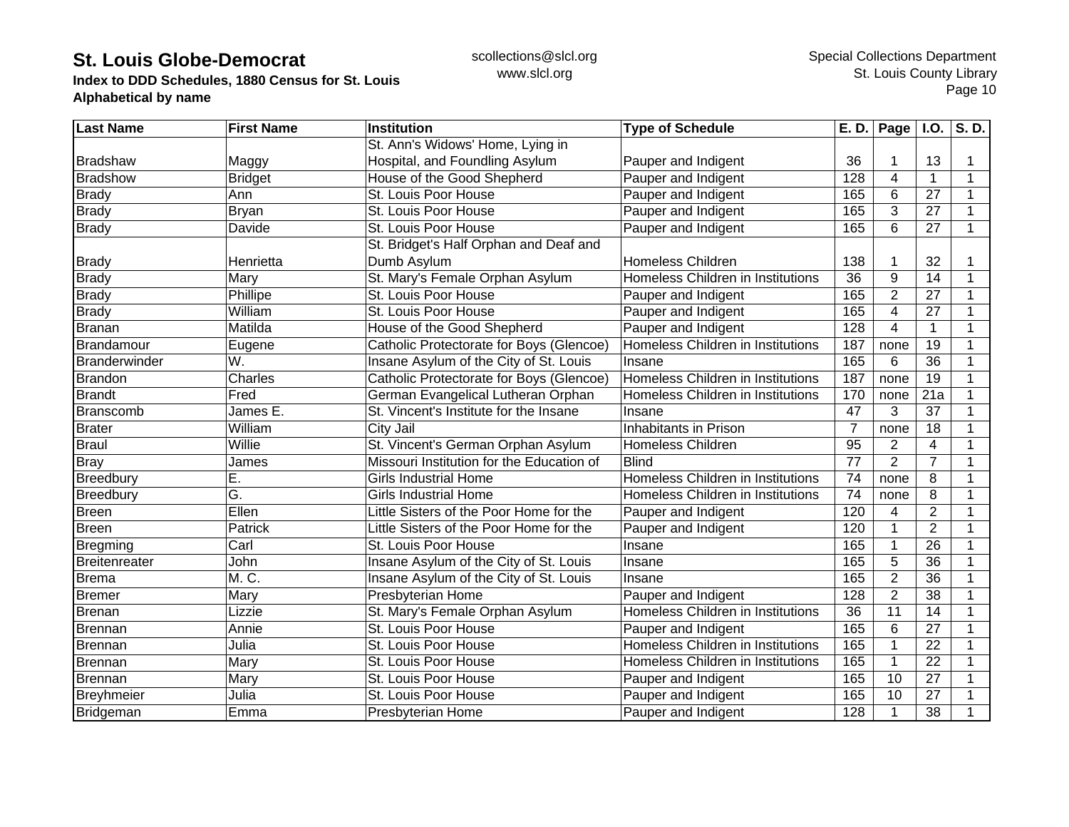| Last Name | First Name | Institution | Type of Schedule | E. D. | Page | I.O. | S. D. |
|---|---|---|---|---|---|---|---|
| Bradshaw | Maggy | St. Ann's Widows' Home, Lying in Hospital, and Foundling Asylum | Pauper and Indigent | 36 | 1 | 13 | 1 |
| Bradshow | Bridget | House of the Good Shepherd | Pauper and Indigent | 128 | 4 | 1 | 1 |
| Brady | Ann | St. Louis Poor House | Pauper and Indigent | 165 | 6 | 27 | 1 |
| Brady | Bryan | St. Louis Poor House | Pauper and Indigent | 165 | 3 | 27 | 1 |
| Brady | Davide | St. Louis Poor House | Pauper and Indigent | 165 | 6 | 27 | 1 |
| Brady | Henrietta | St. Bridget's Half Orphan and Deaf and Dumb Asylum | Homeless Children | 138 | 1 | 32 | 1 |
| Brady | Mary | St. Mary's Female Orphan Asylum | Homeless Children in Institutions | 36 | 9 | 14 | 1 |
| Brady | Phillipe | St. Louis Poor House | Pauper and Indigent | 165 | 2 | 27 | 1 |
| Brady | William | St. Louis Poor House | Pauper and Indigent | 165 | 4 | 27 | 1 |
| Branan | Matilda | House of the Good Shepherd | Pauper and Indigent | 128 | 4 | 1 | 1 |
| Brandamour | Eugene | Catholic Protectorate for Boys (Glencoe) | Homeless Children in Institutions | 187 | none | 19 | 1 |
| Branderwinder | W. | Insane Asylum of the City of St. Louis | Insane | 165 | 6 | 36 | 1 |
| Brandon | Charles | Catholic Protectorate for Boys (Glencoe) | Homeless Children in Institutions | 187 | none | 19 | 1 |
| Brandt | Fred | German Evangelical Lutheran Orphan | Homeless Children in Institutions | 170 | none | 21a | 1 |
| Branscomb | James E. | St. Vincent's Institute for the Insane | Insane | 47 | 3 | 37 | 1 |
| Brater | William | City Jail | Inhabitants in Prison | 7 | none | 18 | 1 |
| Braul | Willie | St. Vincent's German Orphan Asylum | Homeless Children | 95 | 2 | 4 | 1 |
| Bray | James | Missouri Institution for the Education of | Blind | 77 | 2 | 7 | 1 |
| Breedbury | E. | Girls Industrial Home | Homeless Children in Institutions | 74 | none | 8 | 1 |
| Breedbury | G. | Girls Industrial Home | Homeless Children in Institutions | 74 | none | 8 | 1 |
| Breen | Ellen | Little Sisters of the Poor Home for the | Pauper and Indigent | 120 | 4 | 2 | 1 |
| Breen | Patrick | Little Sisters of the Poor Home for the | Pauper and Indigent | 120 | 1 | 2 | 1 |
| Bregming | Carl | St. Louis Poor House | Insane | 165 | 1 | 26 | 1 |
| Breitenreater | John | Insane Asylum of the City of St. Louis | Insane | 165 | 5 | 36 | 1 |
| Brema | M. C. | Insane Asylum of the City of St. Louis | Insane | 165 | 2 | 36 | 1 |
| Bremer | Mary | Presbyterian Home | Pauper and Indigent | 128 | 2 | 38 | 1 |
| Brenan | Lizzie | St. Mary's Female Orphan Asylum | Homeless Children in Institutions | 36 | 11 | 14 | 1 |
| Brennan | Annie | St. Louis Poor House | Pauper and Indigent | 165 | 6 | 27 | 1 |
| Brennan | Julia | St. Louis Poor House | Homeless Children in Institutions | 165 | 1 | 22 | 1 |
| Brennan | Mary | St. Louis Poor House | Homeless Children in Institutions | 165 | 1 | 22 | 1 |
| Brennan | Mary | St. Louis Poor House | Pauper and Indigent | 165 | 10 | 27 | 1 |
| Breyhmeier | Julia | St. Louis Poor House | Pauper and Indigent | 165 | 10 | 27 | 1 |
| Bridgeman | Emma | Presbyterian Home | Pauper and Indigent | 128 | 1 | 38 | 1 |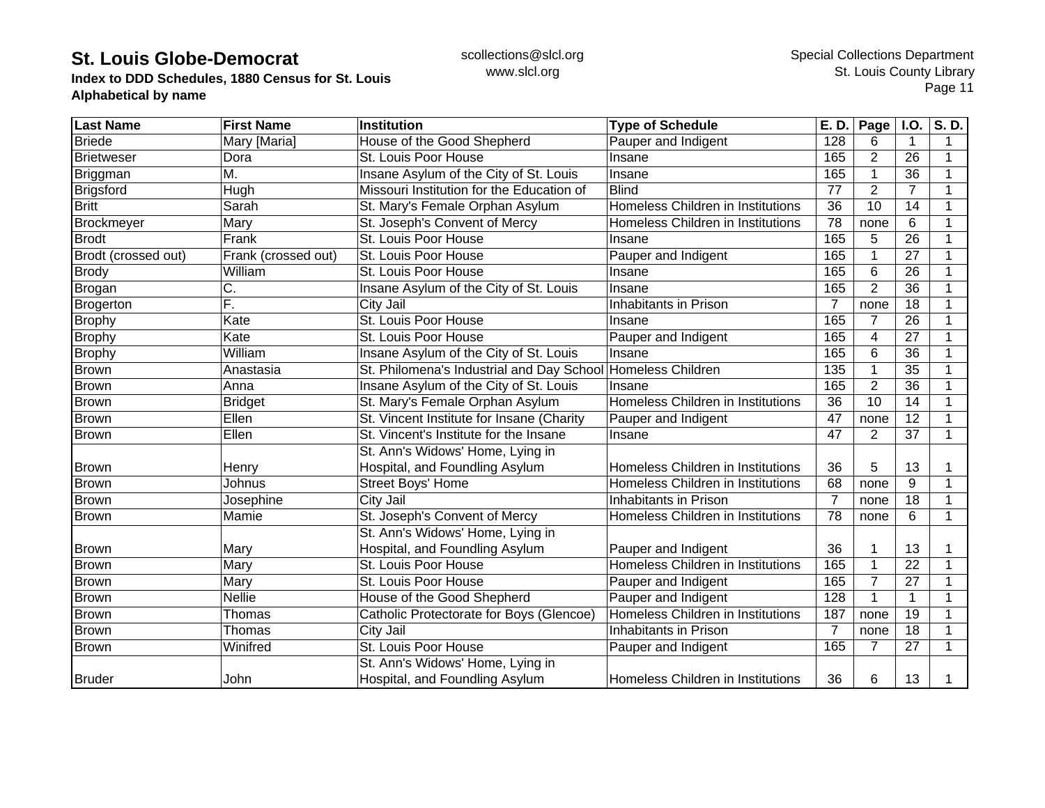**St. Louis Globe-Democrat**
**Index to DDD Schedules, 1880 Census for St. Louis**
**Alphabetical by name**

scollections@slcl.org
www.slcl.org

Special Collections Department
St. Louis County Library

| Last Name | First Name | Institution | Type of Schedule | E. D. | Page | I.O. | S. D. |
|---|---|---|---|---|---|---|---|
| Briede | Mary [Maria] | House of the Good Shepherd | Pauper and Indigent | 128 | 6 | 1 | 1 |
| Brietweser | Dora | St. Louis Poor House | Insane | 165 | 2 | 26 | 1 |
| Briggman | M. | Insane Asylum of the City of St. Louis | Insane | 165 | 1 | 36 | 1 |
| Brigsford | Hugh | Missouri Institution for the Education of | Blind | 77 | 2 | 7 | 1 |
| Britt | Sarah | St. Mary's Female Orphan Asylum | Homeless Children in Institutions | 36 | 10 | 14 | 1 |
| Brockmeyer | Mary | St. Joseph's Convent of Mercy | Homeless Children in Institutions | 78 | none | 6 | 1 |
| Brodt | Frank | St. Louis Poor House | Insane | 165 | 5 | 26 | 1 |
| Brodt (crossed out) | Frank (crossed out) | St. Louis Poor House | Pauper and Indigent | 165 | 1 | 27 | 1 |
| Brody | William | St. Louis Poor House | Insane | 165 | 6 | 26 | 1 |
| Brogan | C. | Insane Asylum of the City of St. Louis | Insane | 165 | 2 | 36 | 1 |
| Brogerton | F. | City Jail | Inhabitants in Prison | 7 | none | 18 | 1 |
| Brophy | Kate | St. Louis Poor House | Insane | 165 | 7 | 26 | 1 |
| Brophy | Kate | St. Louis Poor House | Pauper and Indigent | 165 | 4 | 27 | 1 |
| Brophy | William | Insane Asylum of the City of St. Louis | Insane | 165 | 6 | 36 | 1 |
| Brown | Anastasia | St. Philomena's Industrial and Day School | Homeless Children | 135 | 1 | 35 | 1 |
| Brown | Anna | Insane Asylum of the City of St. Louis | Insane | 165 | 2 | 36 | 1 |
| Brown | Bridget | St. Mary's Female Orphan Asylum | Homeless Children in Institutions | 36 | 10 | 14 | 1 |
| Brown | Ellen | St. Vincent Institute for Insane (Charity | Pauper and Indigent | 47 | none | 12 | 1 |
| Brown | Ellen | St. Vincent's Institute for the Insane | Insane | 47 | 2 | 37 | 1 |
| Brown | Henry | St. Ann's Widows' Home, Lying in Hospital, and Foundling Asylum | Homeless Children in Institutions | 36 | 5 | 13 | 1 |
| Brown | Johnus | Street Boys' Home | Homeless Children in Institutions | 68 | none | 9 | 1 |
| Brown | Josephine | City Jail | Inhabitants in Prison | 7 | none | 18 | 1 |
| Brown | Mamie | St. Joseph's Convent of Mercy | Homeless Children in Institutions | 78 | none | 6 | 1 |
| Brown | Mary | St. Ann's Widows' Home, Lying in Hospital, and Foundling Asylum | Pauper and Indigent | 36 | 1 | 13 | 1 |
| Brown | Mary | St. Louis Poor House | Homeless Children in Institutions | 165 | 1 | 22 | 1 |
| Brown | Mary | St. Louis Poor House | Pauper and Indigent | 165 | 7 | 27 | 1 |
| Brown | Nellie | House of the Good Shepherd | Pauper and Indigent | 128 | 1 | 1 | 1 |
| Brown | Thomas | Catholic Protectorate for Boys (Glencoe) | Homeless Children in Institutions | 187 | none | 19 | 1 |
| Brown | Thomas | City Jail | Inhabitants in Prison | 7 | none | 18 | 1 |
| Brown | Winifred | St. Louis Poor House | Pauper and Indigent | 165 | 7 | 27 | 1 |
| Bruder | John | St. Ann's Widows' Home, Lying in Hospital, and Foundling Asylum | Homeless Children in Institutions | 36 | 6 | 13 | 1 |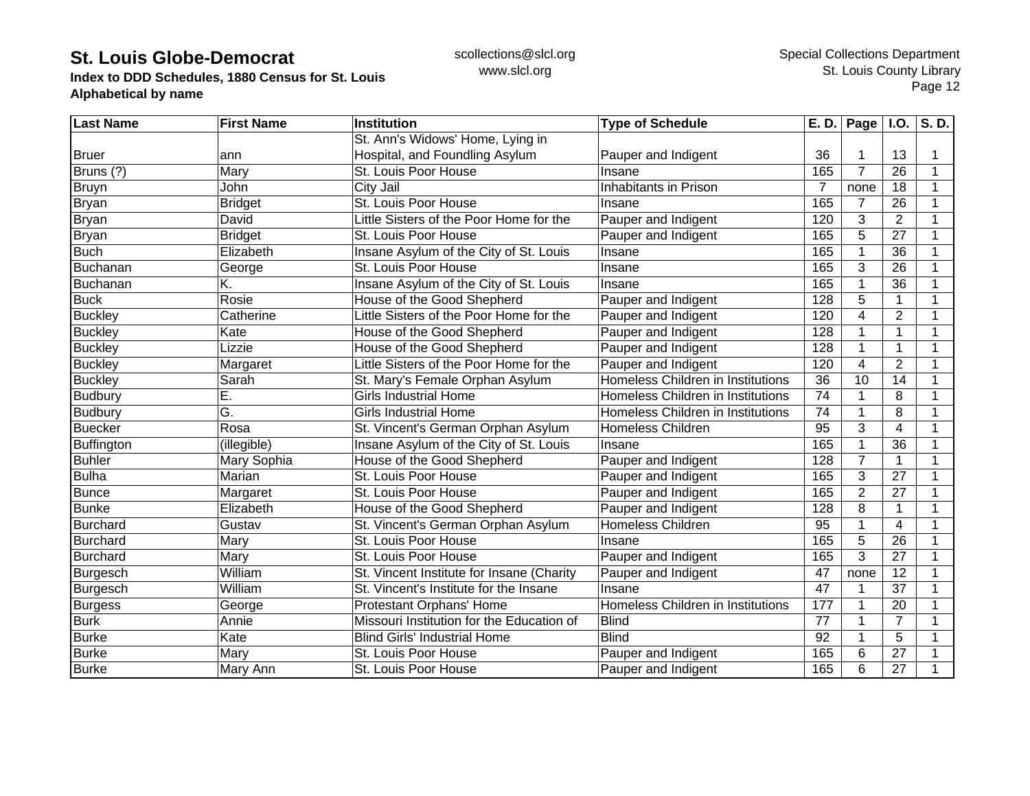# St. Louis Globe-Democrat

**Index to DDD Schedules, 1880 Census for St. Louis**
**Alphabetical by name**

scollections@slcl.org
www.slcl.org

Special Collections Department
St. Louis County Library

| Last Name | First Name | Institution | Type of Schedule | E. D. | Page | I.O. | S. D. |
|---|---|---|---|---|---|---|---|
| Bruer | ann | St. Ann's Widows' Home, Lying in Hospital, and Foundling Asylum | Pauper and Indigent | 36 | 1 | 13 | 1 |
| Bruns (?) | Mary | St. Louis Poor House | Insane | 165 | 7 | 26 | 1 |
| Bruyn | John | City Jail | Inhabitants in Prison | 7 | none | 18 | 1 |
| Bryan | Bridget | St. Louis Poor House | Insane | 165 | 7 | 26 | 1 |
| Bryan | David | Little Sisters of the Poor Home for the | Pauper and Indigent | 120 | 3 | 2 | 1 |
| Bryan | Bridget | St. Louis Poor House | Pauper and Indigent | 165 | 5 | 27 | 1 |
| Buch | Elizabeth | Insane Asylum of the City of St. Louis | Insane | 165 | 1 | 36 | 1 |
| Buchanan | George | St. Louis Poor House | Insane | 165 | 3 | 26 | 1 |
| Buchanan | K. | Insane Asylum of the City of St. Louis | Insane | 165 | 1 | 36 | 1 |
| Buck | Rosie | House of the Good Shepherd | Pauper and Indigent | 128 | 5 | 1 | 1 |
| Buckley | Catherine | Little Sisters of the Poor Home for the | Pauper and Indigent | 120 | 4 | 2 | 1 |
| Buckley | Kate | House of the Good Shepherd | Pauper and Indigent | 128 | 1 | 1 | 1 |
| Buckley | Lizzie | House of the Good Shepherd | Pauper and Indigent | 128 | 1 | 1 | 1 |
| Buckley | Margaret | Little Sisters of the Poor Home for the | Pauper and Indigent | 120 | 4 | 2 | 1 |
| Buckley | Sarah | St. Mary's Female Orphan Asylum | Homeless Children in Institutions | 36 | 10 | 14 | 1 |
| Budbury | E. | Girls Industrial Home | Homeless Children in Institutions | 74 | 1 | 8 | 1 |
| Budbury | G. | Girls Industrial Home | Homeless Children in Institutions | 74 | 1 | 8 | 1 |
| Buecker | Rosa | St. Vincent's German Orphan Asylum | Homeless Children | 95 | 3 | 4 | 1 |
| Buffington | (illegible) | Insane Asylum of the City of St. Louis | Insane | 165 | 1 | 36 | 1 |
| Buhler | Mary Sophia | House of the Good Shepherd | Pauper and Indigent | 128 | 7 | 1 | 1 |
| Bulha | Marian | St. Louis Poor House | Pauper and Indigent | 165 | 3 | 27 | 1 |
| Bunce | Margaret | St. Louis Poor House | Pauper and Indigent | 165 | 2 | 27 | 1 |
| Bunke | Elizabeth | House of the Good Shepherd | Pauper and Indigent | 128 | 8 | 1 | 1 |
| Burchard | Gustav | St. Vincent's German Orphan Asylum | Homeless Children | 95 | 1 | 4 | 1 |
| Burchard | Mary | St. Louis Poor House | Insane | 165 | 5 | 26 | 1 |
| Burchard | Mary | St. Louis Poor House | Pauper and Indigent | 165 | 3 | 27 | 1 |
| Burgesch | William | St. Vincent Institute for Insane (Charity | Pauper and Indigent | 47 | none | 12 | 1 |
| Burgesch | William | St. Vincent's Institute for the Insane | Insane | 47 | 1 | 37 | 1 |
| Burgess | George | Protestant Orphans' Home | Homeless Children in Institutions | 177 | 1 | 20 | 1 |
| Burk | Annie | Missouri Institution for the Education of | Blind | 77 | 1 | 7 | 1 |
| Burke | Kate | Blind Girls' Industrial Home | Blind | 92 | 1 | 5 | 1 |
| Burke | Mary | St. Louis Poor House | Pauper and Indigent | 165 | 6 | 27 | 1 |
| Burke | Mary Ann | St. Louis Poor House | Pauper and Indigent | 165 | 6 | 27 | 1 |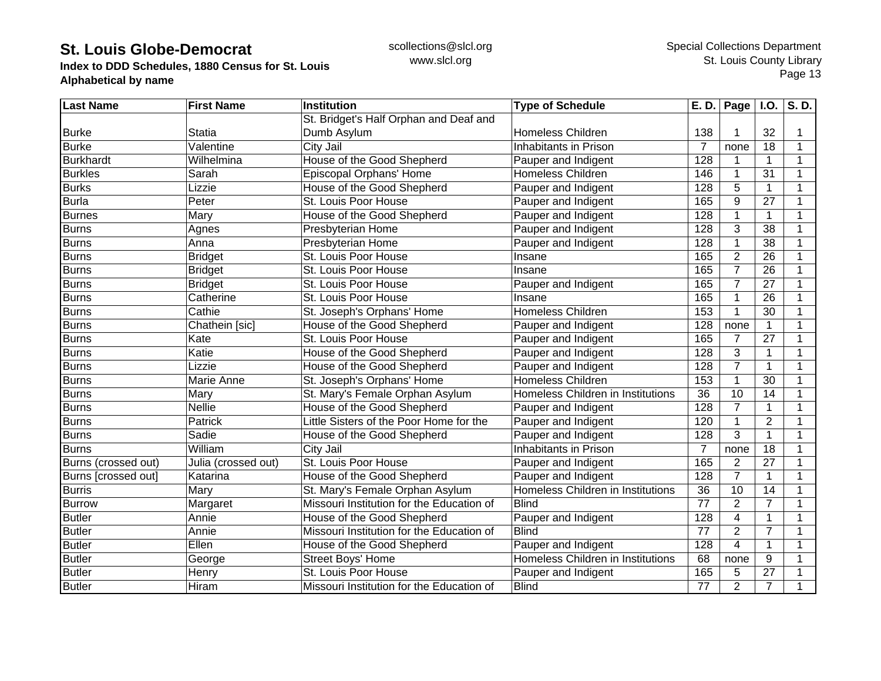# St. Louis Globe-Democrat

**Index to DDD Schedules, 1880 Census for St. Louis**
**Alphabetical by name**

scollections@slcl.org
www.slcl.org

Special Collections Department
St. Louis County Library

| Last Name | First Name | Institution | Type of Schedule | E. D. | Page | I.O. | S. D. |
|---|---|---|---|---|---|---|---|
| Burke | Statia | St. Bridget's Half Orphan and Deaf and Dumb Asylum | Homeless Children | 138 | 1 | 32 | 1 |
| Burke | Valentine | City Jail | Inhabitants in Prison | 7 | none | 18 | 1 |
| Burkhardt | Wilhelmina | House of the Good Shepherd | Pauper and Indigent | 128 | 1 | 1 | 1 |
| Burkles | Sarah | Episcopal Orphans' Home | Homeless Children | 146 | 1 | 31 | 1 |
| Burks | Lizzie | House of the Good Shepherd | Pauper and Indigent | 128 | 5 | 1 | 1 |
| Burla | Peter | St. Louis Poor House | Pauper and Indigent | 165 | 9 | 27 | 1 |
| Burnes | Mary | House of the Good Shepherd | Pauper and Indigent | 128 | 1 | 1 | 1 |
| Burns | Agnes | Presbyterian Home | Pauper and Indigent | 128 | 3 | 38 | 1 |
| Burns | Anna | Presbyterian Home | Pauper and Indigent | 128 | 1 | 38 | 1 |
| Burns | Bridget | St. Louis Poor House | Insane | 165 | 2 | 26 | 1 |
| Burns | Bridget | St. Louis Poor House | Insane | 165 | 7 | 26 | 1 |
| Burns | Bridget | St. Louis Poor House | Pauper and Indigent | 165 | 7 | 27 | 1 |
| Burns | Catherine | St. Louis Poor House | Insane | 165 | 1 | 26 | 1 |
| Burns | Cathie | St. Joseph's Orphans' Home | Homeless Children | 153 | 1 | 30 | 1 |
| Burns | Chathein [sic] | House of the Good Shepherd | Pauper and Indigent | 128 | none | 1 | 1 |
| Burns | Kate | St. Louis Poor House | Pauper and Indigent | 165 | 7 | 27 | 1 |
| Burns | Katie | House of the Good Shepherd | Pauper and Indigent | 128 | 3 | 1 | 1 |
| Burns | Lizzie | House of the Good Shepherd | Pauper and Indigent | 128 | 7 | 1 | 1 |
| Burns | Marie Anne | St. Joseph's Orphans' Home | Homeless Children | 153 | 1 | 30 | 1 |
| Burns | Mary | St. Mary's Female Orphan Asylum | Homeless Children in Institutions | 36 | 10 | 14 | 1 |
| Burns | Nellie | House of the Good Shepherd | Pauper and Indigent | 128 | 7 | 1 | 1 |
| Burns | Patrick | Little Sisters of the Poor Home for the | Pauper and Indigent | 120 | 1 | 2 | 1 |
| Burns | Sadie | House of the Good Shepherd | Pauper and Indigent | 128 | 3 | 1 | 1 |
| Burns | William | City Jail | Inhabitants in Prison | 7 | none | 18 | 1 |
| Burns (crossed out) | Julia (crossed out) | St. Louis Poor House | Pauper and Indigent | 165 | 2 | 27 | 1 |
| Burns [crossed out] | Katarina | House of the Good Shepherd | Pauper and Indigent | 128 | 7 | 1 | 1 |
| Burris | Mary | St. Mary's Female Orphan Asylum | Homeless Children in Institutions | 36 | 10 | 14 | 1 |
| Burrow | Margaret | Missouri Institution for the Education of | Blind | 77 | 2 | 7 | 1 |
| Butler | Annie | House of the Good Shepherd | Pauper and Indigent | 128 | 4 | 1 | 1 |
| Butler | Annie | Missouri Institution for the Education of | Blind | 77 | 2 | 7 | 1 |
| Butler | Ellen | House of the Good Shepherd | Pauper and Indigent | 128 | 4 | 1 | 1 |
| Butler | George | Street Boys' Home | Homeless Children in Institutions | 68 | none | 9 | 1 |
| Butler | Henry | St. Louis Poor House | Pauper and Indigent | 165 | 5 | 27 | 1 |
| Butler | Hiram | Missouri Institution for the Education of | Blind | 77 | 2 | 7 | 1 |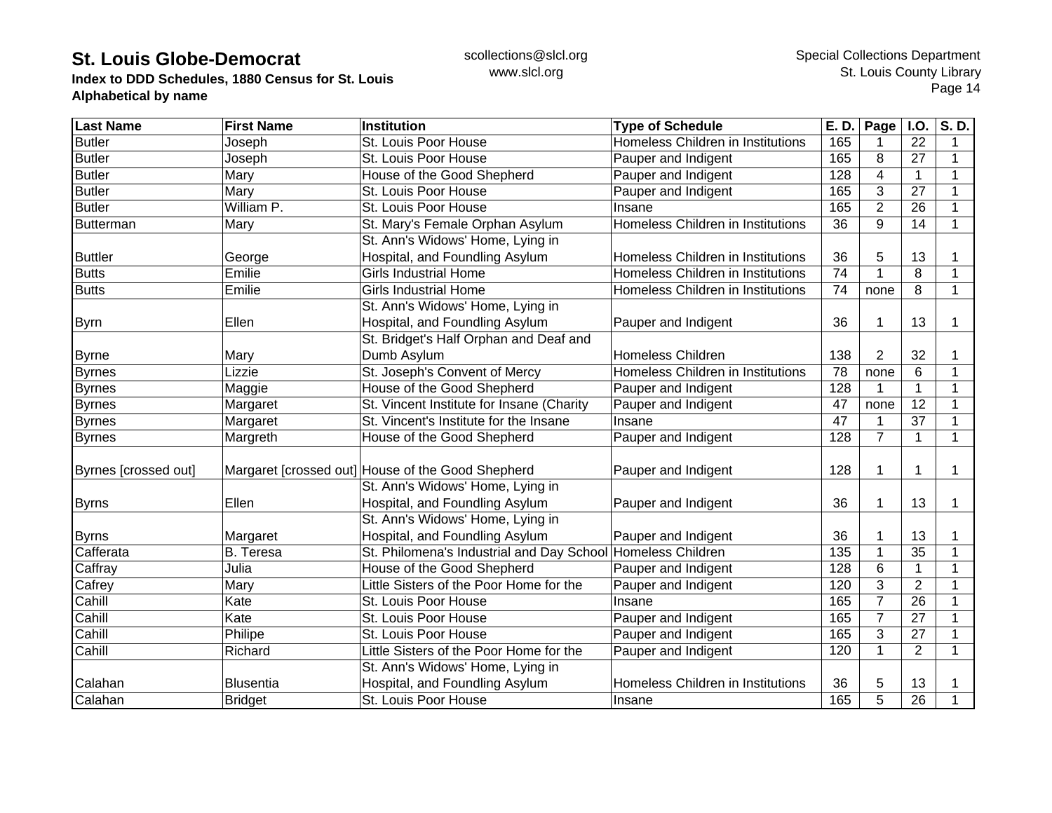# St. Louis Globe-Democrat

**Index to DDD Schedules, 1880 Census for St. Louis**
**Alphabetical by name**

scollections@slcl.org
www.slcl.org

Special Collections Department
St. Louis County Library

| Last Name | First Name | Institution | Type of Schedule | E. D. | Page | I.O. | S. D. |
|---|---|---|---|---|---|---|---|
| Butler | Joseph | St. Louis Poor House | Homeless Children in Institutions | 165 | 1 | 22 | 1 |
| Butler | Joseph | St. Louis Poor House | Pauper and Indigent | 165 | 8 | 27 | 1 |
| Butler | Mary | House of the Good Shepherd | Pauper and Indigent | 128 | 4 | 1 | 1 |
| Butler | Mary | St. Louis Poor House | Pauper and Indigent | 165 | 3 | 27 | 1 |
| Butler | William P. | St. Louis Poor House | Insane | 165 | 2 | 26 | 1 |
| Butterman | Mary | St. Mary's Female Orphan Asylum | Homeless Children in Institutions | 36 | 9 | 14 | 1 |
| Buttler | George | St. Ann's Widows' Home, Lying in Hospital, and Foundling Asylum | Homeless Children in Institutions | 36 | 5 | 13 | 1 |
| Butts | Emilie | Girls Industrial Home | Homeless Children in Institutions | 74 | 1 | 8 | 1 |
| Butts | Emilie | Girls Industrial Home | Homeless Children in Institutions | 74 | none | 8 | 1 |
| Byrn | Ellen | St. Ann's Widows' Home, Lying in Hospital, and Foundling Asylum | Pauper and Indigent | 36 | 1 | 13 | 1 |
| Byrne | Mary | St. Bridget's Half Orphan and Deaf and Dumb Asylum | Homeless Children | 138 | 2 | 32 | 1 |
| Byrnes | Lizzie | St. Joseph's Convent of Mercy | Homeless Children in Institutions | 78 | none | 6 | 1 |
| Byrnes | Maggie | House of the Good Shepherd | Pauper and Indigent | 128 | 1 | 1 | 1 |
| Byrnes | Margaret | St. Vincent Institute for Insane (Charity | Pauper and Indigent | 47 | none | 12 | 1 |
| Byrnes | Margaret | St. Vincent's Institute for the Insane | Insane | 47 | 1 | 37 | 1 |
| Byrnes | Margreth | House of the Good Shepherd | Pauper and Indigent | 128 | 7 | 1 | 1 |
| Byrnes [crossed out] | Margaret [crossed out] | House of the Good Shepherd | Pauper and Indigent | 128 | 1 | 1 | 1 |
| Byrns | Ellen | St. Ann's Widows' Home, Lying in Hospital, and Foundling Asylum | Pauper and Indigent | 36 | 1 | 13 | 1 |
| Byrns | Margaret | St. Ann's Widows' Home, Lying in Hospital, and Foundling Asylum | Pauper and Indigent | 36 | 1 | 13 | 1 |
| Cafferata | B. Teresa | St. Philomena's Industrial and Day School | Homeless Children | 135 | 1 | 35 | 1 |
| Caffray | Julia | House of the Good Shepherd | Pauper and Indigent | 128 | 6 | 1 | 1 |
| Cafrey | Mary | Little Sisters of the Poor Home for the | Pauper and Indigent | 120 | 3 | 2 | 1 |
| Cahill | Kate | St. Louis Poor House | Insane | 165 | 7 | 26 | 1 |
| Cahill | Kate | St. Louis Poor House | Pauper and Indigent | 165 | 7 | 27 | 1 |
| Cahill | Philipe | St. Louis Poor House | Pauper and Indigent | 165 | 3 | 27 | 1 |
| Cahill | Richard | Little Sisters of the Poor Home for the | Pauper and Indigent | 120 | 1 | 2 | 1 |
| Calahan | Blusentia | St. Ann's Widows' Home, Lying in Hospital, and Foundling Asylum | Homeless Children in Institutions | 36 | 5 | 13 | 1 |
| Calahan | Bridget | St. Louis Poor House | Insane | 165 | 5 | 26 | 1 |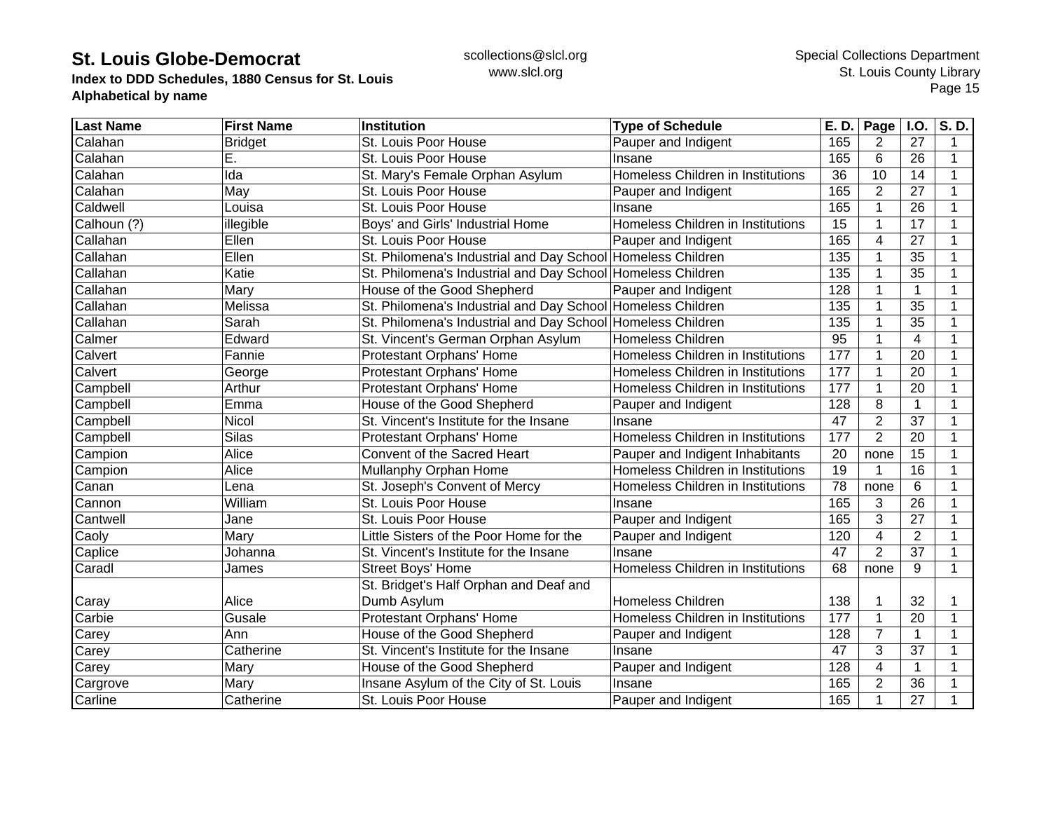**St. Louis Globe-Democrat**
**Index to DDD Schedules, 1880 Census for St. Louis**
**Alphabetical by name**

scollections@slcl.org
www.slcl.org

Special Collections Department
St. Louis County Library

| Last Name | First Name | Institution | Type of Schedule | E. D. | Page | I.O. | S. D. |
|---|---|---|---|---|---|---|---|
| Calahan | Bridget | St. Louis Poor House | Pauper and Indigent | 165 | 2 | 27 | 1 |
| Calahan | E. | St. Louis Poor House | Insane | 165 | 6 | 26 | 1 |
| Calahan | Ida | St. Mary's Female Orphan Asylum | Homeless Children in Institutions | 36 | 10 | 14 | 1 |
| Calahan | May | St. Louis Poor House | Pauper and Indigent | 165 | 2 | 27 | 1 |
| Caldwell | Louisa | St. Louis Poor House | Insane | 165 | 1 | 26 | 1 |
| Calhoun (?) | illegible | Boys' and Girls' Industrial Home | Homeless Children in Institutions | 15 | 1 | 17 | 1 |
| Callahan | Ellen | St. Louis Poor House | Pauper and Indigent | 165 | 4 | 27 | 1 |
| Callahan | Ellen | St. Philomena's Industrial and Day School | Homeless Children | 135 | 1 | 35 | 1 |
| Callahan | Katie | St. Philomena's Industrial and Day School | Homeless Children | 135 | 1 | 35 | 1 |
| Callahan | Mary | House of the Good Shepherd | Pauper and Indigent | 128 | 1 | 1 | 1 |
| Callahan | Melissa | St. Philomena's Industrial and Day School | Homeless Children | 135 | 1 | 35 | 1 |
| Callahan | Sarah | St. Philomena's Industrial and Day School | Homeless Children | 135 | 1 | 35 | 1 |
| Calmer | Edward | St. Vincent's German Orphan Asylum | Homeless Children | 95 | 1 | 4 | 1 |
| Calvert | Fannie | Protestant Orphans' Home | Homeless Children in Institutions | 177 | 1 | 20 | 1 |
| Calvert | George | Protestant Orphans' Home | Homeless Children in Institutions | 177 | 1 | 20 | 1 |
| Campbell | Arthur | Protestant Orphans' Home | Homeless Children in Institutions | 177 | 1 | 20 | 1 |
| Campbell | Emma | House of the Good Shepherd | Pauper and Indigent | 128 | 8 | 1 | 1 |
| Campbell | Nicol | St. Vincent's Institute for the Insane | Insane | 47 | 2 | 37 | 1 |
| Campbell | Silas | Protestant Orphans' Home | Homeless Children in Institutions | 177 | 2 | 20 | 1 |
| Campion | Alice | Convent of the Sacred Heart | Pauper and Indigent Inhabitants | 20 | none | 15 | 1 |
| Campion | Alice | Mullanphy Orphan Home | Homeless Children in Institutions | 19 | 1 | 16 | 1 |
| Canan | Lena | St. Joseph's Convent of Mercy | Homeless Children in Institutions | 78 | none | 6 | 1 |
| Cannon | William | St. Louis Poor House | Insane | 165 | 3 | 26 | 1 |
| Cantwell | Jane | St. Louis Poor House | Pauper and Indigent | 165 | 3 | 27 | 1 |
| Caoly | Mary | Little Sisters of the Poor Home for the | Pauper and Indigent | 120 | 4 | 2 | 1 |
| Caplice | Johanna | St. Vincent's Institute for the Insane | Insane | 47 | 2 | 37 | 1 |
| Caradl | James | Street Boys' Home | Homeless Children in Institutions | 68 | none | 9 | 1 |
| Caray | Alice | St. Bridget's Half Orphan and Deaf and Dumb Asylum | Homeless Children | 138 | 1 | 32 | 1 |
| Carbie | Gusale | Protestant Orphans' Home | Homeless Children in Institutions | 177 | 1 | 20 | 1 |
| Carey | Ann | House of the Good Shepherd | Pauper and Indigent | 128 | 7 | 1 | 1 |
| Carey | Catherine | St. Vincent's Institute for the Insane | Insane | 47 | 3 | 37 | 1 |
| Carey | Mary | House of the Good Shepherd | Pauper and Indigent | 128 | 4 | 1 | 1 |
| Cargrove | Mary | Insane Asylum of the City of St. Louis | Insane | 165 | 2 | 36 | 1 |
| Carline | Catherine | St. Louis Poor House | Pauper and Indigent | 165 | 1 | 27 | 1 |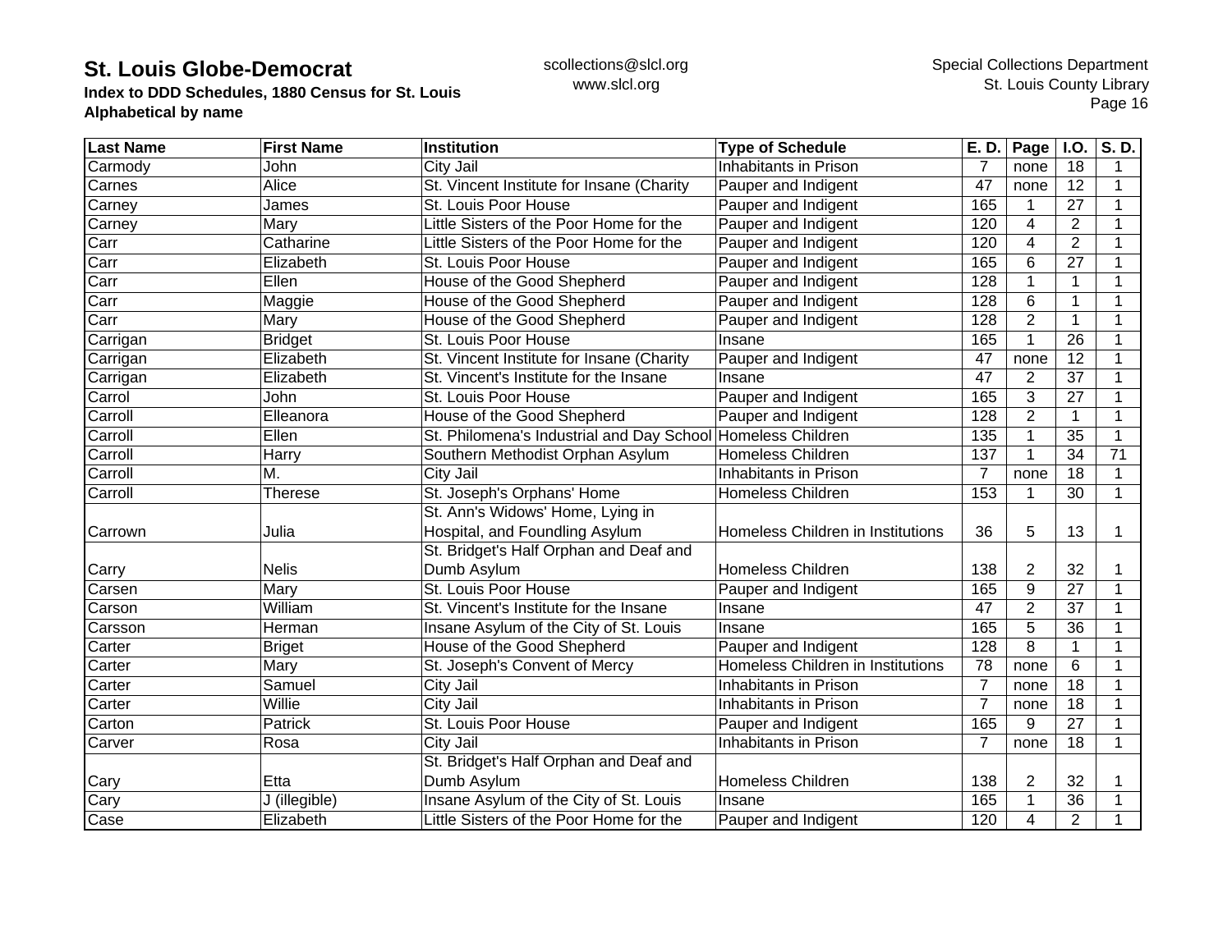# St. Louis Globe-Democrat

**Index to DDD Schedules, 1880 Census for St. Louis**
**Alphabetical by name**

scollections@slcl.org
www.slcl.org

Special Collections Department
St. Louis County Library

| Last Name | First Name | Institution | Type of Schedule | E. D. | Page | I.O. | S. D. |
|---|---|---|---|---|---|---|---|
| Carmody | John | City Jail | Inhabitants in Prison | 7 | none | 18 | 1 |
| Carnes | Alice | St. Vincent Institute for Insane (Charity | Pauper and Indigent | 47 | none | 12 | 1 |
| Carney | James | St. Louis Poor House | Pauper and Indigent | 165 | 1 | 27 | 1 |
| Carney | Mary | Little Sisters of the Poor Home for the | Pauper and Indigent | 120 | 4 | 2 | 1 |
| Carr | Catharine | Little Sisters of the Poor Home for the | Pauper and Indigent | 120 | 4 | 2 | 1 |
| Carr | Elizabeth | St. Louis Poor House | Pauper and Indigent | 165 | 6 | 27 | 1 |
| Carr | Ellen | House of the Good Shepherd | Pauper and Indigent | 128 | 1 | 1 | 1 |
| Carr | Maggie | House of the Good Shepherd | Pauper and Indigent | 128 | 6 | 1 | 1 |
| Carr | Mary | House of the Good Shepherd | Pauper and Indigent | 128 | 2 | 1 | 1 |
| Carrigan | Bridget | St. Louis Poor House | Insane | 165 | 1 | 26 | 1 |
| Carrigan | Elizabeth | St. Vincent Institute for Insane (Charity | Pauper and Indigent | 47 | none | 12 | 1 |
| Carrigan | Elizabeth | St. Vincent's Institute for the Insane | Insane | 47 | 2 | 37 | 1 |
| Carrol | John | St. Louis Poor House | Pauper and Indigent | 165 | 3 | 27 | 1 |
| Carroll | Elleanora | House of the Good Shepherd | Pauper and Indigent | 128 | 2 | 1 | 1 |
| Carroll | Ellen | St. Philomena's Industrial and Day School | Homeless Children | 135 | 1 | 35 | 1 |
| Carroll | Harry | Southern Methodist Orphan Asylum | Homeless Children | 137 | 1 | 34 | 71 |
| Carroll | M. | City Jail | Inhabitants in Prison | 7 | none | 18 | 1 |
| Carroll | Therese | St. Joseph's Orphans' Home | Homeless Children | 153 | 1 | 30 | 1 |
| Carrown | Julia | St. Ann's Widows' Home, Lying in Hospital, and Foundling Asylum | Homeless Children in Institutions | 36 | 5 | 13 | 1 |
| Carry | Nelis | St. Bridget's Half Orphan and Deaf and Dumb Asylum | Homeless Children | 138 | 2 | 32 | 1 |
| Carsen | Mary | St. Louis Poor House | Pauper and Indigent | 165 | 9 | 27 | 1 |
| Carson | William | St. Vincent's Institute for the Insane | Insane | 47 | 2 | 37 | 1 |
| Carsson | Herman | Insane Asylum of the City of St. Louis | Insane | 165 | 5 | 36 | 1 |
| Carter | Briget | House of the Good Shepherd | Pauper and Indigent | 128 | 8 | 1 | 1 |
| Carter | Mary | St. Joseph's Convent of Mercy | Homeless Children in Institutions | 78 | none | 6 | 1 |
| Carter | Samuel | City Jail | Inhabitants in Prison | 7 | none | 18 | 1 |
| Carter | Willie | City Jail | Inhabitants in Prison | 7 | none | 18 | 1 |
| Carton | Patrick | St. Louis Poor House | Pauper and Indigent | 165 | 9 | 27 | 1 |
| Carver | Rosa | City Jail | Inhabitants in Prison | 7 | none | 18 | 1 |
| Cary | Etta | St. Bridget's Half Orphan and Deaf and Dumb Asylum | Homeless Children | 138 | 2 | 32 | 1 |
| Cary | J (illegible) | Insane Asylum of the City of St. Louis | Insane | 165 | 1 | 36 | 1 |
| Case | Elizabeth | Little Sisters of the Poor Home for the | Pauper and Indigent | 120 | 4 | 2 | 1 |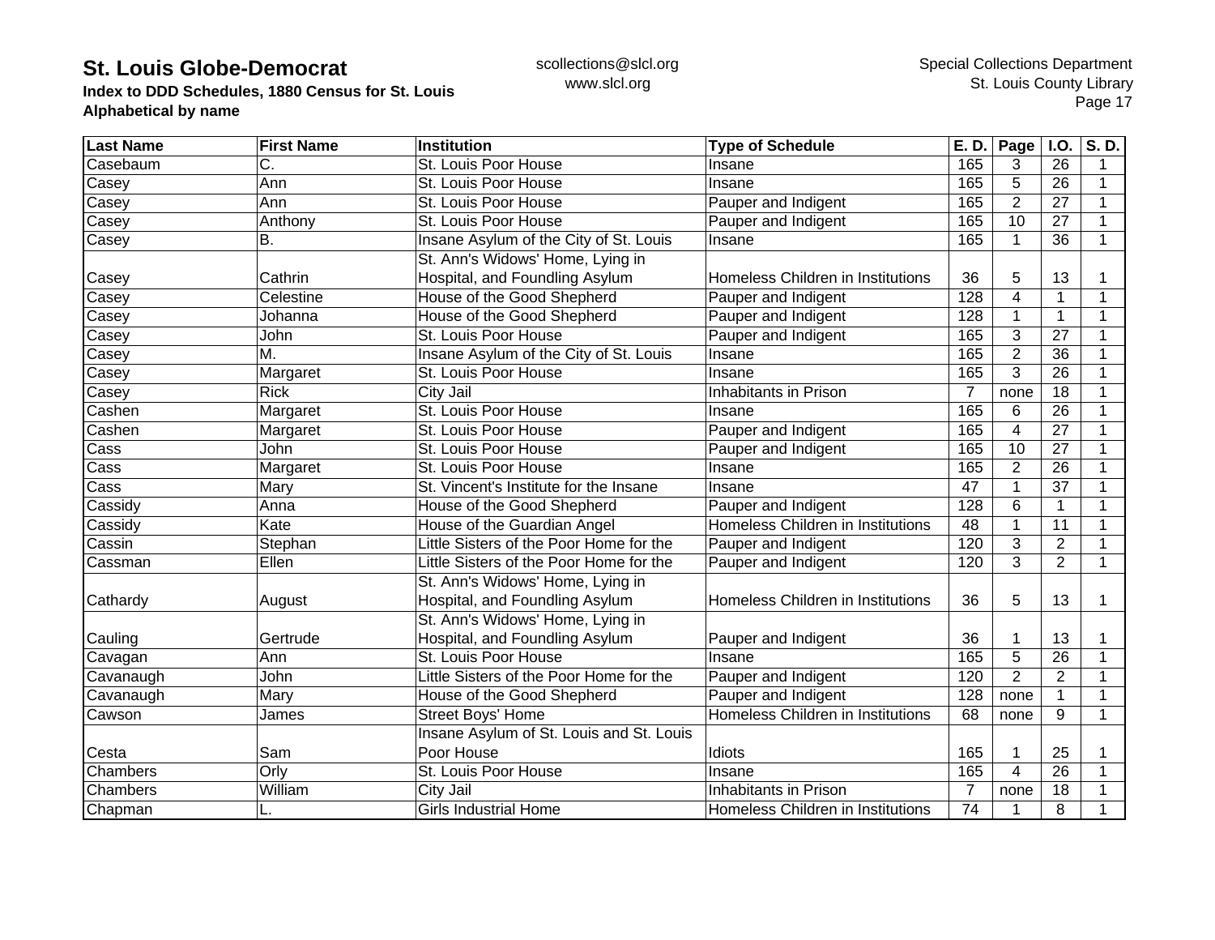**St. Louis Globe-Democrat**
**Index to DDD Schedules, 1880 Census for St. Louis**
**Alphabetical by name**

scollections@slcl.org
www.slcl.org

Special Collections Department
St. Louis County Library

| Last Name | First Name | Institution | Type of Schedule | E. D. | Page | I.O. | S. D. |
|---|---|---|---|---|---|---|---|
| Casebaum | C. | St. Louis Poor House | Insane | 165 | 3 | 26 | 1 |
| Casey | Ann | St. Louis Poor House | Insane | 165 | 5 | 26 | 1 |
| Casey | Ann | St. Louis Poor House | Pauper and Indigent | 165 | 2 | 27 | 1 |
| Casey | Anthony | St. Louis Poor House | Pauper and Indigent | 165 | 10 | 27 | 1 |
| Casey | B. | Insane Asylum of the City of St. Louis | Insane | 165 | 1 | 36 | 1 |
| Casey | Cathrin | St. Ann's Widows' Home, Lying in Hospital, and Foundling Asylum | Homeless Children in Institutions | 36 | 5 | 13 | 1 |
| Casey | Celestine | House of the Good Shepherd | Pauper and Indigent | 128 | 4 | 1 | 1 |
| Casey | Johanna | House of the Good Shepherd | Pauper and Indigent | 128 | 1 | 1 | 1 |
| Casey | John | St. Louis Poor House | Pauper and Indigent | 165 | 3 | 27 | 1 |
| Casey | M. | Insane Asylum of the City of St. Louis | Insane | 165 | 2 | 36 | 1 |
| Casey | Margaret | St. Louis Poor House | Insane | 165 | 3 | 26 | 1 |
| Casey | Rick | City Jail | Inhabitants in Prison | 7 | none | 18 | 1 |
| Cashen | Margaret | St. Louis Poor House | Insane | 165 | 6 | 26 | 1 |
| Cashen | Margaret | St. Louis Poor House | Pauper and Indigent | 165 | 4 | 27 | 1 |
| Cass | John | St. Louis Poor House | Pauper and Indigent | 165 | 10 | 27 | 1 |
| Cass | Margaret | St. Louis Poor House | Insane | 165 | 2 | 26 | 1 |
| Cass | Mary | St. Vincent's Institute for the Insane | Insane | 47 | 1 | 37 | 1 |
| Cassidy | Anna | House of the Good Shepherd | Pauper and Indigent | 128 | 6 | 1 | 1 |
| Cassidy | Kate | House of the Guardian Angel | Homeless Children in Institutions | 48 | 1 | 11 | 1 |
| Cassin | Stephan | Little Sisters of the Poor Home for the | Pauper and Indigent | 120 | 3 | 2 | 1 |
| Cassman | Ellen | Little Sisters of the Poor Home for the | Pauper and Indigent | 120 | 3 | 2 | 1 |
| Cathardy | August | St. Ann's Widows' Home, Lying in Hospital, and Foundling Asylum | Homeless Children in Institutions | 36 | 5 | 13 | 1 |
| Cauling | Gertrude | St. Ann's Widows' Home, Lying in Hospital, and Foundling Asylum | Pauper and Indigent | 36 | 1 | 13 | 1 |
| Cavagan | Ann | St. Louis Poor House | Insane | 165 | 5 | 26 | 1 |
| Cavanaugh | John | Little Sisters of the Poor Home for the | Pauper and Indigent | 120 | 2 | 2 | 1 |
| Cavanaugh | Mary | House of the Good Shepherd | Pauper and Indigent | 128 | none | 1 | 1 |
| Cawson | James | Street Boys' Home | Homeless Children in Institutions | 68 | none | 9 | 1 |
| Cesta | Sam | Insane Asylum of St. Louis and St. Louis Poor House | Idiots | 165 | 1 | 25 | 1 |
| Chambers | Orly | St. Louis Poor House | Insane | 165 | 4 | 26 | 1 |
| Chambers | William | City Jail | Inhabitants in Prison | 7 | none | 18 | 1 |
| Chapman | L. | Girls Industrial Home | Homeless Children in Institutions | 74 | 1 | 8 | 1 |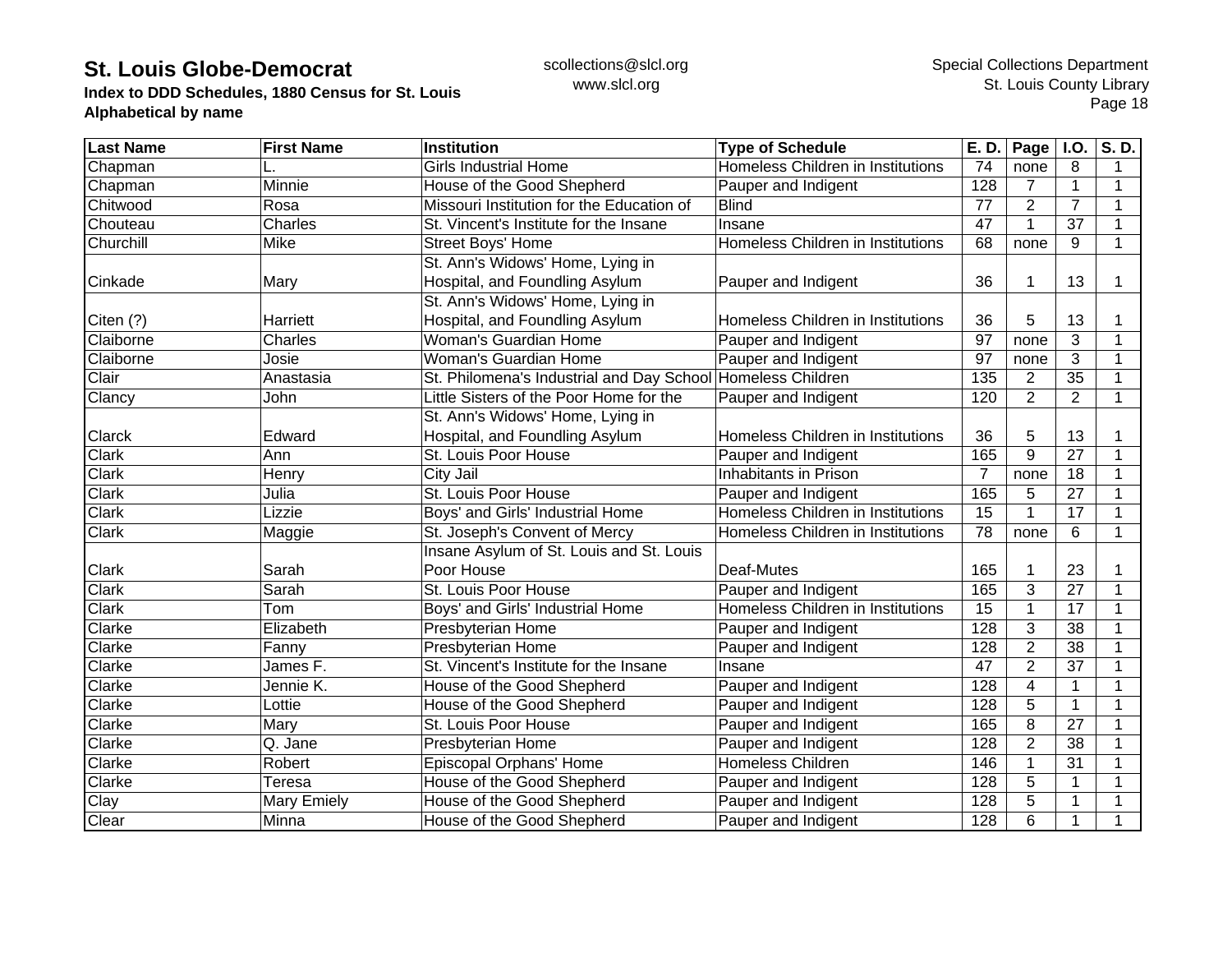**St. Louis Globe-Democrat**
**Index to DDD Schedules, 1880 Census for St. Louis**
**Alphabetical by name**

scollections@slcl.org
www.slcl.org

Special Collections Department
St. Louis County Library

| Last Name | First Name | Institution | Type of Schedule | E. D. | Page | I.O. | S. D. |
|---|---|---|---|---|---|---|---|
| Chapman | L. | Girls Industrial Home | Homeless Children in Institutions | 74 | none | 8 | 1 |
| Chapman | Minnie | House of the Good Shepherd | Pauper and Indigent | 128 | 7 | 1 | 1 |
| Chitwood | Rosa | Missouri Institution for the Education of | Blind | 77 | 2 | 7 | 1 |
| Chouteau | Charles | St. Vincent's Institute for the Insane | Insane | 47 | 1 | 37 | 1 |
| Churchill | Mike | Street Boys' Home | Homeless Children in Institutions | 68 | none | 9 | 1 |
| Cinkade | Mary | St. Ann's Widows' Home, Lying in Hospital, and Foundling Asylum | Pauper and Indigent | 36 | 1 | 13 | 1 |
| Citen (?) | Harriett | St. Ann's Widows' Home, Lying in Hospital, and Foundling Asylum | Homeless Children in Institutions | 36 | 5 | 13 | 1 |
| Claiborne | Charles | Woman's Guardian Home | Pauper and Indigent | 97 | none | 3 | 1 |
| Claiborne | Josie | Woman's Guardian Home | Pauper and Indigent | 97 | none | 3 | 1 |
| Clair | Anastasia | St. Philomena's Industrial and Day School | Homeless Children | 135 | 2 | 35 | 1 |
| Clancy | John | Little Sisters of the Poor Home for the | Pauper and Indigent | 120 | 2 | 2 | 1 |
| Clarck | Edward | St. Ann's Widows' Home, Lying in Hospital, and Foundling Asylum | Homeless Children in Institutions | 36 | 5 | 13 | 1 |
| Clark | Ann | St. Louis Poor House | Pauper and Indigent | 165 | 9 | 27 | 1 |
| Clark | Henry | City Jail | Inhabitants in Prison | 7 | none | 18 | 1 |
| Clark | Julia | St. Louis Poor House | Pauper and Indigent | 165 | 5 | 27 | 1 |
| Clark | Lizzie | Boys' and Girls' Industrial Home | Homeless Children in Institutions | 15 | 1 | 17 | 1 |
| Clark | Maggie | St. Joseph's Convent of Mercy | Homeless Children in Institutions | 78 | none | 6 | 1 |
| Clark | Sarah | Insane Asylum of St. Louis and St. Louis Poor House | Deaf-Mutes | 165 | 1 | 23 | 1 |
| Clark | Sarah | St. Louis Poor House | Pauper and Indigent | 165 | 3 | 27 | 1 |
| Clark | Tom | Boys' and Girls' Industrial Home | Homeless Children in Institutions | 15 | 1 | 17 | 1 |
| Clarke | Elizabeth | Presbyterian Home | Pauper and Indigent | 128 | 3 | 38 | 1 |
| Clarke | Fanny | Presbyterian Home | Pauper and Indigent | 128 | 2 | 38 | 1 |
| Clarke | James F. | St. Vincent's Institute for the Insane | Insane | 47 | 2 | 37 | 1 |
| Clarke | Jennie K. | House of the Good Shepherd | Pauper and Indigent | 128 | 4 | 1 | 1 |
| Clarke | Lottie | House of the Good Shepherd | Pauper and Indigent | 128 | 5 | 1 | 1 |
| Clarke | Mary | St. Louis Poor House | Pauper and Indigent | 165 | 8 | 27 | 1 |
| Clarke | Q. Jane | Presbyterian Home | Pauper and Indigent | 128 | 2 | 38 | 1 |
| Clarke | Robert | Episcopal Orphans' Home | Homeless Children | 146 | 1 | 31 | 1 |
| Clarke | Teresa | House of the Good Shepherd | Pauper and Indigent | 128 | 5 | 1 | 1 |
| Clay | Mary Emiely | House of the Good Shepherd | Pauper and Indigent | 128 | 5 | 1 | 1 |
| Clear | Minna | House of the Good Shepherd | Pauper and Indigent | 128 | 6 | 1 | 1 |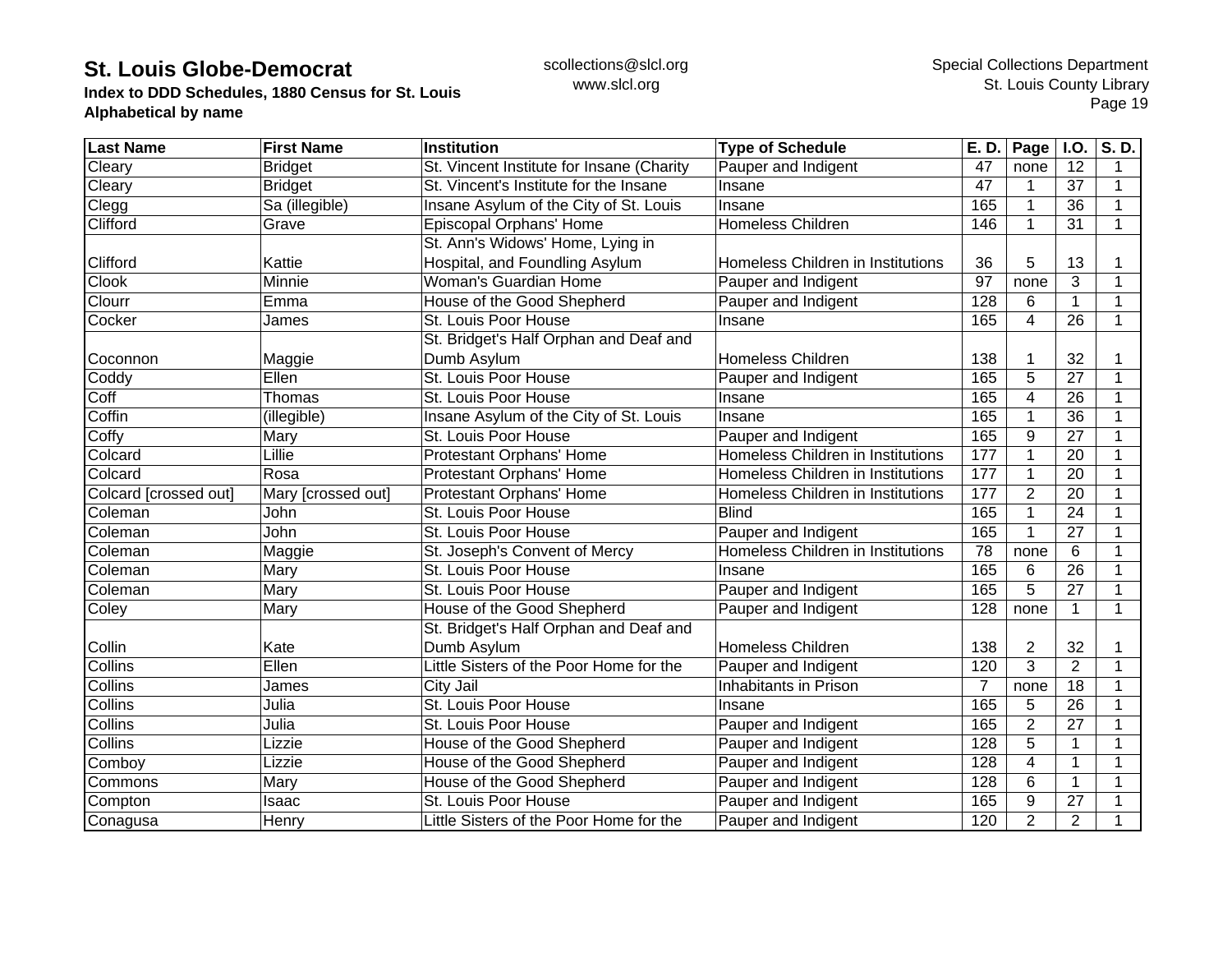# St. Louis Globe-Democrat

**Index to DDD Schedules, 1880 Census for St. Louis**
**Alphabetical by name**

scollections@slcl.org
www.slcl.org

Special Collections Department
St. Louis County Library

| Last Name | First Name | Institution | Type of Schedule | E. D. | Page | I.O. | S. D. |
|---|---|---|---|---|---|---|---|
| Cleary | Bridget | St. Vincent Institute for Insane (Charity | Pauper and Indigent | 47 | none | 12 | 1 |
| Cleary | Bridget | St. Vincent's Institute for the Insane | Insane | 47 | 1 | 37 | 1 |
| Clegg | Sa (illegible) | Insane Asylum of the City of St. Louis | Insane | 165 | 1 | 36 | 1 |
| Clifford | Grave | Episcopal Orphans' Home | Homeless Children | 146 | 1 | 31 | 1 |
| Clifford | Kattie | St. Ann's Widows' Home, Lying in Hospital, and Foundling Asylum | Homeless Children in Institutions | 36 | 5 | 13 | 1 |
| Clook | Minnie | Woman's Guardian Home | Pauper and Indigent | 97 | none | 3 | 1 |
| Clourr | Emma | House of the Good Shepherd | Pauper and Indigent | 128 | 6 | 1 | 1 |
| Cocker | James | St. Louis Poor House | Insane | 165 | 4 | 26 | 1 |
| Coconnon | Maggie | St. Bridget's Half Orphan and Deaf and Dumb Asylum | Homeless Children | 138 | 1 | 32 | 1 |
| Coddy | Ellen | St. Louis Poor House | Pauper and Indigent | 165 | 5 | 27 | 1 |
| Coff | Thomas | St. Louis Poor House | Insane | 165 | 4 | 26 | 1 |
| Coffin | (illegible) | Insane Asylum of the City of St. Louis | Insane | 165 | 1 | 36 | 1 |
| Coffy | Mary | St. Louis Poor House | Pauper and Indigent | 165 | 9 | 27 | 1 |
| Colcard | Lillie | Protestant Orphans' Home | Homeless Children in Institutions | 177 | 1 | 20 | 1 |
| Colcard | Rosa | Protestant Orphans' Home | Homeless Children in Institutions | 177 | 1 | 20 | 1 |
| Colcard [crossed out] | Mary [crossed out] | Protestant Orphans' Home | Homeless Children in Institutions | 177 | 2 | 20 | 1 |
| Coleman | John | St. Louis Poor House | Blind | 165 | 1 | 24 | 1 |
| Coleman | John | St. Louis Poor House | Pauper and Indigent | 165 | 1 | 27 | 1 |
| Coleman | Maggie | St. Joseph's Convent of Mercy | Homeless Children in Institutions | 78 | none | 6 | 1 |
| Coleman | Mary | St. Louis Poor House | Insane | 165 | 6 | 26 | 1 |
| Coleman | Mary | St. Louis Poor House | Pauper and Indigent | 165 | 5 | 27 | 1 |
| Coley | Mary | House of the Good Shepherd | Pauper and Indigent | 128 | none | 1 | 1 |
| Collin | Kate | St. Bridget's Half Orphan and Deaf and Dumb Asylum | Homeless Children | 138 | 2 | 32 | 1 |
| Collins | Ellen | Little Sisters of the Poor Home for the | Pauper and Indigent | 120 | 3 | 2 | 1 |
| Collins | James | City Jail | Inhabitants in Prison | 7 | none | 18 | 1 |
| Collins | Julia | St. Louis Poor House | Insane | 165 | 5 | 26 | 1 |
| Collins | Julia | St. Louis Poor House | Pauper and Indigent | 165 | 2 | 27 | 1 |
| Collins | Lizzie | House of the Good Shepherd | Pauper and Indigent | 128 | 5 | 1 | 1 |
| Comboy | Lizzie | House of the Good Shepherd | Pauper and Indigent | 128 | 4 | 1 | 1 |
| Commons | Mary | House of the Good Shepherd | Pauper and Indigent | 128 | 6 | 1 | 1 |
| Compton | Isaac | St. Louis Poor House | Pauper and Indigent | 165 | 9 | 27 | 1 |
| Conagusa | Henry | Little Sisters of the Poor Home for the | Pauper and Indigent | 120 | 2 | 2 | 1 |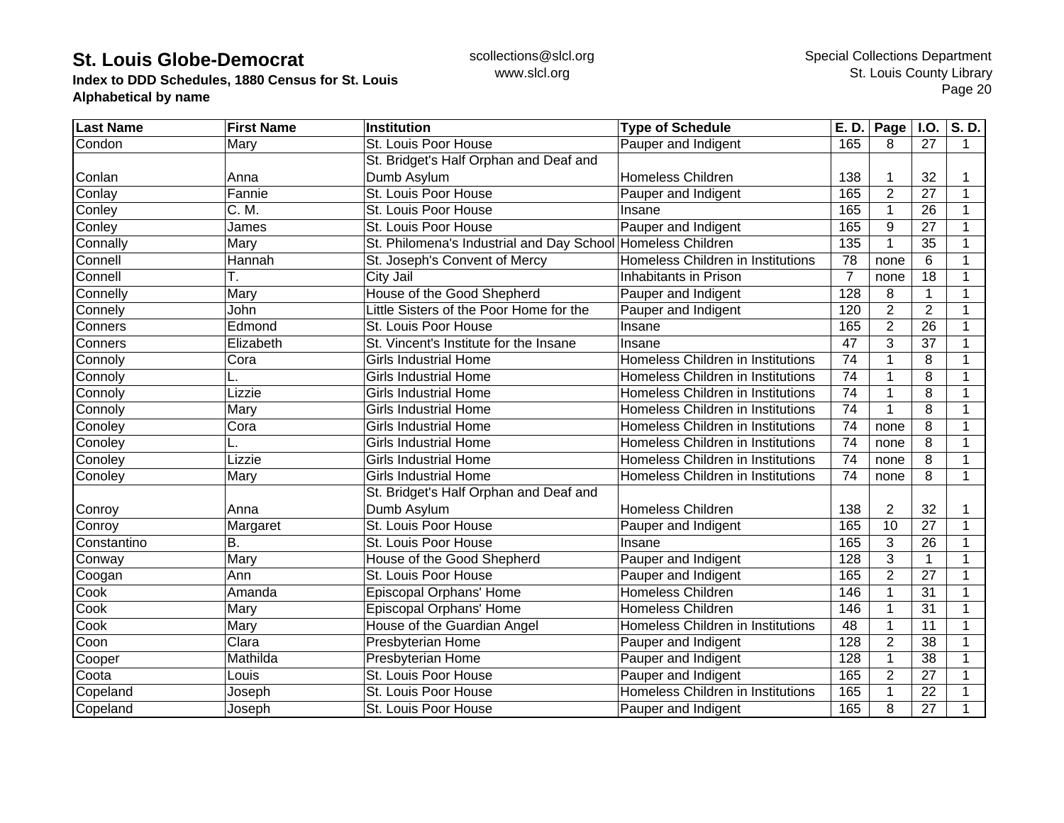**St. Louis Globe-Democrat**
**Index to DDD Schedules, 1880 Census for St. Louis**
**Alphabetical by name**

scollections@slcl.org
www.slcl.org

Special Collections Department
St. Louis County Library

| Last Name | First Name | Institution | Type of Schedule | E. D. | Page | I.O. | S. D. |
|---|---|---|---|---|---|---|---|
| Condon | Mary | St. Louis Poor House | Pauper and Indigent | 165 | 8 | 27 | 1 |
| Conlan | Anna | St. Bridget's Half Orphan and Deaf and Dumb Asylum | Homeless Children | 138 | 1 | 32 | 1 |
| Conlay | Fannie | St. Louis Poor House | Pauper and Indigent | 165 | 2 | 27 | 1 |
| Conley | C. M. | St. Louis Poor House | Insane | 165 | 1 | 26 | 1 |
| Conley | James | St. Louis Poor House | Pauper and Indigent | 165 | 9 | 27 | 1 |
| Connally | Mary | St. Philomena's Industrial and Day School | Homeless Children | 135 | 1 | 35 | 1 |
| Connell | Hannah | St. Joseph's Convent of Mercy | Homeless Children in Institutions | 78 | none | 6 | 1 |
| Connell | T. | City Jail | Inhabitants in Prison | 7 | none | 18 | 1 |
| Connelly | Mary | House of the Good Shepherd | Pauper and Indigent | 128 | 8 | 1 | 1 |
| Connely | John | Little Sisters of the Poor Home for the | Pauper and Indigent | 120 | 2 | 2 | 1 |
| Conners | Edmond | St. Louis Poor House | Insane | 165 | 2 | 26 | 1 |
| Conners | Elizabeth | St. Vincent's Institute for the Insane | Insane | 47 | 3 | 37 | 1 |
| Connoly | Cora | Girls Industrial Home | Homeless Children in Institutions | 74 | 1 | 8 | 1 |
| Connoly | L. | Girls Industrial Home | Homeless Children in Institutions | 74 | 1 | 8 | 1 |
| Connoly | Lizzie | Girls Industrial Home | Homeless Children in Institutions | 74 | 1 | 8 | 1 |
| Connoly | Mary | Girls Industrial Home | Homeless Children in Institutions | 74 | 1 | 8 | 1 |
| Conoley | Cora | Girls Industrial Home | Homeless Children in Institutions | 74 | none | 8 | 1 |
| Conoley | L. | Girls Industrial Home | Homeless Children in Institutions | 74 | none | 8 | 1 |
| Conoley | Lizzie | Girls Industrial Home | Homeless Children in Institutions | 74 | none | 8 | 1 |
| Conoley | Mary | Girls Industrial Home | Homeless Children in Institutions | 74 | none | 8 | 1 |
| Conroy | Anna | St. Bridget's Half Orphan and Deaf and Dumb Asylum | Homeless Children | 138 | 2 | 32 | 1 |
| Conroy | Margaret | St. Louis Poor House | Pauper and Indigent | 165 | 10 | 27 | 1 |
| Constantino | B. | St. Louis Poor House | Insane | 165 | 3 | 26 | 1 |
| Conway | Mary | House of the Good Shepherd | Pauper and Indigent | 128 | 3 | 1 | 1 |
| Coogan | Ann | St. Louis Poor House | Pauper and Indigent | 165 | 2 | 27 | 1 |
| Cook | Amanda | Episcopal Orphans' Home | Homeless Children | 146 | 1 | 31 | 1 |
| Cook | Mary | Episcopal Orphans' Home | Homeless Children | 146 | 1 | 31 | 1 |
| Cook | Mary | House of the Guardian Angel | Homeless Children in Institutions | 48 | 1 | 11 | 1 |
| Coon | Clara | Presbyterian Home | Pauper and Indigent | 128 | 2 | 38 | 1 |
| Cooper | Mathilda | Presbyterian Home | Pauper and Indigent | 128 | 1 | 38 | 1 |
| Coota | Louis | St. Louis Poor House | Pauper and Indigent | 165 | 2 | 27 | 1 |
| Copeland | Joseph | St. Louis Poor House | Homeless Children in Institutions | 165 | 1 | 22 | 1 |
| Copeland | Joseph | St. Louis Poor House | Pauper and Indigent | 165 | 8 | 27 | 1 |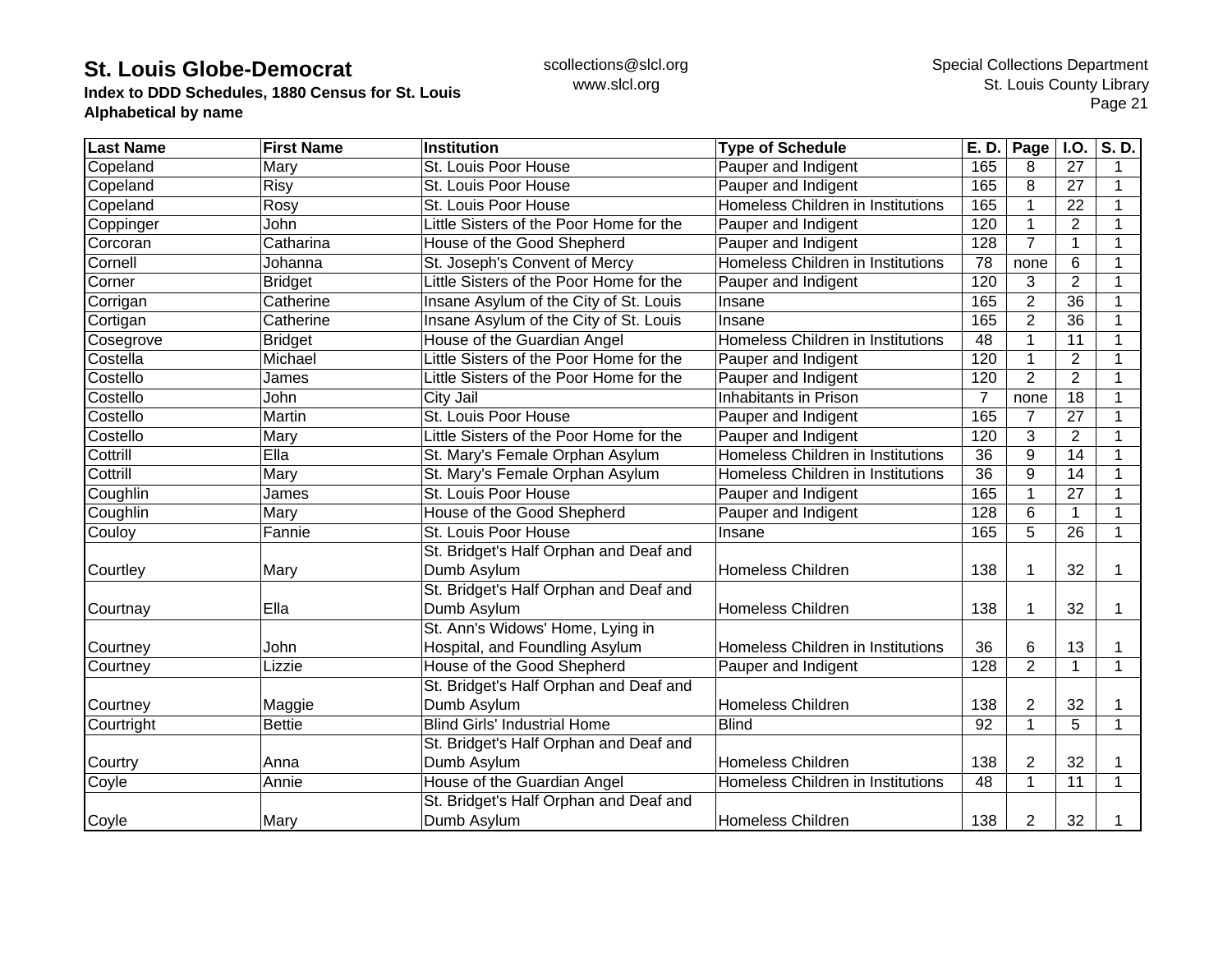# St. Louis Globe-Democrat

**Index to DDD Schedules, 1880 Census for St. Louis**
**Alphabetical by name**

scollections@slcl.org
www.slcl.org

Special Collections Department
St. Louis County Library

| Last Name | First Name | Institution | Type of Schedule | E. D. | Page | I.O. | S. D. |
|---|---|---|---|---|---|---|---|
| Copeland | Mary | St. Louis Poor House | Pauper and Indigent | 165 | 8 | 27 | 1 |
| Copeland | Risy | St. Louis Poor House | Pauper and Indigent | 165 | 8 | 27 | 1 |
| Copeland | Rosy | St. Louis Poor House | Homeless Children in Institutions | 165 | 1 | 22 | 1 |
| Coppinger | John | Little Sisters of the Poor Home for the | Pauper and Indigent | 120 | 1 | 2 | 1 |
| Corcoran | Catharina | House of the Good Shepherd | Pauper and Indigent | 128 | 7 | 1 | 1 |
| Cornell | Johanna | St. Joseph's Convent of Mercy | Homeless Children in Institutions | 78 | none | 6 | 1 |
| Corner | Bridget | Little Sisters of the Poor Home for the | Pauper and Indigent | 120 | 3 | 2 | 1 |
| Corrigan | Catherine | Insane Asylum of the City of St. Louis | Insane | 165 | 2 | 36 | 1 |
| Cortigan | Catherine | Insane Asylum of the City of St. Louis | Insane | 165 | 2 | 36 | 1 |
| Cosegrove | Bridget | House of the Guardian Angel | Homeless Children in Institutions | 48 | 1 | 11 | 1 |
| Costella | Michael | Little Sisters of the Poor Home for the | Pauper and Indigent | 120 | 1 | 2 | 1 |
| Costello | James | Little Sisters of the Poor Home for the | Pauper and Indigent | 120 | 2 | 2 | 1 |
| Costello | John | City Jail | Inhabitants in Prison | 7 | none | 18 | 1 |
| Costello | Martin | St. Louis Poor House | Pauper and Indigent | 165 | 7 | 27 | 1 |
| Costello | Mary | Little Sisters of the Poor Home for the | Pauper and Indigent | 120 | 3 | 2 | 1 |
| Cottrill | Ella | St. Mary's Female Orphan Asylum | Homeless Children in Institutions | 36 | 9 | 14 | 1 |
| Cottrill | Mary | St. Mary's Female Orphan Asylum | Homeless Children in Institutions | 36 | 9 | 14 | 1 |
| Coughlin | James | St. Louis Poor House | Pauper and Indigent | 165 | 1 | 27 | 1 |
| Coughlin | Mary | House of the Good Shepherd | Pauper and Indigent | 128 | 6 | 1 | 1 |
| Couloy | Fannie | St. Louis Poor House | Insane | 165 | 5 | 26 | 1 |
| Courtley | Mary | St. Bridget's Half Orphan and Deaf and Dumb Asylum | Homeless Children | 138 | 1 | 32 | 1 |
| Courtnay | Ella | St. Bridget's Half Orphan and Deaf and Dumb Asylum | Homeless Children | 138 | 1 | 32 | 1 |
| Courtney | John | St. Ann's Widows' Home, Lying in Hospital, and Foundling Asylum | Homeless Children in Institutions | 36 | 6 | 13 | 1 |
| Courtney | Lizzie | House of the Good Shepherd | Pauper and Indigent | 128 | 2 | 1 | 1 |
| Courtney | Maggie | St. Bridget's Half Orphan and Deaf and Dumb Asylum | Homeless Children | 138 | 2 | 32 | 1 |
| Courtright | Bettie | Blind Girls' Industrial Home | Blind | 92 | 1 | 5 | 1 |
| Courtry | Anna | St. Bridget's Half Orphan and Deaf and Dumb Asylum | Homeless Children | 138 | 2 | 32 | 1 |
| Coyle | Annie | House of the Guardian Angel | Homeless Children in Institutions | 48 | 1 | 11 | 1 |
| Coyle | Mary | St. Bridget's Half Orphan and Deaf and Dumb Asylum | Homeless Children | 138 | 2 | 32 | 1 |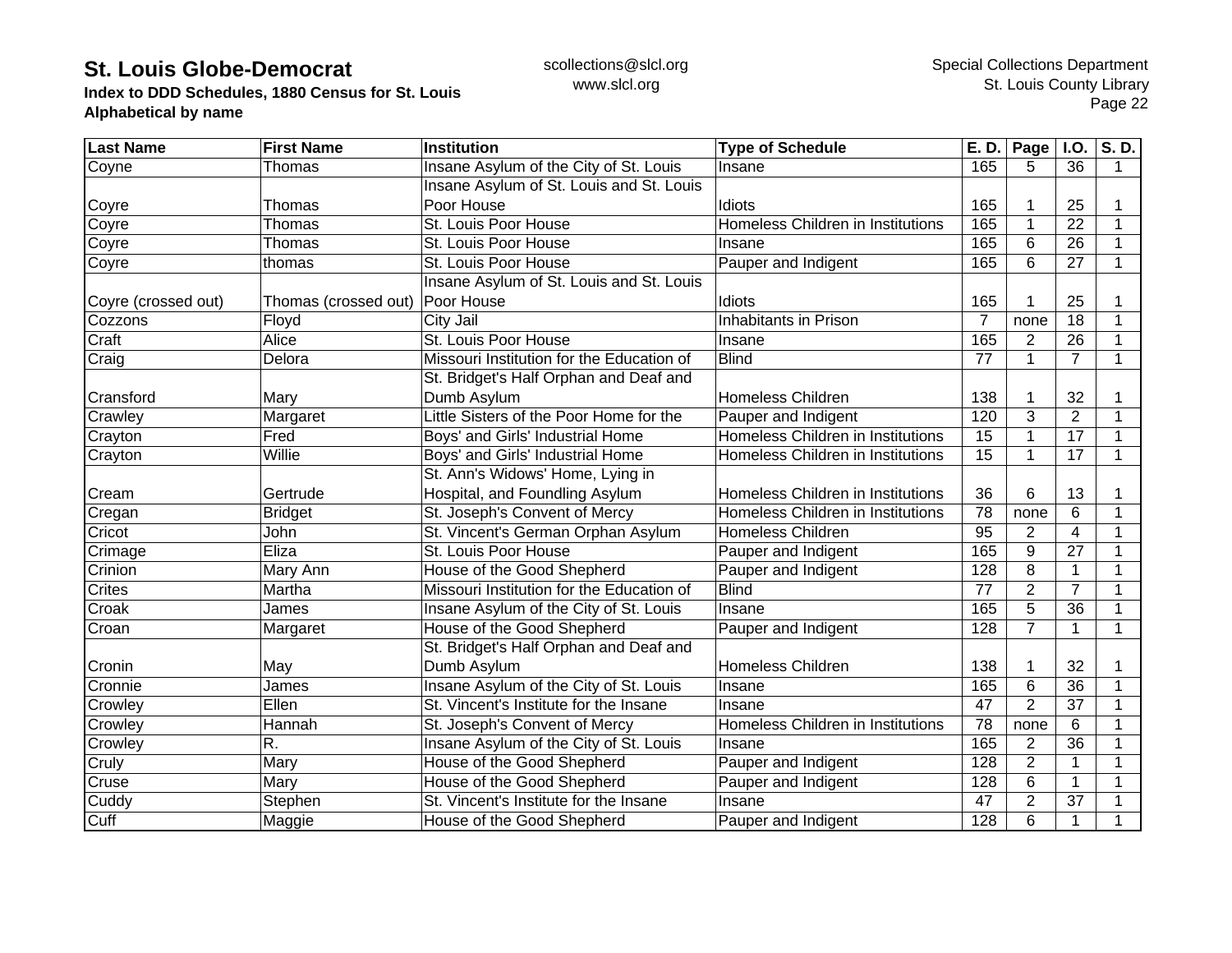# St. Louis Globe-Democrat

**Index to DDD Schedules, 1880 Census for St. Louis**
**Alphabetical by name**

scollections@slcl.org
www.slcl.org

Special Collections Department
St. Louis County Library

| Last Name | First Name | Institution | Type of Schedule | E. D. | Page | I.O. | S. D. |
|---|---|---|---|---|---|---|---|
| Coyne | Thomas | Insane Asylum of the City of St. Louis | Insane | 165 | 5 | 36 | 1 |
| Coyre | Thomas | Insane Asylum of St. Louis and St. Louis Poor House | Idiots | 165 | 1 | 25 | 1 |
| Coyre | Thomas | St. Louis Poor House | Homeless Children in Institutions | 165 | 1 | 22 | 1 |
| Coyre | Thomas | St. Louis Poor House | Insane | 165 | 6 | 26 | 1 |
| Coyre | thomas | St. Louis Poor House | Pauper and Indigent | 165 | 6 | 27 | 1 |
| Coyre (crossed out) | Thomas (crossed out) | Insane Asylum of St. Louis and St. Louis Poor House | Idiots | 165 | 1 | 25 | 1 |
| Cozzons | Floyd | City Jail | Inhabitants in Prison | 7 | none | 18 | 1 |
| Craft | Alice | St. Louis Poor House | Insane | 165 | 2 | 26 | 1 |
| Craig | Delora | Missouri Institution for the Education of | Blind | 77 | 1 | 7 | 1 |
| Cransford | Mary | St. Bridget's Half Orphan and Deaf and Dumb Asylum | Homeless Children | 138 | 1 | 32 | 1 |
| Crawley | Margaret | Little Sisters of the Poor Home for the | Pauper and Indigent | 120 | 3 | 2 | 1 |
| Crayton | Fred | Boys' and Girls' Industrial Home | Homeless Children in Institutions | 15 | 1 | 17 | 1 |
| Crayton | Willie | Boys' and Girls' Industrial Home | Homeless Children in Institutions | 15 | 1 | 17 | 1 |
| Cream | Gertrude | St. Ann's Widows' Home, Lying in Hospital, and Foundling Asylum | Homeless Children in Institutions | 36 | 6 | 13 | 1 |
| Cregan | Bridget | St. Joseph's Convent of Mercy | Homeless Children in Institutions | 78 | none | 6 | 1 |
| Cricot | John | St. Vincent's German Orphan Asylum | Homeless Children | 95 | 2 | 4 | 1 |
| Crimage | Eliza | St. Louis Poor House | Pauper and Indigent | 165 | 9 | 27 | 1 |
| Crinion | Mary Ann | House of the Good Shepherd | Pauper and Indigent | 128 | 8 | 1 | 1 |
| Crites | Martha | Missouri Institution for the Education of | Blind | 77 | 2 | 7 | 1 |
| Croak | James | Insane Asylum of the City of St. Louis | Insane | 165 | 5 | 36 | 1 |
| Croan | Margaret | House of the Good Shepherd | Pauper and Indigent | 128 | 7 | 1 | 1 |
| Cronin | May | St. Bridget's Half Orphan and Deaf and Dumb Asylum | Homeless Children | 138 | 1 | 32 | 1 |
| Cronnie | James | Insane Asylum of the City of St. Louis | Insane | 165 | 6 | 36 | 1 |
| Crowley | Ellen | St. Vincent's Institute for the Insane | Insane | 47 | 2 | 37 | 1 |
| Crowley | Hannah | St. Joseph's Convent of Mercy | Homeless Children in Institutions | 78 | none | 6 | 1 |
| Crowley | R. | Insane Asylum of the City of St. Louis | Insane | 165 | 2 | 36 | 1 |
| Cruly | Mary | House of the Good Shepherd | Pauper and Indigent | 128 | 2 | 1 | 1 |
| Cruse | Mary | House of the Good Shepherd | Pauper and Indigent | 128 | 6 | 1 | 1 |
| Cuddy | Stephen | St. Vincent's Institute for the Insane | Insane | 47 | 2 | 37 | 1 |
| Cuff | Maggie | House of the Good Shepherd | Pauper and Indigent | 128 | 6 | 1 | 1 |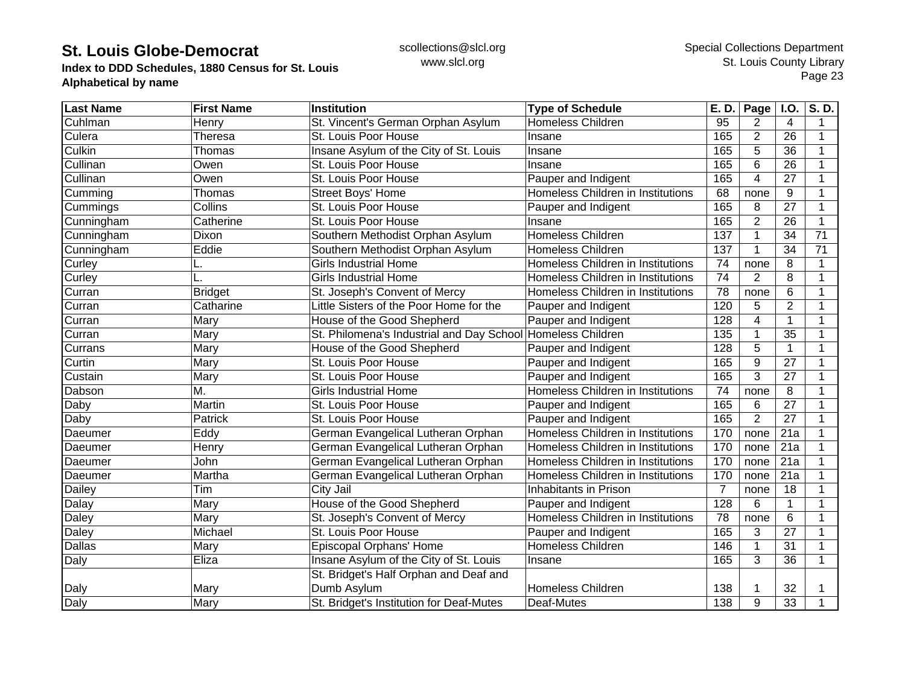| Last Name | First Name | Institution | Type of Schedule | E. D. | Page | I.O. | S. D. |
|---|---|---|---|---|---|---|---|
| Cuhlman | Henry | St. Vincent's German Orphan Asylum | Homeless Children | 95 | 2 | 4 | 1 |
| Culera | Theresa | St. Louis Poor House | Insane | 165 | 2 | 26 | 1 |
| Culkin | Thomas | Insane Asylum of the City of St. Louis | Insane | 165 | 5 | 36 | 1 |
| Cullinan | Owen | St. Louis Poor House | Insane | 165 | 6 | 26 | 1 |
| Cullinan | Owen | St. Louis Poor House | Pauper and Indigent | 165 | 4 | 27 | 1 |
| Cumming | Thomas | Street Boys' Home | Homeless Children in Institutions | 68 | none | 9 | 1 |
| Cummings | Collins | St. Louis Poor House | Pauper and Indigent | 165 | 8 | 27 | 1 |
| Cunningham | Catherine | St. Louis Poor House | Insane | 165 | 2 | 26 | 1 |
| Cunningham | Dixon | Southern Methodist Orphan Asylum | Homeless Children | 137 | 1 | 34 | 71 |
| Cunningham | Eddie | Southern Methodist Orphan Asylum | Homeless Children | 137 | 1 | 34 | 71 |
| Curley | L. | Girls Industrial Home | Homeless Children in Institutions | 74 | none | 8 | 1 |
| Curley | L. | Girls Industrial Home | Homeless Children in Institutions | 74 | 2 | 8 | 1 |
| Curran | Bridget | St. Joseph's Convent of Mercy | Homeless Children in Institutions | 78 | none | 6 | 1 |
| Curran | Catharine | Little Sisters of the Poor Home for the | Pauper and Indigent | 120 | 5 | 2 | 1 |
| Curran | Mary | House of the Good Shepherd | Pauper and Indigent | 128 | 4 | 1 | 1 |
| Curran | Mary | St. Philomena's Industrial and Day School | Homeless Children | 135 | 1 | 35 | 1 |
| Currans | Mary | House of the Good Shepherd | Pauper and Indigent | 128 | 5 | 1 | 1 |
| Curtin | Mary | St. Louis Poor House | Pauper and Indigent | 165 | 9 | 27 | 1 |
| Custain | Mary | St. Louis Poor House | Pauper and Indigent | 165 | 3 | 27 | 1 |
| Dabson | M. | Girls Industrial Home | Homeless Children in Institutions | 74 | none | 8 | 1 |
| Daby | Martin | St. Louis Poor House | Pauper and Indigent | 165 | 6 | 27 | 1 |
| Daby | Patrick | St. Louis Poor House | Pauper and Indigent | 165 | 2 | 27 | 1 |
| Daeumer | Eddy | German Evangelical Lutheran Orphan | Homeless Children in Institutions | 170 | none | 21a | 1 |
| Daeumer | Henry | German Evangelical Lutheran Orphan | Homeless Children in Institutions | 170 | none | 21a | 1 |
| Daeumer | John | German Evangelical Lutheran Orphan | Homeless Children in Institutions | 170 | none | 21a | 1 |
| Daeumer | Martha | German Evangelical Lutheran Orphan | Homeless Children in Institutions | 170 | none | 21a | 1 |
| Dailey | Tim | City Jail | Inhabitants in Prison | 7 | none | 18 | 1 |
| Dalay | Mary | House of the Good Shepherd | Pauper and Indigent | 128 | 6 | 1 | 1 |
| Daley | Mary | St. Joseph's Convent of Mercy | Homeless Children in Institutions | 78 | none | 6 | 1 |
| Daley | Michael | St. Louis Poor House | Pauper and Indigent | 165 | 3 | 27 | 1 |
| Dallas | Mary | Episcopal Orphans' Home | Homeless Children | 146 | 1 | 31 | 1 |
| Daly | Eliza | Insane Asylum of the City of St. Louis | Insane | 165 | 3 | 36 | 1 |
| Daly | Mary | St. Bridget's Half Orphan and Deaf and Dumb Asylum | Homeless Children | 138 | 1 | 32 | 1 |
| Daly | Mary | St. Bridget's Institution for Deaf-Mutes | Deaf-Mutes | 138 | 9 | 33 | 1 |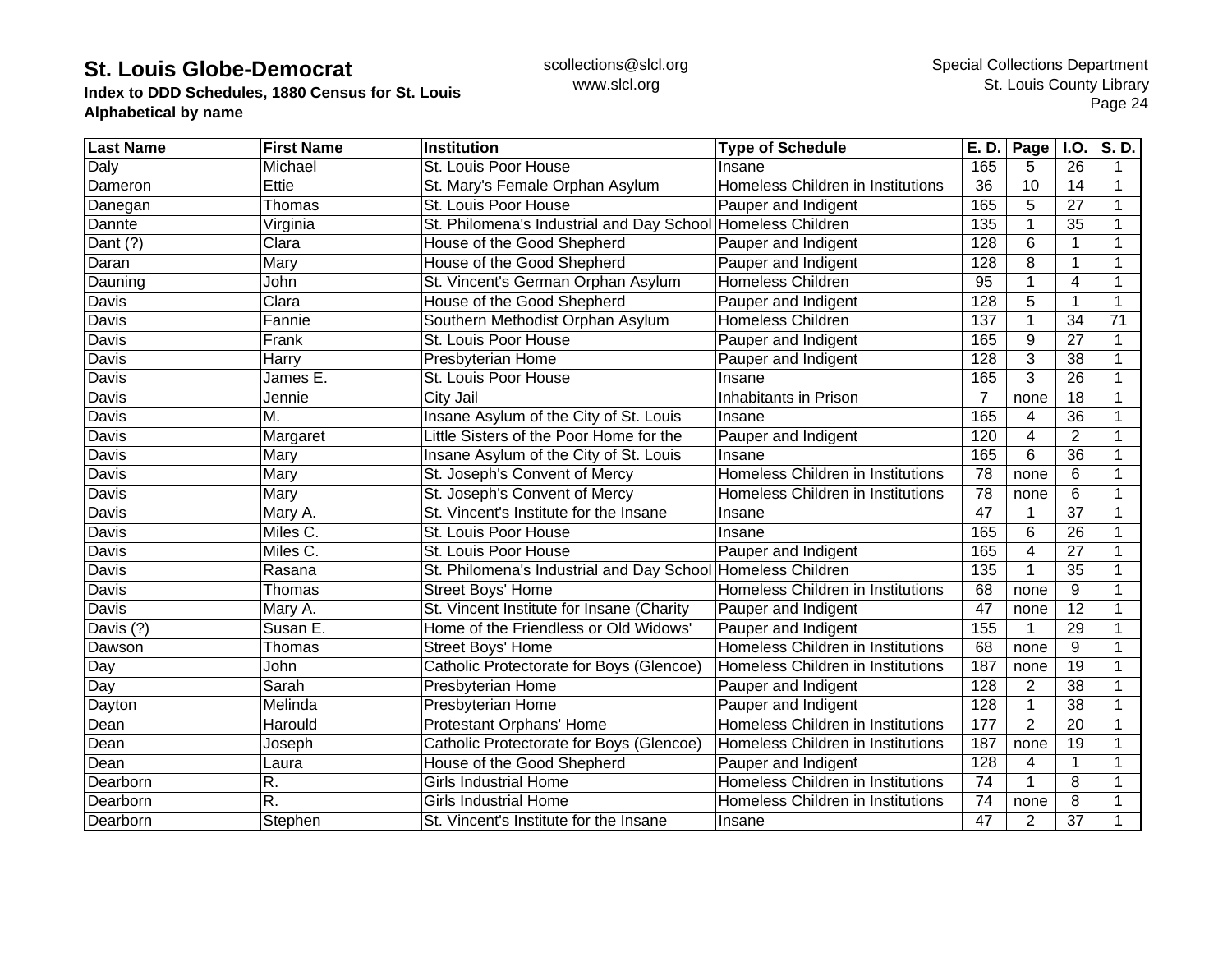| Last Name | First Name | Institution | Type of Schedule | E. D. | Page | I.O. | S. D. |
|---|---|---|---|---|---|---|---|
| Daly | Michael | St. Louis Poor House | Insane | 165 | 5 | 26 | 1 |
| Dameron | Ettie | St. Mary's Female Orphan Asylum | Homeless Children in Institutions | 36 | 10 | 14 | 1 |
| Danegan | Thomas | St. Louis Poor House | Pauper and Indigent | 165 | 5 | 27 | 1 |
| Dannte | Virginia | St. Philomena's Industrial and Day School | Homeless Children | 135 | 1 | 35 | 1 |
| Dant (?) | Clara | House of the Good Shepherd | Pauper and Indigent | 128 | 6 | 1 | 1 |
| Daran | Mary | House of the Good Shepherd | Pauper and Indigent | 128 | 8 | 1 | 1 |
| Dauning | John | St. Vincent's German Orphan Asylum | Homeless Children | 95 | 1 | 4 | 1 |
| Davis | Clara | House of the Good Shepherd | Pauper and Indigent | 128 | 5 | 1 | 1 |
| Davis | Fannie | Southern Methodist Orphan Asylum | Homeless Children | 137 | 1 | 34 | 71 |
| Davis | Frank | St. Louis Poor House | Pauper and Indigent | 165 | 9 | 27 | 1 |
| Davis | Harry | Presbyterian Home | Pauper and Indigent | 128 | 3 | 38 | 1 |
| Davis | James E. | St. Louis Poor House | Insane | 165 | 3 | 26 | 1 |
| Davis | Jennie | City Jail | Inhabitants in Prison | 7 | none | 18 | 1 |
| Davis | M. | Insane Asylum of the City of St. Louis | Insane | 165 | 4 | 36 | 1 |
| Davis | Margaret | Little Sisters of the Poor Home for the | Pauper and Indigent | 120 | 4 | 2 | 1 |
| Davis | Mary | Insane Asylum of the City of St. Louis | Insane | 165 | 6 | 36 | 1 |
| Davis | Mary | St. Joseph's Convent of Mercy | Homeless Children in Institutions | 78 | none | 6 | 1 |
| Davis | Mary | St. Joseph's Convent of Mercy | Homeless Children in Institutions | 78 | none | 6 | 1 |
| Davis | Mary A. | St. Vincent's Institute for the Insane | Insane | 47 | 1 | 37 | 1 |
| Davis | Miles C. | St. Louis Poor House | Insane | 165 | 6 | 26 | 1 |
| Davis | Miles C. | St. Louis Poor House | Pauper and Indigent | 165 | 4 | 27 | 1 |
| Davis | Rasana | St. Philomena's Industrial and Day School | Homeless Children | 135 | 1 | 35 | 1 |
| Davis | Thomas | Street Boys' Home | Homeless Children in Institutions | 68 | none | 9 | 1 |
| Davis | Mary A. | St. Vincent Institute for Insane (Charity | Pauper and Indigent | 47 | none | 12 | 1 |
| Davis (?) | Susan E. | Home of the Friendless or Old Widows' | Pauper and Indigent | 155 | 1 | 29 | 1 |
| Dawson | Thomas | Street Boys' Home | Homeless Children in Institutions | 68 | none | 9 | 1 |
| Day | John | Catholic Protectorate for Boys (Glencoe) | Homeless Children in Institutions | 187 | none | 19 | 1 |
| Day | Sarah | Presbyterian Home | Pauper and Indigent | 128 | 2 | 38 | 1 |
| Dayton | Melinda | Presbyterian Home | Pauper and Indigent | 128 | 1 | 38 | 1 |
| Dean | Harould | Protestant Orphans' Home | Homeless Children in Institutions | 177 | 2 | 20 | 1 |
| Dean | Joseph | Catholic Protectorate for Boys (Glencoe) | Homeless Children in Institutions | 187 | none | 19 | 1 |
| Dean | Laura | House of the Good Shepherd | Pauper and Indigent | 128 | 4 | 1 | 1 |
| Dearborn | R. | Girls Industrial Home | Homeless Children in Institutions | 74 | 1 | 8 | 1 |
| Dearborn | R. | Girls Industrial Home | Homeless Children in Institutions | 74 | none | 8 | 1 |
| Dearborn | Stephen | St. Vincent's Institute for the Insane | Insane | 47 | 2 | 37 | 1 |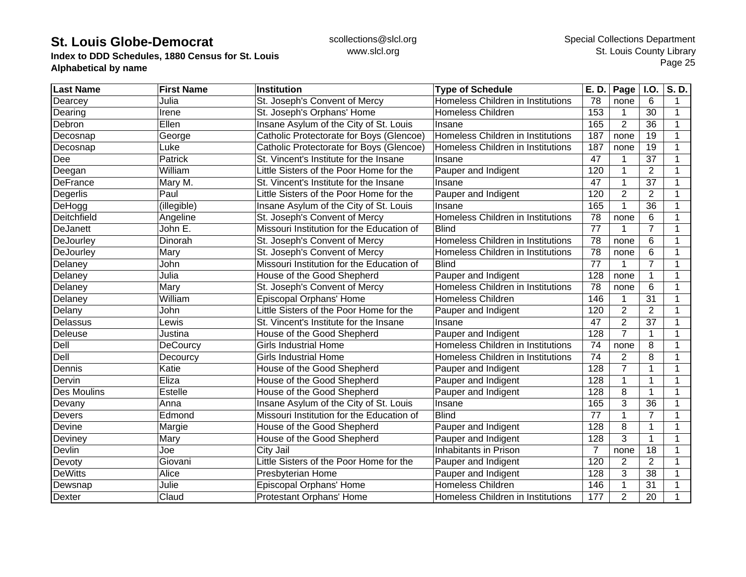**St. Louis Globe-Democrat**
**Index to DDD Schedules, 1880 Census for St. Louis**
**Alphabetical by name**

scollections@slcl.org
www.slcl.org

Special Collections Department
St. Louis County Library

| Last Name | First Name | Institution | Type of Schedule | E. D. | Page | I.O. | S. D. |
|---|---|---|---|---|---|---|---|
| Dearcey | Julia | St. Joseph's Convent of Mercy | Homeless Children in Institutions | 78 | none | 6 | 1 |
| Dearing | Irene | St. Joseph's Orphans' Home | Homeless Children | 153 | 1 | 30 | 1 |
| Debron | Ellen | Insane Asylum of the City of St. Louis | Insane | 165 | 2 | 36 | 1 |
| Decosnap | George | Catholic Protectorate for Boys (Glencoe) | Homeless Children in Institutions | 187 | none | 19 | 1 |
| Decosnap | Luke | Catholic Protectorate for Boys (Glencoe) | Homeless Children in Institutions | 187 | none | 19 | 1 |
| Dee | Patrick | St. Vincent's Institute for the Insane | Insane | 47 | 1 | 37 | 1 |
| Deegan | William | Little Sisters of the Poor Home for the | Pauper and Indigent | 120 | 1 | 2 | 1 |
| DeFrance | Mary M. | St. Vincent's Institute for the Insane | Insane | 47 | 1 | 37 | 1 |
| Degerlis | Paul | Little Sisters of the Poor Home for the | Pauper and Indigent | 120 | 2 | 2 | 1 |
| DeHogg | (illegible) | Insane Asylum of the City of St. Louis | Insane | 165 | 1 | 36 | 1 |
| Deitchfield | Angeline | St. Joseph's Convent of Mercy | Homeless Children in Institutions | 78 | none | 6 | 1 |
| DeJanett | John E. | Missouri Institution for the Education of | Blind | 77 | 1 | 7 | 1 |
| DeJourley | Dinorah | St. Joseph's Convent of Mercy | Homeless Children in Institutions | 78 | none | 6 | 1 |
| DeJourley | Mary | St. Joseph's Convent of Mercy | Homeless Children in Institutions | 78 | none | 6 | 1 |
| Delaney | John | Missouri Institution for the Education of | Blind | 77 | 1 | 7 | 1 |
| Delaney | Julia | House of the Good Shepherd | Pauper and Indigent | 128 | none | 1 | 1 |
| Delaney | Mary | St. Joseph's Convent of Mercy | Homeless Children in Institutions | 78 | none | 6 | 1 |
| Delaney | William | Episcopal Orphans' Home | Homeless Children | 146 | 1 | 31 | 1 |
| Delany | John | Little Sisters of the Poor Home for the | Pauper and Indigent | 120 | 2 | 2 | 1 |
| Delassus | Lewis | St. Vincent's Institute for the Insane | Insane | 47 | 2 | 37 | 1 |
| Deleuse | Justina | House of the Good Shepherd | Pauper and Indigent | 128 | 7 | 1 | 1 |
| Dell | DeCourcy | Girls Industrial Home | Homeless Children in Institutions | 74 | none | 8 | 1 |
| Dell | Decourcy | Girls Industrial Home | Homeless Children in Institutions | 74 | 2 | 8 | 1 |
| Dennis | Katie | House of the Good Shepherd | Pauper and Indigent | 128 | 7 | 1 | 1 |
| Dervin | Eliza | House of the Good Shepherd | Pauper and Indigent | 128 | 1 | 1 | 1 |
| Des Moulins | Estelle | House of the Good Shepherd | Pauper and Indigent | 128 | 8 | 1 | 1 |
| Devany | Anna | Insane Asylum of the City of St. Louis | Insane | 165 | 3 | 36 | 1 |
| Devers | Edmond | Missouri Institution for the Education of | Blind | 77 | 1 | 7 | 1 |
| Devine | Margie | House of the Good Shepherd | Pauper and Indigent | 128 | 8 | 1 | 1 |
| Deviney | Mary | House of the Good Shepherd | Pauper and Indigent | 128 | 3 | 1 | 1 |
| Devlin | Joe | City Jail | Inhabitants in Prison | 7 | none | 18 | 1 |
| Devoty | Giovani | Little Sisters of the Poor Home for the | Pauper and Indigent | 120 | 2 | 2 | 1 |
| DeWitts | Alice | Presbyterian Home | Pauper and Indigent | 128 | 3 | 38 | 1 |
| Dewsnap | Julie | Episcopal Orphans' Home | Homeless Children | 146 | 1 | 31 | 1 |
| Dexter | Claud | Protestant Orphans' Home | Homeless Children in Institutions | 177 | 2 | 20 | 1 |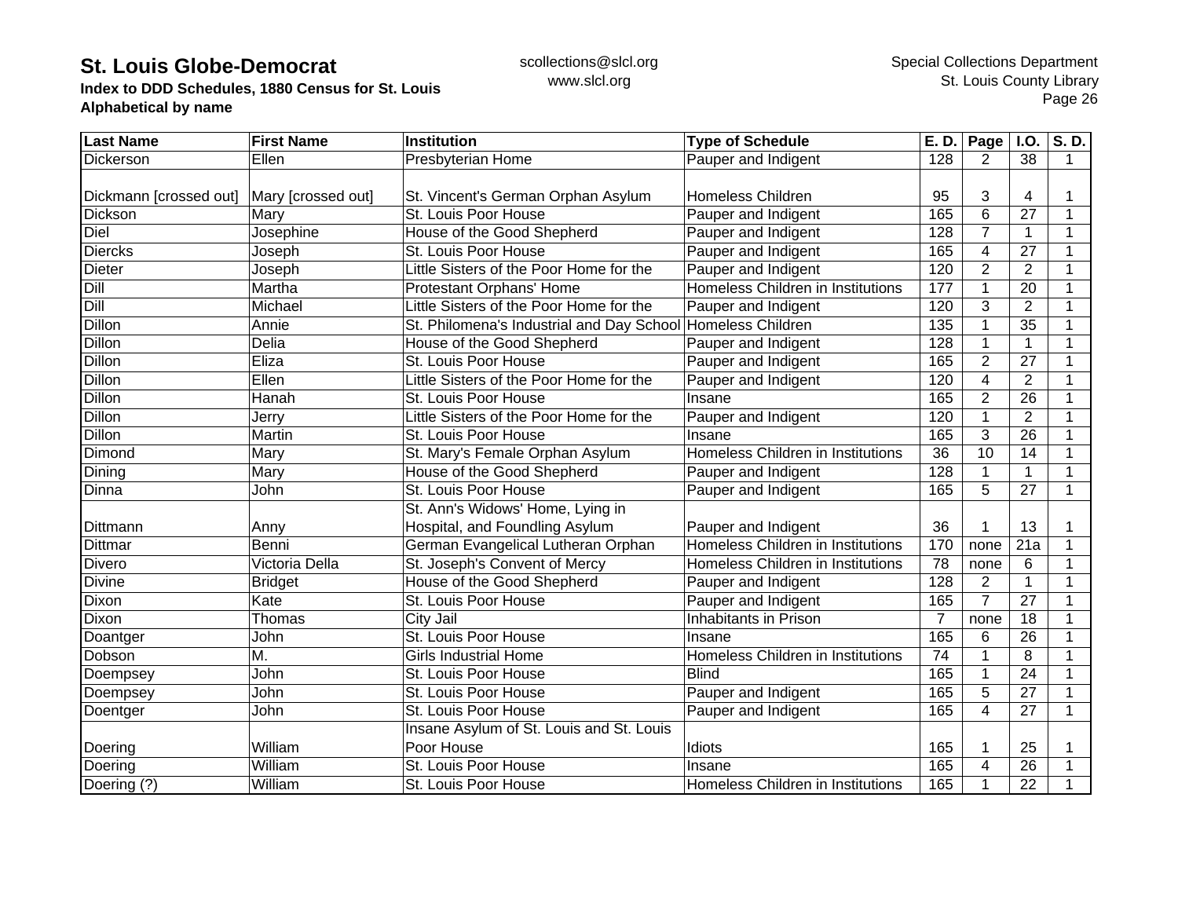# St. Louis Globe-Democrat

**Index to DDD Schedules, 1880 Census for St. Louis**
**Alphabetical by name**

scollections@slcl.org
www.slcl.org

Special Collections Department
St. Louis County Library

| Last Name | First Name | Institution | Type of Schedule | E. D. | Page | I.O. | S. D. |
|---|---|---|---|---|---|---|---|
| Dickerson | Ellen | Presbyterian Home | Pauper and Indigent | 128 | 2 | 38 | 1 |
| Dickmann [crossed out] | Mary [crossed out] | St. Vincent's German Orphan Asylum | Homeless Children | 95 | 3 | 4 | 1 |
| Dickson | Mary | St. Louis Poor House | Pauper and Indigent | 165 | 6 | 27 | 1 |
| Diel | Josephine | House of the Good Shepherd | Pauper and Indigent | 128 | 7 | 1 | 1 |
| Diercks | Joseph | St. Louis Poor House | Pauper and Indigent | 165 | 4 | 27 | 1 |
| Dieter | Joseph | Little Sisters of the Poor Home for the | Pauper and Indigent | 120 | 2 | 2 | 1 |
| Dill | Martha | Protestant Orphans' Home | Homeless Children in Institutions | 177 | 1 | 20 | 1 |
| Dill | Michael | Little Sisters of the Poor Home for the | Pauper and Indigent | 120 | 3 | 2 | 1 |
| Dillon | Annie | St. Philomena's Industrial and Day School | Homeless Children | 135 | 1 | 35 | 1 |
| Dillon | Delia | House of the Good Shepherd | Pauper and Indigent | 128 | 1 | 1 | 1 |
| Dillon | Eliza | St. Louis Poor House | Pauper and Indigent | 165 | 2 | 27 | 1 |
| Dillon | Ellen | Little Sisters of the Poor Home for the | Pauper and Indigent | 120 | 4 | 2 | 1 |
| Dillon | Hanah | St. Louis Poor House | Insane | 165 | 2 | 26 | 1 |
| Dillon | Jerry | Little Sisters of the Poor Home for the | Pauper and Indigent | 120 | 1 | 2 | 1 |
| Dillon | Martin | St. Louis Poor House | Insane | 165 | 3 | 26 | 1 |
| Dimond | Mary | St. Mary's Female Orphan Asylum | Homeless Children in Institutions | 36 | 10 | 14 | 1 |
| Dining | Mary | House of the Good Shepherd | Pauper and Indigent | 128 | 1 | 1 | 1 |
| Dinna | John | St. Louis Poor House | Pauper and Indigent | 165 | 5 | 27 | 1 |
| Dittmann | Anny | St. Ann's Widows' Home, Lying in Hospital, and Foundling Asylum | Pauper and Indigent | 36 | 1 | 13 | 1 |
| Dittmar | Benni | German Evangelical Lutheran Orphan | Homeless Children in Institutions | 170 | none | 21a | 1 |
| Divero | Victoria Della | St. Joseph's Convent of Mercy | Homeless Children in Institutions | 78 | none | 6 | 1 |
| Divine | Bridget | House of the Good Shepherd | Pauper and Indigent | 128 | 2 | 1 | 1 |
| Dixon | Kate | St. Louis Poor House | Pauper and Indigent | 165 | 7 | 27 | 1 |
| Dixon | Thomas | City Jail | Inhabitants in Prison | 7 | none | 18 | 1 |
| Doantger | John | St. Louis Poor House | Insane | 165 | 6 | 26 | 1 |
| Dobson | M. | Girls Industrial Home | Homeless Children in Institutions | 74 | 1 | 8 | 1 |
| Doempsey | John | St. Louis Poor House | Blind | 165 | 1 | 24 | 1 |
| Doempsey | John | St. Louis Poor House | Pauper and Indigent | 165 | 5 | 27 | 1 |
| Doentger | John | St. Louis Poor House | Pauper and Indigent | 165 | 4 | 27 | 1 |
| Doering | William | Insane Asylum of St. Louis and St. Louis Poor House | Idiots | 165 | 1 | 25 | 1 |
| Doering | William | St. Louis Poor House | Insane | 165 | 4 | 26 | 1 |
| Doering (?) | William | St. Louis Poor House | Homeless Children in Institutions | 165 | 1 | 22 | 1 |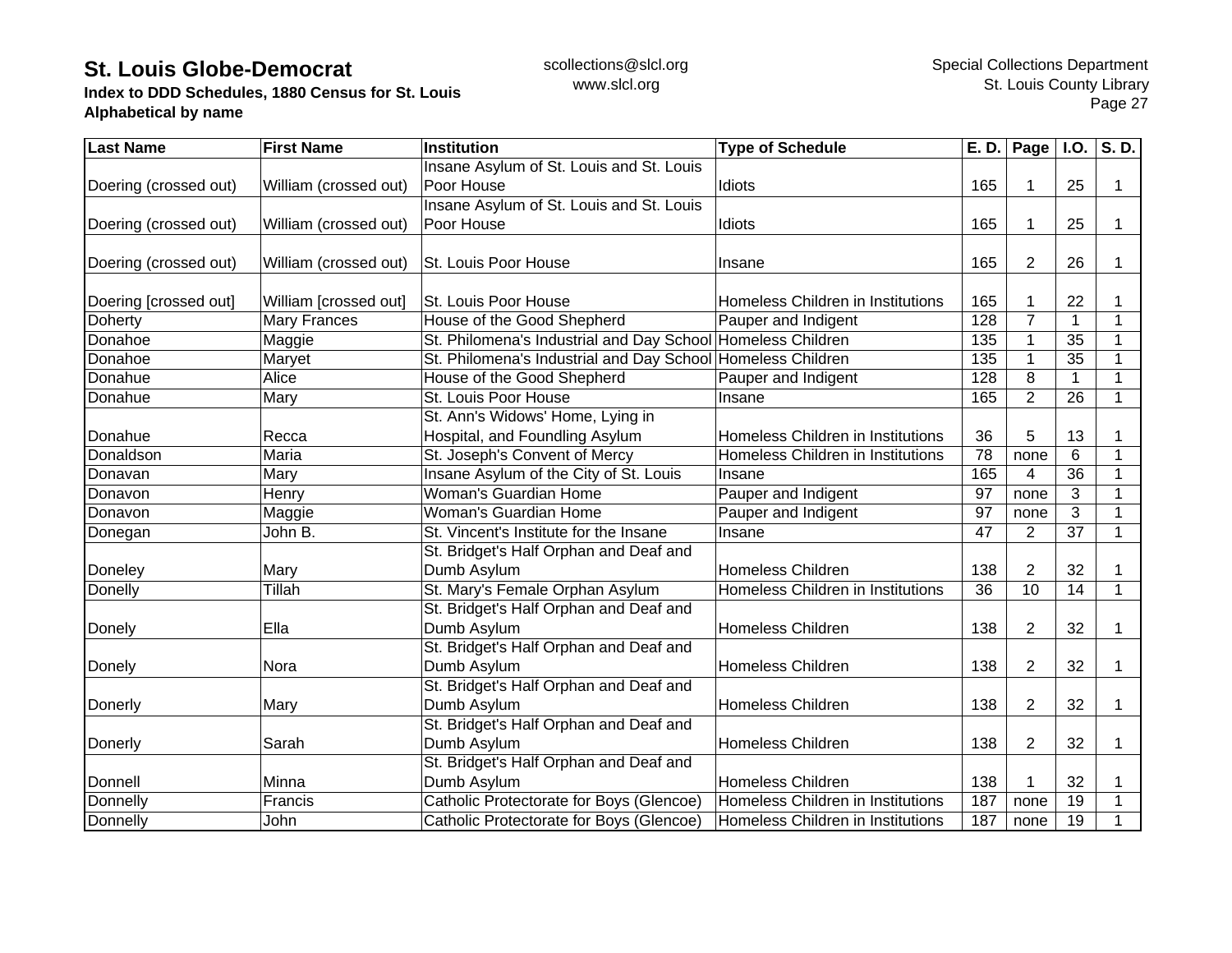| Last Name | First Name | Institution | Type of Schedule | E. D. | Page | I.O. | S. D. |
|---|---|---|---|---|---|---|---|
| Doering (crossed out) | William (crossed out) | Insane Asylum of St. Louis and St. Louis Poor House | Idiots | 165 | 1 | 25 | 1 |
| Doering (crossed out) | William (crossed out) | Insane Asylum of St. Louis and St. Louis Poor House | Idiots | 165 | 1 | 25 | 1 |
| Doering (crossed out) | William (crossed out) | St. Louis Poor House | Insane | 165 | 2 | 26 | 1 |
| Doering [crossed out] | William [crossed out] | St. Louis Poor House | Homeless Children in Institutions | 165 | 1 | 22 | 1 |
| Doherty | Mary Frances | House of the Good Shepherd | Pauper and Indigent | 128 | 7 | 1 | 1 |
| Donahoe | Maggie | St. Philomena's Industrial and Day School | Homeless Children | 135 | 1 | 35 | 1 |
| Donahoe | Maryet | St. Philomena's Industrial and Day School | Homeless Children | 135 | 1 | 35 | 1 |
| Donahue | Alice | House of the Good Shepherd | Pauper and Indigent | 128 | 8 | 1 | 1 |
| Donahue | Mary | St. Louis Poor House | Insane | 165 | 2 | 26 | 1 |
| Donahue | Recca | St. Ann's Widows' Home, Lying in Hospital, and Foundling Asylum | Homeless Children in Institutions | 36 | 5 | 13 | 1 |
| Donaldson | Maria | St. Joseph's Convent of Mercy | Homeless Children in Institutions | 78 | none | 6 | 1 |
| Donavan | Mary | Insane Asylum of the City of St. Louis | Insane | 165 | 4 | 36 | 1 |
| Donavon | Henry | Woman's Guardian Home | Pauper and Indigent | 97 | none | 3 | 1 |
| Donavon | Maggie | Woman's Guardian Home | Pauper and Indigent | 97 | none | 3 | 1 |
| Donegan | John B. | St. Vincent's Institute for the Insane | Insane | 47 | 2 | 37 | 1 |
| Doneley | Mary | St. Bridget's Half Orphan and Deaf and Dumb Asylum | Homeless Children | 138 | 2 | 32 | 1 |
| Donelly | Tillah | St. Mary's Female Orphan Asylum | Homeless Children in Institutions | 36 | 10 | 14 | 1 |
| Donely | Ella | St. Bridget's Half Orphan and Deaf and Dumb Asylum | Homeless Children | 138 | 2 | 32 | 1 |
| Donely | Nora | St. Bridget's Half Orphan and Deaf and Dumb Asylum | Homeless Children | 138 | 2 | 32 | 1 |
| Donerly | Mary | St. Bridget's Half Orphan and Deaf and Dumb Asylum | Homeless Children | 138 | 2 | 32 | 1 |
| Donerly | Sarah | St. Bridget's Half Orphan and Deaf and Dumb Asylum | Homeless Children | 138 | 2 | 32 | 1 |
| Donnell | Minna | St. Bridget's Half Orphan and Deaf and Dumb Asylum | Homeless Children | 138 | 1 | 32 | 1 |
| Donnelly | Francis | Catholic Protectorate for Boys (Glencoe) | Homeless Children in Institutions | 187 | none | 19 | 1 |
| Donnelly | John | Catholic Protectorate for Boys (Glencoe) | Homeless Children in Institutions | 187 | none | 19 | 1 |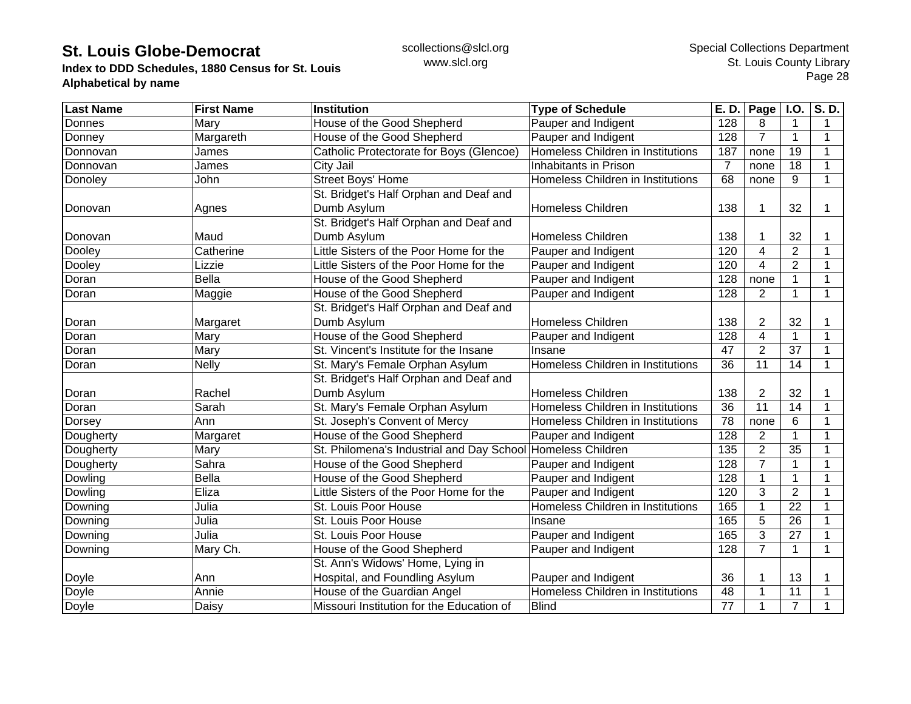# St. Louis Globe-Democrat

**Index to DDD Schedules, 1880 Census for St. Louis**
**Alphabetical by name**

scollections@slcl.org
www.slcl.org

Special Collections Department
St. Louis County Library

| Last Name | First Name | Institution | Type of Schedule | E. D. | Page | I.O. | S. D. |
|---|---|---|---|---|---|---|---|
| Donnes | Mary | House of the Good Shepherd | Pauper and Indigent | 128 | 8 | 1 | 1 |
| Donney | Margareth | House of the Good Shepherd | Pauper and Indigent | 128 | 7 | 1 | 1 |
| Donnovan | James | Catholic Protectorate for Boys (Glencoe) | Homeless Children in Institutions | 187 | none | 19 | 1 |
| Donnovan | James | City Jail | Inhabitants in Prison | 7 | none | 18 | 1 |
| Donoley | John | Street Boys' Home | Homeless Children in Institutions | 68 | none | 9 | 1 |
| Donovan | Agnes | St. Bridget's Half Orphan and Deaf and Dumb Asylum | Homeless Children | 138 | 1 | 32 | 1 |
| Donovan | Maud | St. Bridget's Half Orphan and Deaf and Dumb Asylum | Homeless Children | 138 | 1 | 32 | 1 |
| Dooley | Catherine | Little Sisters of the Poor Home for the | Pauper and Indigent | 120 | 4 | 2 | 1 |
| Dooley | Lizzie | Little Sisters of the Poor Home for the | Pauper and Indigent | 120 | 4 | 2 | 1 |
| Doran | Bella | House of the Good Shepherd | Pauper and Indigent | 128 | none | 1 | 1 |
| Doran | Maggie | House of the Good Shepherd | Pauper and Indigent | 128 | 2 | 1 | 1 |
| Doran | Margaret | St. Bridget's Half Orphan and Deaf and Dumb Asylum | Homeless Children | 138 | 2 | 32 | 1 |
| Doran | Mary | House of the Good Shepherd | Pauper and Indigent | 128 | 4 | 1 | 1 |
| Doran | Mary | St. Vincent's Institute for the Insane | Insane | 47 | 2 | 37 | 1 |
| Doran | Nelly | St. Mary's Female Orphan Asylum | Homeless Children in Institutions | 36 | 11 | 14 | 1 |
| Doran | Rachel | St. Bridget's Half Orphan and Deaf and Dumb Asylum | Homeless Children | 138 | 2 | 32 | 1 |
| Doran | Sarah | St. Mary's Female Orphan Asylum | Homeless Children in Institutions | 36 | 11 | 14 | 1 |
| Dorsey | Ann | St. Joseph's Convent of Mercy | Homeless Children in Institutions | 78 | none | 6 | 1 |
| Dougherty | Margaret | House of the Good Shepherd | Pauper and Indigent | 128 | 2 | 1 | 1 |
| Dougherty | Mary | St. Philomena's Industrial and Day School | Homeless Children | 135 | 2 | 35 | 1 |
| Dougherty | Sahra | House of the Good Shepherd | Pauper and Indigent | 128 | 7 | 1 | 1 |
| Dowling | Bella | House of the Good Shepherd | Pauper and Indigent | 128 | 1 | 1 | 1 |
| Dowling | Eliza | Little Sisters of the Poor Home for the | Pauper and Indigent | 120 | 3 | 2 | 1 |
| Downing | Julia | St. Louis Poor House | Homeless Children in Institutions | 165 | 1 | 22 | 1 |
| Downing | Julia | St. Louis Poor House | Insane | 165 | 5 | 26 | 1 |
| Downing | Julia | St. Louis Poor House | Pauper and Indigent | 165 | 3 | 27 | 1 |
| Downing | Mary Ch. | House of the Good Shepherd | Pauper and Indigent | 128 | 7 | 1 | 1 |
| Doyle | Ann | St. Ann's Widows' Home, Lying in Hospital, and Foundling Asylum | Pauper and Indigent | 36 | 1 | 13 | 1 |
| Doyle | Annie | House of the Guardian Angel | Homeless Children in Institutions | 48 | 1 | 11 | 1 |
| Doyle | Daisy | Missouri Institution for the Education of | Blind | 77 | 1 | 7 | 1 |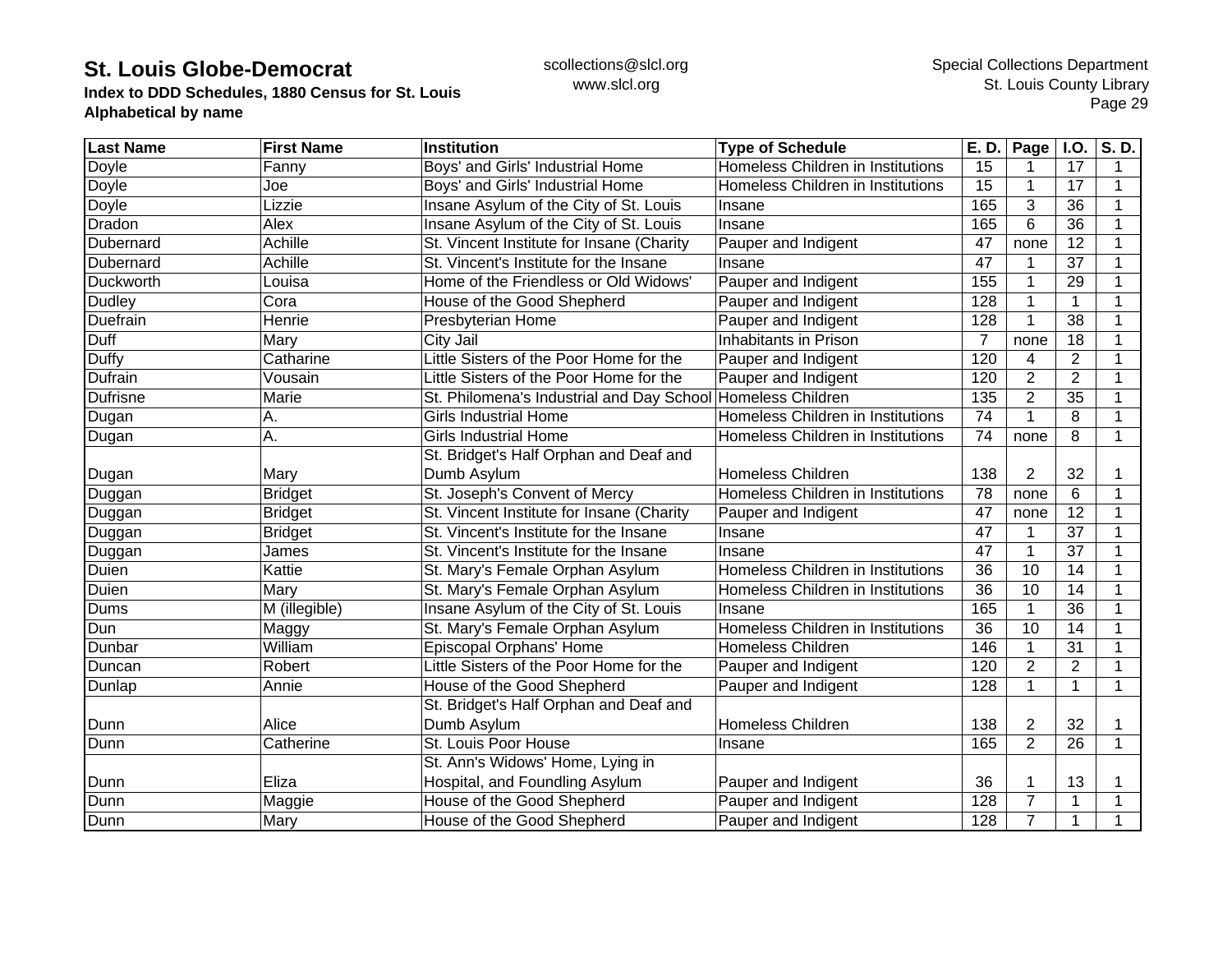# St. Louis Globe-Democrat

**Index to DDD Schedules, 1880 Census for St. Louis**
**Alphabetical by name**

scollections@slcl.org
www.slcl.org

Special Collections Department
St. Louis County Library

| Last Name | First Name | Institution | Type of Schedule | E. D. | Page | I.O. | S. D. |
|---|---|---|---|---|---|---|---|
| Doyle | Fanny | Boys' and Girls' Industrial Home | Homeless Children in Institutions | 15 | 1 | 17 | 1 |
| Doyle | Joe | Boys' and Girls' Industrial Home | Homeless Children in Institutions | 15 | 1 | 17 | 1 |
| Doyle | Lizzie | Insane Asylum of the City of St. Louis | Insane | 165 | 3 | 36 | 1 |
| Dradon | Alex | Insane Asylum of the City of St. Louis | Insane | 165 | 6 | 36 | 1 |
| Dubernard | Achille | St. Vincent Institute for Insane (Charity | Pauper and Indigent | 47 | none | 12 | 1 |
| Dubernard | Achille | St. Vincent's Institute for the Insane | Insane | 47 | 1 | 37 | 1 |
| Duckworth | Louisa | Home of the Friendless or Old Widows' | Pauper and Indigent | 155 | 1 | 29 | 1 |
| Dudley | Cora | House of the Good Shepherd | Pauper and Indigent | 128 | 1 | 1 | 1 |
| Duefrain | Henrie | Presbyterian Home | Pauper and Indigent | 128 | 1 | 38 | 1 |
| Duff | Mary | City Jail | Inhabitants in Prison | 7 | none | 18 | 1 |
| Duffy | Catharine | Little Sisters of the Poor Home for the | Pauper and Indigent | 120 | 4 | 2 | 1 |
| Dufrain | Vousain | Little Sisters of the Poor Home for the | Pauper and Indigent | 120 | 2 | 2 | 1 |
| Dufrisne | Marie | St. Philomena's Industrial and Day School | Homeless Children | 135 | 2 | 35 | 1 |
| Dugan | A. | Girls Industrial Home | Homeless Children in Institutions | 74 | 1 | 8 | 1 |
| Dugan | A. | Girls Industrial Home | Homeless Children in Institutions | 74 | none | 8 | 1 |
| Dugan | Mary | St. Bridget's Half Orphan and Deaf and Dumb Asylum | Homeless Children | 138 | 2 | 32 | 1 |
| Duggan | Bridget | St. Joseph's Convent of Mercy | Homeless Children in Institutions | 78 | none | 6 | 1 |
| Duggan | Bridget | St. Vincent Institute for Insane (Charity | Pauper and Indigent | 47 | none | 12 | 1 |
| Duggan | Bridget | St. Vincent's Institute for the Insane | Insane | 47 | 1 | 37 | 1 |
| Duggan | James | St. Vincent's Institute for the Insane | Insane | 47 | 1 | 37 | 1 |
| Duien | Kattie | St. Mary's Female Orphan Asylum | Homeless Children in Institutions | 36 | 10 | 14 | 1 |
| Duien | Mary | St. Mary's Female Orphan Asylum | Homeless Children in Institutions | 36 | 10 | 14 | 1 |
| Dums | M (illegible) | Insane Asylum of the City of St. Louis | Insane | 165 | 1 | 36 | 1 |
| Dun | Maggy | St. Mary's Female Orphan Asylum | Homeless Children in Institutions | 36 | 10 | 14 | 1 |
| Dunbar | William | Episcopal Orphans' Home | Homeless Children | 146 | 1 | 31 | 1 |
| Duncan | Robert | Little Sisters of the Poor Home for the | Pauper and Indigent | 120 | 2 | 2 | 1 |
| Dunlap | Annie | House of the Good Shepherd | Pauper and Indigent | 128 | 1 | 1 | 1 |
| Dunn | Alice | St. Bridget's Half Orphan and Deaf and Dumb Asylum | Homeless Children | 138 | 2 | 32 | 1 |
| Dunn | Catherine | St. Louis Poor House | Insane | 165 | 2 | 26 | 1 |
| Dunn | Eliza | St. Ann's Widows' Home, Lying in Hospital, and Foundling Asylum | Pauper and Indigent | 36 | 1 | 13 | 1 |
| Dunn | Maggie | House of the Good Shepherd | Pauper and Indigent | 128 | 7 | 1 | 1 |
| Dunn | Mary | House of the Good Shepherd | Pauper and Indigent | 128 | 7 | 1 | 1 |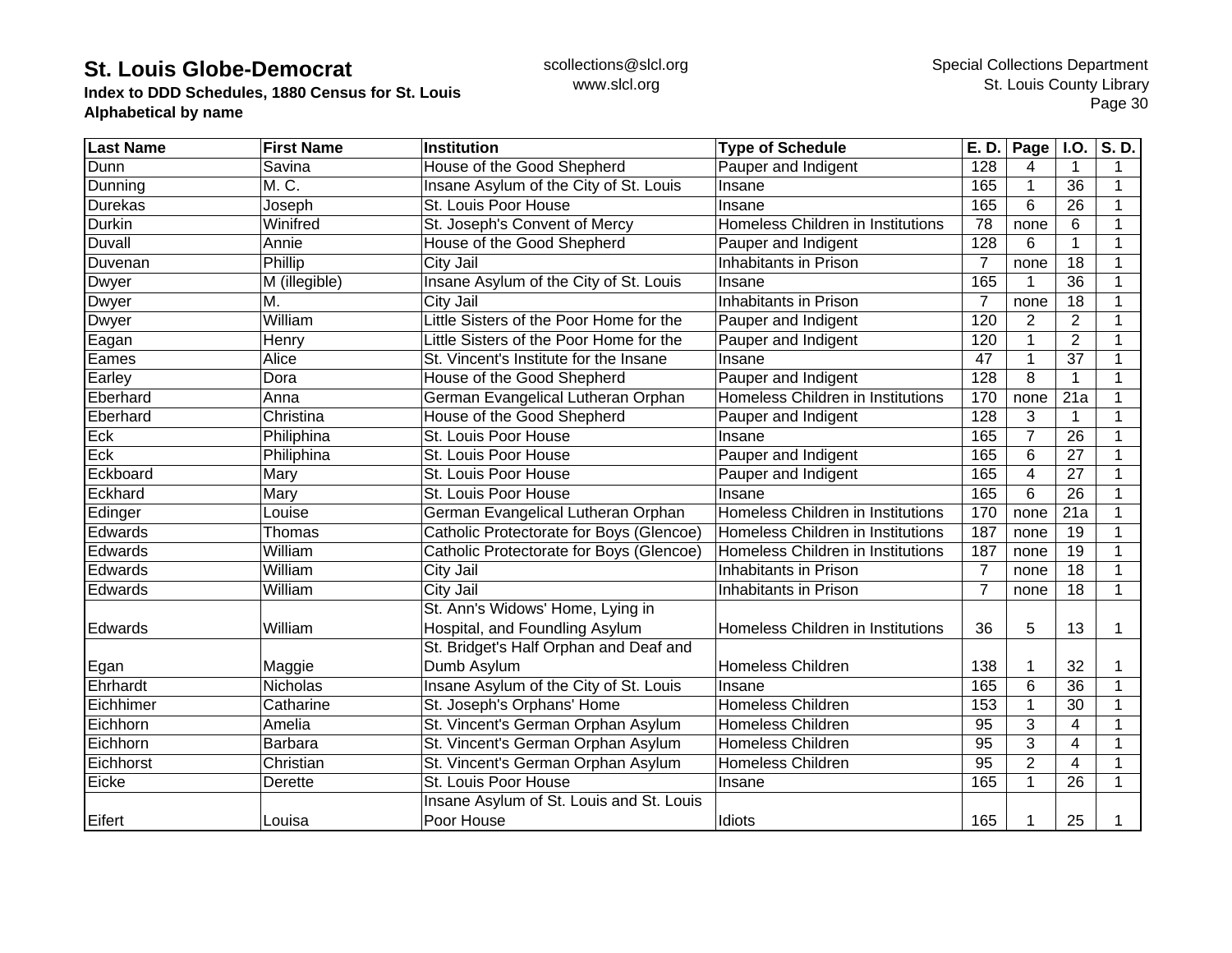| Last Name | First Name | Institution | Type of Schedule | E. D. | Page | I.O. | S. D. |
|---|---|---|---|---|---|---|---|
| Dunn | Savina | House of the Good Shepherd | Pauper and Indigent | 128 | 4 | 1 | 1 |
| Dunning | M. C. | Insane Asylum of the City of St. Louis | Insane | 165 | 1 | 36 | 1 |
| Durekas | Joseph | St. Louis Poor House | Insane | 165 | 6 | 26 | 1 |
| Durkin | Winifred | St. Joseph's Convent of Mercy | Homeless Children in Institutions | 78 | none | 6 | 1 |
| Duvall | Annie | House of the Good Shepherd | Pauper and Indigent | 128 | 6 | 1 | 1 |
| Duvenan | Phillip | City Jail | Inhabitants in Prison | 7 | none | 18 | 1 |
| Dwyer | M (illegible) | Insane Asylum of the City of St. Louis | Insane | 165 | 1 | 36 | 1 |
| Dwyer | M. | City Jail | Inhabitants in Prison | 7 | none | 18 | 1 |
| Dwyer | William | Little Sisters of the Poor Home for the | Pauper and Indigent | 120 | 2 | 2 | 1 |
| Eagan | Henry | Little Sisters of the Poor Home for the | Pauper and Indigent | 120 | 1 | 2 | 1 |
| Eames | Alice | St. Vincent's Institute for the Insane | Insane | 47 | 1 | 37 | 1 |
| Earley | Dora | House of the Good Shepherd | Pauper and Indigent | 128 | 8 | 1 | 1 |
| Eberhard | Anna | German Evangelical Lutheran Orphan | Homeless Children in Institutions | 170 | none | 21a | 1 |
| Eberhard | Christina | House of the Good Shepherd | Pauper and Indigent | 128 | 3 | 1 | 1 |
| Eck | Philiphina | St. Louis Poor House | Insane | 165 | 7 | 26 | 1 |
| Eck | Philiphina | St. Louis Poor House | Pauper and Indigent | 165 | 6 | 27 | 1 |
| Eckboard | Mary | St. Louis Poor House | Pauper and Indigent | 165 | 4 | 27 | 1 |
| Eckhard | Mary | St. Louis Poor House | Insane | 165 | 6 | 26 | 1 |
| Edinger | Louise | German Evangelical Lutheran Orphan | Homeless Children in Institutions | 170 | none | 21a | 1 |
| Edwards | Thomas | Catholic Protectorate for Boys (Glencoe) | Homeless Children in Institutions | 187 | none | 19 | 1 |
| Edwards | William | Catholic Protectorate for Boys (Glencoe) | Homeless Children in Institutions | 187 | none | 19 | 1 |
| Edwards | William | City Jail | Inhabitants in Prison | 7 | none | 18 | 1 |
| Edwards | William | City Jail | Inhabitants in Prison | 7 | none | 18 | 1 |
| Edwards | William | St. Ann's Widows' Home, Lying in Hospital, and Foundling Asylum | Homeless Children in Institutions | 36 | 5 | 13 | 1 |
| Egan | Maggie | St. Bridget's Half Orphan and Deaf and Dumb Asylum | Homeless Children | 138 | 1 | 32 | 1 |
| Ehrhardt | Nicholas | Insane Asylum of the City of St. Louis | Insane | 165 | 6 | 36 | 1 |
| Eichhimer | Catharine | St. Joseph's Orphans' Home | Homeless Children | 153 | 1 | 30 | 1 |
| Eichhorn | Amelia | St. Vincent's German Orphan Asylum | Homeless Children | 95 | 3 | 4 | 1 |
| Eichhorn | Barbara | St. Vincent's German Orphan Asylum | Homeless Children | 95 | 3 | 4 | 1 |
| Eichhorst | Christian | St. Vincent's German Orphan Asylum | Homeless Children | 95 | 2 | 4 | 1 |
| Eicke | Derette | St. Louis Poor House | Insane | 165 | 1 | 26 | 1 |
| Eifert | Louisa | Insane Asylum of St. Louis and St. Louis Poor House | Idiots | 165 | 1 | 25 | 1 |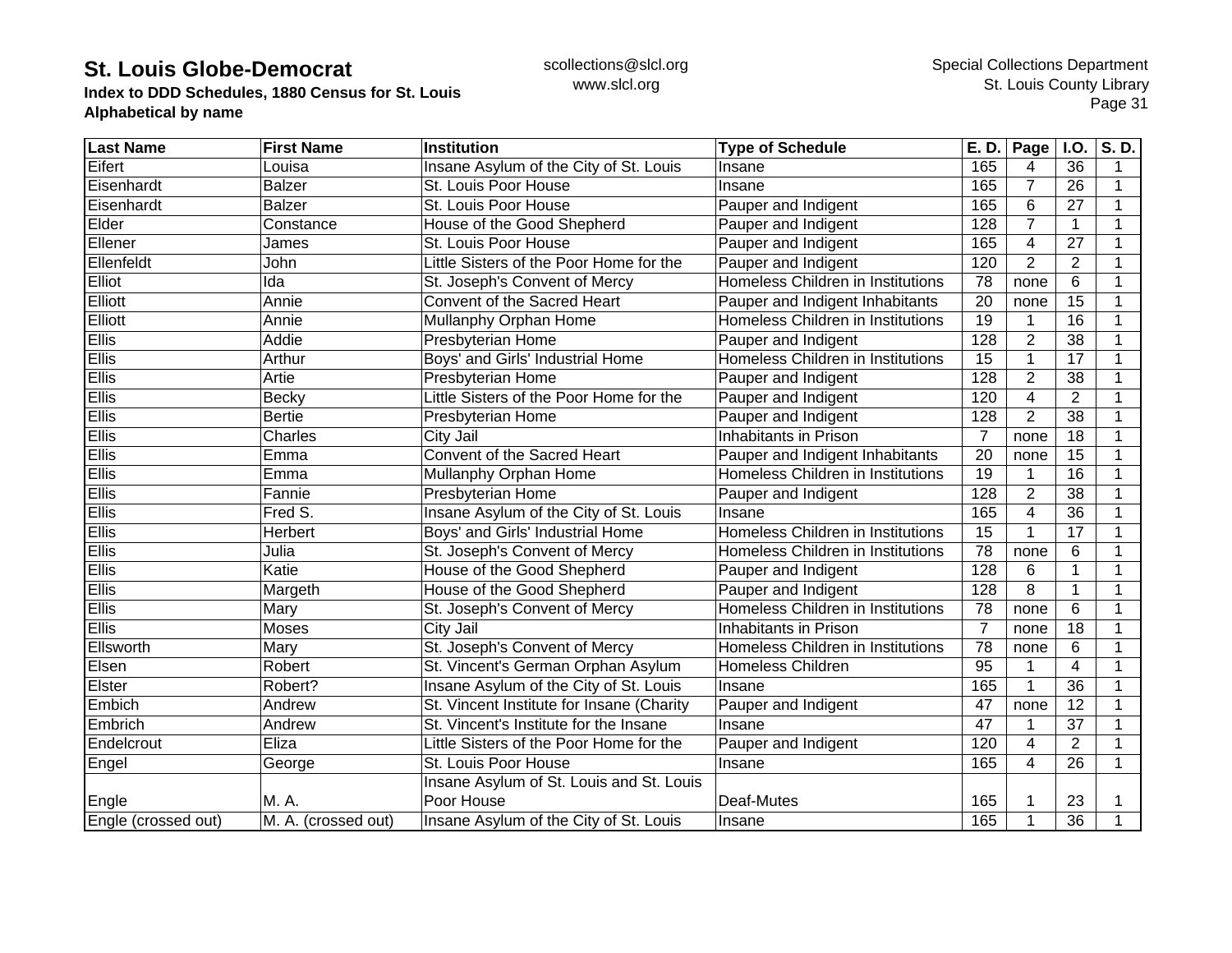# St. Louis Globe-Democrat

**Index to DDD Schedules, 1880 Census for St. Louis**
**Alphabetical by name**

scollections@slcl.org
www.slcl.org

Special Collections Department
St. Louis County Library

| Last Name | First Name | Institution | Type of Schedule | E. D. | Page | I.O. | S. D. |
|---|---|---|---|---|---|---|---|
| Eifert | Louisa | Insane Asylum of the City of St. Louis | Insane | 165 | 4 | 36 | 1 |
| Eisenhardt | Balzer | St. Louis Poor House | Insane | 165 | 7 | 26 | 1 |
| Eisenhardt | Balzer | St. Louis Poor House | Pauper and Indigent | 165 | 6 | 27 | 1 |
| Elder | Constance | House of the Good Shepherd | Pauper and Indigent | 128 | 7 | 1 | 1 |
| Ellener | James | St. Louis Poor House | Pauper and Indigent | 165 | 4 | 27 | 1 |
| Ellenfeldt | John | Little Sisters of the Poor Home for the | Pauper and Indigent | 120 | 2 | 2 | 1 |
| Elliot | Ida | St. Joseph's Convent of Mercy | Homeless Children in Institutions | 78 | none | 6 | 1 |
| Elliott | Annie | Convent of the Sacred Heart | Pauper and Indigent Inhabitants | 20 | none | 15 | 1 |
| Elliott | Annie | Mullanphy Orphan Home | Homeless Children in Institutions | 19 | 1 | 16 | 1 |
| Ellis | Addie | Presbyterian Home | Pauper and Indigent | 128 | 2 | 38 | 1 |
| Ellis | Arthur | Boys' and Girls' Industrial Home | Homeless Children in Institutions | 15 | 1 | 17 | 1 |
| Ellis | Artie | Presbyterian Home | Pauper and Indigent | 128 | 2 | 38 | 1 |
| Ellis | Becky | Little Sisters of the Poor Home for the | Pauper and Indigent | 120 | 4 | 2 | 1 |
| Ellis | Bertie | Presbyterian Home | Pauper and Indigent | 128 | 2 | 38 | 1 |
| Ellis | Charles | City Jail | Inhabitants in Prison | 7 | none | 18 | 1 |
| Ellis | Emma | Convent of the Sacred Heart | Pauper and Indigent Inhabitants | 20 | none | 15 | 1 |
| Ellis | Emma | Mullanphy Orphan Home | Homeless Children in Institutions | 19 | 1 | 16 | 1 |
| Ellis | Fannie | Presbyterian Home | Pauper and Indigent | 128 | 2 | 38 | 1 |
| Ellis | Fred S. | Insane Asylum of the City of St. Louis | Insane | 165 | 4 | 36 | 1 |
| Ellis | Herbert | Boys' and Girls' Industrial Home | Homeless Children in Institutions | 15 | 1 | 17 | 1 |
| Ellis | Julia | St. Joseph's Convent of Mercy | Homeless Children in Institutions | 78 | none | 6 | 1 |
| Ellis | Katie | House of the Good Shepherd | Pauper and Indigent | 128 | 6 | 1 | 1 |
| Ellis | Margeth | House of the Good Shepherd | Pauper and Indigent | 128 | 8 | 1 | 1 |
| Ellis | Mary | St. Joseph's Convent of Mercy | Homeless Children in Institutions | 78 | none | 6 | 1 |
| Ellis | Moses | City Jail | Inhabitants in Prison | 7 | none | 18 | 1 |
| Ellsworth | Mary | St. Joseph's Convent of Mercy | Homeless Children in Institutions | 78 | none | 6 | 1 |
| Elsen | Robert | St. Vincent's German Orphan Asylum | Homeless Children | 95 | 1 | 4 | 1 |
| Elster | Robert? | Insane Asylum of the City of St. Louis | Insane | 165 | 1 | 36 | 1 |
| Embich | Andrew | St. Vincent Institute for Insane (Charity | Pauper and Indigent | 47 | none | 12 | 1 |
| Embrich | Andrew | St. Vincent's Institute for the Insane | Insane | 47 | 1 | 37 | 1 |
| Endelcrout | Eliza | Little Sisters of the Poor Home for the | Pauper and Indigent | 120 | 4 | 2 | 1 |
| Engel | George | St. Louis Poor House | Insane | 165 | 4 | 26 | 1 |
| Engle | M. A. | Insane Asylum of St. Louis and St. Louis Poor House | Deaf-Mutes | 165 | 1 | 23 | 1 |
| Engle (crossed out) | M. A. (crossed out) | Insane Asylum of the City of St. Louis | Insane | 165 | 1 | 36 | 1 |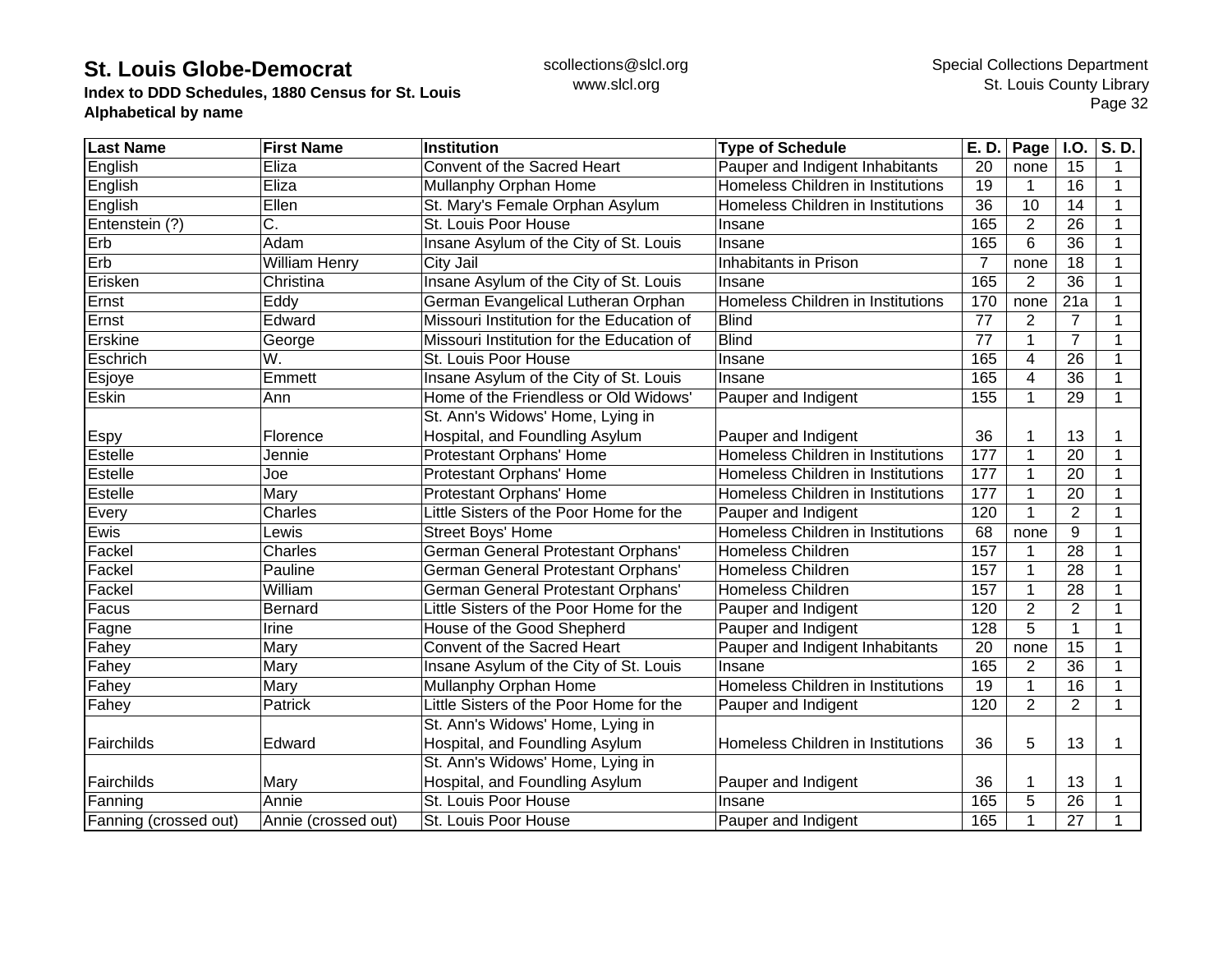# St. Louis Globe-Democrat

**Index to DDD Schedules, 1880 Census for St. Louis**
**Alphabetical by name**

scollections@slcl.org
www.slcl.org

Special Collections Department
St. Louis County Library

| Last Name | First Name | Institution | Type of Schedule | E. D. | Page | I.O. | S. D. |
|---|---|---|---|---|---|---|---|
| English | Eliza | Convent of the Sacred Heart | Pauper and Indigent Inhabitants | 20 | none | 15 | 1 |
| English | Eliza | Mullanphy Orphan Home | Homeless Children in Institutions | 19 | 1 | 16 | 1 |
| English | Ellen | St. Mary's Female Orphan Asylum | Homeless Children in Institutions | 36 | 10 | 14 | 1 |
| Entenstein (?) | C. | St. Louis Poor House | Insane | 165 | 2 | 26 | 1 |
| Erb | Adam | Insane Asylum of the City of St. Louis | Insane | 165 | 6 | 36 | 1 |
| Erb | William Henry | City Jail | Inhabitants in Prison | 7 | none | 18 | 1 |
| Erisken | Christina | Insane Asylum of the City of St. Louis | Insane | 165 | 2 | 36 | 1 |
| Ernst | Eddy | German Evangelical Lutheran Orphan | Homeless Children in Institutions | 170 | none | 21a | 1 |
| Ernst | Edward | Missouri Institution for the Education of | Blind | 77 | 2 | 7 | 1 |
| Erskine | George | Missouri Institution for the Education of | Blind | 77 | 1 | 7 | 1 |
| Eschrich | W. | St. Louis Poor House | Insane | 165 | 4 | 26 | 1 |
| Esjoye | Emmett | Insane Asylum of the City of St. Louis | Insane | 165 | 4 | 36 | 1 |
| Eskin | Ann | Home of the Friendless or Old Widows' | Pauper and Indigent | 155 | 1 | 29 | 1 |
| Espy | Florence | St. Ann's Widows' Home, Lying in Hospital, and Foundling Asylum | Pauper and Indigent | 36 | 1 | 13 | 1 |
| Estelle | Jennie | Protestant Orphans' Home | Homeless Children in Institutions | 177 | 1 | 20 | 1 |
| Estelle | Joe | Protestant Orphans' Home | Homeless Children in Institutions | 177 | 1 | 20 | 1 |
| Estelle | Mary | Protestant Orphans' Home | Homeless Children in Institutions | 177 | 1 | 20 | 1 |
| Every | Charles | Little Sisters of the Poor Home for the | Pauper and Indigent | 120 | 1 | 2 | 1 |
| Ewis | Lewis | Street Boys' Home | Homeless Children in Institutions | 68 | none | 9 | 1 |
| Fackel | Charles | German General Protestant Orphans' | Homeless Children | 157 | 1 | 28 | 1 |
| Fackel | Pauline | German General Protestant Orphans' | Homeless Children | 157 | 1 | 28 | 1 |
| Fackel | William | German General Protestant Orphans' | Homeless Children | 157 | 1 | 28 | 1 |
| Facus | Bernard | Little Sisters of the Poor Home for the | Pauper and Indigent | 120 | 2 | 2 | 1 |
| Fagne | Irine | House of the Good Shepherd | Pauper and Indigent | 128 | 5 | 1 | 1 |
| Fahey | Mary | Convent of the Sacred Heart | Pauper and Indigent Inhabitants | 20 | none | 15 | 1 |
| Fahey | Mary | Insane Asylum of the City of St. Louis | Insane | 165 | 2 | 36 | 1 |
| Fahey | Mary | Mullanphy Orphan Home | Homeless Children in Institutions | 19 | 1 | 16 | 1 |
| Fahey | Patrick | Little Sisters of the Poor Home for the | Pauper and Indigent | 120 | 2 | 2 | 1 |
| Fairchilds | Edward | St. Ann's Widows' Home, Lying in Hospital, and Foundling Asylum | Homeless Children in Institutions | 36 | 5 | 13 | 1 |
| Fairchilds | Mary | St. Ann's Widows' Home, Lying in Hospital, and Foundling Asylum | Pauper and Indigent | 36 | 1 | 13 | 1 |
| Fanning | Annie | St. Louis Poor House | Insane | 165 | 5 | 26 | 1 |
| Fanning (crossed out) | Annie (crossed out) | St. Louis Poor House | Pauper and Indigent | 165 | 1 | 27 | 1 |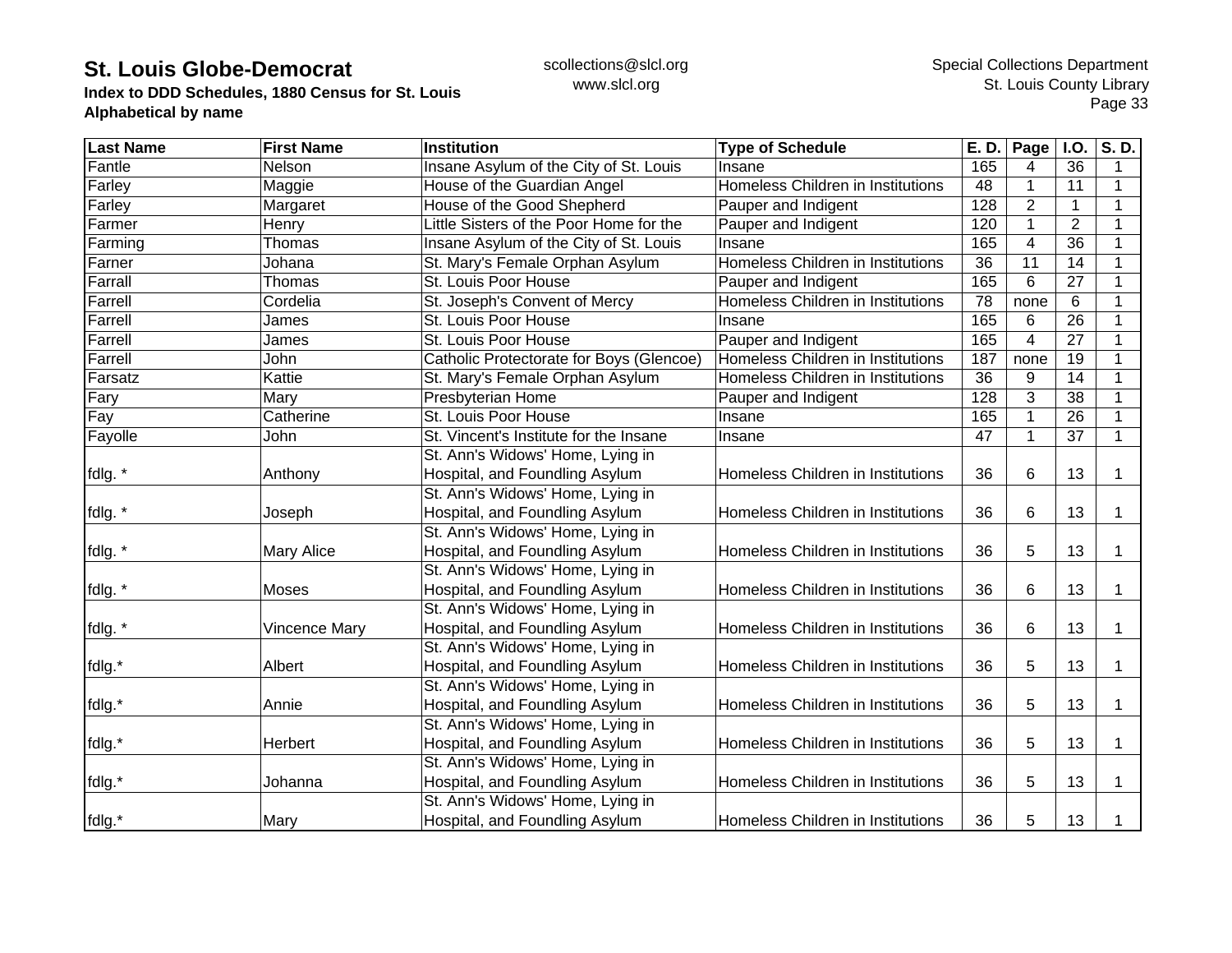| Last Name | First Name | Institution | Type of Schedule | E. D. | Page | I.O. | S. D. |
|---|---|---|---|---|---|---|---|
| Fantle | Nelson | Insane Asylum of the City of St. Louis | Insane | 165 | 4 | 36 | 1 |
| Farley | Maggie | House of the Guardian Angel | Homeless Children in Institutions | 48 | 1 | 11 | 1 |
| Farley | Margaret | House of the Good Shepherd | Pauper and Indigent | 128 | 2 | 1 | 1 |
| Farmer | Henry | Little Sisters of the Poor Home for the | Pauper and Indigent | 120 | 1 | 2 | 1 |
| Farming | Thomas | Insane Asylum of the City of St. Louis | Insane | 165 | 4 | 36 | 1 |
| Farner | Johana | St. Mary's Female Orphan Asylum | Homeless Children in Institutions | 36 | 11 | 14 | 1 |
| Farrall | Thomas | St. Louis Poor House | Pauper and Indigent | 165 | 6 | 27 | 1 |
| Farrell | Cordelia | St. Joseph's Convent of Mercy | Homeless Children in Institutions | 78 | none | 6 | 1 |
| Farrell | James | St. Louis Poor House | Insane | 165 | 6 | 26 | 1 |
| Farrell | James | St. Louis Poor House | Pauper and Indigent | 165 | 4 | 27 | 1 |
| Farrell | John | Catholic Protectorate for Boys (Glencoe) | Homeless Children in Institutions | 187 | none | 19 | 1 |
| Farsatz | Kattie | St. Mary's Female Orphan Asylum | Homeless Children in Institutions | 36 | 9 | 14 | 1 |
| Fary | Mary | Presbyterian Home | Pauper and Indigent | 128 | 3 | 38 | 1 |
| Fay | Catherine | St. Louis Poor House | Insane | 165 | 1 | 26 | 1 |
| Fayolle | John | St. Vincent's Institute for the Insane | Insane | 47 | 1 | 37 | 1 |
| fdlg. * | Anthony | St. Ann's Widows' Home, Lying in Hospital, and Foundling Asylum | Homeless Children in Institutions | 36 | 6 | 13 | 1 |
| fdlg. * | Joseph | St. Ann's Widows' Home, Lying in Hospital, and Foundling Asylum | Homeless Children in Institutions | 36 | 6 | 13 | 1 |
| fdlg. * | Mary Alice | St. Ann's Widows' Home, Lying in Hospital, and Foundling Asylum | Homeless Children in Institutions | 36 | 5 | 13 | 1 |
| fdlg. * | Moses | St. Ann's Widows' Home, Lying in Hospital, and Foundling Asylum | Homeless Children in Institutions | 36 | 6 | 13 | 1 |
| fdlg. * | Vincence Mary | St. Ann's Widows' Home, Lying in Hospital, and Foundling Asylum | Homeless Children in Institutions | 36 | 6 | 13 | 1 |
| fdlg.* | Albert | St. Ann's Widows' Home, Lying in Hospital, and Foundling Asylum | Homeless Children in Institutions | 36 | 5 | 13 | 1 |
| fdlg.* | Annie | St. Ann's Widows' Home, Lying in Hospital, and Foundling Asylum | Homeless Children in Institutions | 36 | 5 | 13 | 1 |
| fdlg.* | Herbert | St. Ann's Widows' Home, Lying in Hospital, and Foundling Asylum | Homeless Children in Institutions | 36 | 5 | 13 | 1 |
| fdlg.* | Johanna | St. Ann's Widows' Home, Lying in Hospital, and Foundling Asylum | Homeless Children in Institutions | 36 | 5 | 13 | 1 |
| fdlg.* | Mary | St. Ann's Widows' Home, Lying in Hospital, and Foundling Asylum | Homeless Children in Institutions | 36 | 5 | 13 | 1 |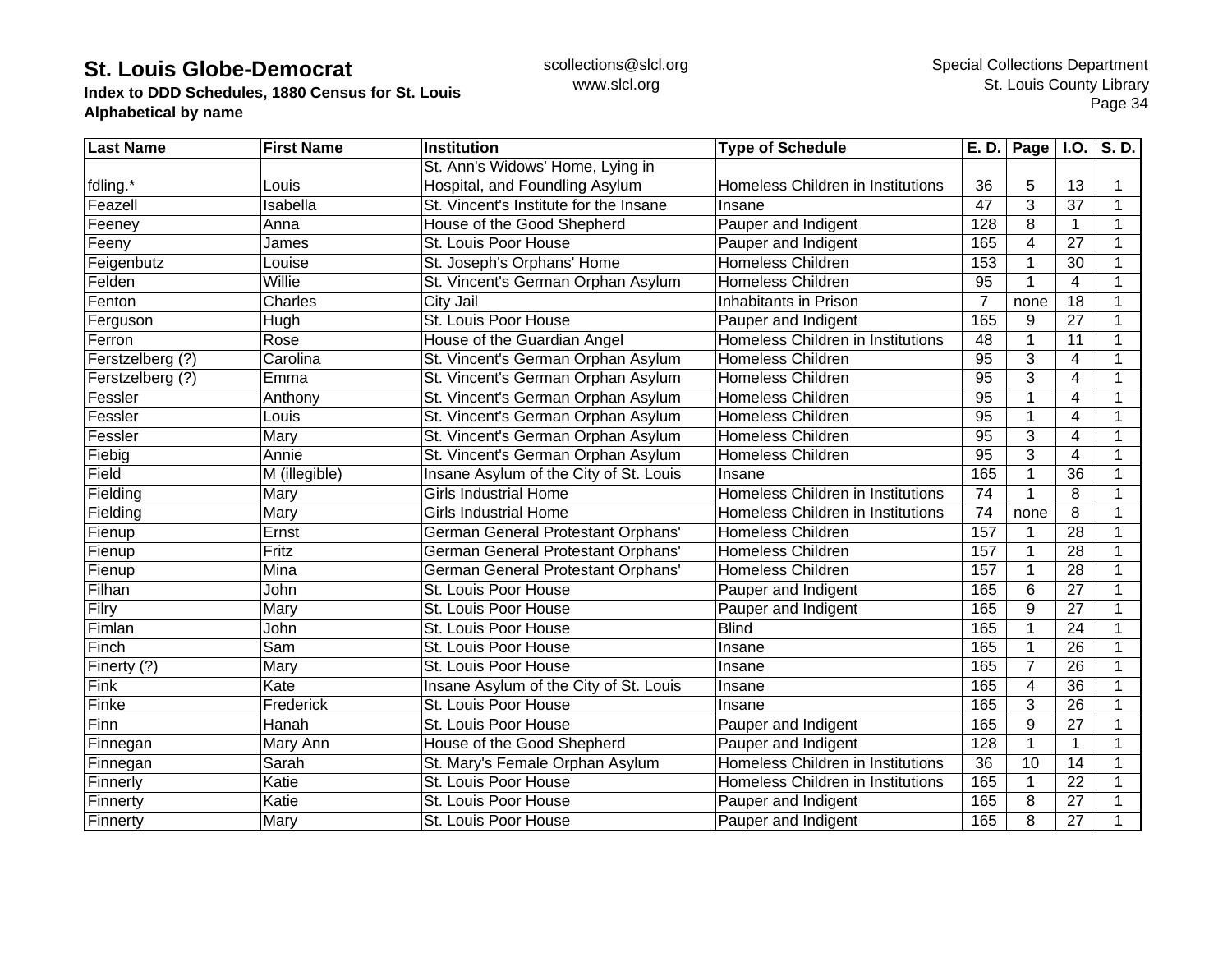**St. Louis Globe-Democrat**
**Index to DDD Schedules, 1880 Census for St. Louis**
**Alphabetical by name**

scollections@slcl.org
www.slcl.org

Special Collections Department
St. Louis County Library

| Last Name | First Name | Institution | Type of Schedule | E. D. | Page | I.O. | S. D. |
|---|---|---|---|---|---|---|---|
| fdling.* | Louis | St. Ann's Widows' Home, Lying in Hospital, and Foundling Asylum | Homeless Children in Institutions | 36 | 5 | 13 | 1 |
| Feazell | Isabella | St. Vincent's Institute for the Insane | Insane | 47 | 3 | 37 | 1 |
| Feeney | Anna | House of the Good Shepherd | Pauper and Indigent | 128 | 8 | 1 | 1 |
| Feeny | James | St. Louis Poor House | Pauper and Indigent | 165 | 4 | 27 | 1 |
| Feigenbutz | Louise | St. Joseph's Orphans' Home | Homeless Children | 153 | 1 | 30 | 1 |
| Felden | Willie | St. Vincent's German Orphan Asylum | Homeless Children | 95 | 1 | 4 | 1 |
| Fenton | Charles | City Jail | Inhabitants in Prison | 7 | none | 18 | 1 |
| Ferguson | Hugh | St. Louis Poor House | Pauper and Indigent | 165 | 9 | 27 | 1 |
| Ferron | Rose | House of the Guardian Angel | Homeless Children in Institutions | 48 | 1 | 11 | 1 |
| Ferstzelberg (?) | Carolina | St. Vincent's German Orphan Asylum | Homeless Children | 95 | 3 | 4 | 1 |
| Ferstzelberg (?) | Emma | St. Vincent's German Orphan Asylum | Homeless Children | 95 | 3 | 4 | 1 |
| Fessler | Anthony | St. Vincent's German Orphan Asylum | Homeless Children | 95 | 1 | 4 | 1 |
| Fessler | Louis | St. Vincent's German Orphan Asylum | Homeless Children | 95 | 1 | 4 | 1 |
| Fessler | Mary | St. Vincent's German Orphan Asylum | Homeless Children | 95 | 3 | 4 | 1 |
| Fiebig | Annie | St. Vincent's German Orphan Asylum | Homeless Children | 95 | 3 | 4 | 1 |
| Field | M (illegible) | Insane Asylum of the City of St. Louis | Insane | 165 | 1 | 36 | 1 |
| Fielding | Mary | Girls Industrial Home | Homeless Children in Institutions | 74 | 1 | 8 | 1 |
| Fielding | Mary | Girls Industrial Home | Homeless Children in Institutions | 74 | none | 8 | 1 |
| Fienup | Ernst | German General Protestant Orphans' | Homeless Children | 157 | 1 | 28 | 1 |
| Fienup | Fritz | German General Protestant Orphans' | Homeless Children | 157 | 1 | 28 | 1 |
| Fienup | Mina | German General Protestant Orphans' | Homeless Children | 157 | 1 | 28 | 1 |
| Filhan | John | St. Louis Poor House | Pauper and Indigent | 165 | 6 | 27 | 1 |
| Filry | Mary | St. Louis Poor House | Pauper and Indigent | 165 | 9 | 27 | 1 |
| Fimlan | John | St. Louis Poor House | Blind | 165 | 1 | 24 | 1 |
| Finch | Sam | St. Louis Poor House | Insane | 165 | 1 | 26 | 1 |
| Finerty (?) | Mary | St. Louis Poor House | Insane | 165 | 7 | 26 | 1 |
| Fink | Kate | Insane Asylum of the City of St. Louis | Insane | 165 | 4 | 36 | 1 |
| Finke | Frederick | St. Louis Poor House | Insane | 165 | 3 | 26 | 1 |
| Finn | Hanah | St. Louis Poor House | Pauper and Indigent | 165 | 9 | 27 | 1 |
| Finnegan | Mary Ann | House of the Good Shepherd | Pauper and Indigent | 128 | 1 | 1 | 1 |
| Finnegan | Sarah | St. Mary's Female Orphan Asylum | Homeless Children in Institutions | 36 | 10 | 14 | 1 |
| Finnerly | Katie | St. Louis Poor House | Homeless Children in Institutions | 165 | 1 | 22 | 1 |
| Finnerty | Katie | St. Louis Poor House | Pauper and Indigent | 165 | 8 | 27 | 1 |
| Finnerty | Mary | St. Louis Poor House | Pauper and Indigent | 165 | 8 | 27 | 1 |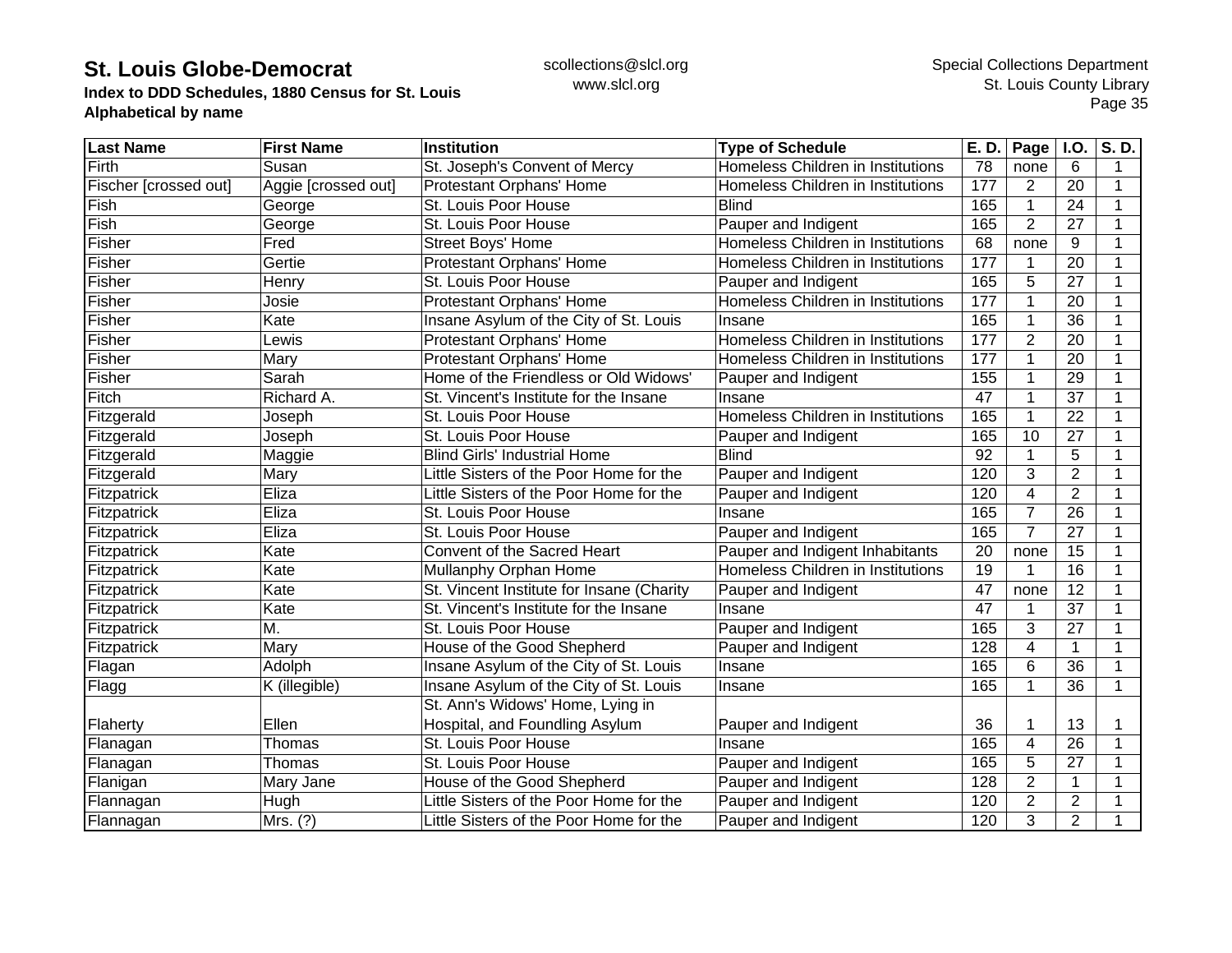| Last Name | First Name | Institution | Type of Schedule | E. D. | Page | I.O. | S. D. |
|---|---|---|---|---|---|---|---|
| Firth | Susan | St. Joseph's Convent of Mercy | Homeless Children in Institutions | 78 | none | 6 | 1 |
| Fischer [crossed out] | Aggie [crossed out] | Protestant Orphans' Home | Homeless Children in Institutions | 177 | 2 | 20 | 1 |
| Fish | George | St. Louis Poor House | Blind | 165 | 1 | 24 | 1 |
| Fish | George | St. Louis Poor House | Pauper and Indigent | 165 | 2 | 27 | 1 |
| Fisher | Fred | Street Boys' Home | Homeless Children in Institutions | 68 | none | 9 | 1 |
| Fisher | Gertie | Protestant Orphans' Home | Homeless Children in Institutions | 177 | 1 | 20 | 1 |
| Fisher | Henry | St. Louis Poor House | Pauper and Indigent | 165 | 5 | 27 | 1 |
| Fisher | Josie | Protestant Orphans' Home | Homeless Children in Institutions | 177 | 1 | 20 | 1 |
| Fisher | Kate | Insane Asylum of the City of St. Louis | Insane | 165 | 1 | 36 | 1 |
| Fisher | Lewis | Protestant Orphans' Home | Homeless Children in Institutions | 177 | 2 | 20 | 1 |
| Fisher | Mary | Protestant Orphans' Home | Homeless Children in Institutions | 177 | 1 | 20 | 1 |
| Fisher | Sarah | Home of the Friendless or Old Widows' | Pauper and Indigent | 155 | 1 | 29 | 1 |
| Fitch | Richard A. | St. Vincent's Institute for the Insane | Insane | 47 | 1 | 37 | 1 |
| Fitzgerald | Joseph | St. Louis Poor House | Homeless Children in Institutions | 165 | 1 | 22 | 1 |
| Fitzgerald | Joseph | St. Louis Poor House | Pauper and Indigent | 165 | 10 | 27 | 1 |
| Fitzgerald | Maggie | Blind Girls' Industrial Home | Blind | 92 | 1 | 5 | 1 |
| Fitzgerald | Mary | Little Sisters of the Poor Home for the | Pauper and Indigent | 120 | 3 | 2 | 1 |
| Fitzpatrick | Eliza | Little Sisters of the Poor Home for the | Pauper and Indigent | 120 | 4 | 2 | 1 |
| Fitzpatrick | Eliza | St. Louis Poor House | Insane | 165 | 7 | 26 | 1 |
| Fitzpatrick | Eliza | St. Louis Poor House | Pauper and Indigent | 165 | 7 | 27 | 1 |
| Fitzpatrick | Kate | Convent of the Sacred Heart | Pauper and Indigent Inhabitants | 20 | none | 15 | 1 |
| Fitzpatrick | Kate | Mullanphy Orphan Home | Homeless Children in Institutions | 19 | 1 | 16 | 1 |
| Fitzpatrick | Kate | St. Vincent Institute for Insane (Charity | Pauper and Indigent | 47 | none | 12 | 1 |
| Fitzpatrick | Kate | St. Vincent's Institute for the Insane | Insane | 47 | 1 | 37 | 1 |
| Fitzpatrick | M. | St. Louis Poor House | Pauper and Indigent | 165 | 3 | 27 | 1 |
| Fitzpatrick | Mary | House of the Good Shepherd | Pauper and Indigent | 128 | 4 | 1 | 1 |
| Flagan | Adolph | Insane Asylum of the City of St. Louis | Insane | 165 | 6 | 36 | 1 |
| Flagg | K (illegible) | Insane Asylum of the City of St. Louis | Insane | 165 | 1 | 36 | 1 |
| Flaherty | Ellen | St. Ann's Widows' Home, Lying in Hospital, and Foundling Asylum | Pauper and Indigent | 36 | 1 | 13 | 1 |
| Flanagan | Thomas | St. Louis Poor House | Insane | 165 | 4 | 26 | 1 |
| Flanagan | Thomas | St. Louis Poor House | Pauper and Indigent | 165 | 5 | 27 | 1 |
| Flanigan | Mary Jane | House of the Good Shepherd | Pauper and Indigent | 128 | 2 | 1 | 1 |
| Flannagan | Hugh | Little Sisters of the Poor Home for the | Pauper and Indigent | 120 | 2 | 2 | 1 |
| Flannagan | Mrs. (?) | Little Sisters of the Poor Home for the | Pauper and Indigent | 120 | 3 | 2 | 1 |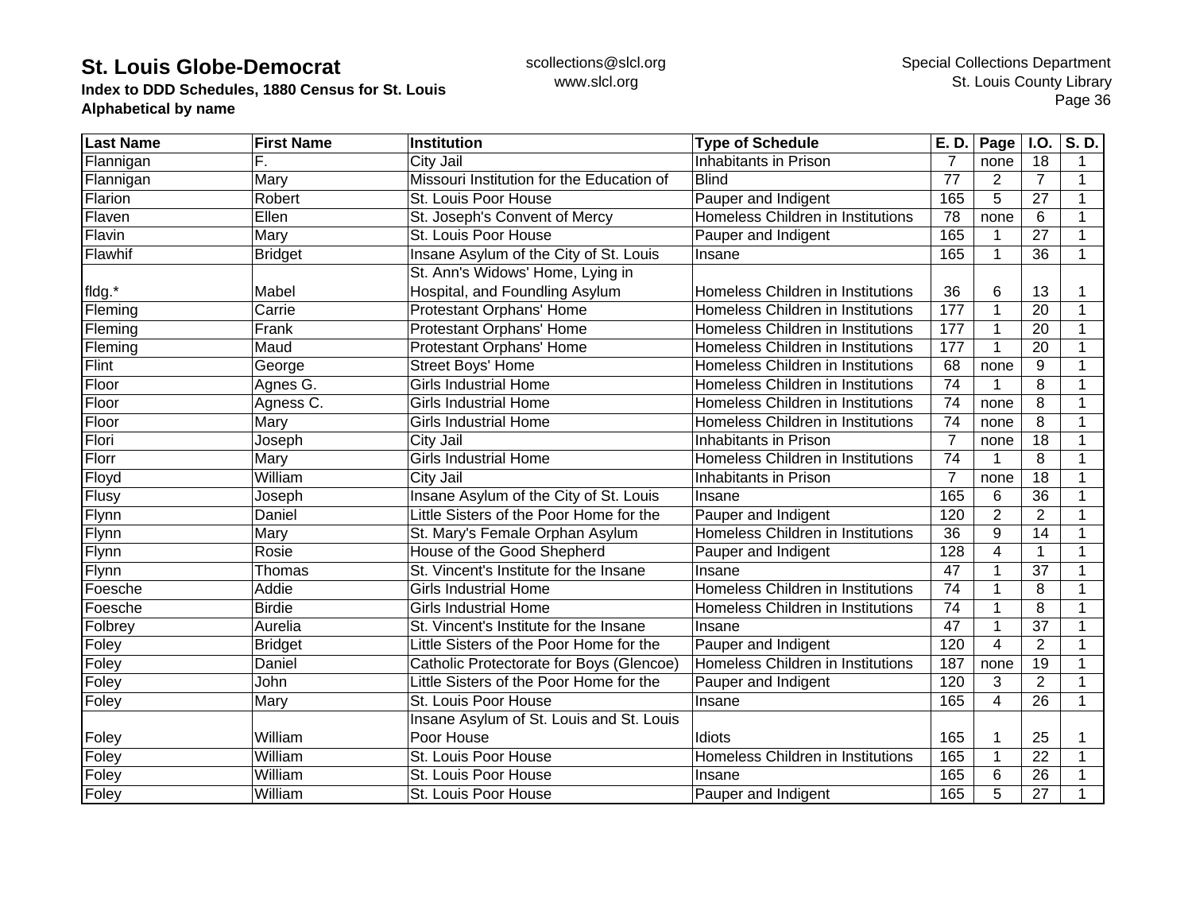| Last Name | First Name | Institution | Type of Schedule | E. D. | Page | I.O. | S. D. |
|---|---|---|---|---|---|---|---|
| Flannigan | F. | City Jail | Inhabitants in Prison | 7 | none | 18 | 1 |
| Flannigan | Mary | Missouri Institution for the Education of | Blind | 77 | 2 | 7 | 1 |
| Flarion | Robert | St. Louis Poor House | Pauper and Indigent | 165 | 5 | 27 | 1 |
| Flaven | Ellen | St. Joseph's Convent of Mercy | Homeless Children in Institutions | 78 | none | 6 | 1 |
| Flavin | Mary | St. Louis Poor House | Pauper and Indigent | 165 | 1 | 27 | 1 |
| Flawhif | Bridget | Insane Asylum of the City of St. Louis | Insane | 165 | 1 | 36 | 1 |
| fldg.* | Mabel | St. Ann's Widows' Home, Lying in Hospital, and Foundling Asylum | Homeless Children in Institutions | 36 | 6 | 13 | 1 |
| Fleming | Carrie | Protestant Orphans' Home | Homeless Children in Institutions | 177 | 1 | 20 | 1 |
| Fleming | Frank | Protestant Orphans' Home | Homeless Children in Institutions | 177 | 1 | 20 | 1 |
| Fleming | Maud | Protestant Orphans' Home | Homeless Children in Institutions | 177 | 1 | 20 | 1 |
| Flint | George | Street Boys' Home | Homeless Children in Institutions | 68 | none | 9 | 1 |
| Floor | Agnes G. | Girls Industrial Home | Homeless Children in Institutions | 74 | 1 | 8 | 1 |
| Floor | Agness C. | Girls Industrial Home | Homeless Children in Institutions | 74 | none | 8 | 1 |
| Floor | Mary | Girls Industrial Home | Homeless Children in Institutions | 74 | none | 8 | 1 |
| Flori | Joseph | City Jail | Inhabitants in Prison | 7 | none | 18 | 1 |
| Florr | Mary | Girls Industrial Home | Homeless Children in Institutions | 74 | 1 | 8 | 1 |
| Floyd | William | City Jail | Inhabitants in Prison | 7 | none | 18 | 1 |
| Flusy | Joseph | Insane Asylum of the City of St. Louis | Insane | 165 | 6 | 36 | 1 |
| Flynn | Daniel | Little Sisters of the Poor Home for the | Pauper and Indigent | 120 | 2 | 2 | 1 |
| Flynn | Mary | St. Mary's Female Orphan Asylum | Homeless Children in Institutions | 36 | 9 | 14 | 1 |
| Flynn | Rosie | House of the Good Shepherd | Pauper and Indigent | 128 | 4 | 1 | 1 |
| Flynn | Thomas | St. Vincent's Institute for the Insane | Insane | 47 | 1 | 37 | 1 |
| Foesche | Addie | Girls Industrial Home | Homeless Children in Institutions | 74 | 1 | 8 | 1 |
| Foesche | Birdie | Girls Industrial Home | Homeless Children in Institutions | 74 | 1 | 8 | 1 |
| Folbrey | Aurelia | St. Vincent's Institute for the Insane | Insane | 47 | 1 | 37 | 1 |
| Foley | Bridget | Little Sisters of the Poor Home for the | Pauper and Indigent | 120 | 4 | 2 | 1 |
| Foley | Daniel | Catholic Protectorate for Boys (Glencoe) | Homeless Children in Institutions | 187 | none | 19 | 1 |
| Foley | John | Little Sisters of the Poor Home for the | Pauper and Indigent | 120 | 3 | 2 | 1 |
| Foley | Mary | St. Louis Poor House | Insane | 165 | 4 | 26 | 1 |
| Foley | William | Insane Asylum of St. Louis and St. Louis Poor House | Idiots | 165 | 1 | 25 | 1 |
| Foley | William | St. Louis Poor House | Homeless Children in Institutions | 165 | 1 | 22 | 1 |
| Foley | William | St. Louis Poor House | Insane | 165 | 6 | 26 | 1 |
| Foley | William | St. Louis Poor House | Pauper and Indigent | 165 | 5 | 27 | 1 |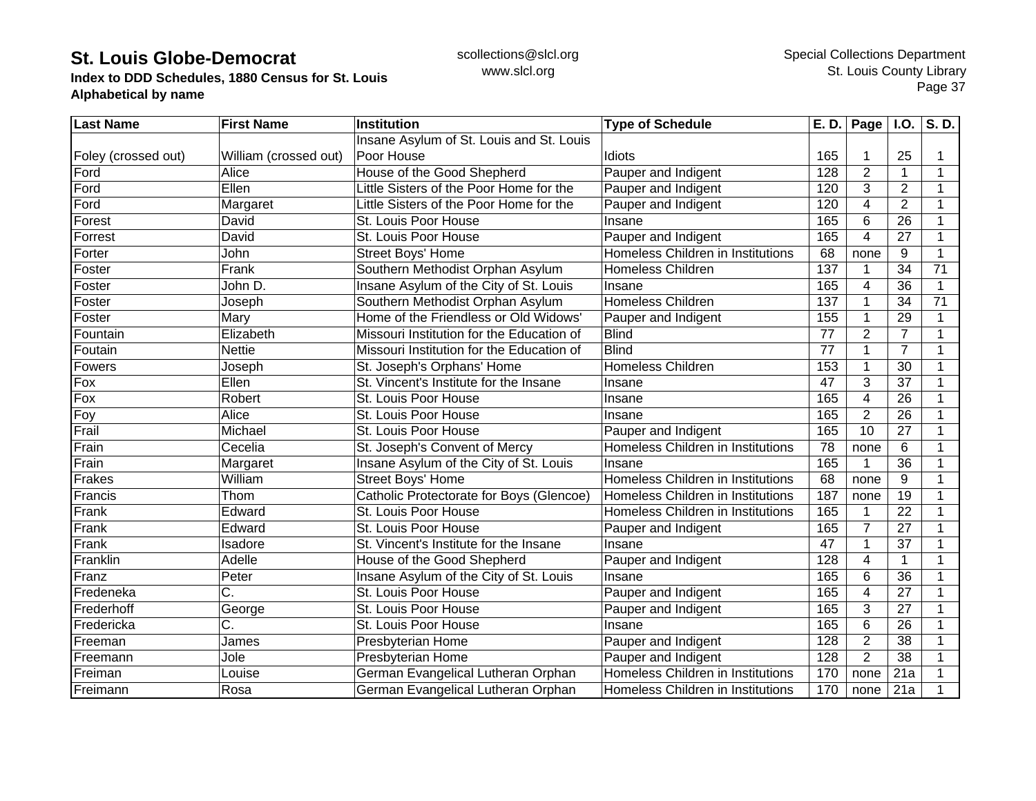**St. Louis Globe-Democrat**
**Index to DDD Schedules, 1880 Census for St. Louis**
**Alphabetical by name**

scollections@slcl.org
www.slcl.org

Special Collections Department
St. Louis County Library

| Last Name | First Name | Institution | Type of Schedule | E. D. | Page | I.O. | S. D. |
|---|---|---|---|---|---|---|---|
| Foley (crossed out) | William (crossed out) | Insane Asylum of St. Louis and St. Louis Poor House | Idiots | 165 | 1 | 25 | 1 |
| Ford | Alice | House of the Good Shepherd | Pauper and Indigent | 128 | 2 | 1 | 1 |
| Ford | Ellen | Little Sisters of the Poor Home for the | Pauper and Indigent | 120 | 3 | 2 | 1 |
| Ford | Margaret | Little Sisters of the Poor Home for the | Pauper and Indigent | 120 | 4 | 2 | 1 |
| Forest | David | St. Louis Poor House | Insane | 165 | 6 | 26 | 1 |
| Forrest | David | St. Louis Poor House | Pauper and Indigent | 165 | 4 | 27 | 1 |
| Forter | John | Street Boys' Home | Homeless Children in Institutions | 68 | none | 9 | 1 |
| Foster | Frank | Southern Methodist Orphan Asylum | Homeless Children | 137 | 1 | 34 | 71 |
| Foster | John D. | Insane Asylum of the City of St. Louis | Insane | 165 | 4 | 36 | 1 |
| Foster | Joseph | Southern Methodist Orphan Asylum | Homeless Children | 137 | 1 | 34 | 71 |
| Foster | Mary | Home of the Friendless or Old Widows' | Pauper and Indigent | 155 | 1 | 29 | 1 |
| Fountain | Elizabeth | Missouri Institution for the Education of | Blind | 77 | 2 | 7 | 1 |
| Foutain | Nettie | Missouri Institution for the Education of | Blind | 77 | 1 | 7 | 1 |
| Fowers | Joseph | St. Joseph's Orphans' Home | Homeless Children | 153 | 1 | 30 | 1 |
| Fox | Ellen | St. Vincent's Institute for the Insane | Insane | 47 | 3 | 37 | 1 |
| Fox | Robert | St. Louis Poor House | Insane | 165 | 4 | 26 | 1 |
| Foy | Alice | St. Louis Poor House | Insane | 165 | 2 | 26 | 1 |
| Frail | Michael | St. Louis Poor House | Pauper and Indigent | 165 | 10 | 27 | 1 |
| Frain | Cecelia | St. Joseph's Convent of Mercy | Homeless Children in Institutions | 78 | none | 6 | 1 |
| Frain | Margaret | Insane Asylum of the City of St. Louis | Insane | 165 | 1 | 36 | 1 |
| Frakes | William | Street Boys' Home | Homeless Children in Institutions | 68 | none | 9 | 1 |
| Francis | Thom | Catholic Protectorate for Boys (Glencoe) | Homeless Children in Institutions | 187 | none | 19 | 1 |
| Frank | Edward | St. Louis Poor House | Homeless Children in Institutions | 165 | 1 | 22 | 1 |
| Frank | Edward | St. Louis Poor House | Pauper and Indigent | 165 | 7 | 27 | 1 |
| Frank | Isadore | St. Vincent's Institute for the Insane | Insane | 47 | 1 | 37 | 1 |
| Franklin | Adelle | House of the Good Shepherd | Pauper and Indigent | 128 | 4 | 1 | 1 |
| Franz | Peter | Insane Asylum of the City of St. Louis | Insane | 165 | 6 | 36 | 1 |
| Fredeneka | C. | St. Louis Poor House | Pauper and Indigent | 165 | 4 | 27 | 1 |
| Frederhoff | George | St. Louis Poor House | Pauper and Indigent | 165 | 3 | 27 | 1 |
| Fredericka | C. | St. Louis Poor House | Insane | 165 | 6 | 26 | 1 |
| Freeman | James | Presbyterian Home | Pauper and Indigent | 128 | 2 | 38 | 1 |
| Freemann | Jole | Presbyterian Home | Pauper and Indigent | 128 | 2 | 38 | 1 |
| Freiman | Louise | German Evangelical Lutheran Orphan | Homeless Children in Institutions | 170 | none | 21a | 1 |
| Freimann | Rosa | German Evangelical Lutheran Orphan | Homeless Children in Institutions | 170 | none | 21a | 1 |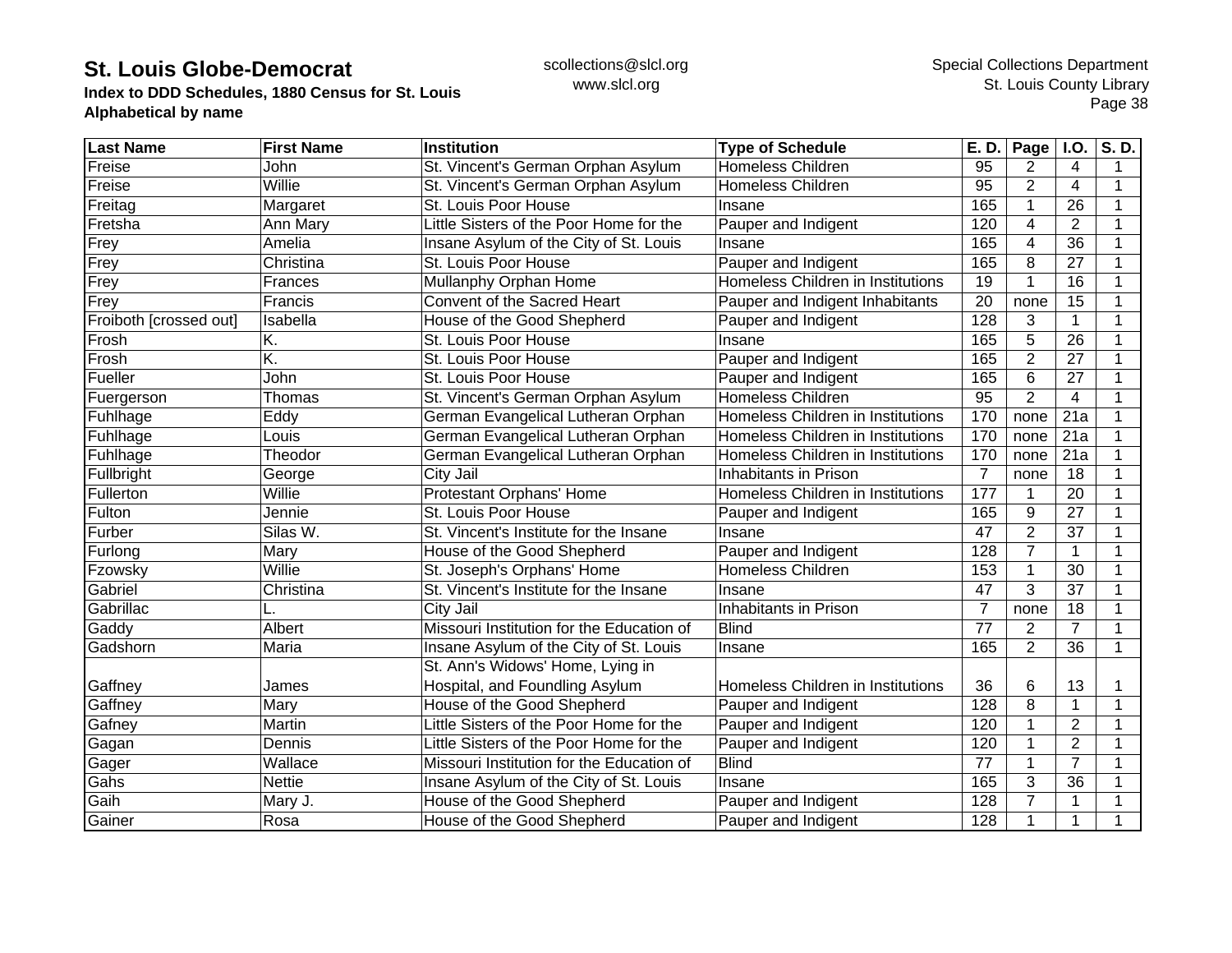| Last Name | First Name | Institution | Type of Schedule | E. D. | Page | I.O. | S. D. |
|---|---|---|---|---|---|---|---|
| Freise | John | St. Vincent's German Orphan Asylum | Homeless Children | 95 | 2 | 4 | 1 |
| Freise | Willie | St. Vincent's German Orphan Asylum | Homeless Children | 95 | 2 | 4 | 1 |
| Freitag | Margaret | St. Louis Poor House | Insane | 165 | 1 | 26 | 1 |
| Fretsha | Ann Mary | Little Sisters of the Poor Home for the | Pauper and Indigent | 120 | 4 | 2 | 1 |
| Frey | Amelia | Insane Asylum of the City of St. Louis | Insane | 165 | 4 | 36 | 1 |
| Frey | Christina | St. Louis Poor House | Pauper and Indigent | 165 | 8 | 27 | 1 |
| Frey | Frances | Mullanphy Orphan Home | Homeless Children in Institutions | 19 | 1 | 16 | 1 |
| Frey | Francis | Convent of the Sacred Heart | Pauper and Indigent Inhabitants | 20 | none | 15 | 1 |
| Froiboth [crossed out] | Isabella | House of the Good Shepherd | Pauper and Indigent | 128 | 3 | 1 | 1 |
| Frosh | K. | St. Louis Poor House | Insane | 165 | 5 | 26 | 1 |
| Frosh | K. | St. Louis Poor House | Pauper and Indigent | 165 | 2 | 27 | 1 |
| Fueller | John | St. Louis Poor House | Pauper and Indigent | 165 | 6 | 27 | 1 |
| Fuergerson | Thomas | St. Vincent's German Orphan Asylum | Homeless Children | 95 | 2 | 4 | 1 |
| Fuhlhage | Eddy | German Evangelical Lutheran Orphan | Homeless Children in Institutions | 170 | none | 21a | 1 |
| Fuhlhage | Louis | German Evangelical Lutheran Orphan | Homeless Children in Institutions | 170 | none | 21a | 1 |
| Fuhlhage | Theodor | German Evangelical Lutheran Orphan | Homeless Children in Institutions | 170 | none | 21a | 1 |
| Fullbright | George | City Jail | Inhabitants in Prison | 7 | none | 18 | 1 |
| Fullerton | Willie | Protestant Orphans' Home | Homeless Children in Institutions | 177 | 1 | 20 | 1 |
| Fulton | Jennie | St. Louis Poor House | Pauper and Indigent | 165 | 9 | 27 | 1 |
| Furber | Silas W. | St. Vincent's Institute for the Insane | Insane | 47 | 2 | 37 | 1 |
| Furlong | Mary | House of the Good Shepherd | Pauper and Indigent | 128 | 7 | 1 | 1 |
| Fzowsky | Willie | St. Joseph's Orphans' Home | Homeless Children | 153 | 1 | 30 | 1 |
| Gabriel | Christina | St. Vincent's Institute for the Insane | Insane | 47 | 3 | 37 | 1 |
| Gabrillac | L. | City Jail | Inhabitants in Prison | 7 | none | 18 | 1 |
| Gaddy | Albert | Missouri Institution for the Education of | Blind | 77 | 2 | 7 | 1 |
| Gadshorn | Maria | Insane Asylum of the City of St. Louis | Insane | 165 | 2 | 36 | 1 |
| Gaffney | James | St. Ann's Widows' Home, Lying in Hospital, and Foundling Asylum | Homeless Children in Institutions | 36 | 6 | 13 | 1 |
| Gaffney | Mary | House of the Good Shepherd | Pauper and Indigent | 128 | 8 | 1 | 1 |
| Gafney | Martin | Little Sisters of the Poor Home for the | Pauper and Indigent | 120 | 1 | 2 | 1 |
| Gagan | Dennis | Little Sisters of the Poor Home for the | Pauper and Indigent | 120 | 1 | 2 | 1 |
| Gager | Wallace | Missouri Institution for the Education of | Blind | 77 | 1 | 7 | 1 |
| Gahs | Nettie | Insane Asylum of the City of St. Louis | Insane | 165 | 3 | 36 | 1 |
| Gaih | Mary J. | House of the Good Shepherd | Pauper and Indigent | 128 | 7 | 1 | 1 |
| Gainer | Rosa | House of the Good Shepherd | Pauper and Indigent | 128 | 1 | 1 | 1 |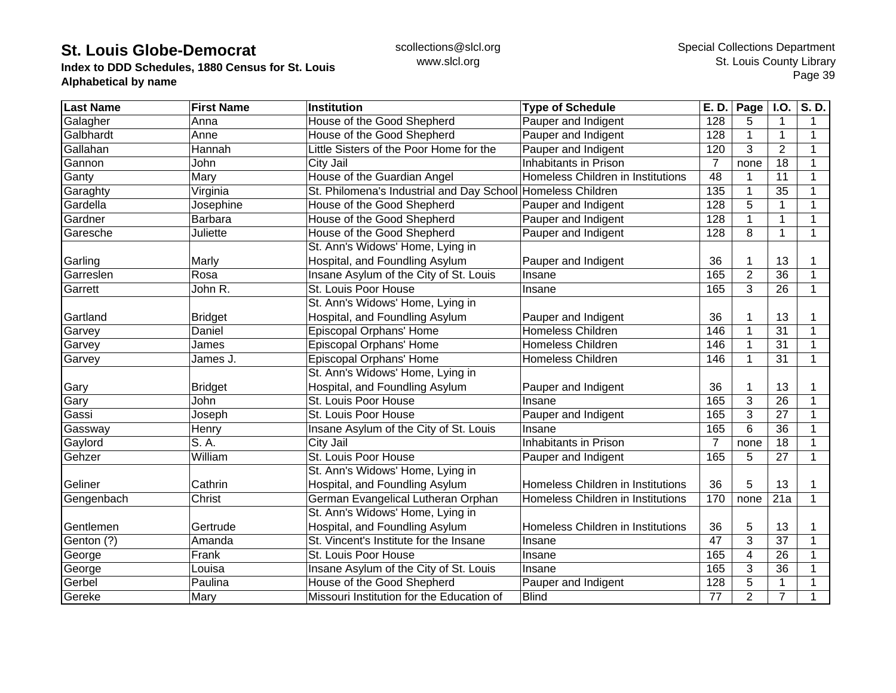**St. Louis Globe-Democrat**
**Index to DDD Schedules, 1880 Census for St. Louis**
**Alphabetical by name**

scollections@slcl.org
www.slcl.org

Special Collections Department
St. Louis County Library

| Last Name | First Name | Institution | Type of Schedule | E. D. | Page | I.O. | S. D. |
|---|---|---|---|---|---|---|---|
| Galagher | Anna | House of the Good Shepherd | Pauper and Indigent | 128 | 5 | 1 | 1 |
| Galbhardt | Anne | House of the Good Shepherd | Pauper and Indigent | 128 | 1 | 1 | 1 |
| Gallahan | Hannah | Little Sisters of the Poor Home for the | Pauper and Indigent | 120 | 3 | 2 | 1 |
| Gannon | John | City Jail | Inhabitants in Prison | 7 | none | 18 | 1 |
| Ganty | Mary | House of the Guardian Angel | Homeless Children in Institutions | 48 | 1 | 11 | 1 |
| Garaghty | Virginia | St. Philomena's Industrial and Day School | Homeless Children | 135 | 1 | 35 | 1 |
| Gardella | Josephine | House of the Good Shepherd | Pauper and Indigent | 128 | 5 | 1 | 1 |
| Gardner | Barbara | House of the Good Shepherd | Pauper and Indigent | 128 | 1 | 1 | 1 |
| Garesche | Juliette | House of the Good Shepherd | Pauper and Indigent | 128 | 8 | 1 | 1 |
| Garling | Marly | St. Ann's Widows' Home, Lying in Hospital, and Foundling Asylum | Pauper and Indigent | 36 | 1 | 13 | 1 |
| Garreslen | Rosa | Insane Asylum of the City of St. Louis | Insane | 165 | 2 | 36 | 1 |
| Garrett | John R. | St. Louis Poor House | Insane | 165 | 3 | 26 | 1 |
| Gartland | Bridget | St. Ann's Widows' Home, Lying in Hospital, and Foundling Asylum | Pauper and Indigent | 36 | 1 | 13 | 1 |
| Garvey | Daniel | Episcopal Orphans' Home | Homeless Children | 146 | 1 | 31 | 1 |
| Garvey | James | Episcopal Orphans' Home | Homeless Children | 146 | 1 | 31 | 1 |
| Garvey | James J. | Episcopal Orphans' Home | Homeless Children | 146 | 1 | 31 | 1 |
| Gary | Bridget | St. Ann's Widows' Home, Lying in Hospital, and Foundling Asylum | Pauper and Indigent | 36 | 1 | 13 | 1 |
| Gary | John | St. Louis Poor House | Insane | 165 | 3 | 26 | 1 |
| Gassi | Joseph | St. Louis Poor House | Pauper and Indigent | 165 | 3 | 27 | 1 |
| Gassway | Henry | Insane Asylum of the City of St. Louis | Insane | 165 | 6 | 36 | 1 |
| Gaylord | S. A. | City Jail | Inhabitants in Prison | 7 | none | 18 | 1 |
| Gehzer | William | St. Louis Poor House | Pauper and Indigent | 165 | 5 | 27 | 1 |
| Geliner | Cathrin | St. Ann's Widows' Home, Lying in Hospital, and Foundling Asylum | Homeless Children in Institutions | 36 | 5 | 13 | 1 |
| Gengenbach | Christ | German Evangelical Lutheran Orphan | Homeless Children in Institutions | 170 | none | 21a | 1 |
| Gentlemen | Gertrude | St. Ann's Widows' Home, Lying in Hospital, and Foundling Asylum | Homeless Children in Institutions | 36 | 5 | 13 | 1 |
| Genton (?) | Amanda | St. Vincent's Institute for the Insane | Insane | 47 | 3 | 37 | 1 |
| George | Frank | St. Louis Poor House | Insane | 165 | 4 | 26 | 1 |
| George | Louisa | Insane Asylum of the City of St. Louis | Insane | 165 | 3 | 36 | 1 |
| Gerbel | Paulina | House of the Good Shepherd | Pauper and Indigent | 128 | 5 | 1 | 1 |
| Gereke | Mary | Missouri Institution for the Education of | Blind | 77 | 2 | 7 | 1 |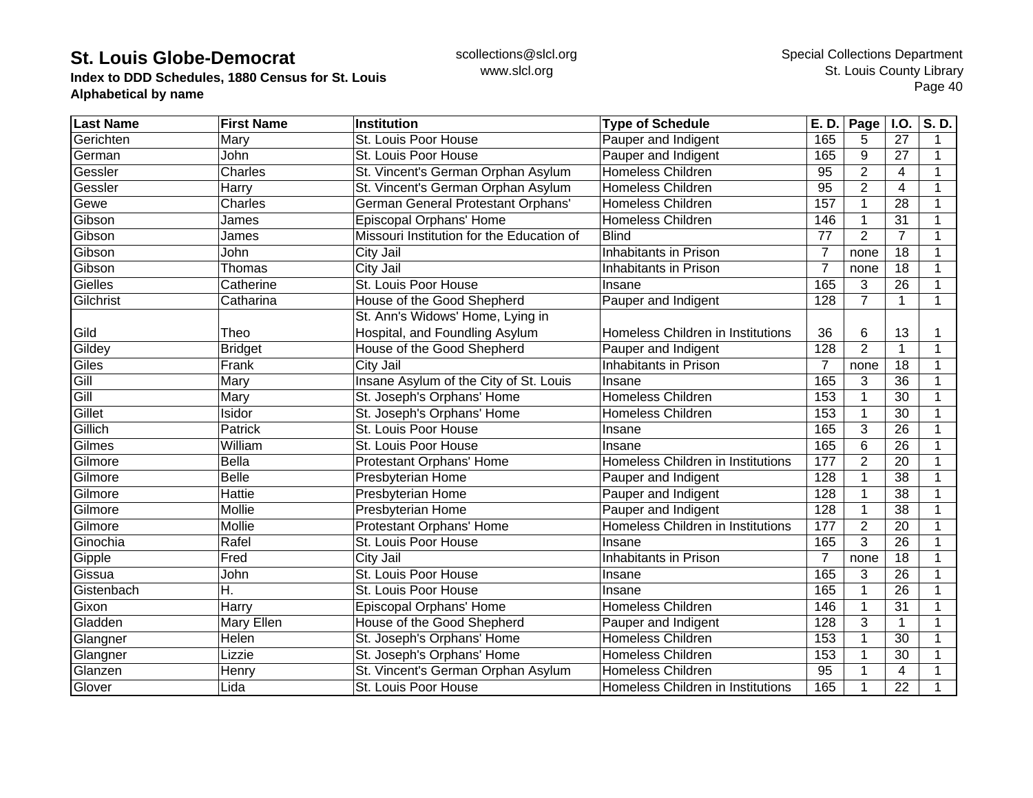# St. Louis Globe-Democrat

**Index to DDD Schedules, 1880 Census for St. Louis**
**Alphabetical by name**

scollections@slcl.org
www.slcl.org

Special Collections Department
St. Louis County Library

| Last Name | First Name | Institution | Type of Schedule | E. D. | Page | I.O. | S. D. |
|---|---|---|---|---|---|---|---|
| Gerichten | Mary | St. Louis Poor House | Pauper and Indigent | 165 | 5 | 27 | 1 |
| German | John | St. Louis Poor House | Pauper and Indigent | 165 | 9 | 27 | 1 |
| Gessler | Charles | St. Vincent's German Orphan Asylum | Homeless Children | 95 | 2 | 4 | 1 |
| Gessler | Harry | St. Vincent's German Orphan Asylum | Homeless Children | 95 | 2 | 4 | 1 |
| Gewe | Charles | German General Protestant Orphans' | Homeless Children | 157 | 1 | 28 | 1 |
| Gibson | James | Episcopal Orphans' Home | Homeless Children | 146 | 1 | 31 | 1 |
| Gibson | James | Missouri Institution for the Education of | Blind | 77 | 2 | 7 | 1 |
| Gibson | John | City Jail | Inhabitants in Prison | 7 | none | 18 | 1 |
| Gibson | Thomas | City Jail | Inhabitants in Prison | 7 | none | 18 | 1 |
| Gielles | Catherine | St. Louis Poor House | Insane | 165 | 3 | 26 | 1 |
| Gilchrist | Catharina | House of the Good Shepherd | Pauper and Indigent | 128 | 7 | 1 | 1 |
| Gild | Theo | St. Ann's Widows' Home, Lying in Hospital, and Foundling Asylum | Homeless Children in Institutions | 36 | 6 | 13 | 1 |
| Gildey | Bridget | House of the Good Shepherd | Pauper and Indigent | 128 | 2 | 1 | 1 |
| Giles | Frank | City Jail | Inhabitants in Prison | 7 | none | 18 | 1 |
| Gill | Mary | Insane Asylum of the City of St. Louis | Insane | 165 | 3 | 36 | 1 |
| Gill | Mary | St. Joseph's Orphans' Home | Homeless Children | 153 | 1 | 30 | 1 |
| Gillet | Isidor | St. Joseph's Orphans' Home | Homeless Children | 153 | 1 | 30 | 1 |
| Gillich | Patrick | St. Louis Poor House | Insane | 165 | 3 | 26 | 1 |
| Gilmes | William | St. Louis Poor House | Insane | 165 | 6 | 26 | 1 |
| Gilmore | Bella | Protestant Orphans' Home | Homeless Children in Institutions | 177 | 2 | 20 | 1 |
| Gilmore | Belle | Presbyterian Home | Pauper and Indigent | 128 | 1 | 38 | 1 |
| Gilmore | Hattie | Presbyterian Home | Pauper and Indigent | 128 | 1 | 38 | 1 |
| Gilmore | Mollie | Presbyterian Home | Pauper and Indigent | 128 | 1 | 38 | 1 |
| Gilmore | Mollie | Protestant Orphans' Home | Homeless Children in Institutions | 177 | 2 | 20 | 1 |
| Ginochia | Rafel | St. Louis Poor House | Insane | 165 | 3 | 26 | 1 |
| Gipple | Fred | City Jail | Inhabitants in Prison | 7 | none | 18 | 1 |
| Gissua | John | St. Louis Poor House | Insane | 165 | 3 | 26 | 1 |
| Gistenbach | H. | St. Louis Poor House | Insane | 165 | 1 | 26 | 1 |
| Gixon | Harry | Episcopal Orphans' Home | Homeless Children | 146 | 1 | 31 | 1 |
| Gladden | Mary Ellen | House of the Good Shepherd | Pauper and Indigent | 128 | 3 | 1 | 1 |
| Glangner | Helen | St. Joseph's Orphans' Home | Homeless Children | 153 | 1 | 30 | 1 |
| Glangner | Lizzie | St. Joseph's Orphans' Home | Homeless Children | 153 | 1 | 30 | 1 |
| Glanzen | Henry | St. Vincent's German Orphan Asylum | Homeless Children | 95 | 1 | 4 | 1 |
| Glover | Lida | St. Louis Poor House | Homeless Children in Institutions | 165 | 1 | 22 | 1 |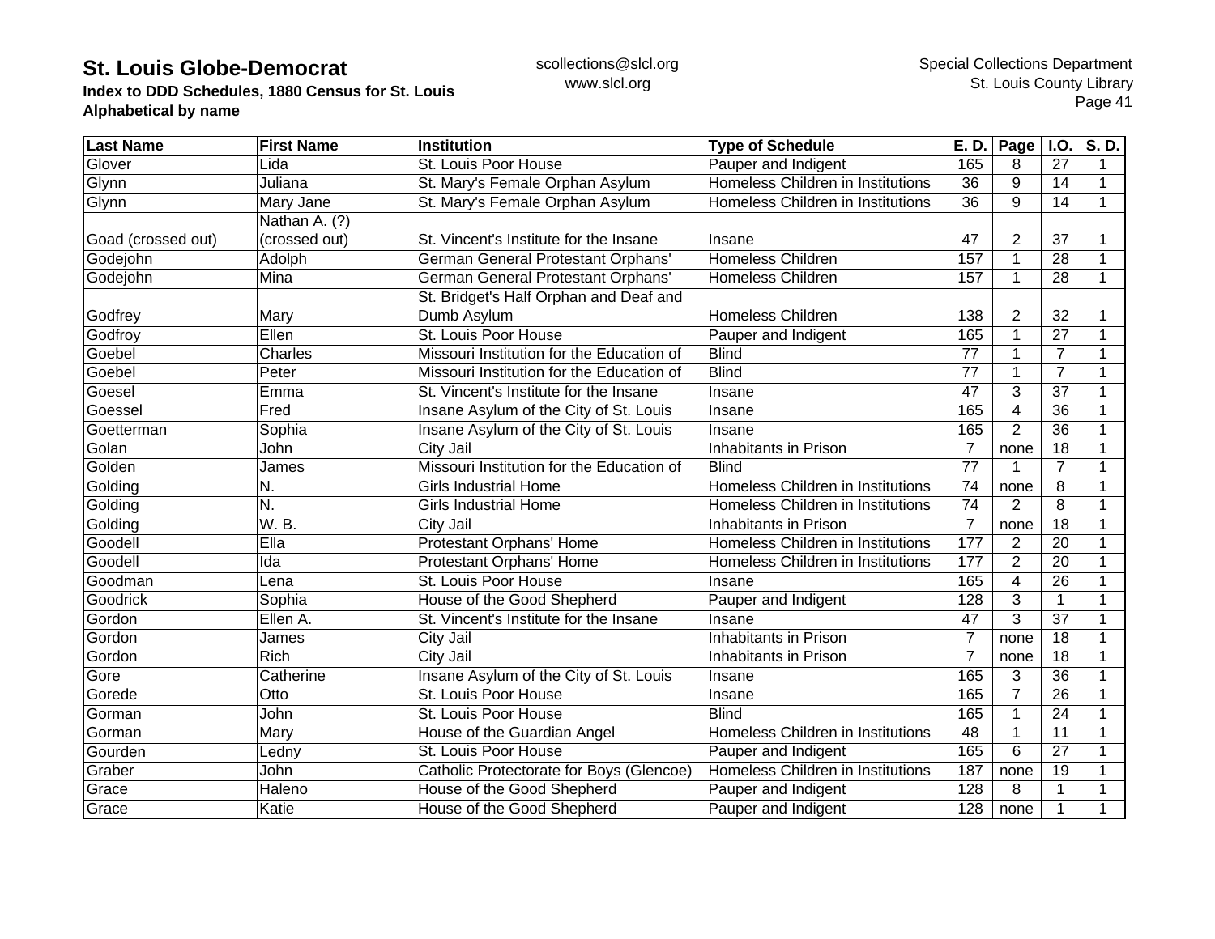# St. Louis Globe-Democrat

**Index to DDD Schedules, 1880 Census for St. Louis**
**Alphabetical by name**

scollections@slcl.org
www.slcl.org

Special Collections Department
St. Louis County Library

| Last Name | First Name | Institution | Type of Schedule | E. D. | Page | I.O. | S. D. |
|---|---|---|---|---|---|---|---|
| Glover | Lida | St. Louis Poor House | Pauper and Indigent | 165 | 8 | 27 | 1 |
| Glynn | Juliana | St. Mary's Female Orphan Asylum | Homeless Children in Institutions | 36 | 9 | 14 | 1 |
| Glynn | Mary Jane | St. Mary's Female Orphan Asylum | Homeless Children in Institutions | 36 | 9 | 14 | 1 |
| Goad (crossed out) | Nathan A. (?) (crossed out) | St. Vincent's Institute for the Insane | Insane | 47 | 2 | 37 | 1 |
| Godejohn | Adolph | German General Protestant Orphans' | Homeless Children | 157 | 1 | 28 | 1 |
| Godejohn | Mina | German General Protestant Orphans' | Homeless Children | 157 | 1 | 28 | 1 |
| Godfrey | Mary | St. Bridget's Half Orphan and Deaf and Dumb Asylum | Homeless Children | 138 | 2 | 32 | 1 |
| Godfroy | Ellen | St. Louis Poor House | Pauper and Indigent | 165 | 1 | 27 | 1 |
| Goebel | Charles | Missouri Institution for the Education of | Blind | 77 | 1 | 7 | 1 |
| Goebel | Peter | Missouri Institution for the Education of | Blind | 77 | 1 | 7 | 1 |
| Goesel | Emma | St. Vincent's Institute for the Insane | Insane | 47 | 3 | 37 | 1 |
| Goessel | Fred | Insane Asylum of the City of St. Louis | Insane | 165 | 4 | 36 | 1 |
| Goetterman | Sophia | Insane Asylum of the City of St. Louis | Insane | 165 | 2 | 36 | 1 |
| Golan | John | City Jail | Inhabitants in Prison | 7 | none | 18 | 1 |
| Golden | James | Missouri Institution for the Education of | Blind | 77 | 1 | 7 | 1 |
| Golding | N. | Girls Industrial Home | Homeless Children in Institutions | 74 | none | 8 | 1 |
| Golding | N. | Girls Industrial Home | Homeless Children in Institutions | 74 | 2 | 8 | 1 |
| Golding | W. B. | City Jail | Inhabitants in Prison | 7 | none | 18 | 1 |
| Goodell | Ella | Protestant Orphans' Home | Homeless Children in Institutions | 177 | 2 | 20 | 1 |
| Goodell | Ida | Protestant Orphans' Home | Homeless Children in Institutions | 177 | 2 | 20 | 1 |
| Goodman | Lena | St. Louis Poor House | Insane | 165 | 4 | 26 | 1 |
| Goodrick | Sophia | House of the Good Shepherd | Pauper and Indigent | 128 | 3 | 1 | 1 |
| Gordon | Ellen A. | St. Vincent's Institute for the Insane | Insane | 47 | 3 | 37 | 1 |
| Gordon | James | City Jail | Inhabitants in Prison | 7 | none | 18 | 1 |
| Gordon | Rich | City Jail | Inhabitants in Prison | 7 | none | 18 | 1 |
| Gore | Catherine | Insane Asylum of the City of St. Louis | Insane | 165 | 3 | 36 | 1 |
| Gorede | Otto | St. Louis Poor House | Insane | 165 | 7 | 26 | 1 |
| Gorman | John | St. Louis Poor House | Blind | 165 | 1 | 24 | 1 |
| Gorman | Mary | House of the Guardian Angel | Homeless Children in Institutions | 48 | 1 | 11 | 1 |
| Gourden | Ledny | St. Louis Poor House | Pauper and Indigent | 165 | 6 | 27 | 1 |
| Graber | John | Catholic Protectorate for Boys (Glencoe) | Homeless Children in Institutions | 187 | none | 19 | 1 |
| Grace | Haleno | House of the Good Shepherd | Pauper and Indigent | 128 | 8 | 1 | 1 |
| Grace | Katie | House of the Good Shepherd | Pauper and Indigent | 128 | none | 1 | 1 |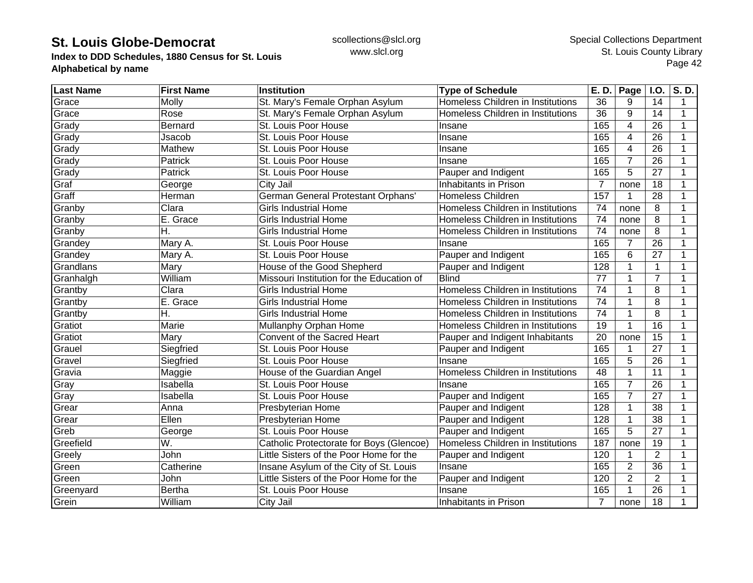# St. Louis Globe-Democrat

**Index to DDD Schedules, 1880 Census for St. Louis**
**Alphabetical by name**

scollections@slcl.org
www.slcl.org

Special Collections Department
St. Louis County Library

| Last Name | First Name | Institution | Type of Schedule | E. D. | Page | I.O. | S. D. |
|---|---|---|---|---|---|---|---|
| Grace | Molly | St. Mary's Female Orphan Asylum | Homeless Children in Institutions | 36 | 9 | 14 | 1 |
| Grace | Rose | St. Mary's Female Orphan Asylum | Homeless Children in Institutions | 36 | 9 | 14 | 1 |
| Grady | Bernard | St. Louis Poor House | Insane | 165 | 4 | 26 | 1 |
| Grady | Jsacob | St. Louis Poor House | Insane | 165 | 4 | 26 | 1 |
| Grady | Mathew | St. Louis Poor House | Insane | 165 | 4 | 26 | 1 |
| Grady | Patrick | St. Louis Poor House | Insane | 165 | 7 | 26 | 1 |
| Grady | Patrick | St. Louis Poor House | Pauper and Indigent | 165 | 5 | 27 | 1 |
| Graf | George | City Jail | Inhabitants in Prison | 7 | none | 18 | 1 |
| Graff | Herman | German General Protestant Orphans' | Homeless Children | 157 | 1 | 28 | 1 |
| Granby | Clara | Girls Industrial Home | Homeless Children in Institutions | 74 | none | 8 | 1 |
| Granby | E. Grace | Girls Industrial Home | Homeless Children in Institutions | 74 | none | 8 | 1 |
| Granby | H. | Girls Industrial Home | Homeless Children in Institutions | 74 | none | 8 | 1 |
| Grandey | Mary A. | St. Louis Poor House | Insane | 165 | 7 | 26 | 1 |
| Grandey | Mary A. | St. Louis Poor House | Pauper and Indigent | 165 | 6 | 27 | 1 |
| Grandlans | Mary | House of the Good Shepherd | Pauper and Indigent | 128 | 1 | 1 | 1 |
| Granhalgh | William | Missouri Institution for the Education of | Blind | 77 | 1 | 7 | 1 |
| Grantby | Clara | Girls Industrial Home | Homeless Children in Institutions | 74 | 1 | 8 | 1 |
| Grantby | E. Grace | Girls Industrial Home | Homeless Children in Institutions | 74 | 1 | 8 | 1 |
| Grantby | H. | Girls Industrial Home | Homeless Children in Institutions | 74 | 1 | 8 | 1 |
| Gratiot | Marie | Mullanphy Orphan Home | Homeless Children in Institutions | 19 | 1 | 16 | 1 |
| Gratiot | Mary | Convent of the Sacred Heart | Pauper and Indigent Inhabitants | 20 | none | 15 | 1 |
| Grauel | Siegfried | St. Louis Poor House | Pauper and Indigent | 165 | 1 | 27 | 1 |
| Gravel | Siegfried | St. Louis Poor House | Insane | 165 | 5 | 26 | 1 |
| Gravia | Maggie | House of the Guardian Angel | Homeless Children in Institutions | 48 | 1 | 11 | 1 |
| Gray | Isabella | St. Louis Poor House | Insane | 165 | 7 | 26 | 1 |
| Gray | Isabella | St. Louis Poor House | Pauper and Indigent | 165 | 7 | 27 | 1 |
| Grear | Anna | Presbyterian Home | Pauper and Indigent | 128 | 1 | 38 | 1 |
| Grear | Ellen | Presbyterian Home | Pauper and Indigent | 128 | 1 | 38 | 1 |
| Greb | George | St. Louis Poor House | Pauper and Indigent | 165 | 5 | 27 | 1 |
| Greefield | W. | Catholic Protectorate for Boys (Glencoe) | Homeless Children in Institutions | 187 | none | 19 | 1 |
| Greely | John | Little Sisters of the Poor Home for the | Pauper and Indigent | 120 | 1 | 2 | 1 |
| Green | Catherine | Insane Asylum of the City of St. Louis | Insane | 165 | 2 | 36 | 1 |
| Green | John | Little Sisters of the Poor Home for the | Pauper and Indigent | 120 | 2 | 2 | 1 |
| Greenyard | Bertha | St. Louis Poor House | Insane | 165 | 1 | 26 | 1 |
| Grein | William | City Jail | Inhabitants in Prison | 7 | none | 18 | 1 |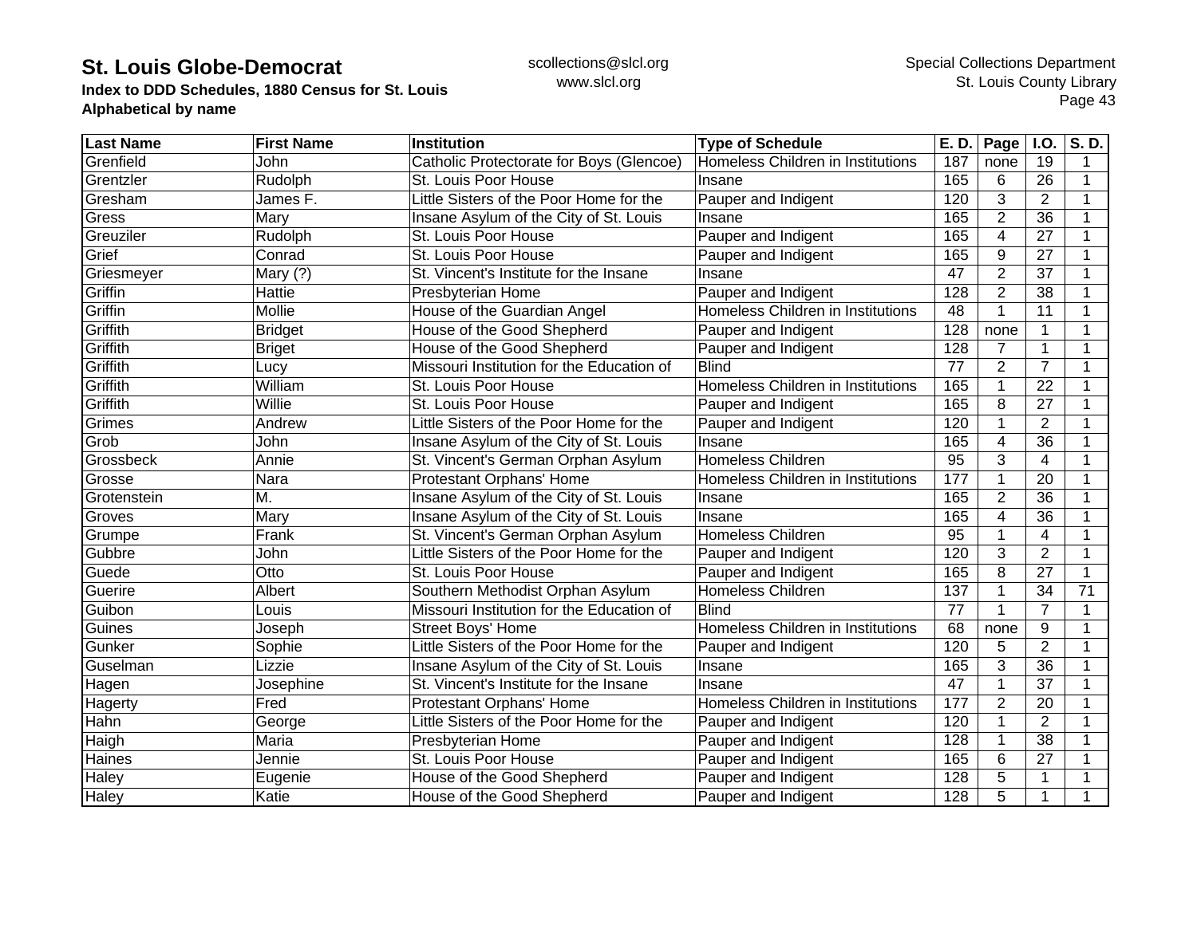# St. Louis Globe-Democrat

**Index to DDD Schedules, 1880 Census for St. Louis**
**Alphabetical by name**

scollections@slcl.org
www.slcl.org

Special Collections Department
St. Louis County Library

| Last Name | First Name | Institution | Type of Schedule | E. D. | Page | I.O. | S. D. |
|---|---|---|---|---|---|---|---|
| Grenfield | John | Catholic Protectorate for Boys (Glencoe) | Homeless Children in Institutions | 187 | none | 19 | 1 |
| Grentzler | Rudolph | St. Louis Poor House | Insane | 165 | 6 | 26 | 1 |
| Gresham | James F. | Little Sisters of the Poor Home for the | Pauper and Indigent | 120 | 3 | 2 | 1 |
| Gress | Mary | Insane Asylum of the City of St. Louis | Insane | 165 | 2 | 36 | 1 |
| Greuziler | Rudolph | St. Louis Poor House | Pauper and Indigent | 165 | 4 | 27 | 1 |
| Grief | Conrad | St. Louis Poor House | Pauper and Indigent | 165 | 9 | 27 | 1 |
| Griesmeyer | Mary (?) | St. Vincent's Institute for the Insane | Insane | 47 | 2 | 37 | 1 |
| Griffin | Hattie | Presbyterian Home | Pauper and Indigent | 128 | 2 | 38 | 1 |
| Griffin | Mollie | House of the Guardian Angel | Homeless Children in Institutions | 48 | 1 | 11 | 1 |
| Griffith | Bridget | House of the Good Shepherd | Pauper and Indigent | 128 | none | 1 | 1 |
| Griffith | Briget | House of the Good Shepherd | Pauper and Indigent | 128 | 7 | 1 | 1 |
| Griffith | Lucy | Missouri Institution for the Education of | Blind | 77 | 2 | 7 | 1 |
| Griffith | William | St. Louis Poor House | Homeless Children in Institutions | 165 | 1 | 22 | 1 |
| Griffith | Willie | St. Louis Poor House | Pauper and Indigent | 165 | 8 | 27 | 1 |
| Grimes | Andrew | Little Sisters of the Poor Home for the | Pauper and Indigent | 120 | 1 | 2 | 1 |
| Grob | John | Insane Asylum of the City of St. Louis | Insane | 165 | 4 | 36 | 1 |
| Grossbeck | Annie | St. Vincent's German Orphan Asylum | Homeless Children | 95 | 3 | 4 | 1 |
| Grosse | Nara | Protestant Orphans' Home | Homeless Children in Institutions | 177 | 1 | 20 | 1 |
| Grotenstein | M. | Insane Asylum of the City of St. Louis | Insane | 165 | 2 | 36 | 1 |
| Groves | Mary | Insane Asylum of the City of St. Louis | Insane | 165 | 4 | 36 | 1 |
| Grumpe | Frank | St. Vincent's German Orphan Asylum | Homeless Children | 95 | 1 | 4 | 1 |
| Gubbre | John | Little Sisters of the Poor Home for the | Pauper and Indigent | 120 | 3 | 2 | 1 |
| Guede | Otto | St. Louis Poor House | Pauper and Indigent | 165 | 8 | 27 | 1 |
| Guerire | Albert | Southern Methodist Orphan Asylum | Homeless Children | 137 | 1 | 34 | 71 |
| Guibon | Louis | Missouri Institution for the Education of | Blind | 77 | 1 | 7 | 1 |
| Guines | Joseph | Street Boys' Home | Homeless Children in Institutions | 68 | none | 9 | 1 |
| Gunker | Sophie | Little Sisters of the Poor Home for the | Pauper and Indigent | 120 | 5 | 2 | 1 |
| Guselman | Lizzie | Insane Asylum of the City of St. Louis | Insane | 165 | 3 | 36 | 1 |
| Hagen | Josephine | St. Vincent's Institute for the Insane | Insane | 47 | 1 | 37 | 1 |
| Hagerty | Fred | Protestant Orphans' Home | Homeless Children in Institutions | 177 | 2 | 20 | 1 |
| Hahn | George | Little Sisters of the Poor Home for the | Pauper and Indigent | 120 | 1 | 2 | 1 |
| Haigh | Maria | Presbyterian Home | Pauper and Indigent | 128 | 1 | 38 | 1 |
| Haines | Jennie | St. Louis Poor House | Pauper and Indigent | 165 | 6 | 27 | 1 |
| Haley | Eugenie | House of the Good Shepherd | Pauper and Indigent | 128 | 5 | 1 | 1 |
| Haley | Katie | House of the Good Shepherd | Pauper and Indigent | 128 | 5 | 1 | 1 |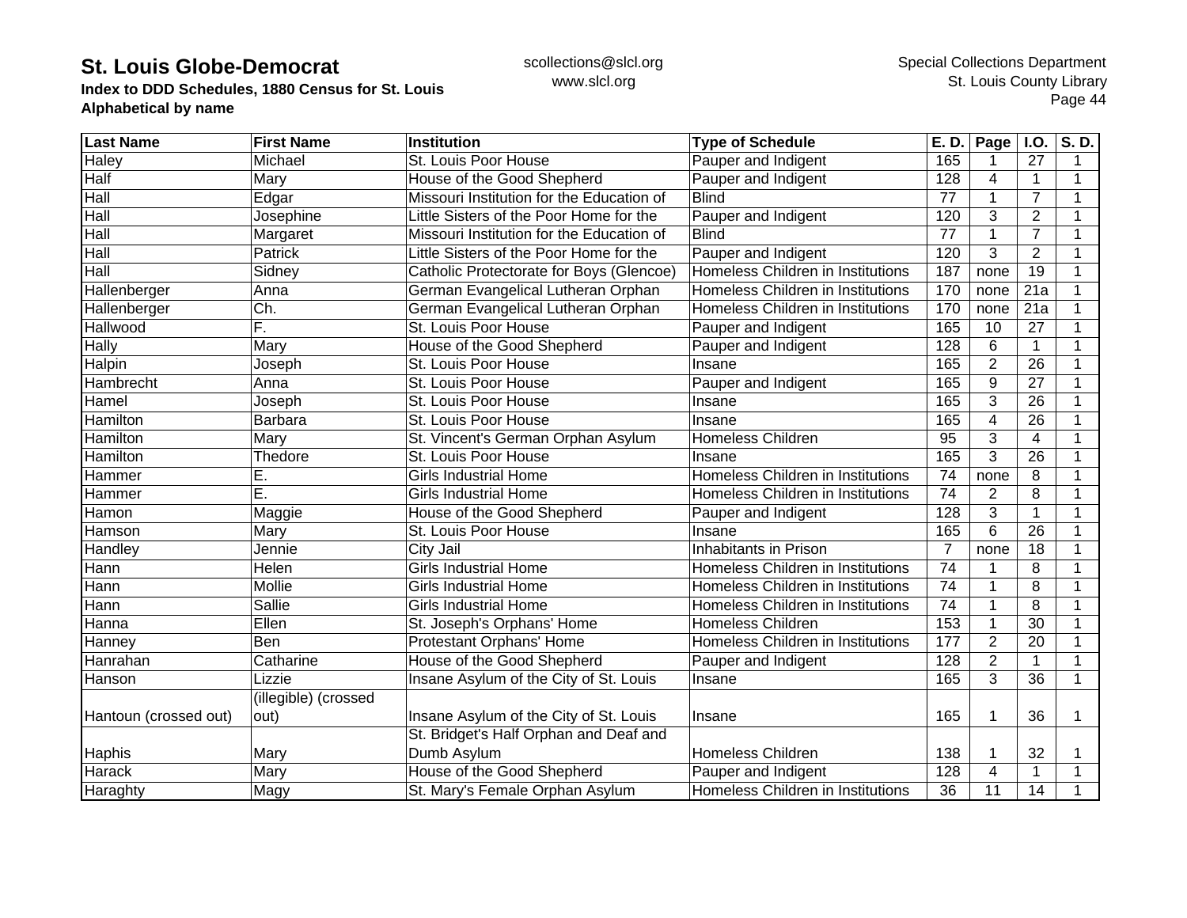# St. Louis Globe-Democrat

**Index to DDD Schedules, 1880 Census for St. Louis**
**Alphabetical by name**

scollections@slcl.org
www.slcl.org

Special Collections Department
St. Louis County Library

| Last Name | First Name | Institution | Type of Schedule | E. D. | Page | I.O. | S. D. |
|---|---|---|---|---|---|---|---|
| Haley | Michael | St. Louis Poor House | Pauper and Indigent | 165 | 1 | 27 | 1 |
| Half | Mary | House of the Good Shepherd | Pauper and Indigent | 128 | 4 | 1 | 1 |
| Hall | Edgar | Missouri Institution for the Education of | Blind | 77 | 1 | 7 | 1 |
| Hall | Josephine | Little Sisters of the Poor Home for the | Pauper and Indigent | 120 | 3 | 2 | 1 |
| Hall | Margaret | Missouri Institution for the Education of | Blind | 77 | 1 | 7 | 1 |
| Hall | Patrick | Little Sisters of the Poor Home for the | Pauper and Indigent | 120 | 3 | 2 | 1 |
| Hall | Sidney | Catholic Protectorate for Boys (Glencoe) | Homeless Children in Institutions | 187 | none | 19 | 1 |
| Hallenberger | Anna | German Evangelical Lutheran Orphan | Homeless Children in Institutions | 170 | none | 21a | 1 |
| Hallenberger | Ch. | German Evangelical Lutheran Orphan | Homeless Children in Institutions | 170 | none | 21a | 1 |
| Hallwood | F. | St. Louis Poor House | Pauper and Indigent | 165 | 10 | 27 | 1 |
| Hally | Mary | House of the Good Shepherd | Pauper and Indigent | 128 | 6 | 1 | 1 |
| Halpin | Joseph | St. Louis Poor House | Insane | 165 | 2 | 26 | 1 |
| Hambrecht | Anna | St. Louis Poor House | Pauper and Indigent | 165 | 9 | 27 | 1 |
| Hamel | Joseph | St. Louis Poor House | Insane | 165 | 3 | 26 | 1 |
| Hamilton | Barbara | St. Louis Poor House | Insane | 165 | 4 | 26 | 1 |
| Hamilton | Mary | St. Vincent's German Orphan Asylum | Homeless Children | 95 | 3 | 4 | 1 |
| Hamilton | Thedore | St. Louis Poor House | Insane | 165 | 3 | 26 | 1 |
| Hammer | E. | Girls Industrial Home | Homeless Children in Institutions | 74 | none | 8 | 1 |
| Hammer | E. | Girls Industrial Home | Homeless Children in Institutions | 74 | 2 | 8 | 1 |
| Hamon | Maggie | House of the Good Shepherd | Pauper and Indigent | 128 | 3 | 1 | 1 |
| Hamson | Mary | St. Louis Poor House | Insane | 165 | 6 | 26 | 1 |
| Handley | Jennie | City Jail | Inhabitants in Prison | 7 | none | 18 | 1 |
| Hann | Helen | Girls Industrial Home | Homeless Children in Institutions | 74 | 1 | 8 | 1 |
| Hann | Mollie | Girls Industrial Home | Homeless Children in Institutions | 74 | 1 | 8 | 1 |
| Hann | Sallie | Girls Industrial Home | Homeless Children in Institutions | 74 | 1 | 8 | 1 |
| Hanna | Ellen | St. Joseph's Orphans' Home | Homeless Children | 153 | 1 | 30 | 1 |
| Hanney | Ben | Protestant Orphans' Home | Homeless Children in Institutions | 177 | 2 | 20 | 1 |
| Hanrahan | Catharine | House of the Good Shepherd | Pauper and Indigent | 128 | 2 | 1 | 1 |
| Hanson | Lizzie | Insane Asylum of the City of St. Louis | Insane | 165 | 3 | 36 | 1 |
| Hantoun (crossed out) | (illegible) (crossed out) | Insane Asylum of the City of St. Louis | Insane | 165 | 1 | 36 | 1 |
| Haphis | Mary | St. Bridget's Half Orphan and Deaf and Dumb Asylum | Homeless Children | 138 | 1 | 32 | 1 |
| Harack | Mary | House of the Good Shepherd | Pauper and Indigent | 128 | 4 | 1 | 1 |
| Haraghty | Magy | St. Mary's Female Orphan Asylum | Homeless Children in Institutions | 36 | 11 | 14 | 1 |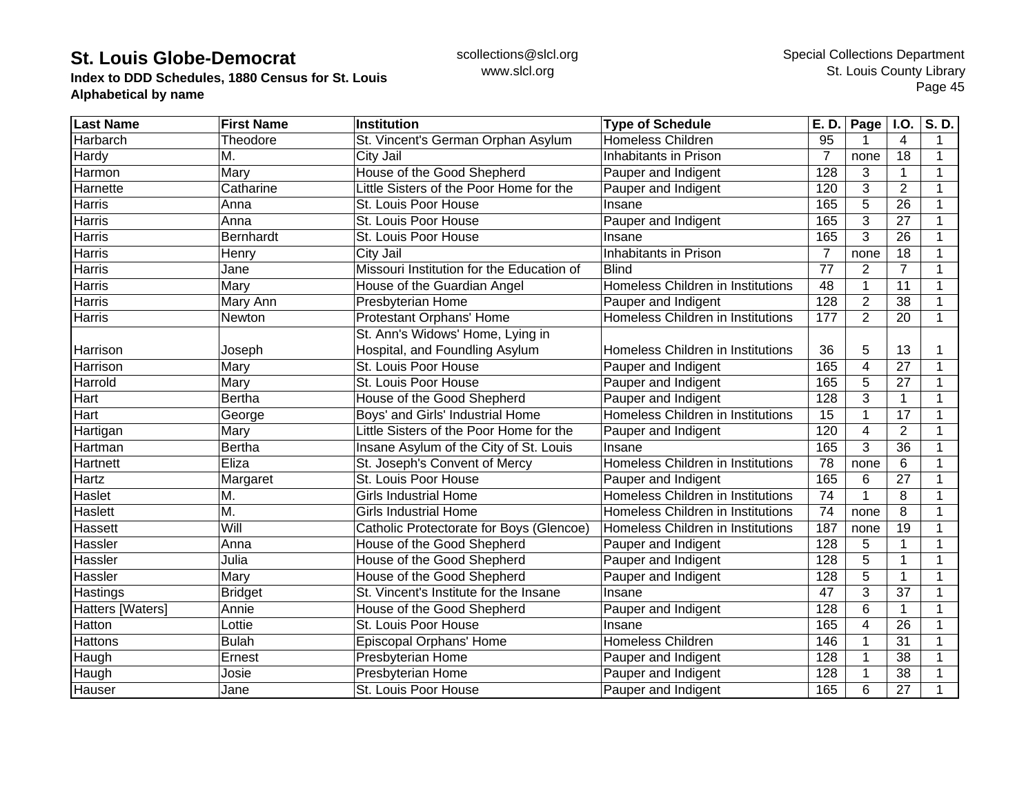# St. Louis Globe-Democrat

**Index to DDD Schedules, 1880 Census for St. Louis**
**Alphabetical by name**

scollections@slcl.org
www.slcl.org

Special Collections Department
St. Louis County Library

| Last Name | First Name | Institution | Type of Schedule | E. D. | Page | I.O. | S. D. |
|---|---|---|---|---|---|---|---|
| Harbarch | Theodore | St. Vincent's German Orphan Asylum | Homeless Children | 95 | 1 | 4 | 1 |
| Hardy | M. | City Jail | Inhabitants in Prison | 7 | none | 18 | 1 |
| Harmon | Mary | House of the Good Shepherd | Pauper and Indigent | 128 | 3 | 1 | 1 |
| Harnette | Catharine | Little Sisters of the Poor Home for the | Pauper and Indigent | 120 | 3 | 2 | 1 |
| Harris | Anna | St. Louis Poor House | Insane | 165 | 5 | 26 | 1 |
| Harris | Anna | St. Louis Poor House | Pauper and Indigent | 165 | 3 | 27 | 1 |
| Harris | Bernhardt | St. Louis Poor House | Insane | 165 | 3 | 26 | 1 |
| Harris | Henry | City Jail | Inhabitants in Prison | 7 | none | 18 | 1 |
| Harris | Jane | Missouri Institution for the Education of | Blind | 77 | 2 | 7 | 1 |
| Harris | Mary | House of the Guardian Angel | Homeless Children in Institutions | 48 | 1 | 11 | 1 |
| Harris | Mary Ann | Presbyterian Home | Pauper and Indigent | 128 | 2 | 38 | 1 |
| Harris | Newton | Protestant Orphans' Home | Homeless Children in Institutions | 177 | 2 | 20 | 1 |
| Harrison | Joseph | St. Ann's Widows' Home, Lying in Hospital, and Foundling Asylum | Homeless Children in Institutions | 36 | 5 | 13 | 1 |
| Harrison | Mary | St. Louis Poor House | Pauper and Indigent | 165 | 4 | 27 | 1 |
| Harrold | Mary | St. Louis Poor House | Pauper and Indigent | 165 | 5 | 27 | 1 |
| Hart | Bertha | House of the Good Shepherd | Pauper and Indigent | 128 | 3 | 1 | 1 |
| Hart | George | Boys' and Girls' Industrial Home | Homeless Children in Institutions | 15 | 1 | 17 | 1 |
| Hartigan | Mary | Little Sisters of the Poor Home for the | Pauper and Indigent | 120 | 4 | 2 | 1 |
| Hartman | Bertha | Insane Asylum of the City of St. Louis | Insane | 165 | 3 | 36 | 1 |
| Hartnett | Eliza | St. Joseph's Convent of Mercy | Homeless Children in Institutions | 78 | none | 6 | 1 |
| Hartz | Margaret | St. Louis Poor House | Pauper and Indigent | 165 | 6 | 27 | 1 |
| Haslet | M. | Girls Industrial Home | Homeless Children in Institutions | 74 | 1 | 8 | 1 |
| Haslett | M. | Girls Industrial Home | Homeless Children in Institutions | 74 | none | 8 | 1 |
| Hassett | Will | Catholic Protectorate for Boys (Glencoe) | Homeless Children in Institutions | 187 | none | 19 | 1 |
| Hassler | Anna | House of the Good Shepherd | Pauper and Indigent | 128 | 5 | 1 | 1 |
| Hassler | Julia | House of the Good Shepherd | Pauper and Indigent | 128 | 5 | 1 | 1 |
| Hassler | Mary | House of the Good Shepherd | Pauper and Indigent | 128 | 5 | 1 | 1 |
| Hastings | Bridget | St. Vincent's Institute for the Insane | Insane | 47 | 3 | 37 | 1 |
| Hatters [Waters] | Annie | House of the Good Shepherd | Pauper and Indigent | 128 | 6 | 1 | 1 |
| Hatton | Lottie | St. Louis Poor House | Insane | 165 | 4 | 26 | 1 |
| Hattons | Bulah | Episcopal Orphans' Home | Homeless Children | 146 | 1 | 31 | 1 |
| Haugh | Ernest | Presbyterian Home | Pauper and Indigent | 128 | 1 | 38 | 1 |
| Haugh | Josie | Presbyterian Home | Pauper and Indigent | 128 | 1 | 38 | 1 |
| Hauser | Jane | St. Louis Poor House | Pauper and Indigent | 165 | 6 | 27 | 1 |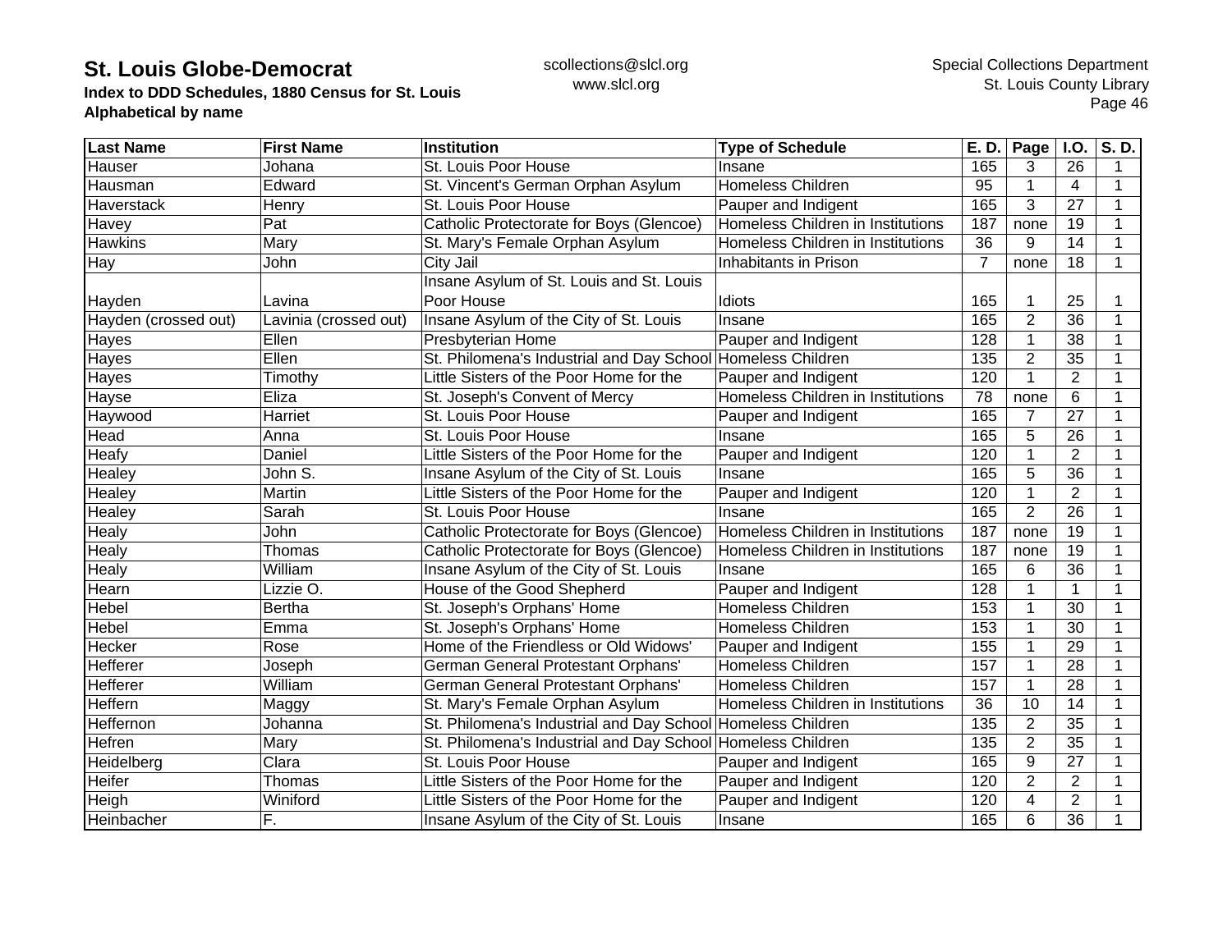# St. Louis Globe-Democrat

**Index to DDD Schedules, 1880 Census for St. Louis**
**Alphabetical by name**

scollections@slcl.org
www.slcl.org

Special Collections Department
St. Louis County Library

| Last Name | First Name | Institution | Type of Schedule | E. D. | Page | I.O. | S. D. |
|---|---|---|---|---|---|---|---|
| Hauser | Johana | St. Louis Poor House | Insane | 165 | 3 | 26 | 1 |
| Hausman | Edward | St. Vincent's German Orphan Asylum | Homeless Children | 95 | 1 | 4 | 1 |
| Haverstack | Henry | St. Louis Poor House | Pauper and Indigent | 165 | 3 | 27 | 1 |
| Havey | Pat | Catholic Protectorate for Boys (Glencoe) | Homeless Children in Institutions | 187 | none | 19 | 1 |
| Hawkins | Mary | St. Mary's Female Orphan Asylum | Homeless Children in Institutions | 36 | 9 | 14 | 1 |
| Hay | John | City Jail | Inhabitants in Prison | 7 | none | 18 | 1 |
| Hayden | Lavina | Insane Asylum of St. Louis and St. Louis Poor House | Idiots | 165 | 1 | 25 | 1 |
| Hayden (crossed out) | Lavinia (crossed out) | Insane Asylum of the City of St. Louis | Insane | 165 | 2 | 36 | 1 |
| Hayes | Ellen | Presbyterian Home | Pauper and Indigent | 128 | 1 | 38 | 1 |
| Hayes | Ellen | St. Philomena's Industrial and Day School | Homeless Children | 135 | 2 | 35 | 1 |
| Hayes | Timothy | Little Sisters of the Poor Home for the | Pauper and Indigent | 120 | 1 | 2 | 1 |
| Hayse | Eliza | St. Joseph's Convent of Mercy | Homeless Children in Institutions | 78 | none | 6 | 1 |
| Haywood | Harriet | St. Louis Poor House | Pauper and Indigent | 165 | 7 | 27 | 1 |
| Head | Anna | St. Louis Poor House | Insane | 165 | 5 | 26 | 1 |
| Heafy | Daniel | Little Sisters of the Poor Home for the | Pauper and Indigent | 120 | 1 | 2 | 1 |
| Healey | John S. | Insane Asylum of the City of St. Louis | Insane | 165 | 5 | 36 | 1 |
| Healey | Martin | Little Sisters of the Poor Home for the | Pauper and Indigent | 120 | 1 | 2 | 1 |
| Healey | Sarah | St. Louis Poor House | Insane | 165 | 2 | 26 | 1 |
| Healy | John | Catholic Protectorate for Boys (Glencoe) | Homeless Children in Institutions | 187 | none | 19 | 1 |
| Healy | Thomas | Catholic Protectorate for Boys (Glencoe) | Homeless Children in Institutions | 187 | none | 19 | 1 |
| Healy | William | Insane Asylum of the City of St. Louis | Insane | 165 | 6 | 36 | 1 |
| Hearn | Lizzie O. | House of the Good Shepherd | Pauper and Indigent | 128 | 1 | 1 | 1 |
| Hebel | Bertha | St. Joseph's Orphans' Home | Homeless Children | 153 | 1 | 30 | 1 |
| Hebel | Emma | St. Joseph's Orphans' Home | Homeless Children | 153 | 1 | 30 | 1 |
| Hecker | Rose | Home of the Friendless or Old Widows' | Pauper and Indigent | 155 | 1 | 29 | 1 |
| Hefferer | Joseph | German General Protestant Orphans' | Homeless Children | 157 | 1 | 28 | 1 |
| Hefferer | William | German General Protestant Orphans' | Homeless Children | 157 | 1 | 28 | 1 |
| Heffern | Maggy | St. Mary's Female Orphan Asylum | Homeless Children in Institutions | 36 | 10 | 14 | 1 |
| Heffernon | Johanna | St. Philomena's Industrial and Day School | Homeless Children | 135 | 2 | 35 | 1 |
| Hefren | Mary | St. Philomena's Industrial and Day School | Homeless Children | 135 | 2 | 35 | 1 |
| Heidelberg | Clara | St. Louis Poor House | Pauper and Indigent | 165 | 9 | 27 | 1 |
| Heifer | Thomas | Little Sisters of the Poor Home for the | Pauper and Indigent | 120 | 2 | 2 | 1 |
| Heigh | Winiford | Little Sisters of the Poor Home for the | Pauper and Indigent | 120 | 4 | 2 | 1 |
| Heinbacher | F. | Insane Asylum of the City of St. Louis | Insane | 165 | 6 | 36 | 1 |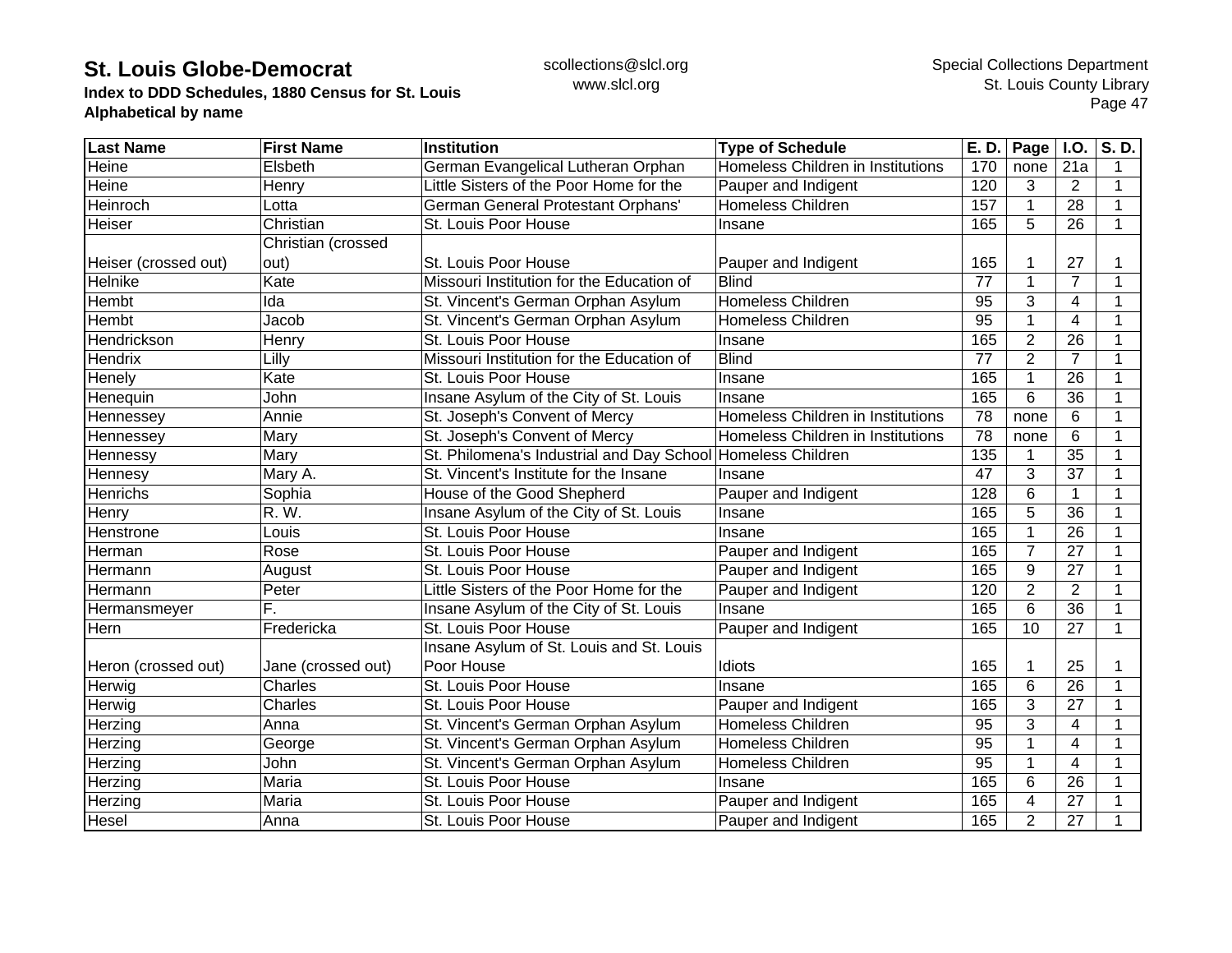# St. Louis Globe-Democrat

**Index to DDD Schedules, 1880 Census for St. Louis**
**Alphabetical by name**

scollections@slcl.org
www.slcl.org

Special Collections Department
St. Louis County Library

| Last Name | First Name | Institution | Type of Schedule | E. D. | Page | I.O. | S. D. |
|---|---|---|---|---|---|---|---|
| Heine | Elsbeth | German Evangelical Lutheran Orphan | Homeless Children in Institutions | 170 | none | 21a | 1 |
| Heine | Henry | Little Sisters of the Poor Home for the | Pauper and Indigent | 120 | 3 | 2 | 1 |
| Heinroch | Lotta | German General Protestant Orphans' | Homeless Children | 157 | 1 | 28 | 1 |
| Heiser | Christian | St. Louis Poor House | Insane | 165 | 5 | 26 | 1 |
| Heiser (crossed out) | Christian (crossed out) | St. Louis Poor House | Pauper and Indigent | 165 | 1 | 27 | 1 |
| Helnike | Kate | Missouri Institution for the Education of | Blind | 77 | 1 | 7 | 1 |
| Hembt | Ida | St. Vincent's German Orphan Asylum | Homeless Children | 95 | 3 | 4 | 1 |
| Hembt | Jacob | St. Vincent's German Orphan Asylum | Homeless Children | 95 | 1 | 4 | 1 |
| Hendrickson | Henry | St. Louis Poor House | Insane | 165 | 2 | 26 | 1 |
| Hendrix | Lilly | Missouri Institution for the Education of | Blind | 77 | 2 | 7 | 1 |
| Henely | Kate | St. Louis Poor House | Insane | 165 | 1 | 26 | 1 |
| Henequin | John | Insane Asylum of the City of St. Louis | Insane | 165 | 6 | 36 | 1 |
| Hennessey | Annie | St. Joseph's Convent of Mercy | Homeless Children in Institutions | 78 | none | 6 | 1 |
| Hennessey | Mary | St. Joseph's Convent of Mercy | Homeless Children in Institutions | 78 | none | 6 | 1 |
| Hennessy | Mary | St. Philomena's Industrial and Day School | Homeless Children | 135 | 1 | 35 | 1 |
| Hennesy | Mary A. | St. Vincent's Institute for the Insane | Insane | 47 | 3 | 37 | 1 |
| Henrichs | Sophia | House of the Good Shepherd | Pauper and Indigent | 128 | 6 | 1 | 1 |
| Henry | R. W. | Insane Asylum of the City of St. Louis | Insane | 165 | 5 | 36 | 1 |
| Henstrone | Louis | St. Louis Poor House | Insane | 165 | 1 | 26 | 1 |
| Herman | Rose | St. Louis Poor House | Pauper and Indigent | 165 | 7 | 27 | 1 |
| Hermann | August | St. Louis Poor House | Pauper and Indigent | 165 | 9 | 27 | 1 |
| Hermann | Peter | Little Sisters of the Poor Home for the | Pauper and Indigent | 120 | 2 | 2 | 1 |
| Hermansmeyer | F. | Insane Asylum of the City of St. Louis | Insane | 165 | 6 | 36 | 1 |
| Hern | Fredericka | St. Louis Poor House | Pauper and Indigent | 165 | 10 | 27 | 1 |
| Heron (crossed out) | Jane (crossed out) | Insane Asylum of St. Louis and St. Louis Poor House | Idiots | 165 | 1 | 25 | 1 |
| Herwig | Charles | St. Louis Poor House | Insane | 165 | 6 | 26 | 1 |
| Herwig | Charles | St. Louis Poor House | Pauper and Indigent | 165 | 3 | 27 | 1 |
| Herzing | Anna | St. Vincent's German Orphan Asylum | Homeless Children | 95 | 3 | 4 | 1 |
| Herzing | George | St. Vincent's German Orphan Asylum | Homeless Children | 95 | 1 | 4 | 1 |
| Herzing | John | St. Vincent's German Orphan Asylum | Homeless Children | 95 | 1 | 4 | 1 |
| Herzing | Maria | St. Louis Poor House | Insane | 165 | 6 | 26 | 1 |
| Herzing | Maria | St. Louis Poor House | Pauper and Indigent | 165 | 4 | 27 | 1 |
| Hesel | Anna | St. Louis Poor House | Pauper and Indigent | 165 | 2 | 27 | 1 |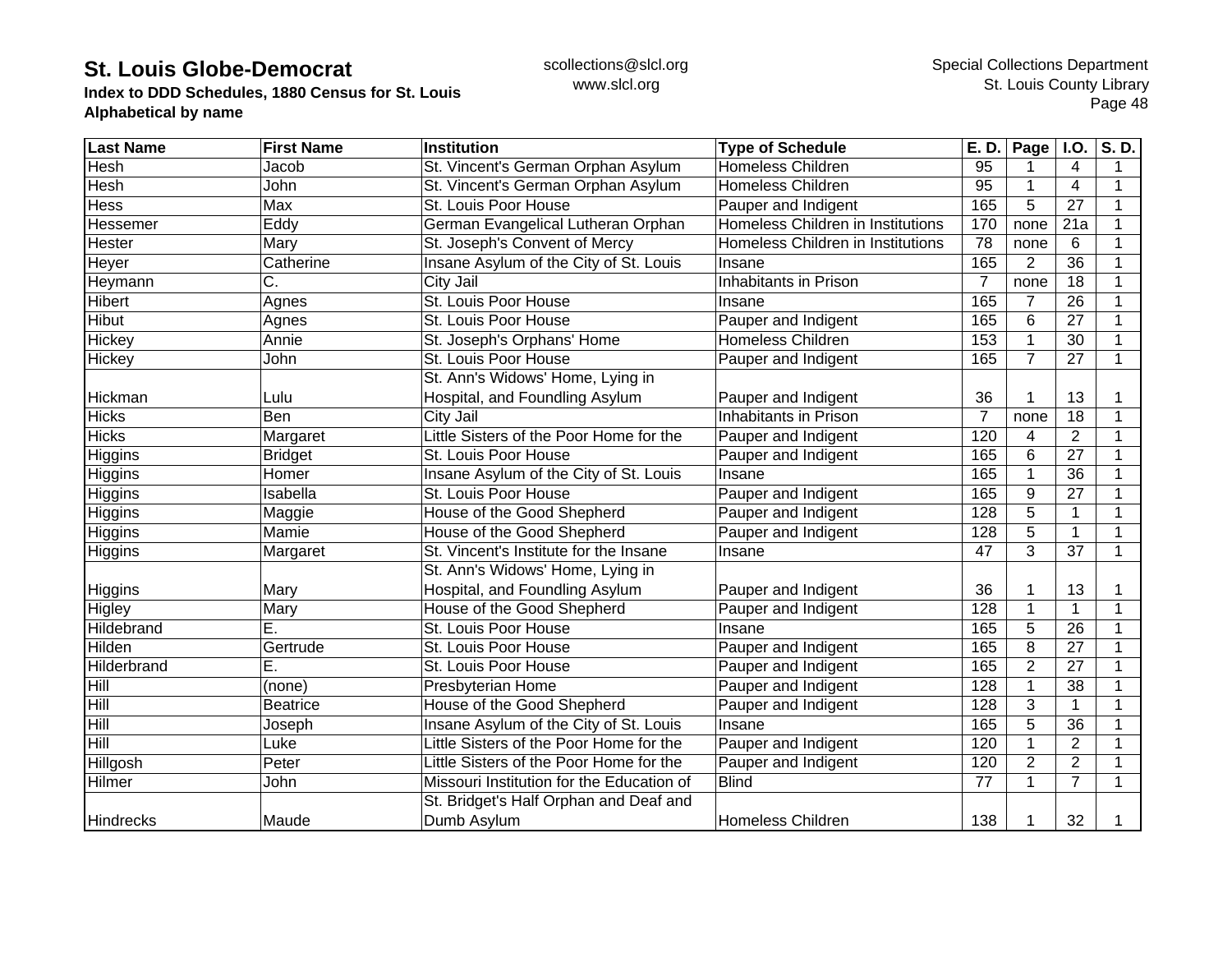# St. Louis Globe-Democrat

**Index to DDD Schedules, 1880 Census for St. Louis**
**Alphabetical by name**

scollections@slcl.org
www.slcl.org

Special Collections Department
St. Louis County Library

| Last Name | First Name | Institution | Type of Schedule | E. D. | Page | I.O. | S. D. |
|---|---|---|---|---|---|---|---|
| Hesh | Jacob | St. Vincent's German Orphan Asylum | Homeless Children | 95 | 1 | 4 | 1 |
| Hesh | John | St. Vincent's German Orphan Asylum | Homeless Children | 95 | 1 | 4 | 1 |
| Hess | Max | St. Louis Poor House | Pauper and Indigent | 165 | 5 | 27 | 1 |
| Hessemer | Eddy | German Evangelical Lutheran Orphan | Homeless Children in Institutions | 170 | none | 21a | 1 |
| Hester | Mary | St. Joseph's Convent of Mercy | Homeless Children in Institutions | 78 | none | 6 | 1 |
| Heyer | Catherine | Insane Asylum of the City of St. Louis | Insane | 165 | 2 | 36 | 1 |
| Heymann | C. | City Jail | Inhabitants in Prison | 7 | none | 18 | 1 |
| Hibert | Agnes | St. Louis Poor House | Insane | 165 | 7 | 26 | 1 |
| Hibut | Agnes | St. Louis Poor House | Pauper and Indigent | 165 | 6 | 27 | 1 |
| Hickey | Annie | St. Joseph's Orphans' Home | Homeless Children | 153 | 1 | 30 | 1 |
| Hickey | John | St. Louis Poor House | Pauper and Indigent | 165 | 7 | 27 | 1 |
| Hickman | Lulu | St. Ann's Widows' Home, Lying in Hospital, and Foundling Asylum | Pauper and Indigent | 36 | 1 | 13 | 1 |
| Hicks | Ben | City Jail | Inhabitants in Prison | 7 | none | 18 | 1 |
| Hicks | Margaret | Little Sisters of the Poor Home for the | Pauper and Indigent | 120 | 4 | 2 | 1 |
| Higgins | Bridget | St. Louis Poor House | Pauper and Indigent | 165 | 6 | 27 | 1 |
| Higgins | Homer | Insane Asylum of the City of St. Louis | Insane | 165 | 1 | 36 | 1 |
| Higgins | Isabella | St. Louis Poor House | Pauper and Indigent | 165 | 9 | 27 | 1 |
| Higgins | Maggie | House of the Good Shepherd | Pauper and Indigent | 128 | 5 | 1 | 1 |
| Higgins | Mamie | House of the Good Shepherd | Pauper and Indigent | 128 | 5 | 1 | 1 |
| Higgins | Margaret | St. Vincent's Institute for the Insane | Insane | 47 | 3 | 37 | 1 |
| Higgins | Mary | St. Ann's Widows' Home, Lying in Hospital, and Foundling Asylum | Pauper and Indigent | 36 | 1 | 13 | 1 |
| Higley | Mary | House of the Good Shepherd | Pauper and Indigent | 128 | 1 | 1 | 1 |
| Hildebrand | E. | St. Louis Poor House | Insane | 165 | 5 | 26 | 1 |
| Hilden | Gertrude | St. Louis Poor House | Pauper and Indigent | 165 | 8 | 27 | 1 |
| Hilderbrand | E. | St. Louis Poor House | Pauper and Indigent | 165 | 2 | 27 | 1 |
| Hill | (none) | Presbyterian Home | Pauper and Indigent | 128 | 1 | 38 | 1 |
| Hill | Beatrice | House of the Good Shepherd | Pauper and Indigent | 128 | 3 | 1 | 1 |
| Hill | Joseph | Insane Asylum of the City of St. Louis | Insane | 165 | 5 | 36 | 1 |
| Hill | Luke | Little Sisters of the Poor Home for the | Pauper and Indigent | 120 | 1 | 2 | 1 |
| Hillgosh | Peter | Little Sisters of the Poor Home for the | Pauper and Indigent | 120 | 2 | 2 | 1 |
| Hilmer | John | Missouri Institution for the Education of | Blind | 77 | 1 | 7 | 1 |
| Hindrecks | Maude | St. Bridget's Half Orphan and Deaf and Dumb Asylum | Homeless Children | 138 | 1 | 32 | 1 |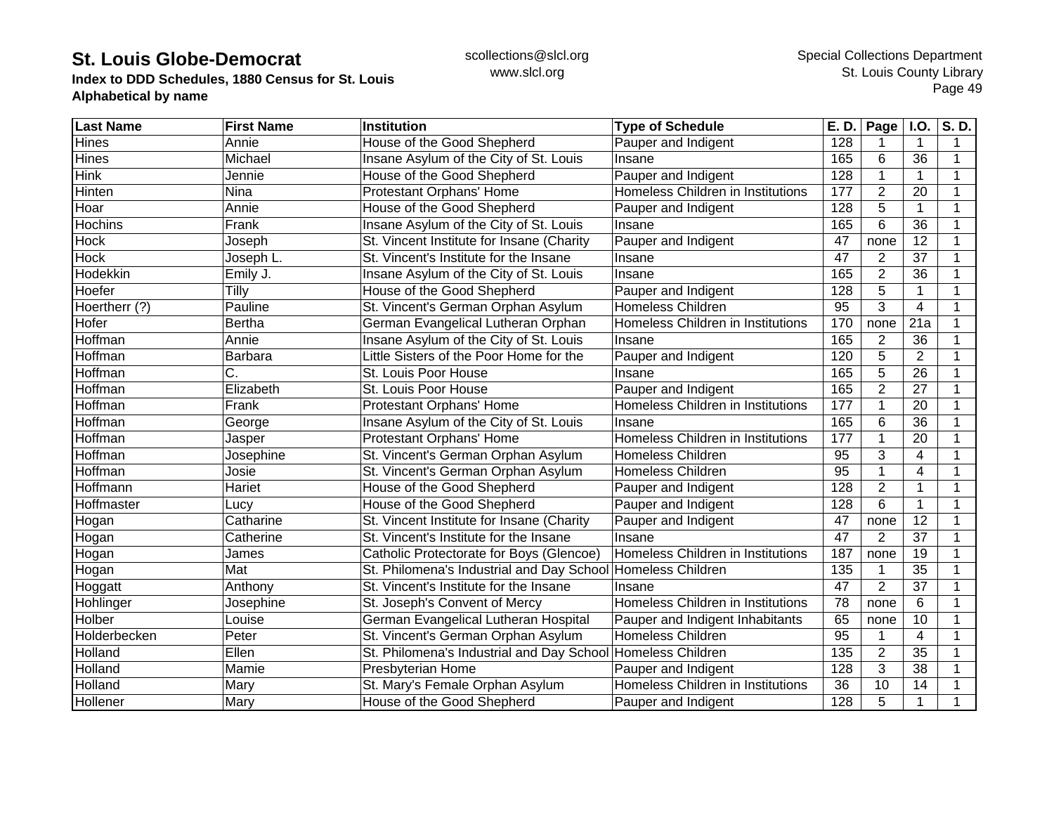# St. Louis Globe-Democrat

**Index to DDD Schedules, 1880 Census for St. Louis**
**Alphabetical by name**

scollections@slcl.org
www.slcl.org

Special Collections Department
St. Louis County Library

| Last Name | First Name | Institution | Type of Schedule | E. D. | Page | I.O. | S. D. |
|---|---|---|---|---|---|---|---|
| Hines | Annie | House of the Good Shepherd | Pauper and Indigent | 128 | 1 | 1 | 1 |
| Hines | Michael | Insane Asylum of the City of St. Louis | Insane | 165 | 6 | 36 | 1 |
| Hink | Jennie | House of the Good Shepherd | Pauper and Indigent | 128 | 1 | 1 | 1 |
| Hinten | Nina | Protestant Orphans' Home | Homeless Children in Institutions | 177 | 2 | 20 | 1 |
| Hoar | Annie | House of the Good Shepherd | Pauper and Indigent | 128 | 5 | 1 | 1 |
| Hochins | Frank | Insane Asylum of the City of St. Louis | Insane | 165 | 6 | 36 | 1 |
| Hock | Joseph | St. Vincent Institute for Insane (Charity | Pauper and Indigent | 47 | none | 12 | 1 |
| Hock | Joseph L. | St. Vincent's Institute for the Insane | Insane | 47 | 2 | 37 | 1 |
| Hodekkin | Emily J. | Insane Asylum of the City of St. Louis | Insane | 165 | 2 | 36 | 1 |
| Hoefer | Tilly | House of the Good Shepherd | Pauper and Indigent | 128 | 5 | 1 | 1 |
| Hoertherr (?) | Pauline | St. Vincent's German Orphan Asylum | Homeless Children | 95 | 3 | 4 | 1 |
| Hofer | Bertha | German Evangelical Lutheran Orphan | Homeless Children in Institutions | 170 | none | 21a | 1 |
| Hoffman | Annie | Insane Asylum of the City of St. Louis | Insane | 165 | 2 | 36 | 1 |
| Hoffman | Barbara | Little Sisters of the Poor Home for the | Pauper and Indigent | 120 | 5 | 2 | 1 |
| Hoffman | C. | St. Louis Poor House | Insane | 165 | 5 | 26 | 1 |
| Hoffman | Elizabeth | St. Louis Poor House | Pauper and Indigent | 165 | 2 | 27 | 1 |
| Hoffman | Frank | Protestant Orphans' Home | Homeless Children in Institutions | 177 | 1 | 20 | 1 |
| Hoffman | George | Insane Asylum of the City of St. Louis | Insane | 165 | 6 | 36 | 1 |
| Hoffman | Jasper | Protestant Orphans' Home | Homeless Children in Institutions | 177 | 1 | 20 | 1 |
| Hoffman | Josephine | St. Vincent's German Orphan Asylum | Homeless Children | 95 | 3 | 4 | 1 |
| Hoffman | Josie | St. Vincent's German Orphan Asylum | Homeless Children | 95 | 1 | 4 | 1 |
| Hoffmann | Hariet | House of the Good Shepherd | Pauper and Indigent | 128 | 2 | 1 | 1 |
| Hoffmaster | Lucy | House of the Good Shepherd | Pauper and Indigent | 128 | 6 | 1 | 1 |
| Hogan | Catharine | St. Vincent Institute for Insane (Charity | Pauper and Indigent | 47 | none | 12 | 1 |
| Hogan | Catherine | St. Vincent's Institute for the Insane | Insane | 47 | 2 | 37 | 1 |
| Hogan | James | Catholic Protectorate for Boys (Glencoe) | Homeless Children in Institutions | 187 | none | 19 | 1 |
| Hogan | Mat | St. Philomena's Industrial and Day School | Homeless Children | 135 | 1 | 35 | 1 |
| Hoggatt | Anthony | St. Vincent's Institute for the Insane | Insane | 47 | 2 | 37 | 1 |
| Hohlinger | Josephine | St. Joseph's Convent of Mercy | Homeless Children in Institutions | 78 | none | 6 | 1 |
| Holber | Louise | German Evangelical Lutheran Hospital | Pauper and Indigent Inhabitants | 65 | none | 10 | 1 |
| Holderbecken | Peter | St. Vincent's German Orphan Asylum | Homeless Children | 95 | 1 | 4 | 1 |
| Holland | Ellen | St. Philomena's Industrial and Day School | Homeless Children | 135 | 2 | 35 | 1 |
| Holland | Mamie | Presbyterian Home | Pauper and Indigent | 128 | 3 | 38 | 1 |
| Holland | Mary | St. Mary's Female Orphan Asylum | Homeless Children in Institutions | 36 | 10 | 14 | 1 |
| Hollener | Mary | House of the Good Shepherd | Pauper and Indigent | 128 | 5 | 1 | 1 |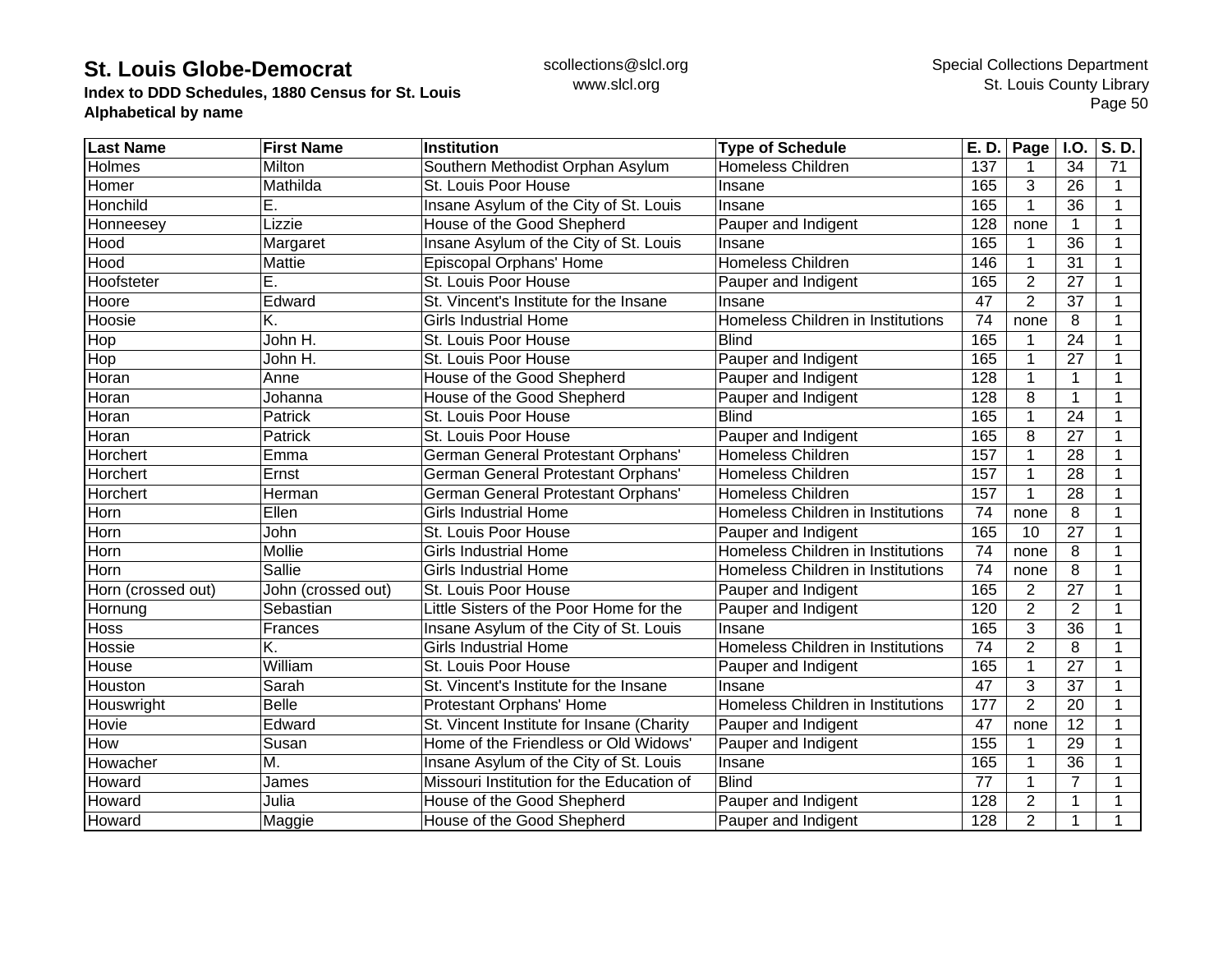| Last Name | First Name | Institution | Type of Schedule | E. D. | Page | I.O. | S. D. |
|---|---|---|---|---|---|---|---|
| Holmes | Milton | Southern Methodist Orphan Asylum | Homeless Children | 137 | 1 | 34 | 71 |
| Homer | Mathilda | St. Louis Poor House | Insane | 165 | 3 | 26 | 1 |
| Honchild | E. | Insane Asylum of the City of St. Louis | Insane | 165 | 1 | 36 | 1 |
| Honneesey | Lizzie | House of the Good Shepherd | Pauper and Indigent | 128 | none | 1 | 1 |
| Hood | Margaret | Insane Asylum of the City of St. Louis | Insane | 165 | 1 | 36 | 1 |
| Hood | Mattie | Episcopal Orphans' Home | Homeless Children | 146 | 1 | 31 | 1 |
| Hoofsteter | E. | St. Louis Poor House | Pauper and Indigent | 165 | 2 | 27 | 1 |
| Hoore | Edward | St. Vincent's Institute for the Insane | Insane | 47 | 2 | 37 | 1 |
| Hoosie | K. | Girls Industrial Home | Homeless Children in Institutions | 74 | none | 8 | 1 |
| Hop | John H. | St. Louis Poor House | Blind | 165 | 1 | 24 | 1 |
| Hop | John H. | St. Louis Poor House | Pauper and Indigent | 165 | 1 | 27 | 1 |
| Horan | Anne | House of the Good Shepherd | Pauper and Indigent | 128 | 1 | 1 | 1 |
| Horan | Johanna | House of the Good Shepherd | Pauper and Indigent | 128 | 8 | 1 | 1 |
| Horan | Patrick | St. Louis Poor House | Blind | 165 | 1 | 24 | 1 |
| Horan | Patrick | St. Louis Poor House | Pauper and Indigent | 165 | 8 | 27 | 1 |
| Horchert | Emma | German General Protestant Orphans' | Homeless Children | 157 | 1 | 28 | 1 |
| Horchert | Ernst | German General Protestant Orphans' | Homeless Children | 157 | 1 | 28 | 1 |
| Horchert | Herman | German General Protestant Orphans' | Homeless Children | 157 | 1 | 28 | 1 |
| Horn | Ellen | Girls Industrial Home | Homeless Children in Institutions | 74 | none | 8 | 1 |
| Horn | John | St. Louis Poor House | Pauper and Indigent | 165 | 10 | 27 | 1 |
| Horn | Mollie | Girls Industrial Home | Homeless Children in Institutions | 74 | none | 8 | 1 |
| Horn | Sallie | Girls Industrial Home | Homeless Children in Institutions | 74 | none | 8 | 1 |
| Horn (crossed out) | John (crossed out) | St. Louis Poor House | Pauper and Indigent | 165 | 2 | 27 | 1 |
| Hornung | Sebastian | Little Sisters of the Poor Home for the | Pauper and Indigent | 120 | 2 | 2 | 1 |
| Hoss | Frances | Insane Asylum of the City of St. Louis | Insane | 165 | 3 | 36 | 1 |
| Hossie | K. | Girls Industrial Home | Homeless Children in Institutions | 74 | 2 | 8 | 1 |
| House | William | St. Louis Poor House | Pauper and Indigent | 165 | 1 | 27 | 1 |
| Houston | Sarah | St. Vincent's Institute for the Insane | Insane | 47 | 3 | 37 | 1 |
| Houswright | Belle | Protestant Orphans' Home | Homeless Children in Institutions | 177 | 2 | 20 | 1 |
| Hovie | Edward | St. Vincent Institute for Insane (Charity | Pauper and Indigent | 47 | none | 12 | 1 |
| How | Susan | Home of the Friendless or Old Widows' | Pauper and Indigent | 155 | 1 | 29 | 1 |
| Howacher | M. | Insane Asylum of the City of St. Louis | Insane | 165 | 1 | 36 | 1 |
| Howard | James | Missouri Institution for the Education of | Blind | 77 | 1 | 7 | 1 |
| Howard | Julia | House of the Good Shepherd | Pauper and Indigent | 128 | 2 | 1 | 1 |
| Howard | Maggie | House of the Good Shepherd | Pauper and Indigent | 128 | 2 | 1 | 1 |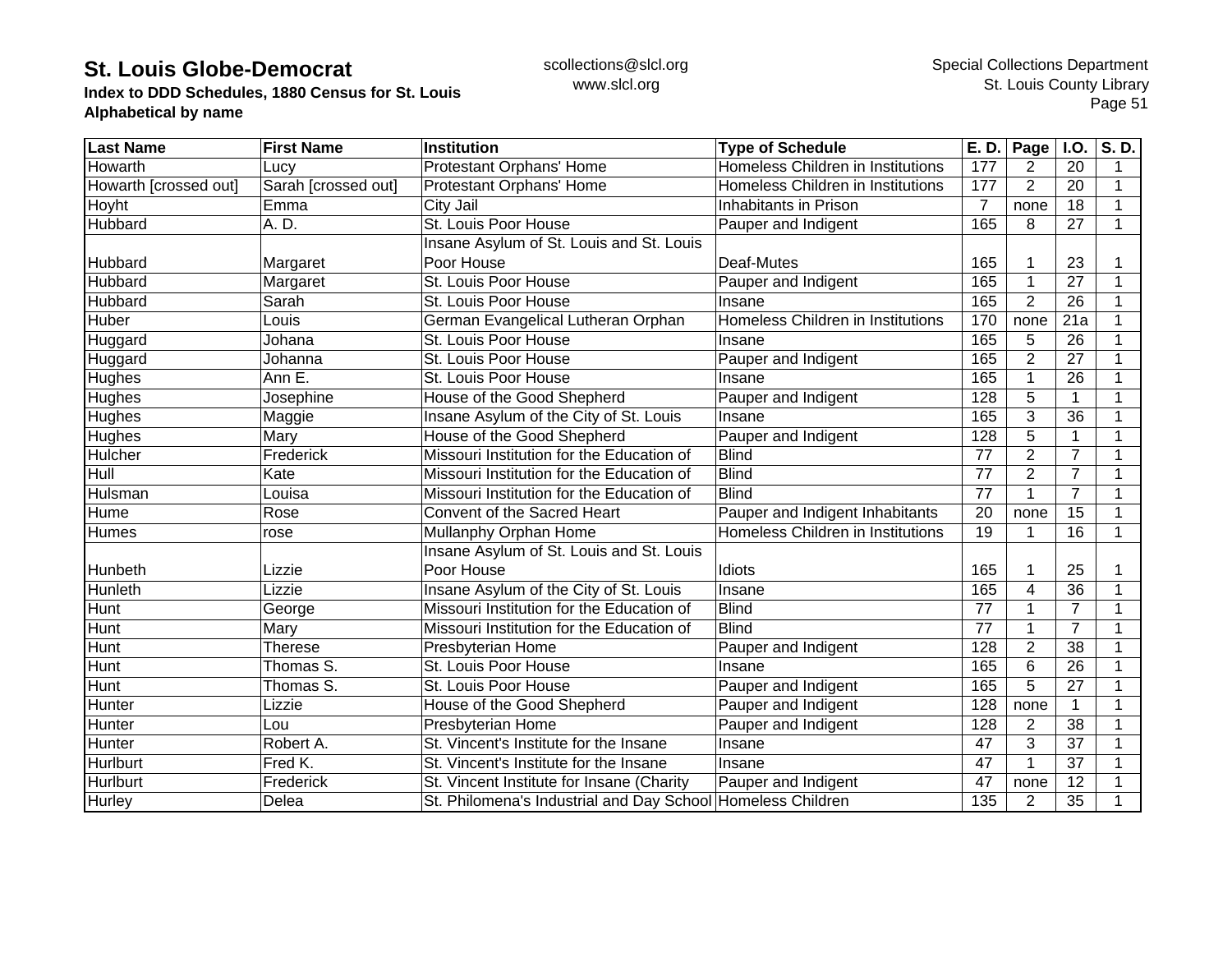| Last Name | First Name | Institution | Type of Schedule | E. D. | Page | I.O. | S. D. |
|---|---|---|---|---|---|---|---|
| Howarth | Lucy | Protestant Orphans' Home | Homeless Children in Institutions | 177 | 2 | 20 | 1 |
| Howarth [crossed out] | Sarah [crossed out] | Protestant Orphans' Home | Homeless Children in Institutions | 177 | 2 | 20 | 1 |
| Hoyht | Emma | City Jail | Inhabitants in Prison | 7 | none | 18 | 1 |
| Hubbard | A. D. | St. Louis Poor House | Pauper and Indigent | 165 | 8 | 27 | 1 |
| Hubbard | Margaret | Insane Asylum of St. Louis and St. Louis Poor House | Deaf-Mutes | 165 | 1 | 23 | 1 |
| Hubbard | Margaret | St. Louis Poor House | Pauper and Indigent | 165 | 1 | 27 | 1 |
| Hubbard | Sarah | St. Louis Poor House | Insane | 165 | 2 | 26 | 1 |
| Huber | Louis | German Evangelical Lutheran Orphan | Homeless Children in Institutions | 170 | none | 21a | 1 |
| Huggard | Johana | St. Louis Poor House | Insane | 165 | 5 | 26 | 1 |
| Huggard | Johanna | St. Louis Poor House | Pauper and Indigent | 165 | 2 | 27 | 1 |
| Hughes | Ann E. | St. Louis Poor House | Insane | 165 | 1 | 26 | 1 |
| Hughes | Josephine | House of the Good Shepherd | Pauper and Indigent | 128 | 5 | 1 | 1 |
| Hughes | Maggie | Insane Asylum of the City of St. Louis | Insane | 165 | 3 | 36 | 1 |
| Hughes | Mary | House of the Good Shepherd | Pauper and Indigent | 128 | 5 | 1 | 1 |
| Hulcher | Frederick | Missouri Institution for the Education of | Blind | 77 | 2 | 7 | 1 |
| Hull | Kate | Missouri Institution for the Education of | Blind | 77 | 2 | 7 | 1 |
| Hulsman | Louisa | Missouri Institution for the Education of | Blind | 77 | 1 | 7 | 1 |
| Hume | Rose | Convent of the Sacred Heart | Pauper and Indigent Inhabitants | 20 | none | 15 | 1 |
| Humes | rose | Mullanphy Orphan Home | Homeless Children in Institutions | 19 | 1 | 16 | 1 |
| Hunbeth | Lizzie | Insane Asylum of St. Louis and St. Louis Poor House | Idiots | 165 | 1 | 25 | 1 |
| Hunleth | Lizzie | Insane Asylum of the City of St. Louis | Insane | 165 | 4 | 36 | 1 |
| Hunt | George | Missouri Institution for the Education of | Blind | 77 | 1 | 7 | 1 |
| Hunt | Mary | Missouri Institution for the Education of | Blind | 77 | 1 | 7 | 1 |
| Hunt | Therese | Presbyterian Home | Pauper and Indigent | 128 | 2 | 38 | 1 |
| Hunt | Thomas S. | St. Louis Poor House | Insane | 165 | 6 | 26 | 1 |
| Hunt | Thomas S. | St. Louis Poor House | Pauper and Indigent | 165 | 5 | 27 | 1 |
| Hunter | Lizzie | House of the Good Shepherd | Pauper and Indigent | 128 | none | 1 | 1 |
| Hunter | Lou | Presbyterian Home | Pauper and Indigent | 128 | 2 | 38 | 1 |
| Hunter | Robert A. | St. Vincent's Institute for the Insane | Insane | 47 | 3 | 37 | 1 |
| Hurlburt | Fred K. | St. Vincent's Institute for the Insane | Insane | 47 | 1 | 37 | 1 |
| Hurlburt | Frederick | St. Vincent Institute for Insane (Charity | Pauper and Indigent | 47 | none | 12 | 1 |
| Hurley | Delea | St. Philomena's Industrial and Day School | Homeless Children | 135 | 2 | 35 | 1 |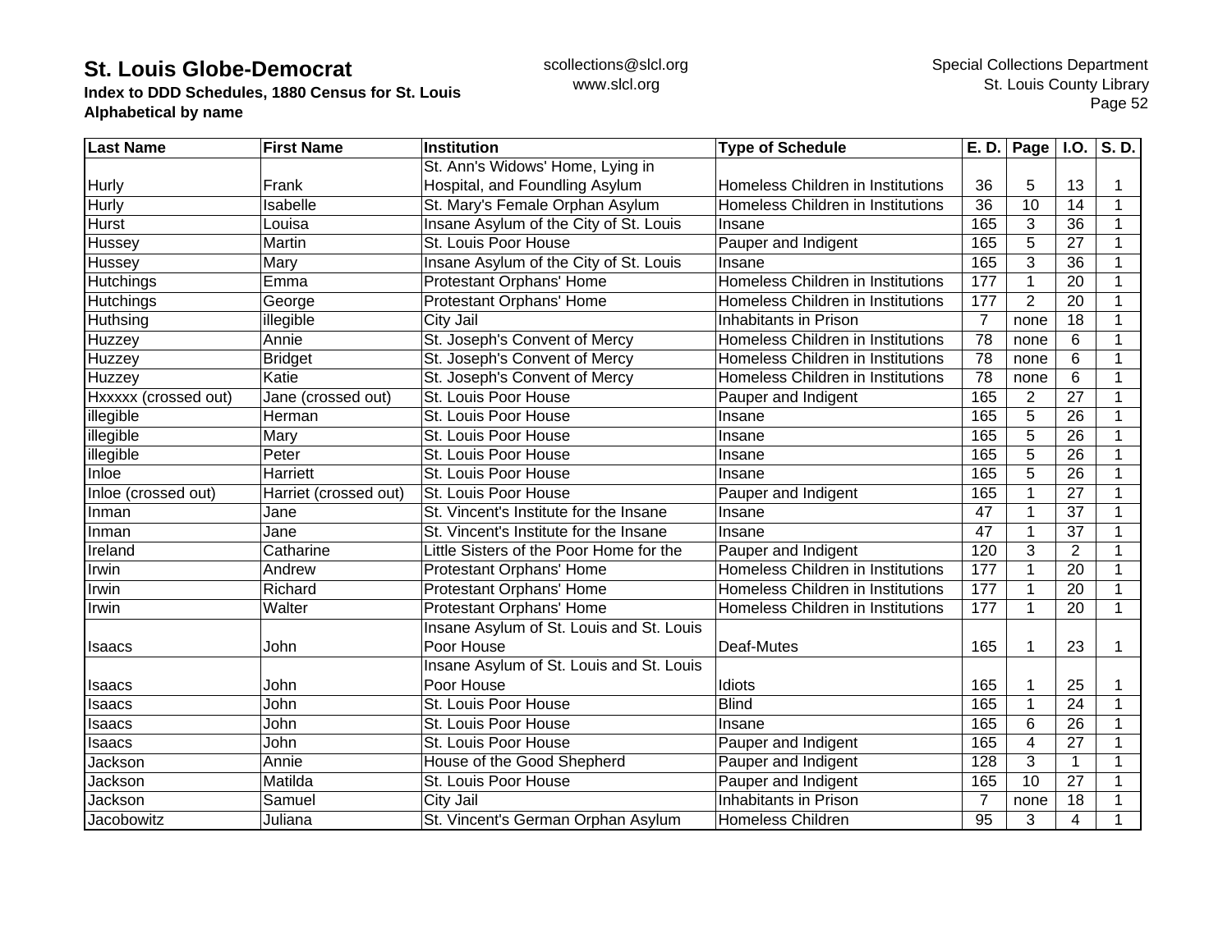# St. Louis Globe-Democrat

**Index to DDD Schedules, 1880 Census for St. Louis**
**Alphabetical by name**

| Last Name | First Name | Institution | Type of Schedule | E. D. | Page | I.O. | S. D. |
|---|---|---|---|---|---|---|---|
| Hurly | Frank | St. Ann's Widows' Home, Lying in Hospital, and Foundling Asylum | Homeless Children in Institutions | 36 | 5 | 13 | 1 |
| Hurly | Isabelle | St. Mary's Female Orphan Asylum | Homeless Children in Institutions | 36 | 10 | 14 | 1 |
| Hurst | Louisa | Insane Asylum of the City of St. Louis | Insane | 165 | 3 | 36 | 1 |
| Hussey | Martin | St. Louis Poor House | Pauper and Indigent | 165 | 5 | 27 | 1 |
| Hussey | Mary | Insane Asylum of the City of St. Louis | Insane | 165 | 3 | 36 | 1 |
| Hutchings | Emma | Protestant Orphans' Home | Homeless Children in Institutions | 177 | 1 | 20 | 1 |
| Hutchings | George | Protestant Orphans' Home | Homeless Children in Institutions | 177 | 2 | 20 | 1 |
| Huthsing | illegible | City Jail | Inhabitants in Prison | 7 | none | 18 | 1 |
| Huzzey | Annie | St. Joseph's Convent of Mercy | Homeless Children in Institutions | 78 | none | 6 | 1 |
| Huzzey | Bridget | St. Joseph's Convent of Mercy | Homeless Children in Institutions | 78 | none | 6 | 1 |
| Huzzey | Katie | St. Joseph's Convent of Mercy | Homeless Children in Institutions | 78 | none | 6 | 1 |
| Hxxxxx (crossed out) | Jane (crossed out) | St. Louis Poor House | Pauper and Indigent | 165 | 2 | 27 | 1 |
| illegible | Herman | St. Louis Poor House | Insane | 165 | 5 | 26 | 1 |
| illegible | Mary | St. Louis Poor House | Insane | 165 | 5 | 26 | 1 |
| illegible | Peter | St. Louis Poor House | Insane | 165 | 5 | 26 | 1 |
| Inloe | Harriett | St. Louis Poor House | Insane | 165 | 5 | 26 | 1 |
| Inloe (crossed out) | Harriet (crossed out) | St. Louis Poor House | Pauper and Indigent | 165 | 1 | 27 | 1 |
| Inman | Jane | St. Vincent's Institute for the Insane | Insane | 47 | 1 | 37 | 1 |
| Inman | Jane | St. Vincent's Institute for the Insane | Insane | 47 | 1 | 37 | 1 |
| Ireland | Catharine | Little Sisters of the Poor Home for the | Pauper and Indigent | 120 | 3 | 2 | 1 |
| Irwin | Andrew | Protestant Orphans' Home | Homeless Children in Institutions | 177 | 1 | 20 | 1 |
| Irwin | Richard | Protestant Orphans' Home | Homeless Children in Institutions | 177 | 1 | 20 | 1 |
| Irwin | Walter | Protestant Orphans' Home | Homeless Children in Institutions | 177 | 1 | 20 | 1 |
| Isaacs | John | Insane Asylum of St. Louis and St. Louis Poor House | Deaf-Mutes | 165 | 1 | 23 | 1 |
| Isaacs | John | Insane Asylum of St. Louis and St. Louis Poor House | Idiots | 165 | 1 | 25 | 1 |
| Isaacs | John | St. Louis Poor House | Blind | 165 | 1 | 24 | 1 |
| Isaacs | John | St. Louis Poor House | Insane | 165 | 6 | 26 | 1 |
| Isaacs | John | St. Louis Poor House | Pauper and Indigent | 165 | 4 | 27 | 1 |
| Jackson | Annie | House of the Good Shepherd | Pauper and Indigent | 128 | 3 | 1 | 1 |
| Jackson | Matilda | St. Louis Poor House | Pauper and Indigent | 165 | 10 | 27 | 1 |
| Jackson | Samuel | City Jail | Inhabitants in Prison | 7 | none | 18 | 1 |
| Jacobowitz | Juliana | St. Vincent's German Orphan Asylum | Homeless Children | 95 | 3 | 4 | 1 |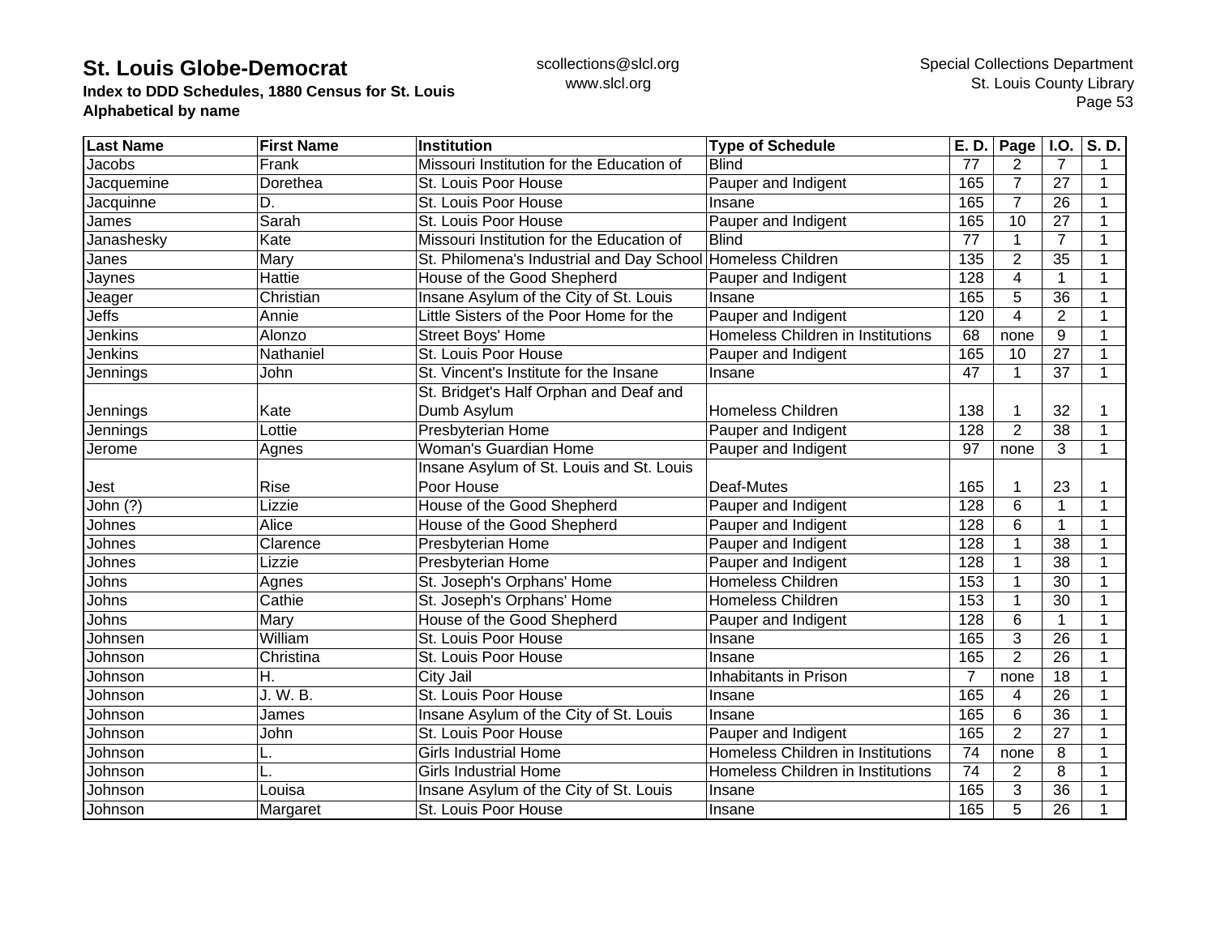**St. Louis Globe-Democrat**
**Index to DDD Schedules, 1880 Census for St. Louis**
**Alphabetical by name**

scollections@slcl.org
www.slcl.org

Special Collections Department
St. Louis County Library

| Last Name | First Name | Institution | Type of Schedule | E. D. | Page | I.O. | S. D. |
|---|---|---|---|---|---|---|---|
| Jacobs | Frank | Missouri Institution for the Education of | Blind | 77 | 2 | 7 | 1 |
| Jacquemine | Dorethea | St. Louis Poor House | Pauper and Indigent | 165 | 7 | 27 | 1 |
| Jacquinne | D. | St. Louis Poor House | Insane | 165 | 7 | 26 | 1 |
| James | Sarah | St. Louis Poor House | Pauper and Indigent | 165 | 10 | 27 | 1 |
| Janashesky | Kate | Missouri Institution for the Education of | Blind | 77 | 1 | 7 | 1 |
| Janes | Mary | St. Philomena's Industrial and Day School | Homeless Children | 135 | 2 | 35 | 1 |
| Jaynes | Hattie | House of the Good Shepherd | Pauper and Indigent | 128 | 4 | 1 | 1 |
| Jeager | Christian | Insane Asylum of the City of St. Louis | Insane | 165 | 5 | 36 | 1 |
| Jeffs | Annie | Little Sisters of the Poor Home for the | Pauper and Indigent | 120 | 4 | 2 | 1 |
| Jenkins | Alonzo | Street Boys' Home | Homeless Children in Institutions | 68 | none | 9 | 1 |
| Jenkins | Nathaniel | St. Louis Poor House | Pauper and Indigent | 165 | 10 | 27 | 1 |
| Jennings | John | St. Vincent's Institute for the Insane | Insane | 47 | 1 | 37 | 1 |
| Jennings | Kate | St. Bridget's Half Orphan and Deaf and Dumb Asylum | Homeless Children | 138 | 1 | 32 | 1 |
| Jennings | Lottie | Presbyterian Home | Pauper and Indigent | 128 | 2 | 38 | 1 |
| Jerome | Agnes | Woman's Guardian Home | Pauper and Indigent | 97 | none | 3 | 1 |
| Jest | Rise | Insane Asylum of St. Louis and St. Louis Poor House | Deaf-Mutes | 165 | 1 | 23 | 1 |
| John (?) | Lizzie | House of the Good Shepherd | Pauper and Indigent | 128 | 6 | 1 | 1 |
| Johnes | Alice | House of the Good Shepherd | Pauper and Indigent | 128 | 6 | 1 | 1 |
| Johnes | Clarence | Presbyterian Home | Pauper and Indigent | 128 | 1 | 38 | 1 |
| Johnes | Lizzie | Presbyterian Home | Pauper and Indigent | 128 | 1 | 38 | 1 |
| Johns | Agnes | St. Joseph's Orphans' Home | Homeless Children | 153 | 1 | 30 | 1 |
| Johns | Cathie | St. Joseph's Orphans' Home | Homeless Children | 153 | 1 | 30 | 1 |
| Johns | Mary | House of the Good Shepherd | Pauper and Indigent | 128 | 6 | 1 | 1 |
| Johnsen | William | St. Louis Poor House | Insane | 165 | 3 | 26 | 1 |
| Johnson | Christina | St. Louis Poor House | Insane | 165 | 2 | 26 | 1 |
| Johnson | H. | City Jail | Inhabitants in Prison | 7 | none | 18 | 1 |
| Johnson | J. W. B. | St. Louis Poor House | Insane | 165 | 4 | 26 | 1 |
| Johnson | James | Insane Asylum of the City of St. Louis | Insane | 165 | 6 | 36 | 1 |
| Johnson | John | St. Louis Poor House | Pauper and Indigent | 165 | 2 | 27 | 1 |
| Johnson | L. | Girls Industrial Home | Homeless Children in Institutions | 74 | none | 8 | 1 |
| Johnson | L. | Girls Industrial Home | Homeless Children in Institutions | 74 | 2 | 8 | 1 |
| Johnson | Louisa | Insane Asylum of the City of St. Louis | Insane | 165 | 3 | 36 | 1 |
| Johnson | Margaret | St. Louis Poor House | Insane | 165 | 5 | 26 | 1 |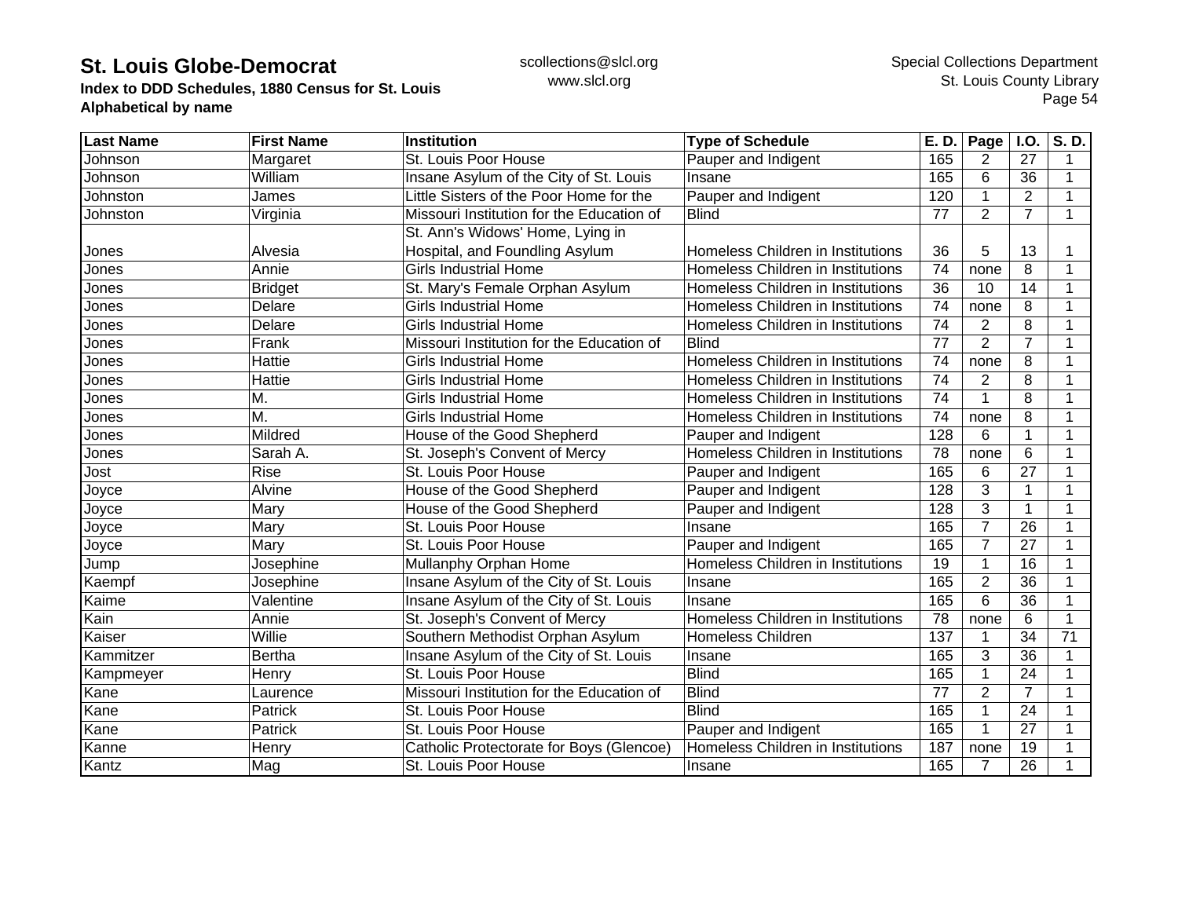# St. Louis Globe-Democrat

**Index to DDD Schedules, 1880 Census for St. Louis**
**Alphabetical by name**

scollections@slcl.org
www.slcl.org

Special Collections Department
St. Louis County Library

| Last Name | First Name | Institution | Type of Schedule | E. D. | Page | I.O. | S. D. |
|---|---|---|---|---|---|---|---|
| Johnson | Margaret | St. Louis Poor House | Pauper and Indigent | 165 | 2 | 27 | 1 |
| Johnson | William | Insane Asylum of the City of St. Louis | Insane | 165 | 6 | 36 | 1 |
| Johnston | James | Little Sisters of the Poor Home for the | Pauper and Indigent | 120 | 1 | 2 | 1 |
| Johnston | Virginia | Missouri Institution for the Education of | Blind | 77 | 2 | 7 | 1 |
| Jones | Alvesia | St. Ann's Widows' Home, Lying in Hospital, and Foundling Asylum | Homeless Children in Institutions | 36 | 5 | 13 | 1 |
| Jones | Annie | Girls Industrial Home | Homeless Children in Institutions | 74 | none | 8 | 1 |
| Jones | Bridget | St. Mary's Female Orphan Asylum | Homeless Children in Institutions | 36 | 10 | 14 | 1 |
| Jones | Delare | Girls Industrial Home | Homeless Children in Institutions | 74 | none | 8 | 1 |
| Jones | Delare | Girls Industrial Home | Homeless Children in Institutions | 74 | 2 | 8 | 1 |
| Jones | Frank | Missouri Institution for the Education of | Blind | 77 | 2 | 7 | 1 |
| Jones | Hattie | Girls Industrial Home | Homeless Children in Institutions | 74 | none | 8 | 1 |
| Jones | Hattie | Girls Industrial Home | Homeless Children in Institutions | 74 | 2 | 8 | 1 |
| Jones | M. | Girls Industrial Home | Homeless Children in Institutions | 74 | 1 | 8 | 1 |
| Jones | M. | Girls Industrial Home | Homeless Children in Institutions | 74 | none | 8 | 1 |
| Jones | Mildred | House of the Good Shepherd | Pauper and Indigent | 128 | 6 | 1 | 1 |
| Jones | Sarah A. | St. Joseph's Convent of Mercy | Homeless Children in Institutions | 78 | none | 6 | 1 |
| Jost | Rise | St. Louis Poor House | Pauper and Indigent | 165 | 6 | 27 | 1 |
| Joyce | Alvine | House of the Good Shepherd | Pauper and Indigent | 128 | 3 | 1 | 1 |
| Joyce | Mary | House of the Good Shepherd | Pauper and Indigent | 128 | 3 | 1 | 1 |
| Joyce | Mary | St. Louis Poor House | Insane | 165 | 7 | 26 | 1 |
| Joyce | Mary | St. Louis Poor House | Pauper and Indigent | 165 | 7 | 27 | 1 |
| Jump | Josephine | Mullanphy Orphan Home | Homeless Children in Institutions | 19 | 1 | 16 | 1 |
| Kaempf | Josephine | Insane Asylum of the City of St. Louis | Insane | 165 | 2 | 36 | 1 |
| Kaime | Valentine | Insane Asylum of the City of St. Louis | Insane | 165 | 6 | 36 | 1 |
| Kain | Annie | St. Joseph's Convent of Mercy | Homeless Children in Institutions | 78 | none | 6 | 1 |
| Kaiser | Willie | Southern Methodist Orphan Asylum | Homeless Children | 137 | 1 | 34 | 71 |
| Kammitzer | Bertha | Insane Asylum of the City of St. Louis | Insane | 165 | 3 | 36 | 1 |
| Kampmeyer | Henry | St. Louis Poor House | Blind | 165 | 1 | 24 | 1 |
| Kane | Laurence | Missouri Institution for the Education of | Blind | 77 | 2 | 7 | 1 |
| Kane | Patrick | St. Louis Poor House | Blind | 165 | 1 | 24 | 1 |
| Kane | Patrick | St. Louis Poor House | Pauper and Indigent | 165 | 1 | 27 | 1 |
| Kanne | Henry | Catholic Protectorate for Boys (Glencoe) | Homeless Children in Institutions | 187 | none | 19 | 1 |
| Kantz | Mag | St. Louis Poor House | Insane | 165 | 7 | 26 | 1 |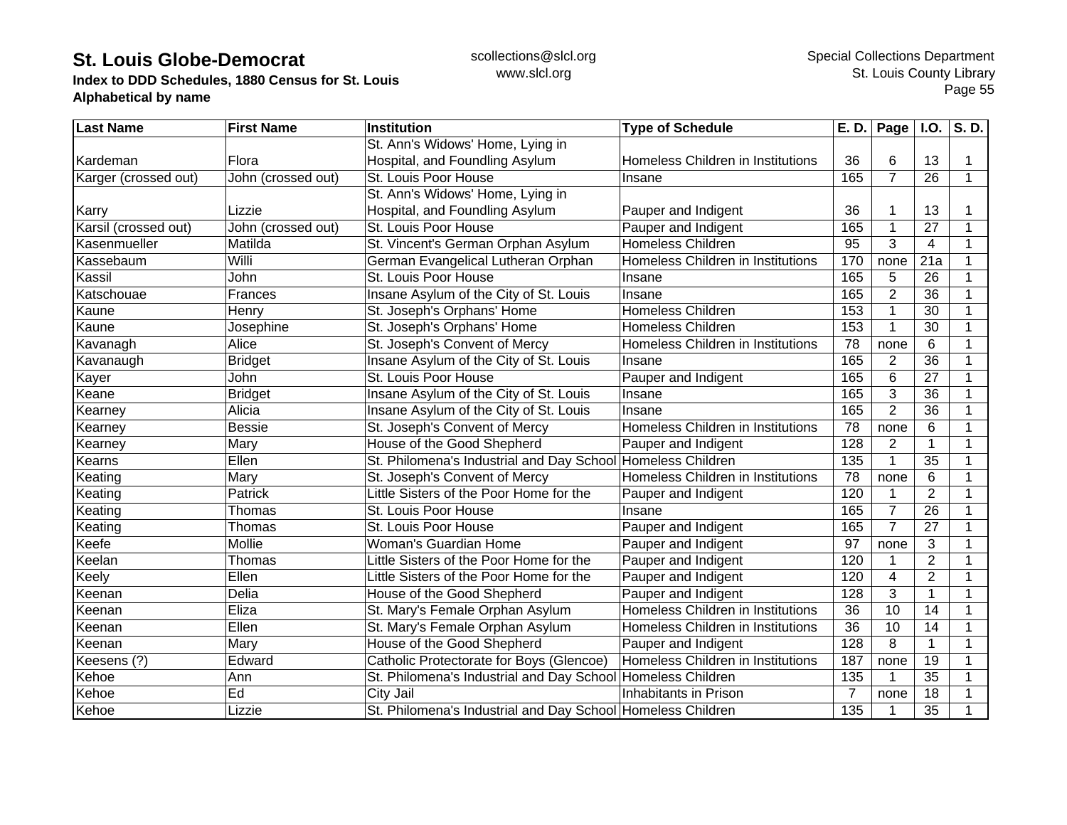**St. Louis Globe-Democrat**
**Index to DDD Schedules, 1880 Census for St. Louis**
**Alphabetical by name**

scollections@slcl.org
www.slcl.org

Special Collections Department
St. Louis County Library

| Last Name | First Name | Institution | Type of Schedule | E. D. | Page | I.O. | S. D. |
|---|---|---|---|---|---|---|---|
| Kardeman | Flora | St. Ann's Widows' Home, Lying in Hospital, and Foundling Asylum | Homeless Children in Institutions | 36 | 6 | 13 | 1 |
| Karger (crossed out) | John (crossed out) | St. Louis Poor House | Insane | 165 | 7 | 26 | 1 |
| Karry | Lizzie | St. Ann's Widows' Home, Lying in Hospital, and Foundling Asylum | Pauper and Indigent | 36 | 1 | 13 | 1 |
| Karsil (crossed out) | John (crossed out) | St. Louis Poor House | Pauper and Indigent | 165 | 1 | 27 | 1 |
| Kasenmueller | Matilda | St. Vincent's German Orphan Asylum | Homeless Children | 95 | 3 | 4 | 1 |
| Kassebaum | Willi | German Evangelical Lutheran Orphan | Homeless Children in Institutions | 170 | none | 21a | 1 |
| Kassil | John | St. Louis Poor House | Insane | 165 | 5 | 26 | 1 |
| Katschouae | Frances | Insane Asylum of the City of St. Louis | Insane | 165 | 2 | 36 | 1 |
| Kaune | Henry | St. Joseph's Orphans' Home | Homeless Children | 153 | 1 | 30 | 1 |
| Kaune | Josephine | St. Joseph's Orphans' Home | Homeless Children | 153 | 1 | 30 | 1 |
| Kavanagh | Alice | St. Joseph's Convent of Mercy | Homeless Children in Institutions | 78 | none | 6 | 1 |
| Kavanaugh | Bridget | Insane Asylum of the City of St. Louis | Insane | 165 | 2 | 36 | 1 |
| Kayer | John | St. Louis Poor House | Pauper and Indigent | 165 | 6 | 27 | 1 |
| Keane | Bridget | Insane Asylum of the City of St. Louis | Insane | 165 | 3 | 36 | 1 |
| Kearney | Alicia | Insane Asylum of the City of St. Louis | Insane | 165 | 2 | 36 | 1 |
| Kearney | Bessie | St. Joseph's Convent of Mercy | Homeless Children in Institutions | 78 | none | 6 | 1 |
| Kearney | Mary | House of the Good Shepherd | Pauper and Indigent | 128 | 2 | 1 | 1 |
| Kearns | Ellen | St. Philomena's Industrial and Day School | Homeless Children | 135 | 1 | 35 | 1 |
| Keating | Mary | St. Joseph's Convent of Mercy | Homeless Children in Institutions | 78 | none | 6 | 1 |
| Keating | Patrick | Little Sisters of the Poor Home for the | Pauper and Indigent | 120 | 1 | 2 | 1 |
| Keating | Thomas | St. Louis Poor House | Insane | 165 | 7 | 26 | 1 |
| Keating | Thomas | St. Louis Poor House | Pauper and Indigent | 165 | 7 | 27 | 1 |
| Keefe | Mollie | Woman's Guardian Home | Pauper and Indigent | 97 | none | 3 | 1 |
| Keelan | Thomas | Little Sisters of the Poor Home for the | Pauper and Indigent | 120 | 1 | 2 | 1 |
| Keely | Ellen | Little Sisters of the Poor Home for the | Pauper and Indigent | 120 | 4 | 2 | 1 |
| Keenan | Delia | House of the Good Shepherd | Pauper and Indigent | 128 | 3 | 1 | 1 |
| Keenan | Eliza | St. Mary's Female Orphan Asylum | Homeless Children in Institutions | 36 | 10 | 14 | 1 |
| Keenan | Ellen | St. Mary's Female Orphan Asylum | Homeless Children in Institutions | 36 | 10 | 14 | 1 |
| Keenan | Mary | House of the Good Shepherd | Pauper and Indigent | 128 | 8 | 1 | 1 |
| Keesens (?) | Edward | Catholic Protectorate for Boys (Glencoe) | Homeless Children in Institutions | 187 | none | 19 | 1 |
| Kehoe | Ann | St. Philomena's Industrial and Day School | Homeless Children | 135 | 1 | 35 | 1 |
| Kehoe | Ed | City Jail | Inhabitants in Prison | 7 | none | 18 | 1 |
| Kehoe | Lizzie | St. Philomena's Industrial and Day School | Homeless Children | 135 | 1 | 35 | 1 |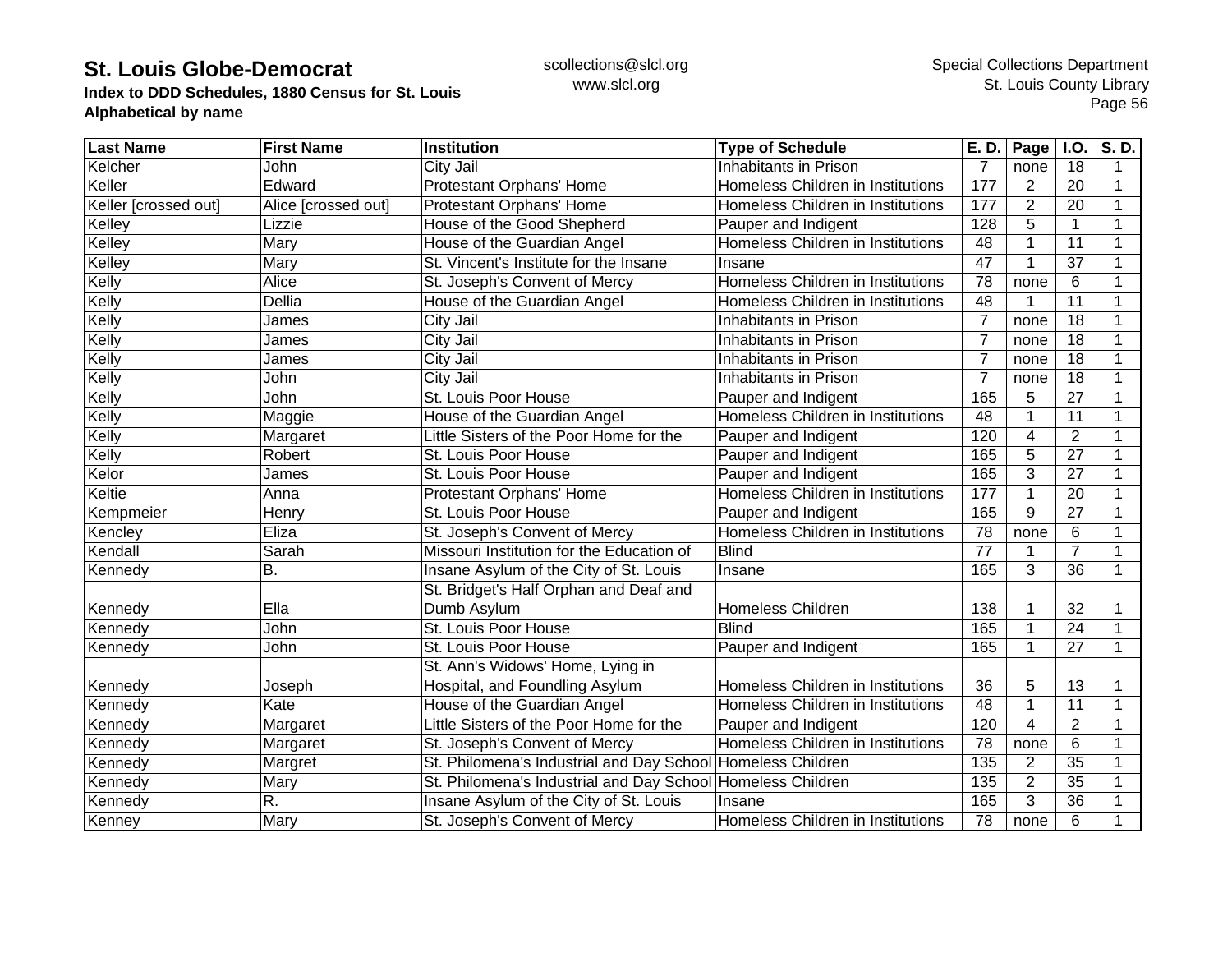# St. Louis Globe-Democrat

**Index to DDD Schedules, 1880 Census for St. Louis**
**Alphabetical by name**

scollections@slcl.org
www.slcl.org

Special Collections Department
St. Louis County Library

| Last Name | First Name | Institution | Type of Schedule | E. D. | Page | I.O. | S. D. |
|---|---|---|---|---|---|---|---|
| Kelcher | John | City Jail | Inhabitants in Prison | 7 | none | 18 | 1 |
| Keller | Edward | Protestant Orphans' Home | Homeless Children in Institutions | 177 | 2 | 20 | 1 |
| Keller [crossed out] | Alice [crossed out] | Protestant Orphans' Home | Homeless Children in Institutions | 177 | 2 | 20 | 1 |
| Kelley | Lizzie | House of the Good Shepherd | Pauper and Indigent | 128 | 5 | 1 | 1 |
| Kelley | Mary | House of the Guardian Angel | Homeless Children in Institutions | 48 | 1 | 11 | 1 |
| Kelley | Mary | St. Vincent's Institute for the Insane | Insane | 47 | 1 | 37 | 1 |
| Kelly | Alice | St. Joseph's Convent of Mercy | Homeless Children in Institutions | 78 | none | 6 | 1 |
| Kelly | Dellia | House of the Guardian Angel | Homeless Children in Institutions | 48 | 1 | 11 | 1 |
| Kelly | James | City Jail | Inhabitants in Prison | 7 | none | 18 | 1 |
| Kelly | James | City Jail | Inhabitants in Prison | 7 | none | 18 | 1 |
| Kelly | James | City Jail | Inhabitants in Prison | 7 | none | 18 | 1 |
| Kelly | John | City Jail | Inhabitants in Prison | 7 | none | 18 | 1 |
| Kelly | John | St. Louis Poor House | Pauper and Indigent | 165 | 5 | 27 | 1 |
| Kelly | Maggie | House of the Guardian Angel | Homeless Children in Institutions | 48 | 1 | 11 | 1 |
| Kelly | Margaret | Little Sisters of the Poor Home for the | Pauper and Indigent | 120 | 4 | 2 | 1 |
| Kelly | Robert | St. Louis Poor House | Pauper and Indigent | 165 | 5 | 27 | 1 |
| Kelor | James | St. Louis Poor House | Pauper and Indigent | 165 | 3 | 27 | 1 |
| Keltie | Anna | Protestant Orphans' Home | Homeless Children in Institutions | 177 | 1 | 20 | 1 |
| Kempmeier | Henry | St. Louis Poor House | Pauper and Indigent | 165 | 9 | 27 | 1 |
| Kencley | Eliza | St. Joseph's Convent of Mercy | Homeless Children in Institutions | 78 | none | 6 | 1 |
| Kendall | Sarah | Missouri Institution for the Education of | Blind | 77 | 1 | 7 | 1 |
| Kennedy | B. | Insane Asylum of the City of St. Louis | Insane | 165 | 3 | 36 | 1 |
| Kennedy | Ella | St. Bridget's Half Orphan and Deaf and Dumb Asylum | Homeless Children | 138 | 1 | 32 | 1 |
| Kennedy | John | St. Louis Poor House | Blind | 165 | 1 | 24 | 1 |
| Kennedy | John | St. Louis Poor House | Pauper and Indigent | 165 | 1 | 27 | 1 |
| Kennedy | Joseph | St. Ann's Widows' Home, Lying in Hospital, and Foundling Asylum | Homeless Children in Institutions | 36 | 5 | 13 | 1 |
| Kennedy | Kate | House of the Guardian Angel | Homeless Children in Institutions | 48 | 1 | 11 | 1 |
| Kennedy | Margaret | Little Sisters of the Poor Home for the | Pauper and Indigent | 120 | 4 | 2 | 1 |
| Kennedy | Margaret | St. Joseph's Convent of Mercy | Homeless Children in Institutions | 78 | none | 6 | 1 |
| Kennedy | Margret | St. Philomena's Industrial and Day School | Homeless Children | 135 | 2 | 35 | 1 |
| Kennedy | Mary | St. Philomena's Industrial and Day School | Homeless Children | 135 | 2 | 35 | 1 |
| Kennedy | R. | Insane Asylum of the City of St. Louis | Insane | 165 | 3 | 36 | 1 |
| Kenney | Mary | St. Joseph's Convent of Mercy | Homeless Children in Institutions | 78 | none | 6 | 1 |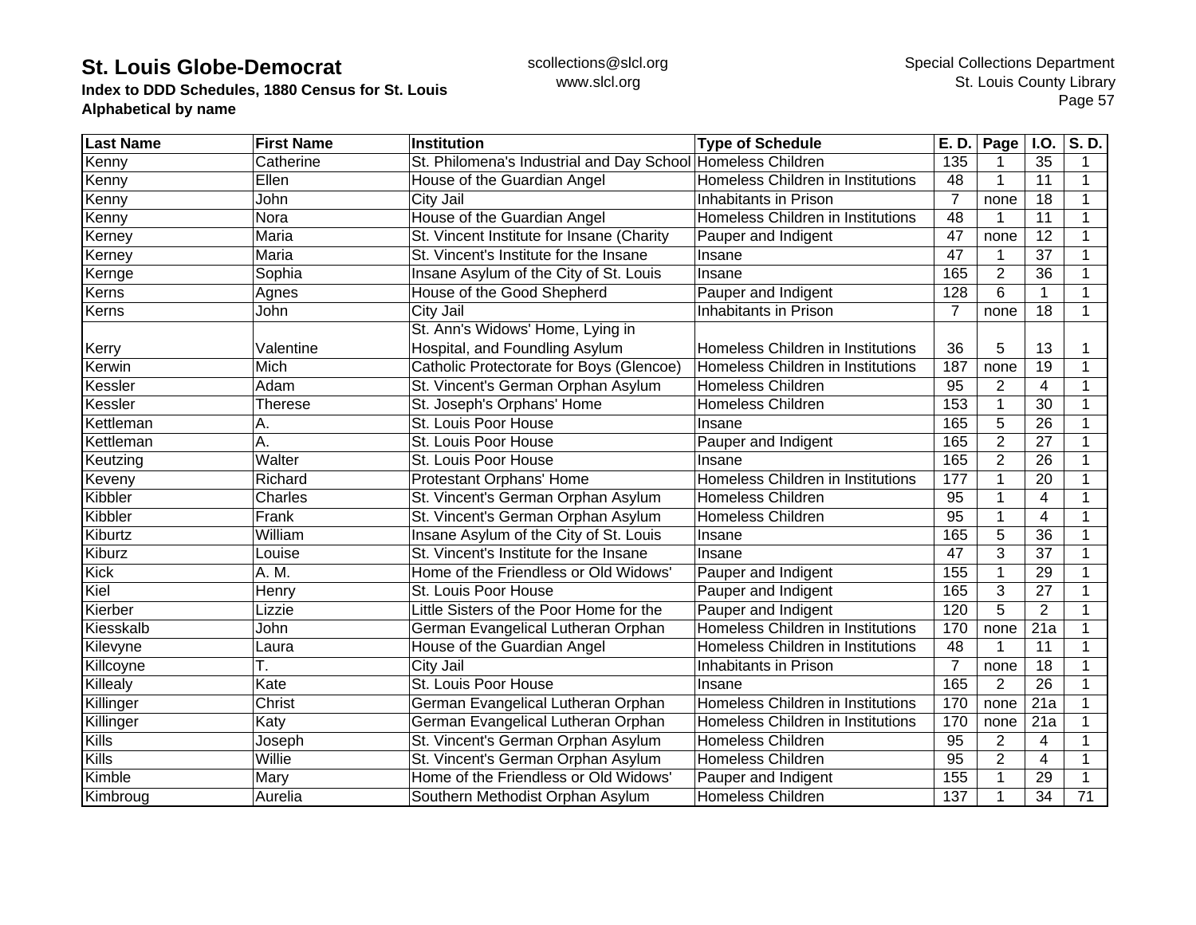| Last Name | First Name | Institution | Type of Schedule | E. D. | Page | I.O. | S. D. |
|---|---|---|---|---|---|---|---|
| Kenny | Catherine | St. Philomena's Industrial and Day School | Homeless Children | 135 | 1 | 35 | 1 |
| Kenny | Ellen | House of the Guardian Angel | Homeless Children in Institutions | 48 | 1 | 11 | 1 |
| Kenny | John | City Jail | Inhabitants in Prison | 7 | none | 18 | 1 |
| Kenny | Nora | House of the Guardian Angel | Homeless Children in Institutions | 48 | 1 | 11 | 1 |
| Kerney | Maria | St. Vincent Institute for Insane (Charity | Pauper and Indigent | 47 | none | 12 | 1 |
| Kerney | Maria | St. Vincent's Institute for the Insane | Insane | 47 | 1 | 37 | 1 |
| Kernge | Sophia | Insane Asylum of the City of St. Louis | Insane | 165 | 2 | 36 | 1 |
| Kerns | Agnes | House of the Good Shepherd | Pauper and Indigent | 128 | 6 | 1 | 1 |
| Kerns | John | City Jail | Inhabitants in Prison | 7 | none | 18 | 1 |
| Kerry | Valentine | St. Ann's Widows' Home, Lying in Hospital, and Foundling Asylum | Homeless Children in Institutions | 36 | 5 | 13 | 1 |
| Kerwin | Mich | Catholic Protectorate for Boys (Glencoe) | Homeless Children in Institutions | 187 | none | 19 | 1 |
| Kessler | Adam | St. Vincent's German Orphan Asylum | Homeless Children | 95 | 2 | 4 | 1 |
| Kessler | Therese | St. Joseph's Orphans' Home | Homeless Children | 153 | 1 | 30 | 1 |
| Kettleman | A. | St. Louis Poor House | Insane | 165 | 5 | 26 | 1 |
| Kettleman | A. | St. Louis Poor House | Pauper and Indigent | 165 | 2 | 27 | 1 |
| Keutzing | Walter | St. Louis Poor House | Insane | 165 | 2 | 26 | 1 |
| Keveny | Richard | Protestant Orphans' Home | Homeless Children in Institutions | 177 | 1 | 20 | 1 |
| Kibbler | Charles | St. Vincent's German Orphan Asylum | Homeless Children | 95 | 1 | 4 | 1 |
| Kibbler | Frank | St. Vincent's German Orphan Asylum | Homeless Children | 95 | 1 | 4 | 1 |
| Kiburtz | William | Insane Asylum of the City of St. Louis | Insane | 165 | 5 | 36 | 1 |
| Kiburz | Louise | St. Vincent's Institute for the Insane | Insane | 47 | 3 | 37 | 1 |
| Kick | A. M. | Home of the Friendless or Old Widows' | Pauper and Indigent | 155 | 1 | 29 | 1 |
| Kiel | Henry | St. Louis Poor House | Pauper and Indigent | 165 | 3 | 27 | 1 |
| Kierber | Lizzie | Little Sisters of the Poor Home for the | Pauper and Indigent | 120 | 5 | 2 | 1 |
| Kiesskalb | John | German Evangelical Lutheran Orphan | Homeless Children in Institutions | 170 | none | 21a | 1 |
| Kilevyne | Laura | House of the Guardian Angel | Homeless Children in Institutions | 48 | 1 | 11 | 1 |
| Killcoyne | T. | City Jail | Inhabitants in Prison | 7 | none | 18 | 1 |
| Killealy | Kate | St. Louis Poor House | Insane | 165 | 2 | 26 | 1 |
| Killinger | Christ | German Evangelical Lutheran Orphan | Homeless Children in Institutions | 170 | none | 21a | 1 |
| Killinger | Katy | German Evangelical Lutheran Orphan | Homeless Children in Institutions | 170 | none | 21a | 1 |
| Kills | Joseph | St. Vincent's German Orphan Asylum | Homeless Children | 95 | 2 | 4 | 1 |
| Kills | Willie | St. Vincent's German Orphan Asylum | Homeless Children | 95 | 2 | 4 | 1 |
| Kimble | Mary | Home of the Friendless or Old Widows' | Pauper and Indigent | 155 | 1 | 29 | 1 |
| Kimbroug | Aurelia | Southern Methodist Orphan Asylum | Homeless Children | 137 | 1 | 34 | 71 |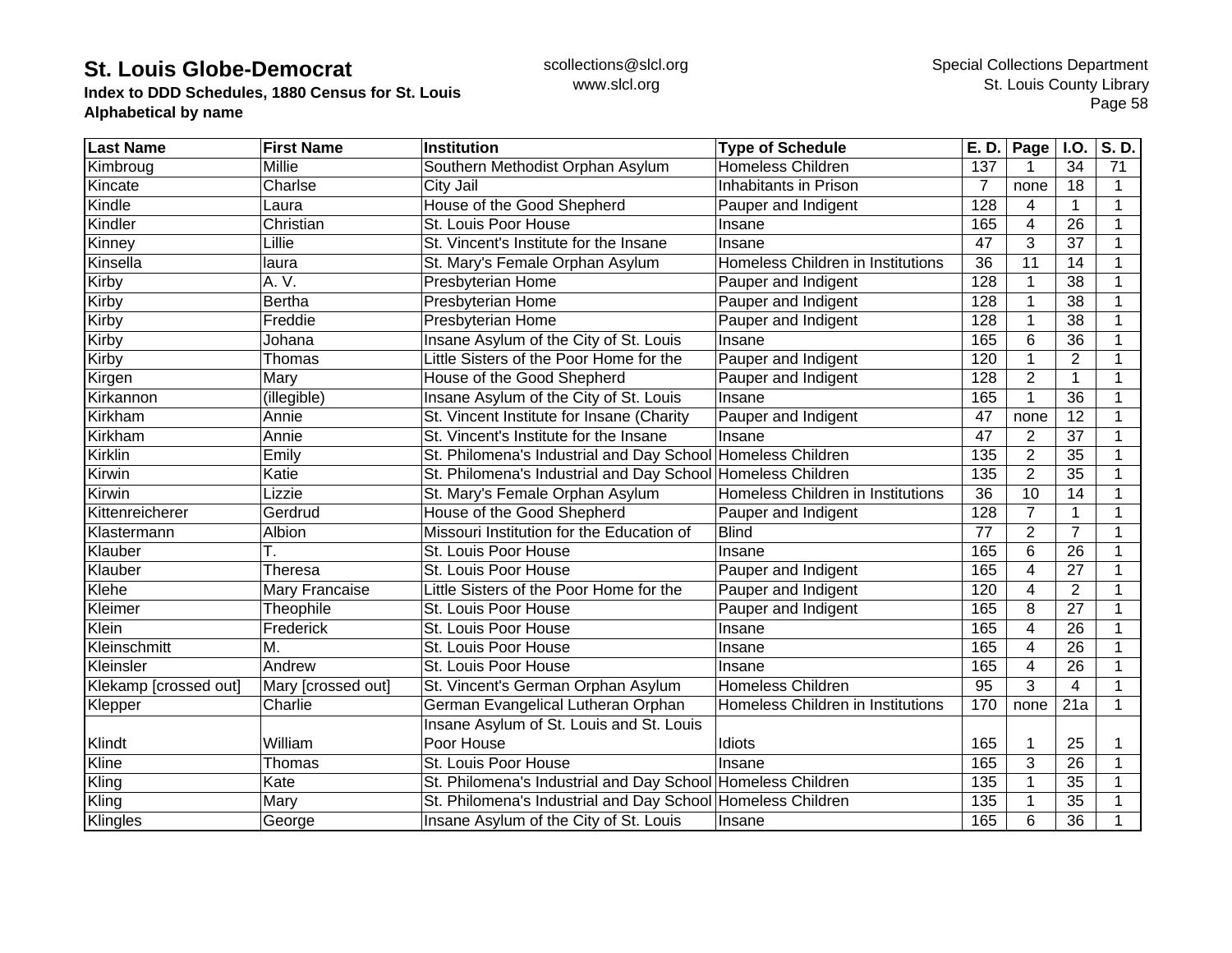# St. Louis Globe-Democrat

**Index to DDD Schedules, 1880 Census for St. Louis**
**Alphabetical by name**

scollections@slcl.org
www.slcl.org

Special Collections Department
St. Louis County Library

| Last Name | First Name | Institution | Type of Schedule | E. D. | Page | I.O. | S. D. |
|---|---|---|---|---|---|---|---|
| Kimbroug | Millie | Southern Methodist Orphan Asylum | Homeless Children | 137 | 1 | 34 | 71 |
| Kincate | Charlse | City Jail | Inhabitants in Prison | 7 | none | 18 | 1 |
| Kindle | Laura | House of the Good Shepherd | Pauper and Indigent | 128 | 4 | 1 | 1 |
| Kindler | Christian | St. Louis Poor House | Insane | 165 | 4 | 26 | 1 |
| Kinney | Lillie | St. Vincent's Institute for the Insane | Insane | 47 | 3 | 37 | 1 |
| Kinsella | laura | St. Mary's Female Orphan Asylum | Homeless Children in Institutions | 36 | 11 | 14 | 1 |
| Kirby | A. V. | Presbyterian Home | Pauper and Indigent | 128 | 1 | 38 | 1 |
| Kirby | Bertha | Presbyterian Home | Pauper and Indigent | 128 | 1 | 38 | 1 |
| Kirby | Freddie | Presbyterian Home | Pauper and Indigent | 128 | 1 | 38 | 1 |
| Kirby | Johana | Insane Asylum of the City of St. Louis | Insane | 165 | 6 | 36 | 1 |
| Kirby | Thomas | Little Sisters of the Poor Home for the | Pauper and Indigent | 120 | 1 | 2 | 1 |
| Kirgen | Mary | House of the Good Shepherd | Pauper and Indigent | 128 | 2 | 1 | 1 |
| Kirkannon | (illegible) | Insane Asylum of the City of St. Louis | Insane | 165 | 1 | 36 | 1 |
| Kirkham | Annie | St. Vincent Institute for Insane (Charity | Pauper and Indigent | 47 | none | 12 | 1 |
| Kirkham | Annie | St. Vincent's Institute for the Insane | Insane | 47 | 2 | 37 | 1 |
| Kirklin | Emily | St. Philomena's Industrial and Day School | Homeless Children | 135 | 2 | 35 | 1 |
| Kirwin | Katie | St. Philomena's Industrial and Day School | Homeless Children | 135 | 2 | 35 | 1 |
| Kirwin | Lizzie | St. Mary's Female Orphan Asylum | Homeless Children in Institutions | 36 | 10 | 14 | 1 |
| Kittenreicherer | Gerdrud | House of the Good Shepherd | Pauper and Indigent | 128 | 7 | 1 | 1 |
| Klastermann | Albion | Missouri Institution for the Education of | Blind | 77 | 2 | 7 | 1 |
| Klauber | T. | St. Louis Poor House | Insane | 165 | 6 | 26 | 1 |
| Klauber | Theresa | St. Louis Poor House | Pauper and Indigent | 165 | 4 | 27 | 1 |
| Klehe | Mary Francaise | Little Sisters of the Poor Home for the | Pauper and Indigent | 120 | 4 | 2 | 1 |
| Kleimer | Theophile | St. Louis Poor House | Pauper and Indigent | 165 | 8 | 27 | 1 |
| Klein | Frederick | St. Louis Poor House | Insane | 165 | 4 | 26 | 1 |
| Kleinschmitt | M. | St. Louis Poor House | Insane | 165 | 4 | 26 | 1 |
| Kleinsler | Andrew | St. Louis Poor House | Insane | 165 | 4 | 26 | 1 |
| Klekamp [crossed out] | Mary [crossed out] | St. Vincent's German Orphan Asylum | Homeless Children | 95 | 3 | 4 | 1 |
| Klepper | Charlie | German Evangelical Lutheran Orphan | Homeless Children in Institutions | 170 | none | 21a | 1 |
| Klindt | William | Insane Asylum of St. Louis and St. Louis Poor House | Idiots | 165 | 1 | 25 | 1 |
| Kline | Thomas | St. Louis Poor House | Insane | 165 | 3 | 26 | 1 |
| Kling | Kate | St. Philomena's Industrial and Day School | Homeless Children | 135 | 1 | 35 | 1 |
| Kling | Mary | St. Philomena's Industrial and Day School | Homeless Children | 135 | 1 | 35 | 1 |
| Klingles | George | Insane Asylum of the City of St. Louis | Insane | 165 | 6 | 36 | 1 |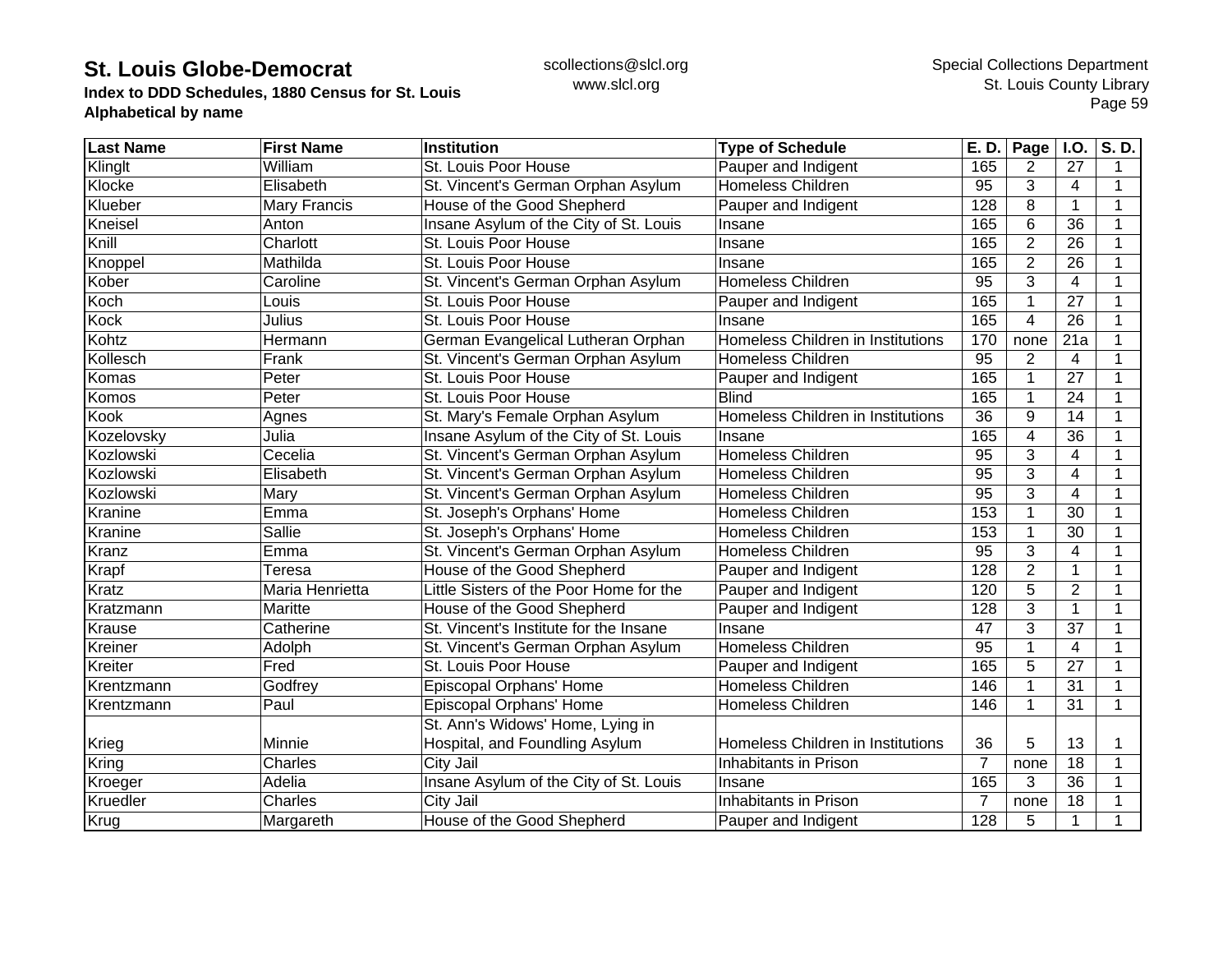| Last Name | First Name | Institution | Type of Schedule | E. D. | Page | I.O. | S. D. |
|---|---|---|---|---|---|---|---|
| Klinglt | William | St. Louis Poor House | Pauper and Indigent | 165 | 2 | 27 | 1 |
| Klocke | Elisabeth | St. Vincent's German Orphan Asylum | Homeless Children | 95 | 3 | 4 | 1 |
| Klueber | Mary Francis | House of the Good Shepherd | Pauper and Indigent | 128 | 8 | 1 | 1 |
| Kneisel | Anton | Insane Asylum of the City of St. Louis | Insane | 165 | 6 | 36 | 1 |
| Knill | Charlott | St. Louis Poor House | Insane | 165 | 2 | 26 | 1 |
| Knoppel | Mathilda | St. Louis Poor House | Insane | 165 | 2 | 26 | 1 |
| Kober | Caroline | St. Vincent's German Orphan Asylum | Homeless Children | 95 | 3 | 4 | 1 |
| Koch | Louis | St. Louis Poor House | Pauper and Indigent | 165 | 1 | 27 | 1 |
| Kock | Julius | St. Louis Poor House | Insane | 165 | 4 | 26 | 1 |
| Kohtz | Hermann | German Evangelical Lutheran Orphan | Homeless Children in Institutions | 170 | none | 21a | 1 |
| Kollesch | Frank | St. Vincent's German Orphan Asylum | Homeless Children | 95 | 2 | 4 | 1 |
| Komas | Peter | St. Louis Poor House | Pauper and Indigent | 165 | 1 | 27 | 1 |
| Komos | Peter | St. Louis Poor House | Blind | 165 | 1 | 24 | 1 |
| Kook | Agnes | St. Mary's Female Orphan Asylum | Homeless Children in Institutions | 36 | 9 | 14 | 1 |
| Kozelovsky | Julia | Insane Asylum of the City of St. Louis | Insane | 165 | 4 | 36 | 1 |
| Kozlowski | Cecelia | St. Vincent's German Orphan Asylum | Homeless Children | 95 | 3 | 4 | 1 |
| Kozlowski | Elisabeth | St. Vincent's German Orphan Asylum | Homeless Children | 95 | 3 | 4 | 1 |
| Kozlowski | Mary | St. Vincent's German Orphan Asylum | Homeless Children | 95 | 3 | 4 | 1 |
| Kranine | Emma | St. Joseph's Orphans' Home | Homeless Children | 153 | 1 | 30 | 1 |
| Kranine | Sallie | St. Joseph's Orphans' Home | Homeless Children | 153 | 1 | 30 | 1 |
| Kranz | Emma | St. Vincent's German Orphan Asylum | Homeless Children | 95 | 3 | 4 | 1 |
| Krapf | Teresa | House of the Good Shepherd | Pauper and Indigent | 128 | 2 | 1 | 1 |
| Kratz | Maria Henrietta | Little Sisters of the Poor Home for the | Pauper and Indigent | 120 | 5 | 2 | 1 |
| Kratzmann | Maritte | House of the Good Shepherd | Pauper and Indigent | 128 | 3 | 1 | 1 |
| Krause | Catherine | St. Vincent's Institute for the Insane | Insane | 47 | 3 | 37 | 1 |
| Kreiner | Adolph | St. Vincent's German Orphan Asylum | Homeless Children | 95 | 1 | 4 | 1 |
| Kreiter | Fred | St. Louis Poor House | Pauper and Indigent | 165 | 5 | 27 | 1 |
| Krentzmann | Godfrey | Episcopal Orphans' Home | Homeless Children | 146 | 1 | 31 | 1 |
| Krentzmann | Paul | Episcopal Orphans' Home | Homeless Children | 146 | 1 | 31 | 1 |
| Krieg | Minnie | St. Ann's Widows' Home, Lying in Hospital, and Foundling Asylum | Homeless Children in Institutions | 36 | 5 | 13 | 1 |
| Kring | Charles | City Jail | Inhabitants in Prison | 7 | none | 18 | 1 |
| Kroeger | Adelia | Insane Asylum of the City of St. Louis | Insane | 165 | 3 | 36 | 1 |
| Kruedler | Charles | City Jail | Inhabitants in Prison | 7 | none | 18 | 1 |
| Krug | Margareth | House of the Good Shepherd | Pauper and Indigent | 128 | 5 | 1 | 1 |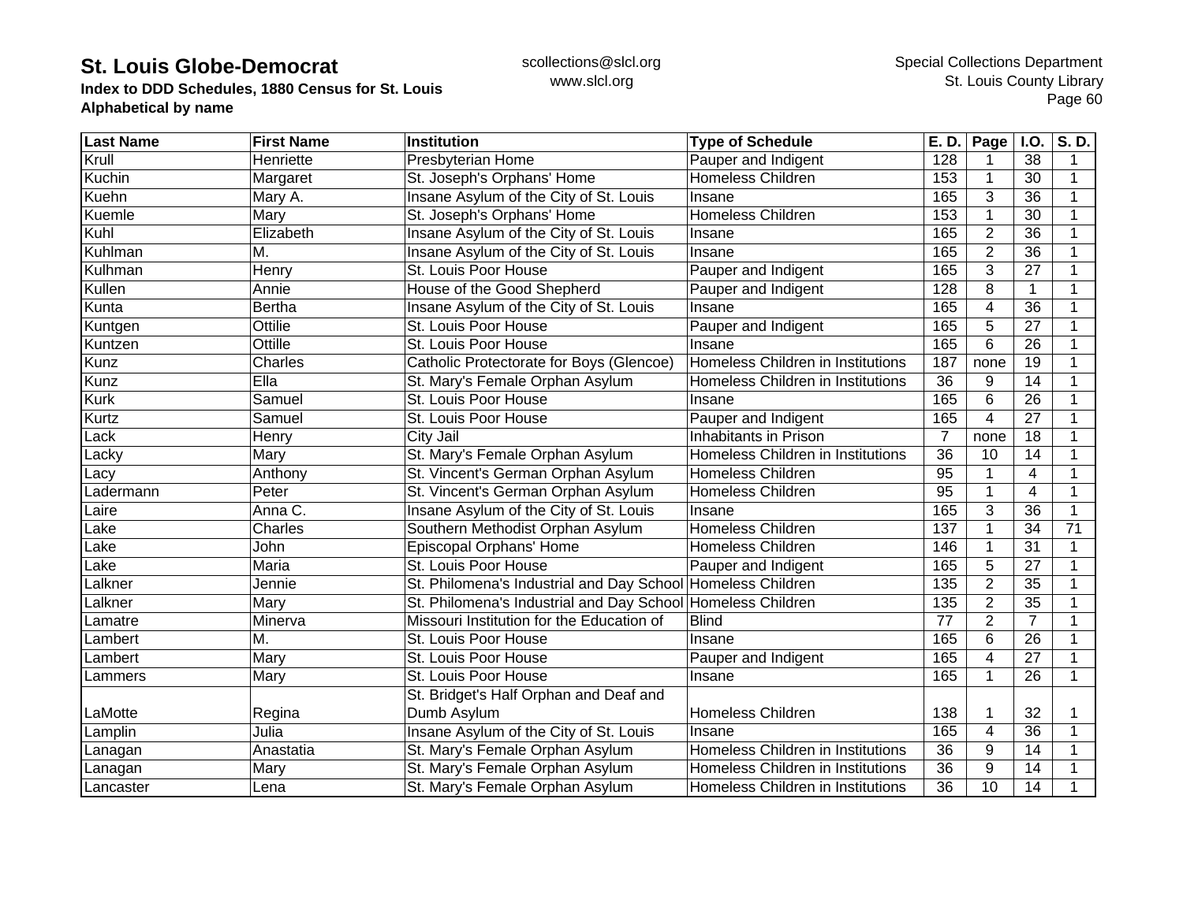# St. Louis Globe-Democrat

**Index to DDD Schedules, 1880 Census for St. Louis**
**Alphabetical by name**

scollections@slcl.org
www.slcl.org

Special Collections Department
St. Louis County Library

| Last Name | First Name | Institution | Type of Schedule | E. D. | Page | I.O. | S. D. |
|---|---|---|---|---|---|---|---|
| Krull | Henriette | Presbyterian Home | Pauper and Indigent | 128 | 1 | 38 | 1 |
| Kuchin | Margaret | St. Joseph's Orphans' Home | Homeless Children | 153 | 1 | 30 | 1 |
| Kuehn | Mary A. | Insane Asylum of the City of St. Louis | Insane | 165 | 3 | 36 | 1 |
| Kuemle | Mary | St. Joseph's Orphans' Home | Homeless Children | 153 | 1 | 30 | 1 |
| Kuhl | Elizabeth | Insane Asylum of the City of St. Louis | Insane | 165 | 2 | 36 | 1 |
| Kuhlman | M. | Insane Asylum of the City of St. Louis | Insane | 165 | 2 | 36 | 1 |
| Kulhman | Henry | St. Louis Poor House | Pauper and Indigent | 165 | 3 | 27 | 1 |
| Kullen | Annie | House of the Good Shepherd | Pauper and Indigent | 128 | 8 | 1 | 1 |
| Kunta | Bertha | Insane Asylum of the City of St. Louis | Insane | 165 | 4 | 36 | 1 |
| Kuntgen | Ottilie | St. Louis Poor House | Pauper and Indigent | 165 | 5 | 27 | 1 |
| Kuntzen | Ottille | St. Louis Poor House | Insane | 165 | 6 | 26 | 1 |
| Kunz | Charles | Catholic Protectorate for Boys (Glencoe) | Homeless Children in Institutions | 187 | none | 19 | 1 |
| Kunz | Ella | St. Mary's Female Orphan Asylum | Homeless Children in Institutions | 36 | 9 | 14 | 1 |
| Kurk | Samuel | St. Louis Poor House | Insane | 165 | 6 | 26 | 1 |
| Kurtz | Samuel | St. Louis Poor House | Pauper and Indigent | 165 | 4 | 27 | 1 |
| Lack | Henry | City Jail | Inhabitants in Prison | 7 | none | 18 | 1 |
| Lacky | Mary | St. Mary's Female Orphan Asylum | Homeless Children in Institutions | 36 | 10 | 14 | 1 |
| Lacy | Anthony | St. Vincent's German Orphan Asylum | Homeless Children | 95 | 1 | 4 | 1 |
| Ladermann | Peter | St. Vincent's German Orphan Asylum | Homeless Children | 95 | 1 | 4 | 1 |
| Laire | Anna C. | Insane Asylum of the City of St. Louis | Insane | 165 | 3 | 36 | 1 |
| Lake | Charles | Southern Methodist Orphan Asylum | Homeless Children | 137 | 1 | 34 | 71 |
| Lake | John | Episcopal Orphans' Home | Homeless Children | 146 | 1 | 31 | 1 |
| Lake | Maria | St. Louis Poor House | Pauper and Indigent | 165 | 5 | 27 | 1 |
| Lalkner | Jennie | St. Philomena's Industrial and Day School | Homeless Children | 135 | 2 | 35 | 1 |
| Lalkner | Mary | St. Philomena's Industrial and Day School | Homeless Children | 135 | 2 | 35 | 1 |
| Lamatre | Minerva | Missouri Institution for the Education of | Blind | 77 | 2 | 7 | 1 |
| Lambert | M. | St. Louis Poor House | Insane | 165 | 6 | 26 | 1 |
| Lambert | Mary | St. Louis Poor House | Pauper and Indigent | 165 | 4 | 27 | 1 |
| Lammers | Mary | St. Louis Poor House | Insane | 165 | 1 | 26 | 1 |
| LaMotte | Regina | St. Bridget's Half Orphan and Deaf and Dumb Asylum | Homeless Children | 138 | 1 | 32 | 1 |
| Lamplin | Julia | Insane Asylum of the City of St. Louis | Insane | 165 | 4 | 36 | 1 |
| Lanagan | Anastatia | St. Mary's Female Orphan Asylum | Homeless Children in Institutions | 36 | 9 | 14 | 1 |
| Lanagan | Mary | St. Mary's Female Orphan Asylum | Homeless Children in Institutions | 36 | 9 | 14 | 1 |
| Lancaster | Lena | St. Mary's Female Orphan Asylum | Homeless Children in Institutions | 36 | 10 | 14 | 1 |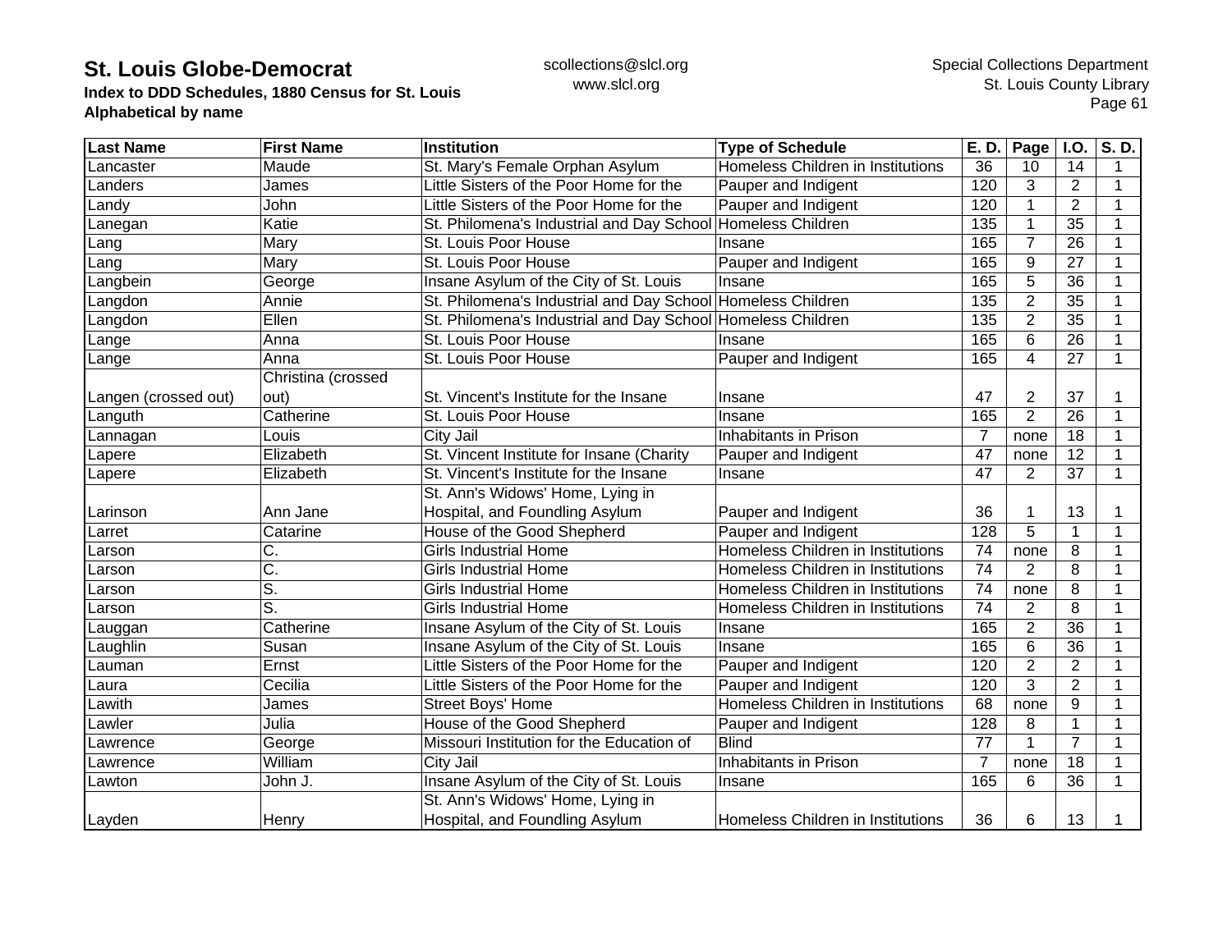# St. Louis Globe-Democrat

**Index to DDD Schedules, 1880 Census for St. Louis**
**Alphabetical by name**

scollections@slcl.org
www.slcl.org

Special Collections Department
St. Louis County Library

| Last Name | First Name | Institution | Type of Schedule | E. D. | Page | I.O. | S. D. |
|---|---|---|---|---|---|---|---|
| Lancaster | Maude | St. Mary's Female Orphan Asylum | Homeless Children in Institutions | 36 | 10 | 14 | 1 |
| Landers | James | Little Sisters of the Poor Home for the | Pauper and Indigent | 120 | 3 | 2 | 1 |
| Landy | John | Little Sisters of the Poor Home for the | Pauper and Indigent | 120 | 1 | 2 | 1 |
| Lanegan | Katie | St. Philomena's Industrial and Day School | Homeless Children | 135 | 1 | 35 | 1 |
| Lang | Mary | St. Louis Poor House | Insane | 165 | 7 | 26 | 1 |
| Lang | Mary | St. Louis Poor House | Pauper and Indigent | 165 | 9 | 27 | 1 |
| Langbein | George | Insane Asylum of the City of St. Louis | Insane | 165 | 5 | 36 | 1 |
| Langdon | Annie | St. Philomena's Industrial and Day School | Homeless Children | 135 | 2 | 35 | 1 |
| Langdon | Ellen | St. Philomena's Industrial and Day School | Homeless Children | 135 | 2 | 35 | 1 |
| Lange | Anna | St. Louis Poor House | Insane | 165 | 6 | 26 | 1 |
| Lange | Anna | St. Louis Poor House | Pauper and Indigent | 165 | 4 | 27 | 1 |
| Langen (crossed out) | Christina (crossed out) | St. Vincent's Institute for the Insane | Insane | 47 | 2 | 37 | 1 |
| Languth | Catherine | St. Louis Poor House | Insane | 165 | 2 | 26 | 1 |
| Lannagan | Louis | City Jail | Inhabitants in Prison | 7 | none | 18 | 1 |
| Lapere | Elizabeth | St. Vincent Institute for Insane (Charity | Pauper and Indigent | 47 | none | 12 | 1 |
| Lapere | Elizabeth | St. Vincent's Institute for the Insane | Insane | 47 | 2 | 37 | 1 |
| Larinson | Ann Jane | St. Ann's Widows' Home, Lying in Hospital, and Foundling Asylum | Pauper and Indigent | 36 | 1 | 13 | 1 |
| Larret | Catarine | House of the Good Shepherd | Pauper and Indigent | 128 | 5 | 1 | 1 |
| Larson | C. | Girls Industrial Home | Homeless Children in Institutions | 74 | none | 8 | 1 |
| Larson | C. | Girls Industrial Home | Homeless Children in Institutions | 74 | 2 | 8 | 1 |
| Larson | S. | Girls Industrial Home | Homeless Children in Institutions | 74 | none | 8 | 1 |
| Larson | S. | Girls Industrial Home | Homeless Children in Institutions | 74 | 2 | 8 | 1 |
| Lauggan | Catherine | Insane Asylum of the City of St. Louis | Insane | 165 | 2 | 36 | 1 |
| Laughlin | Susan | Insane Asylum of the City of St. Louis | Insane | 165 | 6 | 36 | 1 |
| Lauman | Ernst | Little Sisters of the Poor Home for the | Pauper and Indigent | 120 | 2 | 2 | 1 |
| Laura | Cecilia | Little Sisters of the Poor Home for the | Pauper and Indigent | 120 | 3 | 2 | 1 |
| Lawith | James | Street Boys' Home | Homeless Children in Institutions | 68 | none | 9 | 1 |
| Lawler | Julia | House of the Good Shepherd | Pauper and Indigent | 128 | 8 | 1 | 1 |
| Lawrence | George | Missouri Institution for the Education of | Blind | 77 | 1 | 7 | 1 |
| Lawrence | William | City Jail | Inhabitants in Prison | 7 | none | 18 | 1 |
| Lawton | John J. | Insane Asylum of the City of St. Louis | Insane | 165 | 6 | 36 | 1 |
| Layden | Henry | St. Ann's Widows' Home, Lying in Hospital, and Foundling Asylum | Homeless Children in Institutions | 36 | 6 | 13 | 1 |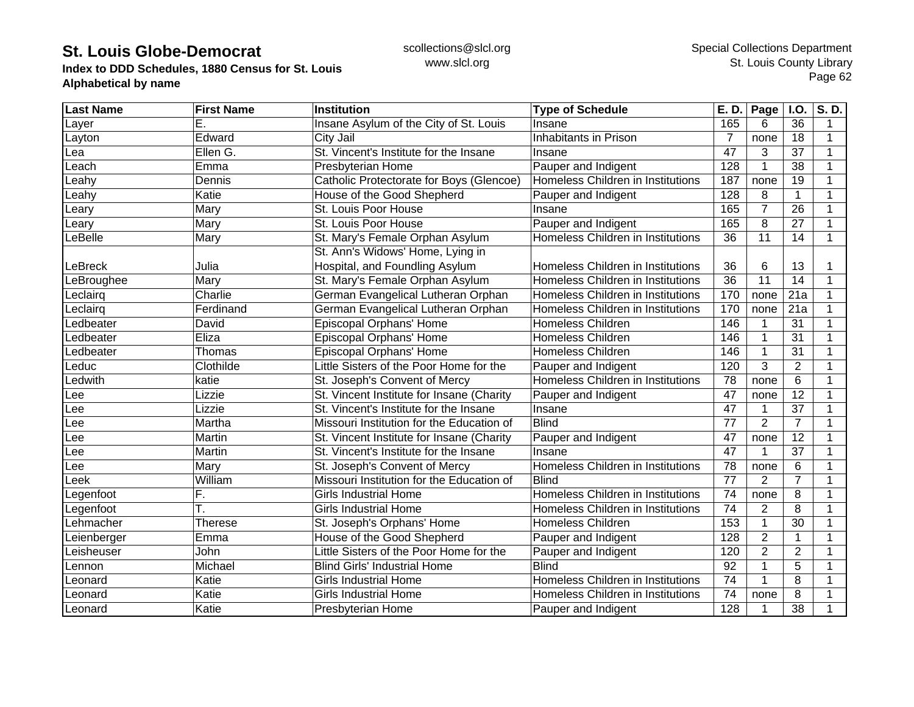| Last Name | First Name | Institution | Type of Schedule | E. D. | Page | I.O. | S. D. |
|---|---|---|---|---|---|---|---|
| Layer | E. | Insane Asylum of the City of St. Louis | Insane | 165 | 6 | 36 | 1 |
| Layton | Edward | City Jail | Inhabitants in Prison | 7 | none | 18 | 1 |
| Lea | Ellen G. | St. Vincent's Institute for the Insane | Insane | 47 | 3 | 37 | 1 |
| Leach | Emma | Presbyterian Home | Pauper and Indigent | 128 | 1 | 38 | 1 |
| Leahy | Dennis | Catholic Protectorate for Boys (Glencoe) | Homeless Children in Institutions | 187 | none | 19 | 1 |
| Leahy | Katie | House of the Good Shepherd | Pauper and Indigent | 128 | 8 | 1 | 1 |
| Leary | Mary | St. Louis Poor House | Insane | 165 | 7 | 26 | 1 |
| Leary | Mary | St. Louis Poor House | Pauper and Indigent | 165 | 8 | 27 | 1 |
| LeBelle | Mary | St. Mary's Female Orphan Asylum | Homeless Children in Institutions | 36 | 11 | 14 | 1 |
| LeBreck | Julia | St. Ann's Widows' Home, Lying in Hospital, and Foundling Asylum | Homeless Children in Institutions | 36 | 6 | 13 | 1 |
| LeBroughee | Mary | St. Mary's Female Orphan Asylum | Homeless Children in Institutions | 36 | 11 | 14 | 1 |
| Leclairq | Charlie | German Evangelical Lutheran Orphan | Homeless Children in Institutions | 170 | none | 21a | 1 |
| Leclairq | Ferdinand | German Evangelical Lutheran Orphan | Homeless Children in Institutions | 170 | none | 21a | 1 |
| Ledbeater | David | Episcopal Orphans' Home | Homeless Children | 146 | 1 | 31 | 1 |
| Ledbeater | Eliza | Episcopal Orphans' Home | Homeless Children | 146 | 1 | 31 | 1 |
| Ledbeater | Thomas | Episcopal Orphans' Home | Homeless Children | 146 | 1 | 31 | 1 |
| Leduc | Clothilde | Little Sisters of the Poor Home for the | Pauper and Indigent | 120 | 3 | 2 | 1 |
| Ledwith | katie | St. Joseph's Convent of Mercy | Homeless Children in Institutions | 78 | none | 6 | 1 |
| Lee | Lizzie | St. Vincent Institute for Insane (Charity | Pauper and Indigent | 47 | none | 12 | 1 |
| Lee | Lizzie | St. Vincent's Institute for the Insane | Insane | 47 | 1 | 37 | 1 |
| Lee | Martha | Missouri Institution for the Education of | Blind | 77 | 2 | 7 | 1 |
| Lee | Martin | St. Vincent Institute for Insane (Charity | Pauper and Indigent | 47 | none | 12 | 1 |
| Lee | Martin | St. Vincent's Institute for the Insane | Insane | 47 | 1 | 37 | 1 |
| Lee | Mary | St. Joseph's Convent of Mercy | Homeless Children in Institutions | 78 | none | 6 | 1 |
| Leek | William | Missouri Institution for the Education of | Blind | 77 | 2 | 7 | 1 |
| Legenfoot | F. | Girls Industrial Home | Homeless Children in Institutions | 74 | none | 8 | 1 |
| Legenfoot | T. | Girls Industrial Home | Homeless Children in Institutions | 74 | 2 | 8 | 1 |
| Lehmacher | Therese | St. Joseph's Orphans' Home | Homeless Children | 153 | 1 | 30 | 1 |
| Leienberger | Emma | House of the Good Shepherd | Pauper and Indigent | 128 | 2 | 1 | 1 |
| Leisheuser | John | Little Sisters of the Poor Home for the | Pauper and Indigent | 120 | 2 | 2 | 1 |
| Lennon | Michael | Blind Girls' Industrial Home | Blind | 92 | 1 | 5 | 1 |
| Leonard | Katie | Girls Industrial Home | Homeless Children in Institutions | 74 | 1 | 8 | 1 |
| Leonard | Katie | Girls Industrial Home | Homeless Children in Institutions | 74 | none | 8 | 1 |
| Leonard | Katie | Presbyterian Home | Pauper and Indigent | 128 | 1 | 38 | 1 |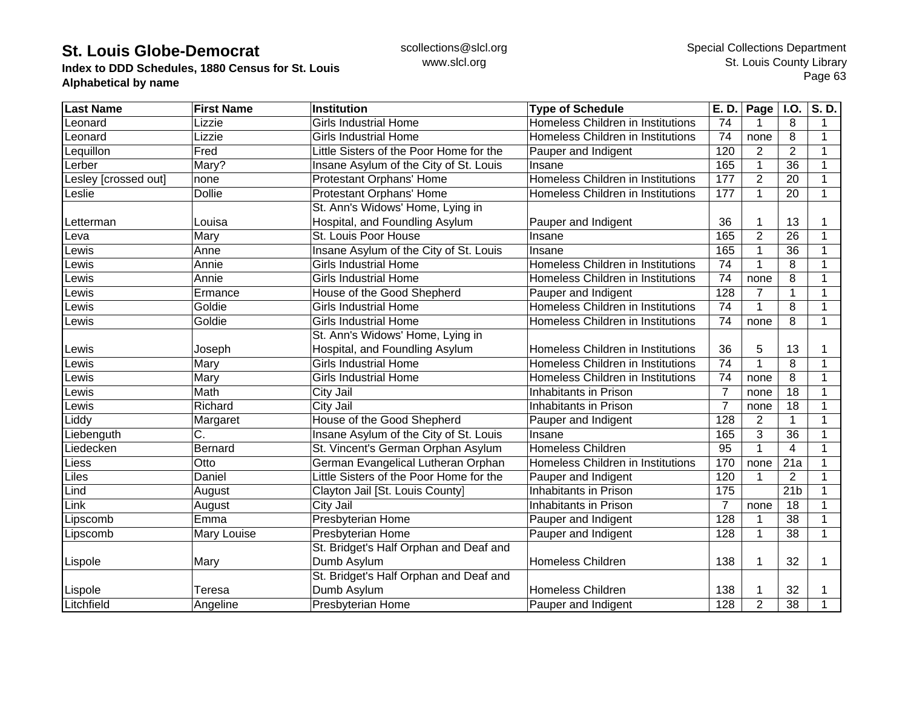# St. Louis Globe-Democrat

**Index to DDD Schedules, 1880 Census for St. Louis**
**Alphabetical by name**

scollections@slcl.org
www.slcl.org

Special Collections Department
St. Louis County Library

| Last Name | First Name | Institution | Type of Schedule | E. D. | Page | I.O. | S. D. |
|---|---|---|---|---|---|---|---|
| Leonard | Lizzie | Girls Industrial Home | Homeless Children in Institutions | 74 | 1 | 8 | 1 |
| Leonard | Lizzie | Girls Industrial Home | Homeless Children in Institutions | 74 | none | 8 | 1 |
| Lequillon | Fred | Little Sisters of the Poor Home for the | Pauper and Indigent | 120 | 2 | 2 | 1 |
| Lerber | Mary? | Insane Asylum of the City of St. Louis | Insane | 165 | 1 | 36 | 1 |
| Lesley [crossed out] | none | Protestant Orphans' Home | Homeless Children in Institutions | 177 | 2 | 20 | 1 |
| Leslie | Dollie | Protestant Orphans' Home | Homeless Children in Institutions | 177 | 1 | 20 | 1 |
| Letterman | Louisa | St. Ann's Widows' Home, Lying in Hospital, and Foundling Asylum | Pauper and Indigent | 36 | 1 | 13 | 1 |
| Leva | Mary | St. Louis Poor House | Insane | 165 | 2 | 26 | 1 |
| Lewis | Anne | Insane Asylum of the City of St. Louis | Insane | 165 | 1 | 36 | 1 |
| Lewis | Annie | Girls Industrial Home | Homeless Children in Institutions | 74 | 1 | 8 | 1 |
| Lewis | Annie | Girls Industrial Home | Homeless Children in Institutions | 74 | none | 8 | 1 |
| Lewis | Ermance | House of the Good Shepherd | Pauper and Indigent | 128 | 7 | 1 | 1 |
| Lewis | Goldie | Girls Industrial Home | Homeless Children in Institutions | 74 | 1 | 8 | 1 |
| Lewis | Goldie | Girls Industrial Home | Homeless Children in Institutions | 74 | none | 8 | 1 |
| Lewis | Joseph | St. Ann's Widows' Home, Lying in Hospital, and Foundling Asylum | Homeless Children in Institutions | 36 | 5 | 13 | 1 |
| Lewis | Mary | Girls Industrial Home | Homeless Children in Institutions | 74 | 1 | 8 | 1 |
| Lewis | Mary | Girls Industrial Home | Homeless Children in Institutions | 74 | none | 8 | 1 |
| Lewis | Math | City Jail | Inhabitants in Prison | 7 | none | 18 | 1 |
| Lewis | Richard | City Jail | Inhabitants in Prison | 7 | none | 18 | 1 |
| Liddy | Margaret | House of the Good Shepherd | Pauper and Indigent | 128 | 2 | 1 | 1 |
| Liebenguth | C. | Insane Asylum of the City of St. Louis | Insane | 165 | 3 | 36 | 1 |
| Liedecken | Bernard | St. Vincent's German Orphan Asylum | Homeless Children | 95 | 1 | 4 | 1 |
| Liess | Otto | German Evangelical Lutheran Orphan | Homeless Children in Institutions | 170 | none | 21a | 1 |
| Liles | Daniel | Little Sisters of the Poor Home for the | Pauper and Indigent | 120 | 1 | 2 | 1 |
| Lind | August | Clayton Jail [St. Louis County] | Inhabitants in Prison | 175 | | 21b | 1 |
| Link | August | City Jail | Inhabitants in Prison | 7 | none | 18 | 1 |
| Lipscomb | Emma | Presbyterian Home | Pauper and Indigent | 128 | 1 | 38 | 1 |
| Lipscomb | Mary Louise | Presbyterian Home | Pauper and Indigent | 128 | 1 | 38 | 1 |
| Lispole | Mary | St. Bridget's Half Orphan and Deaf and Dumb Asylum | Homeless Children | 138 | 1 | 32 | 1 |
| Lispole | Teresa | St. Bridget's Half Orphan and Deaf and Dumb Asylum | Homeless Children | 138 | 1 | 32 | 1 |
| Litchfield | Angeline | Presbyterian Home | Pauper and Indigent | 128 | 2 | 38 | 1 |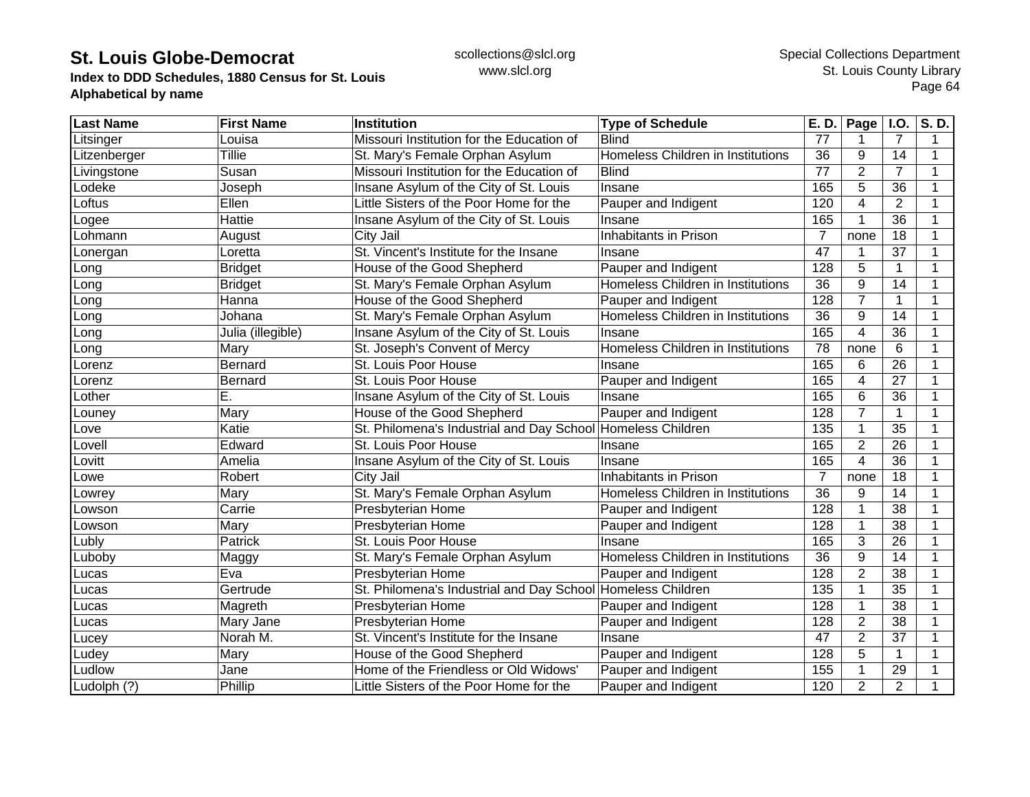| Last Name | First Name | Institution | Type of Schedule | E. D. | Page | I.O. | S. D. |
|---|---|---|---|---|---|---|---|
| Litsinger | Louisa | Missouri Institution for the Education of | Blind | 77 | 1 | 7 | 1 |
| Litzenberger | Tillie | St. Mary's Female Orphan Asylum | Homeless Children in Institutions | 36 | 9 | 14 | 1 |
| Livingstone | Susan | Missouri Institution for the Education of | Blind | 77 | 2 | 7 | 1 |
| Lodeke | Joseph | Insane Asylum of the City of St. Louis | Insane | 165 | 5 | 36 | 1 |
| Loftus | Ellen | Little Sisters of the Poor Home for the | Pauper and Indigent | 120 | 4 | 2 | 1 |
| Logee | Hattie | Insane Asylum of the City of St. Louis | Insane | 165 | 1 | 36 | 1 |
| Lohmann | August | City Jail | Inhabitants in Prison | 7 | none | 18 | 1 |
| Lonergan | Loretta | St. Vincent's Institute for the Insane | Insane | 47 | 1 | 37 | 1 |
| Long | Bridget | House of the Good Shepherd | Pauper and Indigent | 128 | 5 | 1 | 1 |
| Long | Bridget | St. Mary's Female Orphan Asylum | Homeless Children in Institutions | 36 | 9 | 14 | 1 |
| Long | Hanna | House of the Good Shepherd | Pauper and Indigent | 128 | 7 | 1 | 1 |
| Long | Johana | St. Mary's Female Orphan Asylum | Homeless Children in Institutions | 36 | 9 | 14 | 1 |
| Long | Julia (illegible) | Insane Asylum of the City of St. Louis | Insane | 165 | 4 | 36 | 1 |
| Long | Mary | St. Joseph's Convent of Mercy | Homeless Children in Institutions | 78 | none | 6 | 1 |
| Lorenz | Bernard | St. Louis Poor House | Insane | 165 | 6 | 26 | 1 |
| Lorenz | Bernard | St. Louis Poor House | Pauper and Indigent | 165 | 4 | 27 | 1 |
| Lother | E. | Insane Asylum of the City of St. Louis | Insane | 165 | 6 | 36 | 1 |
| Louney | Mary | House of the Good Shepherd | Pauper and Indigent | 128 | 7 | 1 | 1 |
| Love | Katie | St. Philomena's Industrial and Day School | Homeless Children | 135 | 1 | 35 | 1 |
| Lovell | Edward | St. Louis Poor House | Insane | 165 | 2 | 26 | 1 |
| Lovitt | Amelia | Insane Asylum of the City of St. Louis | Insane | 165 | 4 | 36 | 1 |
| Lowe | Robert | City Jail | Inhabitants in Prison | 7 | none | 18 | 1 |
| Lowrey | Mary | St. Mary's Female Orphan Asylum | Homeless Children in Institutions | 36 | 9 | 14 | 1 |
| Lowson | Carrie | Presbyterian Home | Pauper and Indigent | 128 | 1 | 38 | 1 |
| Lowson | Mary | Presbyterian Home | Pauper and Indigent | 128 | 1 | 38 | 1 |
| Lubly | Patrick | St. Louis Poor House | Insane | 165 | 3 | 26 | 1 |
| Luboby | Maggy | St. Mary's Female Orphan Asylum | Homeless Children in Institutions | 36 | 9 | 14 | 1 |
| Lucas | Eva | Presbyterian Home | Pauper and Indigent | 128 | 2 | 38 | 1 |
| Lucas | Gertrude | St. Philomena's Industrial and Day School | Homeless Children | 135 | 1 | 35 | 1 |
| Lucas | Magreth | Presbyterian Home | Pauper and Indigent | 128 | 1 | 38 | 1 |
| Lucas | Mary Jane | Presbyterian Home | Pauper and Indigent | 128 | 2 | 38 | 1 |
| Lucey | Norah M. | St. Vincent's Institute for the Insane | Insane | 47 | 2 | 37 | 1 |
| Ludey | Mary | House of the Good Shepherd | Pauper and Indigent | 128 | 5 | 1 | 1 |
| Ludlow | Jane | Home of the Friendless or Old Widows' | Pauper and Indigent | 155 | 1 | 29 | 1 |
| Ludolph (?) | Phillip | Little Sisters of the Poor Home for the | Pauper and Indigent | 120 | 2 | 2 | 1 |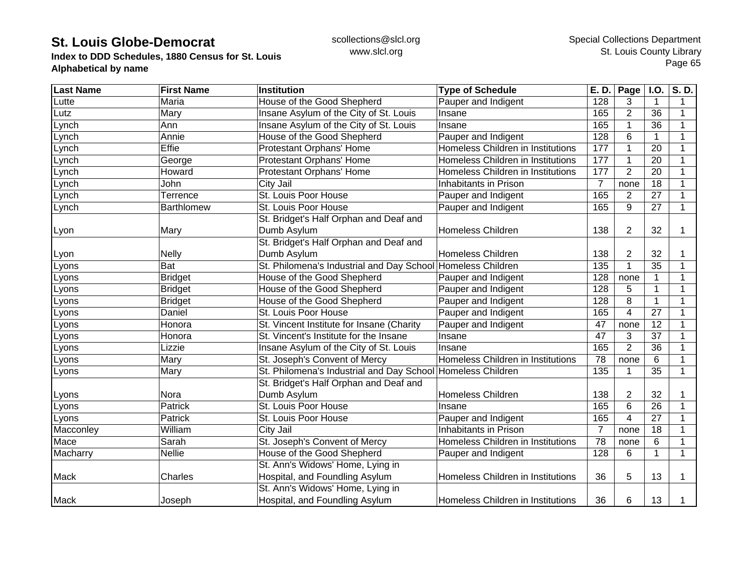# St. Louis Globe-Democrat

**Index to DDD Schedules, 1880 Census for St. Louis**
**Alphabetical by name**

scollections@slcl.org
www.slcl.org

Special Collections Department
St. Louis County Library

| Last Name | First Name | Institution | Type of Schedule | E. D. | Page | I.O. | S. D. |
|---|---|---|---|---|---|---|---|
| Lutte | Maria | House of the Good Shepherd | Pauper and Indigent | 128 | 3 | 1 | 1 |
| Lutz | Mary | Insane Asylum of the City of St. Louis | Insane | 165 | 2 | 36 | 1 |
| Lynch | Ann | Insane Asylum of the City of St. Louis | Insane | 165 | 1 | 36 | 1 |
| Lynch | Annie | House of the Good Shepherd | Pauper and Indigent | 128 | 6 | 1 | 1 |
| Lynch | Effie | Protestant Orphans' Home | Homeless Children in Institutions | 177 | 1 | 20 | 1 |
| Lynch | George | Protestant Orphans' Home | Homeless Children in Institutions | 177 | 1 | 20 | 1 |
| Lynch | Howard | Protestant Orphans' Home | Homeless Children in Institutions | 177 | 2 | 20 | 1 |
| Lynch | John | City Jail | Inhabitants in Prison | 7 | none | 18 | 1 |
| Lynch | Terrence | St. Louis Poor House | Pauper and Indigent | 165 | 2 | 27 | 1 |
| Lynch | Barthlomew | St. Louis Poor House | Pauper and Indigent | 165 | 9 | 27 | 1 |
| Lyon | Mary | St. Bridget's Half Orphan and Deaf and Dumb Asylum | Homeless Children | 138 | 2 | 32 | 1 |
| Lyon | Nelly | St. Bridget's Half Orphan and Deaf and Dumb Asylum | Homeless Children | 138 | 2 | 32 | 1 |
| Lyons | Bat | St. Philomena's Industrial and Day School | Homeless Children | 135 | 1 | 35 | 1 |
| Lyons | Bridget | House of the Good Shepherd | Pauper and Indigent | 128 | none | 1 | 1 |
| Lyons | Bridget | House of the Good Shepherd | Pauper and Indigent | 128 | 5 | 1 | 1 |
| Lyons | Bridget | House of the Good Shepherd | Pauper and Indigent | 128 | 8 | 1 | 1 |
| Lyons | Daniel | St. Louis Poor House | Pauper and Indigent | 165 | 4 | 27 | 1 |
| Lyons | Honora | St. Vincent Institute for Insane (Charity | Pauper and Indigent | 47 | none | 12 | 1 |
| Lyons | Honora | St. Vincent's Institute for the Insane | Insane | 47 | 3 | 37 | 1 |
| Lyons | Lizzie | Insane Asylum of the City of St. Louis | Insane | 165 | 2 | 36 | 1 |
| Lyons | Mary | St. Joseph's Convent of Mercy | Homeless Children in Institutions | 78 | none | 6 | 1 |
| Lyons | Mary | St. Philomena's Industrial and Day School | Homeless Children | 135 | 1 | 35 | 1 |
| Lyons | Nora | St. Bridget's Half Orphan and Deaf and Dumb Asylum | Homeless Children | 138 | 2 | 32 | 1 |
| Lyons | Patrick | St. Louis Poor House | Insane | 165 | 6 | 26 | 1 |
| Lyons | Patrick | St. Louis Poor House | Pauper and Indigent | 165 | 4 | 27 | 1 |
| Macconley | William | City Jail | Inhabitants in Prison | 7 | none | 18 | 1 |
| Mace | Sarah | St. Joseph's Convent of Mercy | Homeless Children in Institutions | 78 | none | 6 | 1 |
| Macharry | Nellie | House of the Good Shepherd | Pauper and Indigent | 128 | 6 | 1 | 1 |
| Mack | Charles | St. Ann's Widows' Home, Lying in Hospital, and Foundling Asylum | Homeless Children in Institutions | 36 | 5 | 13 | 1 |
| Mack | Joseph | St. Ann's Widows' Home, Lying in Hospital, and Foundling Asylum | Homeless Children in Institutions | 36 | 6 | 13 | 1 |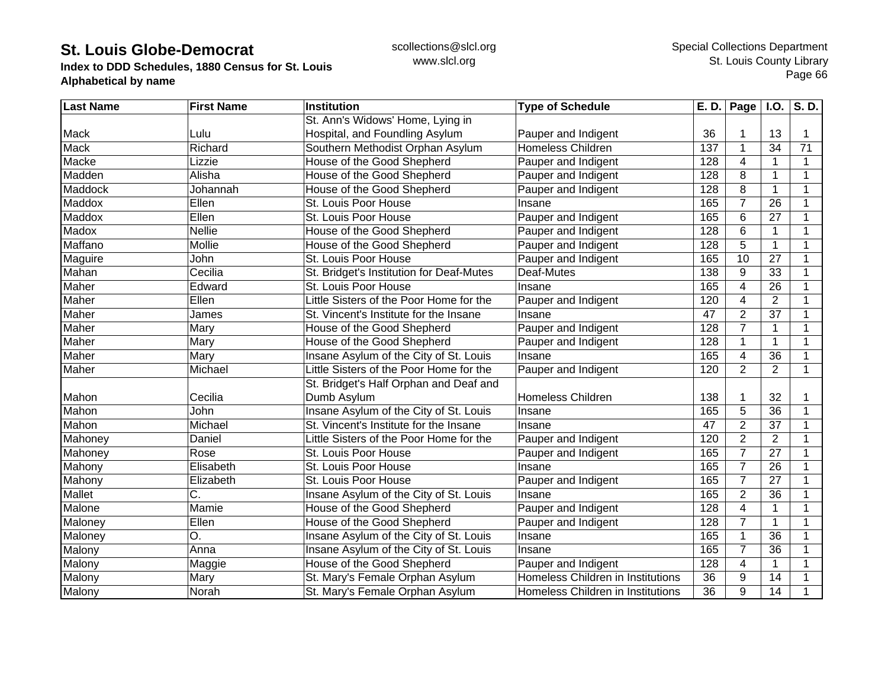# St. Louis Globe-Democrat

**Index to DDD Schedules, 1880 Census for St. Louis**
**Alphabetical by name**

scollections@slcl.org
www.slcl.org

Special Collections Department
St. Louis County Library

| Last Name | First Name | Institution | Type of Schedule | E. D. | Page | I.O. | S. D. |
|---|---|---|---|---|---|---|---|
| Mack | Lulu | St. Ann's Widows' Home, Lying in Hospital, and Foundling Asylum | Pauper and Indigent | 36 | 1 | 13 | 1 |
| Mack | Richard | Southern Methodist Orphan Asylum | Homeless Children | 137 | 1 | 34 | 71 |
| Macke | Lizzie | House of the Good Shepherd | Pauper and Indigent | 128 | 4 | 1 | 1 |
| Madden | Alisha | House of the Good Shepherd | Pauper and Indigent | 128 | 8 | 1 | 1 |
| Maddock | Johannah | House of the Good Shepherd | Pauper and Indigent | 128 | 8 | 1 | 1 |
| Maddox | Ellen | St. Louis Poor House | Insane | 165 | 7 | 26 | 1 |
| Maddox | Ellen | St. Louis Poor House | Pauper and Indigent | 165 | 6 | 27 | 1 |
| Madox | Nellie | House of the Good Shepherd | Pauper and Indigent | 128 | 6 | 1 | 1 |
| Maffano | Mollie | House of the Good Shepherd | Pauper and Indigent | 128 | 5 | 1 | 1 |
| Maguire | John | St. Louis Poor House | Pauper and Indigent | 165 | 10 | 27 | 1 |
| Mahan | Cecilia | St. Bridget's Institution for Deaf-Mutes | Deaf-Mutes | 138 | 9 | 33 | 1 |
| Maher | Edward | St. Louis Poor House | Insane | 165 | 4 | 26 | 1 |
| Maher | Ellen | Little Sisters of the Poor Home for the | Pauper and Indigent | 120 | 4 | 2 | 1 |
| Maher | James | St. Vincent's Institute for the Insane | Insane | 47 | 2 | 37 | 1 |
| Maher | Mary | House of the Good Shepherd | Pauper and Indigent | 128 | 7 | 1 | 1 |
| Maher | Mary | House of the Good Shepherd | Pauper and Indigent | 128 | 1 | 1 | 1 |
| Maher | Mary | Insane Asylum of the City of St. Louis | Insane | 165 | 4 | 36 | 1 |
| Maher | Michael | Little Sisters of the Poor Home for the | Pauper and Indigent | 120 | 2 | 2 | 1 |
| Mahon | Cecilia | St. Bridget's Half Orphan and Deaf and Dumb Asylum | Homeless Children | 138 | 1 | 32 | 1 |
| Mahon | John | Insane Asylum of the City of St. Louis | Insane | 165 | 5 | 36 | 1 |
| Mahon | Michael | St. Vincent's Institute for the Insane | Insane | 47 | 2 | 37 | 1 |
| Mahoney | Daniel | Little Sisters of the Poor Home for the | Pauper and Indigent | 120 | 2 | 2 | 1 |
| Mahoney | Rose | St. Louis Poor House | Pauper and Indigent | 165 | 7 | 27 | 1 |
| Mahony | Elisabeth | St. Louis Poor House | Insane | 165 | 7 | 26 | 1 |
| Mahony | Elizabeth | St. Louis Poor House | Pauper and Indigent | 165 | 7 | 27 | 1 |
| Mallet | C. | Insane Asylum of the City of St. Louis | Insane | 165 | 2 | 36 | 1 |
| Malone | Mamie | House of the Good Shepherd | Pauper and Indigent | 128 | 4 | 1 | 1 |
| Maloney | Ellen | House of the Good Shepherd | Pauper and Indigent | 128 | 7 | 1 | 1 |
| Maloney | O. | Insane Asylum of the City of St. Louis | Insane | 165 | 1 | 36 | 1 |
| Malony | Anna | Insane Asylum of the City of St. Louis | Insane | 165 | 7 | 36 | 1 |
| Malony | Maggie | House of the Good Shepherd | Pauper and Indigent | 128 | 4 | 1 | 1 |
| Malony | Mary | St. Mary's Female Orphan Asylum | Homeless Children in Institutions | 36 | 9 | 14 | 1 |
| Malony | Norah | St. Mary's Female Orphan Asylum | Homeless Children in Institutions | 36 | 9 | 14 | 1 |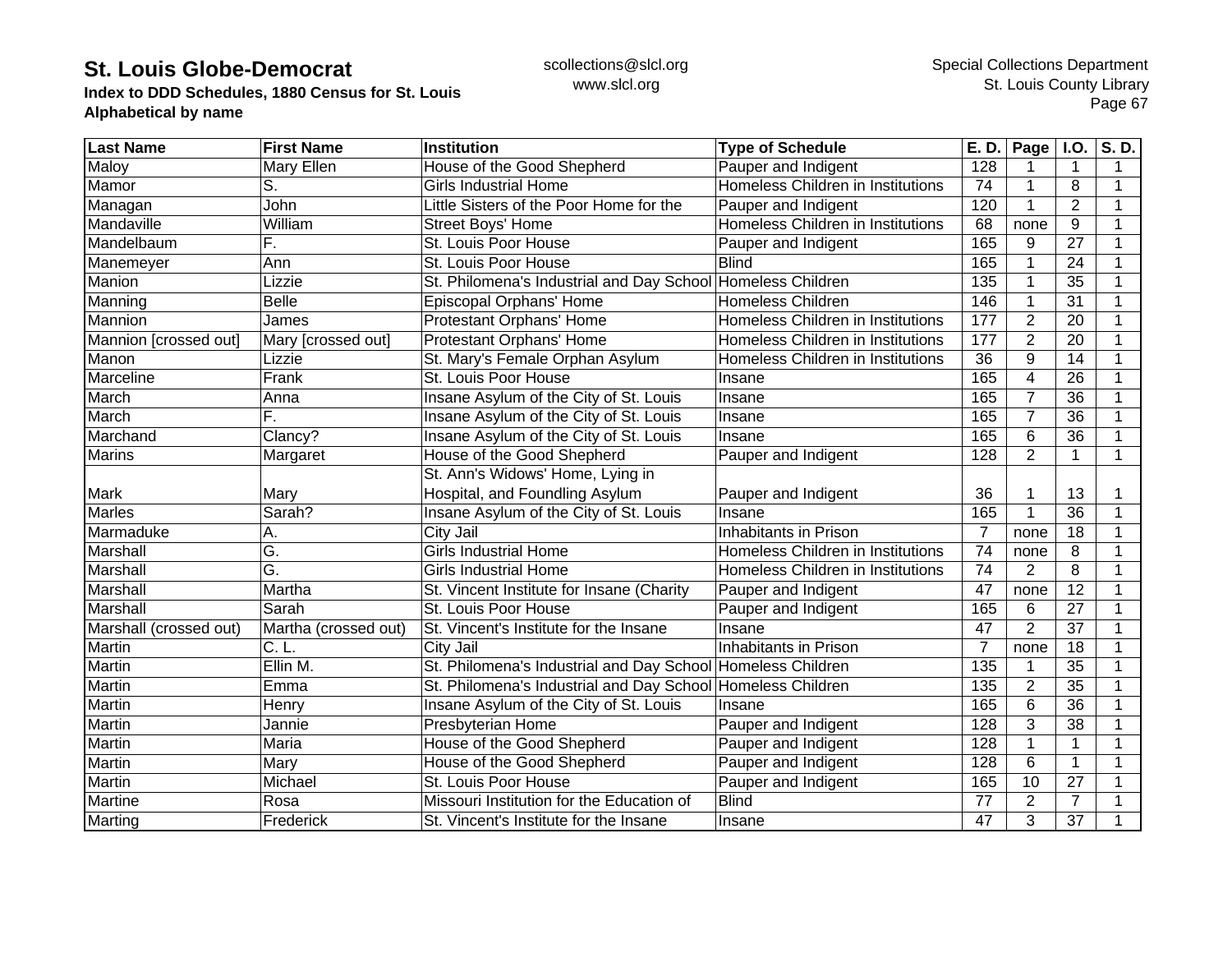# St. Louis Globe-Democrat

**Index to DDD Schedules, 1880 Census for St. Louis**
**Alphabetical by name**

scollections@slcl.org
www.slcl.org

Special Collections Department
St. Louis County Library

| Last Name | First Name | Institution | Type of Schedule | E. D. | Page | I.O. | S. D. |
|---|---|---|---|---|---|---|---|
| Maloy | Mary Ellen | House of the Good Shepherd | Pauper and Indigent | 128 | 1 | 1 | 1 |
| Mamor | S. | Girls Industrial Home | Homeless Children in Institutions | 74 | 1 | 8 | 1 |
| Managan | John | Little Sisters of the Poor Home for the | Pauper and Indigent | 120 | 1 | 2 | 1 |
| Mandaville | William | Street Boys' Home | Homeless Children in Institutions | 68 | none | 9 | 1 |
| Mandelbaum | F. | St. Louis Poor House | Pauper and Indigent | 165 | 9 | 27 | 1 |
| Manemeyer | Ann | St. Louis Poor House | Blind | 165 | 1 | 24 | 1 |
| Manion | Lizzie | St. Philomena's Industrial and Day School | Homeless Children | 135 | 1 | 35 | 1 |
| Manning | Belle | Episcopal Orphans' Home | Homeless Children | 146 | 1 | 31 | 1 |
| Mannion | James | Protestant Orphans' Home | Homeless Children in Institutions | 177 | 2 | 20 | 1 |
| Mannion [crossed out] | Mary [crossed out] | Protestant Orphans' Home | Homeless Children in Institutions | 177 | 2 | 20 | 1 |
| Manon | Lizzie | St. Mary's Female Orphan Asylum | Homeless Children in Institutions | 36 | 9 | 14 | 1 |
| Marceline | Frank | St. Louis Poor House | Insane | 165 | 4 | 26 | 1 |
| March | Anna | Insane Asylum of the City of St. Louis | Insane | 165 | 7 | 36 | 1 |
| March | F. | Insane Asylum of the City of St. Louis | Insane | 165 | 7 | 36 | 1 |
| Marchand | Clancy? | Insane Asylum of the City of St. Louis | Insane | 165 | 6 | 36 | 1 |
| Marins | Margaret | House of the Good Shepherd | Pauper and Indigent | 128 | 2 | 1 | 1 |
| Mark | Mary | St. Ann's Widows' Home, Lying in Hospital, and Foundling Asylum | Pauper and Indigent | 36 | 1 | 13 | 1 |
| Marles | Sarah? | Insane Asylum of the City of St. Louis | Insane | 165 | 1 | 36 | 1 |
| Marmaduke | A. | City Jail | Inhabitants in Prison | 7 | none | 18 | 1 |
| Marshall | G. | Girls Industrial Home | Homeless Children in Institutions | 74 | none | 8 | 1 |
| Marshall | G. | Girls Industrial Home | Homeless Children in Institutions | 74 | 2 | 8 | 1 |
| Marshall | Martha | St. Vincent Institute for Insane (Charity | Pauper and Indigent | 47 | none | 12 | 1 |
| Marshall | Sarah | St. Louis Poor House | Pauper and Indigent | 165 | 6 | 27 | 1 |
| Marshall (crossed out) | Martha (crossed out) | St. Vincent's Institute for the Insane | Insane | 47 | 2 | 37 | 1 |
| Martin | C. L. | City Jail | Inhabitants in Prison | 7 | none | 18 | 1 |
| Martin | Ellin M. | St. Philomena's Industrial and Day School | Homeless Children | 135 | 1 | 35 | 1 |
| Martin | Emma | St. Philomena's Industrial and Day School | Homeless Children | 135 | 2 | 35 | 1 |
| Martin | Henry | Insane Asylum of the City of St. Louis | Insane | 165 | 6 | 36 | 1 |
| Martin | Jannie | Presbyterian Home | Pauper and Indigent | 128 | 3 | 38 | 1 |
| Martin | Maria | House of the Good Shepherd | Pauper and Indigent | 128 | 1 | 1 | 1 |
| Martin | Mary | House of the Good Shepherd | Pauper and Indigent | 128 | 6 | 1 | 1 |
| Martin | Michael | St. Louis Poor House | Pauper and Indigent | 165 | 10 | 27 | 1 |
| Martine | Rosa | Missouri Institution for the Education of | Blind | 77 | 2 | 7 | 1 |
| Marting | Frederick | St. Vincent's Institute for the Insane | Insane | 47 | 3 | 37 | 1 |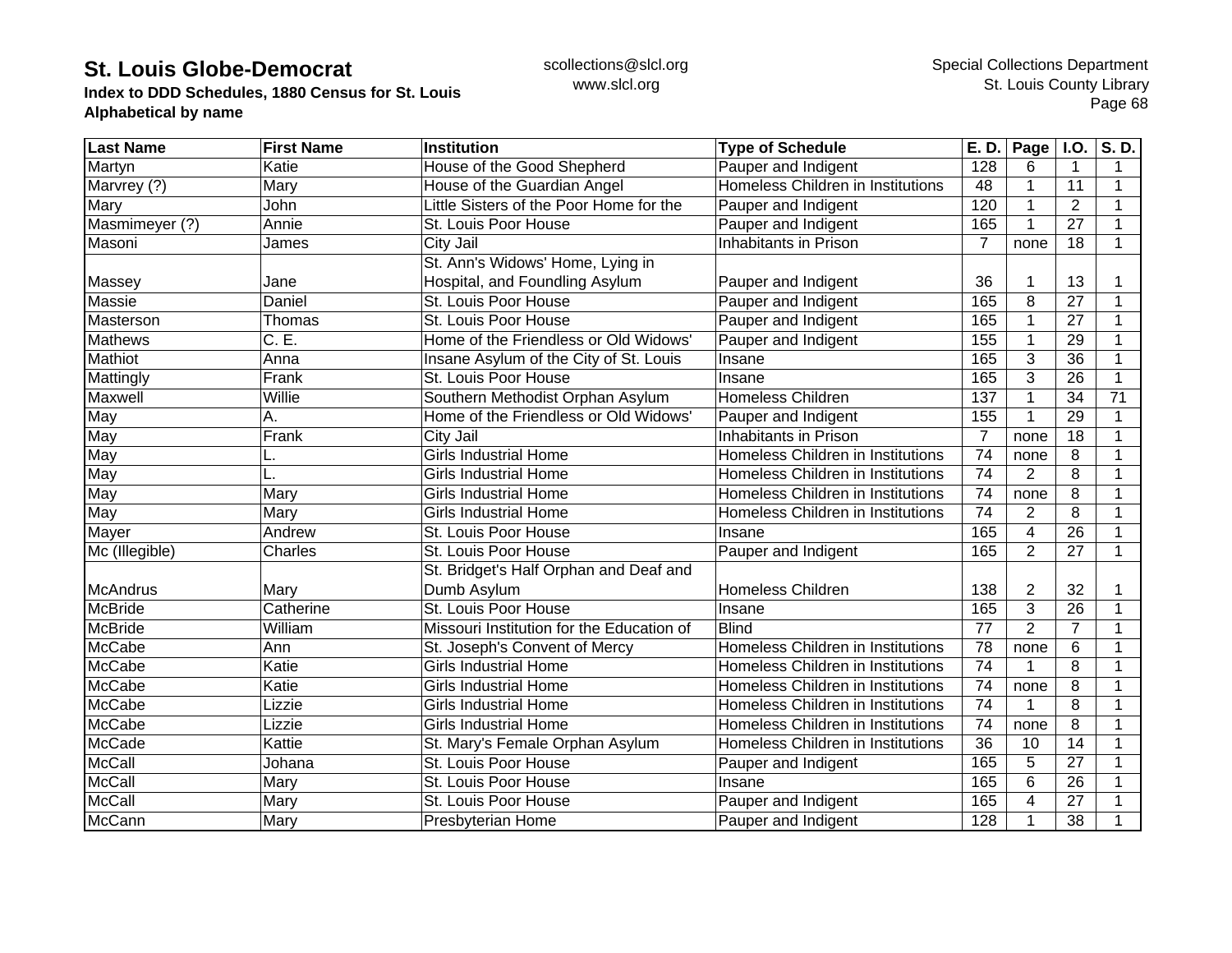| Last Name | First Name | Institution | Type of Schedule | E. D. | Page | I.O. | S. D. |
|---|---|---|---|---|---|---|---|
| Martyn | Katie | House of the Good Shepherd | Pauper and Indigent | 128 | 6 | 1 | 1 |
| Marvrey (?) | Mary | House of the Guardian Angel | Homeless Children in Institutions | 48 | 1 | 11 | 1 |
| Mary | John | Little Sisters of the Poor Home for the | Pauper and Indigent | 120 | 1 | 2 | 1 |
| Masmimeyer (?) | Annie | St. Louis Poor House | Pauper and Indigent | 165 | 1 | 27 | 1 |
| Masoni | James | City Jail | Inhabitants in Prison | 7 | none | 18 | 1 |
| Massey | Jane | St. Ann's Widows' Home, Lying in Hospital, and Foundling Asylum | Pauper and Indigent | 36 | 1 | 13 | 1 |
| Massie | Daniel | St. Louis Poor House | Pauper and Indigent | 165 | 8 | 27 | 1 |
| Masterson | Thomas | St. Louis Poor House | Pauper and Indigent | 165 | 1 | 27 | 1 |
| Mathews | C. E. | Home of the Friendless or Old Widows' | Pauper and Indigent | 155 | 1 | 29 | 1 |
| Mathiot | Anna | Insane Asylum of the City of St. Louis | Insane | 165 | 3 | 36 | 1 |
| Mattingly | Frank | St. Louis Poor House | Insane | 165 | 3 | 26 | 1 |
| Maxwell | Willie | Southern Methodist Orphan Asylum | Homeless Children | 137 | 1 | 34 | 71 |
| May | A. | Home of the Friendless or Old Widows' | Pauper and Indigent | 155 | 1 | 29 | 1 |
| May | Frank | City Jail | Inhabitants in Prison | 7 | none | 18 | 1 |
| May | L. | Girls Industrial Home | Homeless Children in Institutions | 74 | none | 8 | 1 |
| May | L. | Girls Industrial Home | Homeless Children in Institutions | 74 | 2 | 8 | 1 |
| May | Mary | Girls Industrial Home | Homeless Children in Institutions | 74 | none | 8 | 1 |
| May | Mary | Girls Industrial Home | Homeless Children in Institutions | 74 | 2 | 8 | 1 |
| Mayer | Andrew | St. Louis Poor House | Insane | 165 | 4 | 26 | 1 |
| Mc (Illegible) | Charles | St. Louis Poor House | Pauper and Indigent | 165 | 2 | 27 | 1 |
| McAndrus | Mary | St. Bridget's Half Orphan and Deaf and Dumb Asylum | Homeless Children | 138 | 2 | 32 | 1 |
| McBride | Catherine | St. Louis Poor House | Insane | 165 | 3 | 26 | 1 |
| McBride | William | Missouri Institution for the Education of | Blind | 77 | 2 | 7 | 1 |
| McCabe | Ann | St. Joseph's Convent of Mercy | Homeless Children in Institutions | 78 | none | 6 | 1 |
| McCabe | Katie | Girls Industrial Home | Homeless Children in Institutions | 74 | 1 | 8 | 1 |
| McCabe | Katie | Girls Industrial Home | Homeless Children in Institutions | 74 | none | 8 | 1 |
| McCabe | Lizzie | Girls Industrial Home | Homeless Children in Institutions | 74 | 1 | 8 | 1 |
| McCabe | Lizzie | Girls Industrial Home | Homeless Children in Institutions | 74 | none | 8 | 1 |
| McCade | Kattie | St. Mary's Female Orphan Asylum | Homeless Children in Institutions | 36 | 10 | 14 | 1 |
| McCall | Johana | St. Louis Poor House | Pauper and Indigent | 165 | 5 | 27 | 1 |
| McCall | Mary | St. Louis Poor House | Insane | 165 | 6 | 26 | 1 |
| McCall | Mary | St. Louis Poor House | Pauper and Indigent | 165 | 4 | 27 | 1 |
| McCann | Mary | Presbyterian Home | Pauper and Indigent | 128 | 1 | 38 | 1 |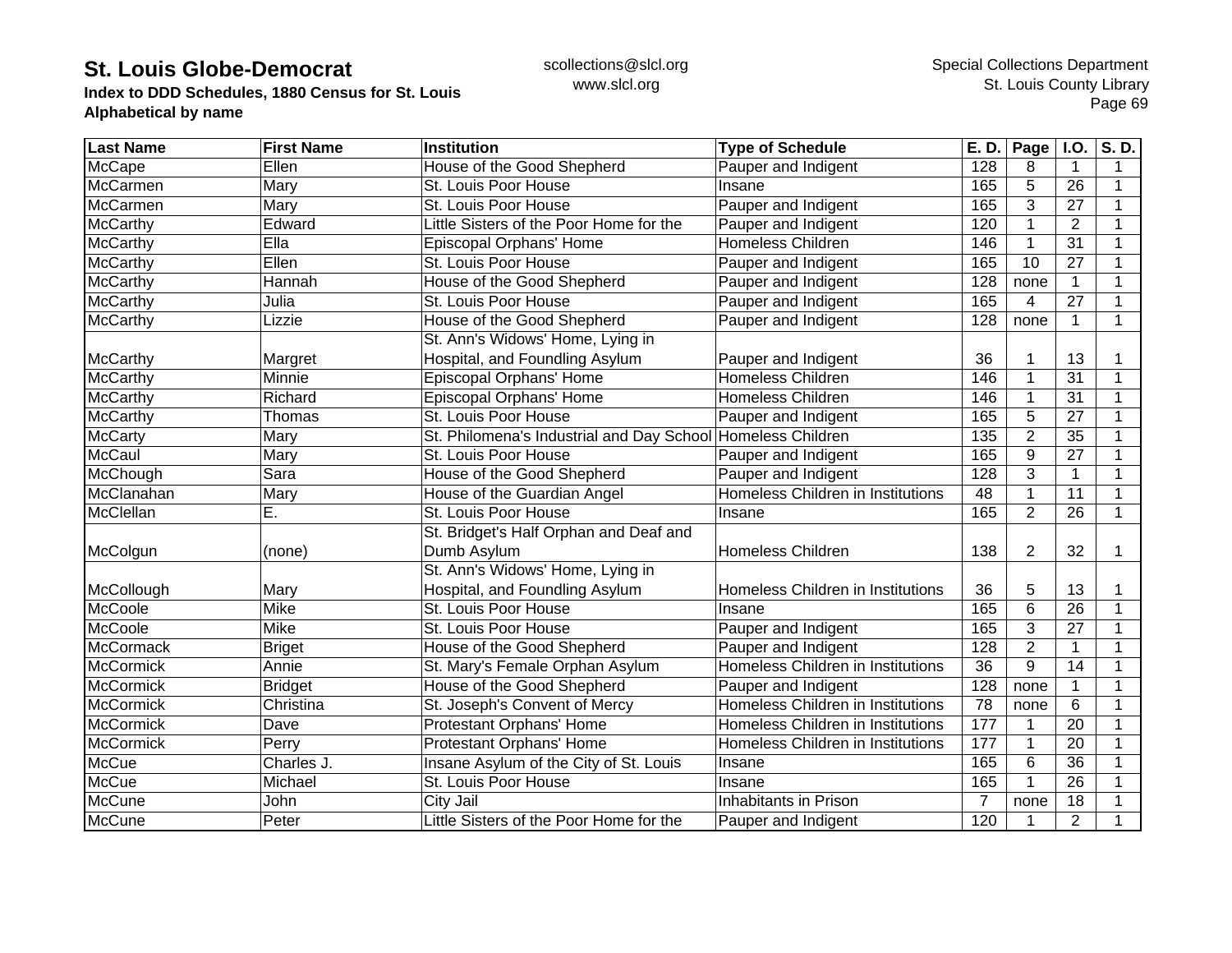# St. Louis Globe-Democrat

**Index to DDD Schedules, 1880 Census for St. Louis**
**Alphabetical by name**

scollections@slcl.org
www.slcl.org

Special Collections Department
St. Louis County Library

| Last Name | First Name | Institution | Type of Schedule | E. D. | Page | I.O. | S. D. |
|---|---|---|---|---|---|---|---|
| McCape | Ellen | House of the Good Shepherd | Pauper and Indigent | 128 | 8 | 1 | 1 |
| McCarmen | Mary | St. Louis Poor House | Insane | 165 | 5 | 26 | 1 |
| McCarmen | Mary | St. Louis Poor House | Pauper and Indigent | 165 | 3 | 27 | 1 |
| McCarthy | Edward | Little Sisters of the Poor Home for the | Pauper and Indigent | 120 | 1 | 2 | 1 |
| McCarthy | Ella | Episcopal Orphans' Home | Homeless Children | 146 | 1 | 31 | 1 |
| McCarthy | Ellen | St. Louis Poor House | Pauper and Indigent | 165 | 10 | 27 | 1 |
| McCarthy | Hannah | House of the Good Shepherd | Pauper and Indigent | 128 | none | 1 | 1 |
| McCarthy | Julia | St. Louis Poor House | Pauper and Indigent | 165 | 4 | 27 | 1 |
| McCarthy | Lizzie | House of the Good Shepherd | Pauper and Indigent | 128 | none | 1 | 1 |
| McCarthy | Margret | St. Ann's Widows' Home, Lying in Hospital, and Foundling Asylum | Pauper and Indigent | 36 | 1 | 13 | 1 |
| McCarthy | Minnie | Episcopal Orphans' Home | Homeless Children | 146 | 1 | 31 | 1 |
| McCarthy | Richard | Episcopal Orphans' Home | Homeless Children | 146 | 1 | 31 | 1 |
| McCarthy | Thomas | St. Louis Poor House | Pauper and Indigent | 165 | 5 | 27 | 1 |
| McCarty | Mary | St. Philomena's Industrial and Day School | Homeless Children | 135 | 2 | 35 | 1 |
| McCaul | Mary | St. Louis Poor House | Pauper and Indigent | 165 | 9 | 27 | 1 |
| McChough | Sara | House of the Good Shepherd | Pauper and Indigent | 128 | 3 | 1 | 1 |
| McClanahan | Mary | House of the Guardian Angel | Homeless Children in Institutions | 48 | 1 | 11 | 1 |
| McClellan | E. | St. Louis Poor House | Insane | 165 | 2 | 26 | 1 |
| McColgun | (none) | St. Bridget's Half Orphan and Deaf and Dumb Asylum | Homeless Children | 138 | 2 | 32 | 1 |
| McCollough | Mary | St. Ann's Widows' Home, Lying in Hospital, and Foundling Asylum | Homeless Children in Institutions | 36 | 5 | 13 | 1 |
| McCoole | Mike | St. Louis Poor House | Insane | 165 | 6 | 26 | 1 |
| McCoole | Mike | St. Louis Poor House | Pauper and Indigent | 165 | 3 | 27 | 1 |
| McCormack | Briget | House of the Good Shepherd | Pauper and Indigent | 128 | 2 | 1 | 1 |
| McCormick | Annie | St. Mary's Female Orphan Asylum | Homeless Children in Institutions | 36 | 9 | 14 | 1 |
| McCormick | Bridget | House of the Good Shepherd | Pauper and Indigent | 128 | none | 1 | 1 |
| McCormick | Christina | St. Joseph's Convent of Mercy | Homeless Children in Institutions | 78 | none | 6 | 1 |
| McCormick | Dave | Protestant Orphans' Home | Homeless Children in Institutions | 177 | 1 | 20 | 1 |
| McCormick | Perry | Protestant Orphans' Home | Homeless Children in Institutions | 177 | 1 | 20 | 1 |
| McCue | Charles J. | Insane Asylum of the City of St. Louis | Insane | 165 | 6 | 36 | 1 |
| McCue | Michael | St. Louis Poor House | Insane | 165 | 1 | 26 | 1 |
| McCune | John | City Jail | Inhabitants in Prison | 7 | none | 18 | 1 |
| McCune | Peter | Little Sisters of the Poor Home for the | Pauper and Indigent | 120 | 1 | 2 | 1 |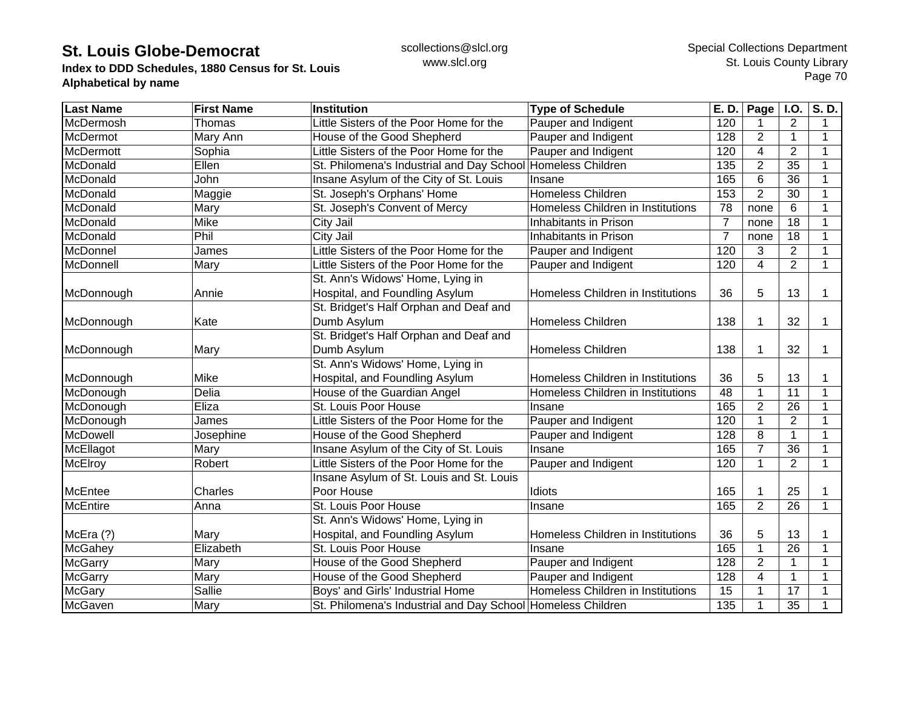# St. Louis Globe-Democrat

**Index to DDD Schedules, 1880 Census for St. Louis**
**Alphabetical by name**

scollections@slcl.org
www.slcl.org

Special Collections Department
St. Louis County Library

| Last Name | First Name | Institution | Type of Schedule | E. D. | Page | I.O. | S. D. |
|---|---|---|---|---|---|---|---|
| McDermosh | Thomas | Little Sisters of the Poor Home for the | Pauper and Indigent | 120 | 1 | 2 | 1 |
| McDermot | Mary Ann | House of the Good Shepherd | Pauper and Indigent | 128 | 2 | 1 | 1 |
| McDermott | Sophia | Little Sisters of the Poor Home for the | Pauper and Indigent | 120 | 4 | 2 | 1 |
| McDonald | Ellen | St. Philomena's Industrial and Day School | Homeless Children | 135 | 2 | 35 | 1 |
| McDonald | John | Insane Asylum of the City of St. Louis | Insane | 165 | 6 | 36 | 1 |
| McDonald | Maggie | St. Joseph's Orphans' Home | Homeless Children | 153 | 2 | 30 | 1 |
| McDonald | Mary | St. Joseph's Convent of Mercy | Homeless Children in Institutions | 78 | none | 6 | 1 |
| McDonald | Mike | City Jail | Inhabitants in Prison | 7 | none | 18 | 1 |
| McDonald | Phil | City Jail | Inhabitants in Prison | 7 | none | 18 | 1 |
| McDonnel | James | Little Sisters of the Poor Home for the | Pauper and Indigent | 120 | 3 | 2 | 1 |
| McDonnell | Mary | Little Sisters of the Poor Home for the | Pauper and Indigent | 120 | 4 | 2 | 1 |
| McDonnough | Annie | St. Ann's Widows' Home, Lying in Hospital, and Foundling Asylum | Homeless Children in Institutions | 36 | 5 | 13 | 1 |
| McDonnough | Kate | St. Bridget's Half Orphan and Deaf and Dumb Asylum | Homeless Children | 138 | 1 | 32 | 1 |
| McDonnough | Mary | St. Bridget's Half Orphan and Deaf and Dumb Asylum | Homeless Children | 138 | 1 | 32 | 1 |
| McDonnough | Mike | St. Ann's Widows' Home, Lying in Hospital, and Foundling Asylum | Homeless Children in Institutions | 36 | 5 | 13 | 1 |
| McDonough | Delia | House of the Guardian Angel | Homeless Children in Institutions | 48 | 1 | 11 | 1 |
| McDonough | Eliza | St. Louis Poor House | Insane | 165 | 2 | 26 | 1 |
| McDonough | James | Little Sisters of the Poor Home for the | Pauper and Indigent | 120 | 1 | 2 | 1 |
| McDowell | Josephine | House of the Good Shepherd | Pauper and Indigent | 128 | 8 | 1 | 1 |
| McEllagot | Mary | Insane Asylum of the City of St. Louis | Insane | 165 | 7 | 36 | 1 |
| McElroy | Robert | Little Sisters of the Poor Home for the | Pauper and Indigent | 120 | 1 | 2 | 1 |
| McEntee | Charles | Insane Asylum of St. Louis and St. Louis Poor House | Idiots | 165 | 1 | 25 | 1 |
| McEntire | Anna | St. Louis Poor House | Insane | 165 | 2 | 26 | 1 |
| McEra (?) | Mary | St. Ann's Widows' Home, Lying in Hospital, and Foundling Asylum | Homeless Children in Institutions | 36 | 5 | 13 | 1 |
| McGahey | Elizabeth | St. Louis Poor House | Insane | 165 | 1 | 26 | 1 |
| McGarry | Mary | House of the Good Shepherd | Pauper and Indigent | 128 | 2 | 1 | 1 |
| McGarry | Mary | House of the Good Shepherd | Pauper and Indigent | 128 | 4 | 1 | 1 |
| McGary | Sallie | Boys' and Girls' Industrial Home | Homeless Children in Institutions | 15 | 1 | 17 | 1 |
| McGaven | Mary | St. Philomena's Industrial and Day School | Homeless Children | 135 | 1 | 35 | 1 |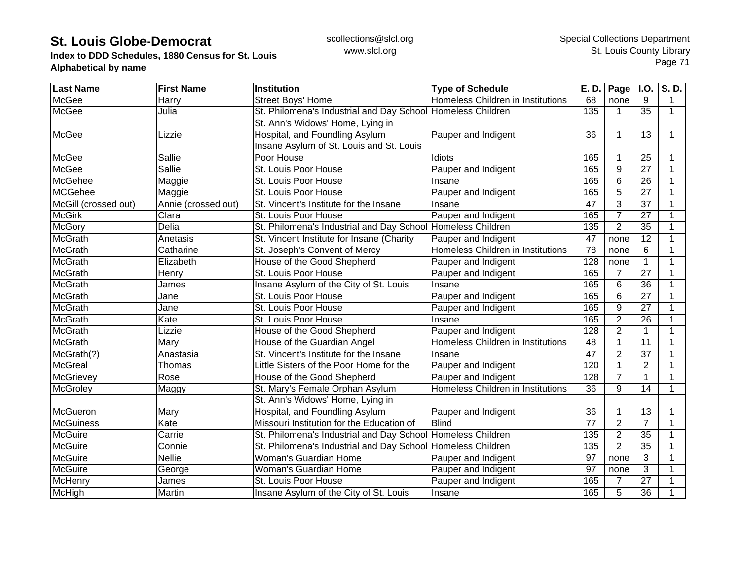**St. Louis Globe-Democrat**
**Index to DDD Schedules, 1880 Census for St. Louis**
**Alphabetical by name**

scollections@slcl.org
www.slcl.org

Special Collections Department
St. Louis County Library

| Last Name | First Name | Institution | Type of Schedule | E. D. | Page | I.O. | S. D. |
|---|---|---|---|---|---|---|---|
| McGee | Harry | Street Boys' Home | Homeless Children in Institutions | 68 | none | 9 | 1 |
| McGee | Julia | St. Philomena's Industrial and Day School | Homeless Children | 135 | 1 | 35 | 1 |
| McGee | Lizzie | St. Ann's Widows' Home, Lying in Hospital, and Foundling Asylum | Pauper and Indigent | 36 | 1 | 13 | 1 |
| McGee | Sallie | Insane Asylum of St. Louis and St. Louis Poor House | Idiots | 165 | 1 | 25 | 1 |
| McGee | Sallie | St. Louis Poor House | Pauper and Indigent | 165 | 9 | 27 | 1 |
| McGehee | Maggie | St. Louis Poor House | Insane | 165 | 6 | 26 | 1 |
| MCGehee | Maggie | St. Louis Poor House | Pauper and Indigent | 165 | 5 | 27 | 1 |
| McGill (crossed out) | Annie (crossed out) | St. Vincent's Institute for the Insane | Insane | 47 | 3 | 37 | 1 |
| McGirk | Clara | St. Louis Poor House | Pauper and Indigent | 165 | 7 | 27 | 1 |
| McGory | Delia | St. Philomena's Industrial and Day School | Homeless Children | 135 | 2 | 35 | 1 |
| McGrath | Anetasis | St. Vincent Institute for Insane (Charity | Pauper and Indigent | 47 | none | 12 | 1 |
| McGrath | Catharine | St. Joseph's Convent of Mercy | Homeless Children in Institutions | 78 | none | 6 | 1 |
| McGrath | Elizabeth | House of the Good Shepherd | Pauper and Indigent | 128 | none | 1 | 1 |
| McGrath | Henry | St. Louis Poor House | Pauper and Indigent | 165 | 7 | 27 | 1 |
| McGrath | James | Insane Asylum of the City of St. Louis | Insane | 165 | 6 | 36 | 1 |
| McGrath | Jane | St. Louis Poor House | Pauper and Indigent | 165 | 6 | 27 | 1 |
| McGrath | Jane | St. Louis Poor House | Pauper and Indigent | 165 | 9 | 27 | 1 |
| McGrath | Kate | St. Louis Poor House | Insane | 165 | 2 | 26 | 1 |
| McGrath | Lizzie | House of the Good Shepherd | Pauper and Indigent | 128 | 2 | 1 | 1 |
| McGrath | Mary | House of the Guardian Angel | Homeless Children in Institutions | 48 | 1 | 11 | 1 |
| McGrath(?) | Anastasia | St. Vincent's Institute for the Insane | Insane | 47 | 2 | 37 | 1 |
| McGreal | Thomas | Little Sisters of the Poor Home for the | Pauper and Indigent | 120 | 1 | 2 | 1 |
| McGrievey | Rose | House of the Good Shepherd | Pauper and Indigent | 128 | 7 | 1 | 1 |
| McGroley | Maggy | St. Mary's Female Orphan Asylum | Homeless Children in Institutions | 36 | 9 | 14 | 1 |
| McGueron | Mary | St. Ann's Widows' Home, Lying in Hospital, and Foundling Asylum | Pauper and Indigent | 36 | 1 | 13 | 1 |
| McGuiness | Kate | Missouri Institution for the Education of | Blind | 77 | 2 | 7 | 1 |
| McGuire | Carrie | St. Philomena's Industrial and Day School | Homeless Children | 135 | 2 | 35 | 1 |
| McGuire | Connie | St. Philomena's Industrial and Day School | Homeless Children | 135 | 2 | 35 | 1 |
| McGuire | Nellie | Woman's Guardian Home | Pauper and Indigent | 97 | none | 3 | 1 |
| McGuire | George | Woman's Guardian Home | Pauper and Indigent | 97 | none | 3 | 1 |
| McHenry | James | St. Louis Poor House | Pauper and Indigent | 165 | 7 | 27 | 1 |
| McHigh | Martin | Insane Asylum of the City of St. Louis | Insane | 165 | 5 | 36 | 1 |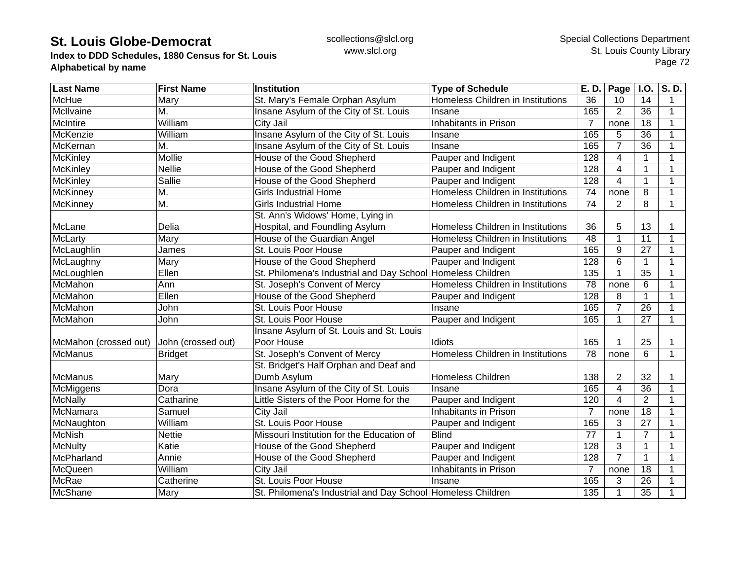# St. Louis Globe-Democrat

**Index to DDD Schedules, 1880 Census for St. Louis**
**Alphabetical by name**

scollections@slcl.org
www.slcl.org

Special Collections Department
St. Louis County Library

| Last Name | First Name | Institution | Type of Schedule | E. D. | Page | I.O. | S. D. |
|---|---|---|---|---|---|---|---|
| McHue | Mary | St. Mary's Female Orphan Asylum | Homeless Children in Institutions | 36 | 10 | 14 | 1 |
| McIlvaine | M. | Insane Asylum of the City of St. Louis | Insane | 165 | 2 | 36 | 1 |
| McIntire | William | City Jail | Inhabitants in Prison | 7 | none | 18 | 1 |
| McKenzie | William | Insane Asylum of the City of St. Louis | Insane | 165 | 5 | 36 | 1 |
| McKernan | M. | Insane Asylum of the City of St. Louis | Insane | 165 | 7 | 36 | 1 |
| McKinley | Mollie | House of the Good Shepherd | Pauper and Indigent | 128 | 4 | 1 | 1 |
| McKinley | Nellie | House of the Good Shepherd | Pauper and Indigent | 128 | 4 | 1 | 1 |
| McKinley | Sallie | House of the Good Shepherd | Pauper and Indigent | 128 | 4 | 1 | 1 |
| McKinney | M. | Girls Industrial Home | Homeless Children in Institutions | 74 | none | 8 | 1 |
| McKinney | M. | Girls Industrial Home | Homeless Children in Institutions | 74 | 2 | 8 | 1 |
| McLane | Delia | St. Ann's Widows' Home, Lying in Hospital, and Foundling Asylum | Homeless Children in Institutions | 36 | 5 | 13 | 1 |
| McLarty | Mary | House of the Guardian Angel | Homeless Children in Institutions | 48 | 1 | 11 | 1 |
| McLaughlin | James | St. Louis Poor House | Pauper and Indigent | 165 | 9 | 27 | 1 |
| McLaughny | Mary | House of the Good Shepherd | Pauper and Indigent | 128 | 6 | 1 | 1 |
| McLoughlen | Ellen | St. Philomena's Industrial and Day School | Homeless Children | 135 | 1 | 35 | 1 |
| McMahon | Ann | St. Joseph's Convent of Mercy | Homeless Children in Institutions | 78 | none | 6 | 1 |
| McMahon | Ellen | House of the Good Shepherd | Pauper and Indigent | 128 | 8 | 1 | 1 |
| McMahon | John | St. Louis Poor House | Insane | 165 | 7 | 26 | 1 |
| McMahon | John | St. Louis Poor House | Pauper and Indigent | 165 | 1 | 27 | 1 |
| McMahon (crossed out) | John (crossed out) | Insane Asylum of St. Louis and St. Louis Poor House | Idiots | 165 | 1 | 25 | 1 |
| McManus | Bridget | St. Joseph's Convent of Mercy | Homeless Children in Institutions | 78 | none | 6 | 1 |
| McManus | Mary | St. Bridget's Half Orphan and Deaf and Dumb Asylum | Homeless Children | 138 | 2 | 32 | 1 |
| McMiggens | Dora | Insane Asylum of the City of St. Louis | Insane | 165 | 4 | 36 | 1 |
| McNally | Catharine | Little Sisters of the Poor Home for the | Pauper and Indigent | 120 | 4 | 2 | 1 |
| McNamara | Samuel | City Jail | Inhabitants in Prison | 7 | none | 18 | 1 |
| McNaughton | William | St. Louis Poor House | Pauper and Indigent | 165 | 3 | 27 | 1 |
| McNish | Nettie | Missouri Institution for the Education of | Blind | 77 | 1 | 7 | 1 |
| McNulty | Katie | House of the Good Shepherd | Pauper and Indigent | 128 | 3 | 1 | 1 |
| McPharland | Annie | House of the Good Shepherd | Pauper and Indigent | 128 | 7 | 1 | 1 |
| McQueen | William | City Jail | Inhabitants in Prison | 7 | none | 18 | 1 |
| McRae | Catherine | St. Louis Poor House | Insane | 165 | 3 | 26 | 1 |
| McShane | Mary | St. Philomena's Industrial and Day School | Homeless Children | 135 | 1 | 35 | 1 |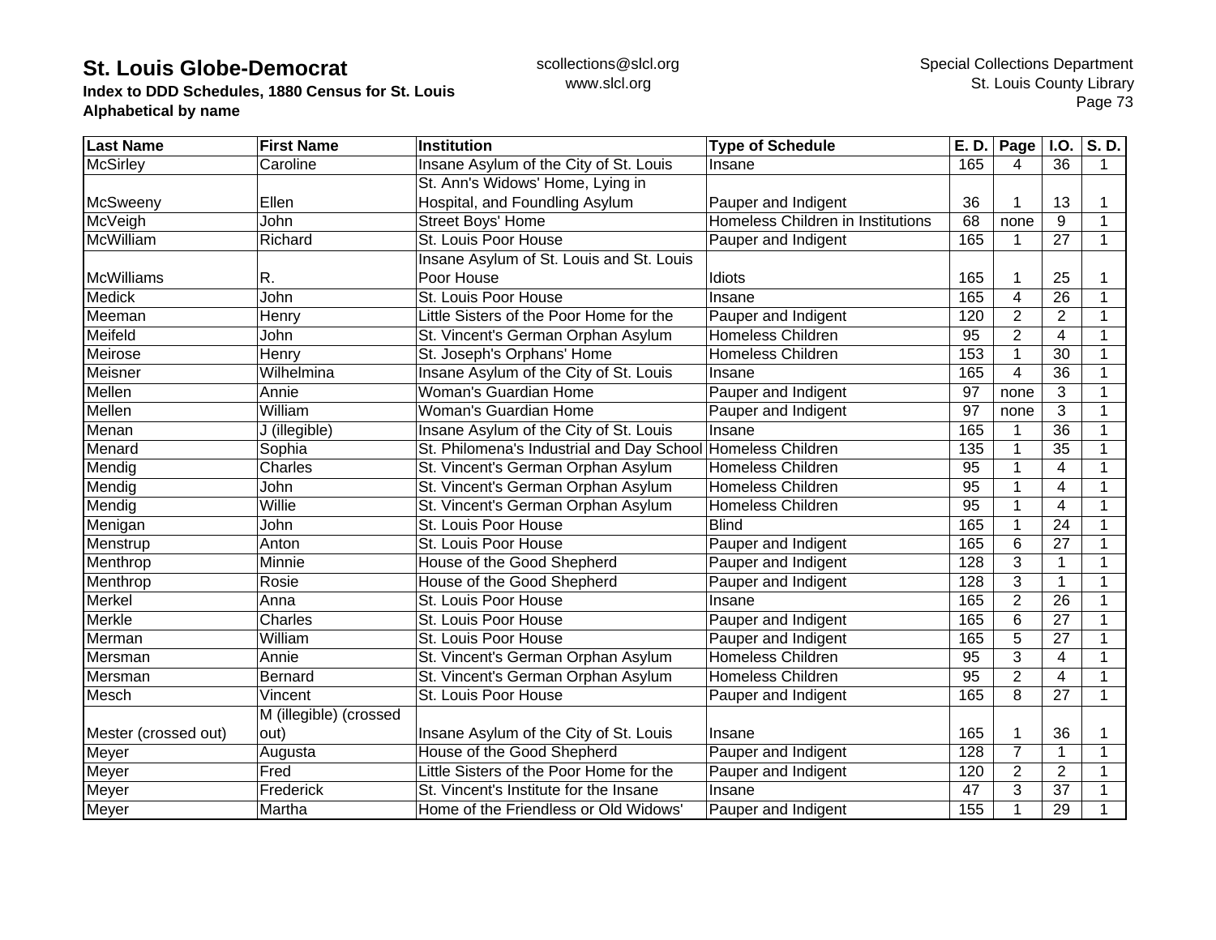# St. Louis Globe-Democrat

**Index to DDD Schedules, 1880 Census for St. Louis**
**Alphabetical by name**

scollections@slcl.org
www.slcl.org

Special Collections Department
St. Louis County Library

| Last Name | First Name | Institution | Type of Schedule | E. D. | Page | I.O. | S. D. |
|---|---|---|---|---|---|---|---|
| McSirley | Caroline | Insane Asylum of the City of St. Louis | Insane | 165 | 4 | 36 | 1 |
| McSweeny | Ellen | St. Ann's Widows' Home, Lying in Hospital, and Foundling Asylum | Pauper and Indigent | 36 | 1 | 13 | 1 |
| McVeigh | John | Street Boys' Home | Homeless Children in Institutions | 68 | none | 9 | 1 |
| McWilliam | Richard | St. Louis Poor House | Pauper and Indigent | 165 | 1 | 27 | 1 |
| McWilliams | R. | Insane Asylum of St. Louis and St. Louis Poor House | Idiots | 165 | 1 | 25 | 1 |
| Medick | John | St. Louis Poor House | Insane | 165 | 4 | 26 | 1 |
| Meeman | Henry | Little Sisters of the Poor Home for the | Pauper and Indigent | 120 | 2 | 2 | 1 |
| Meifeld | John | St. Vincent's German Orphan Asylum | Homeless Children | 95 | 2 | 4 | 1 |
| Meirose | Henry | St. Joseph's Orphans' Home | Homeless Children | 153 | 1 | 30 | 1 |
| Meisner | Wilhelmina | Insane Asylum of the City of St. Louis | Insane | 165 | 4 | 36 | 1 |
| Mellen | Annie | Woman's Guardian Home | Pauper and Indigent | 97 | none | 3 | 1 |
| Mellen | William | Woman's Guardian Home | Pauper and Indigent | 97 | none | 3 | 1 |
| Menan | J (illegible) | Insane Asylum of the City of St. Louis | Insane | 165 | 1 | 36 | 1 |
| Menard | Sophia | St. Philomena's Industrial and Day School | Homeless Children | 135 | 1 | 35 | 1 |
| Mendig | Charles | St. Vincent's German Orphan Asylum | Homeless Children | 95 | 1 | 4 | 1 |
| Mendig | John | St. Vincent's German Orphan Asylum | Homeless Children | 95 | 1 | 4 | 1 |
| Mendig | Willie | St. Vincent's German Orphan Asylum | Homeless Children | 95 | 1 | 4 | 1 |
| Menigan | John | St. Louis Poor House | Blind | 165 | 1 | 24 | 1 |
| Menstrup | Anton | St. Louis Poor House | Pauper and Indigent | 165 | 6 | 27 | 1 |
| Menthrop | Minnie | House of the Good Shepherd | Pauper and Indigent | 128 | 3 | 1 | 1 |
| Menthrop | Rosie | House of the Good Shepherd | Pauper and Indigent | 128 | 3 | 1 | 1 |
| Merkel | Anna | St. Louis Poor House | Insane | 165 | 2 | 26 | 1 |
| Merkle | Charles | St. Louis Poor House | Pauper and Indigent | 165 | 6 | 27 | 1 |
| Merman | William | St. Louis Poor House | Pauper and Indigent | 165 | 5 | 27 | 1 |
| Mersman | Annie | St. Vincent's German Orphan Asylum | Homeless Children | 95 | 3 | 4 | 1 |
| Mersman | Bernard | St. Vincent's German Orphan Asylum | Homeless Children | 95 | 2 | 4 | 1 |
| Mesch | Vincent | St. Louis Poor House | Pauper and Indigent | 165 | 8 | 27 | 1 |
| Mester (crossed out) | M (illegible) (crossed out) | Insane Asylum of the City of St. Louis | Insane | 165 | 1 | 36 | 1 |
| Meyer | Augusta | House of the Good Shepherd | Pauper and Indigent | 128 | 7 | 1 | 1 |
| Meyer | Fred | Little Sisters of the Poor Home for the | Pauper and Indigent | 120 | 2 | 2 | 1 |
| Meyer | Frederick | St. Vincent's Institute for the Insane | Insane | 47 | 3 | 37 | 1 |
| Meyer | Martha | Home of the Friendless or Old Widows' | Pauper and Indigent | 155 | 1 | 29 | 1 |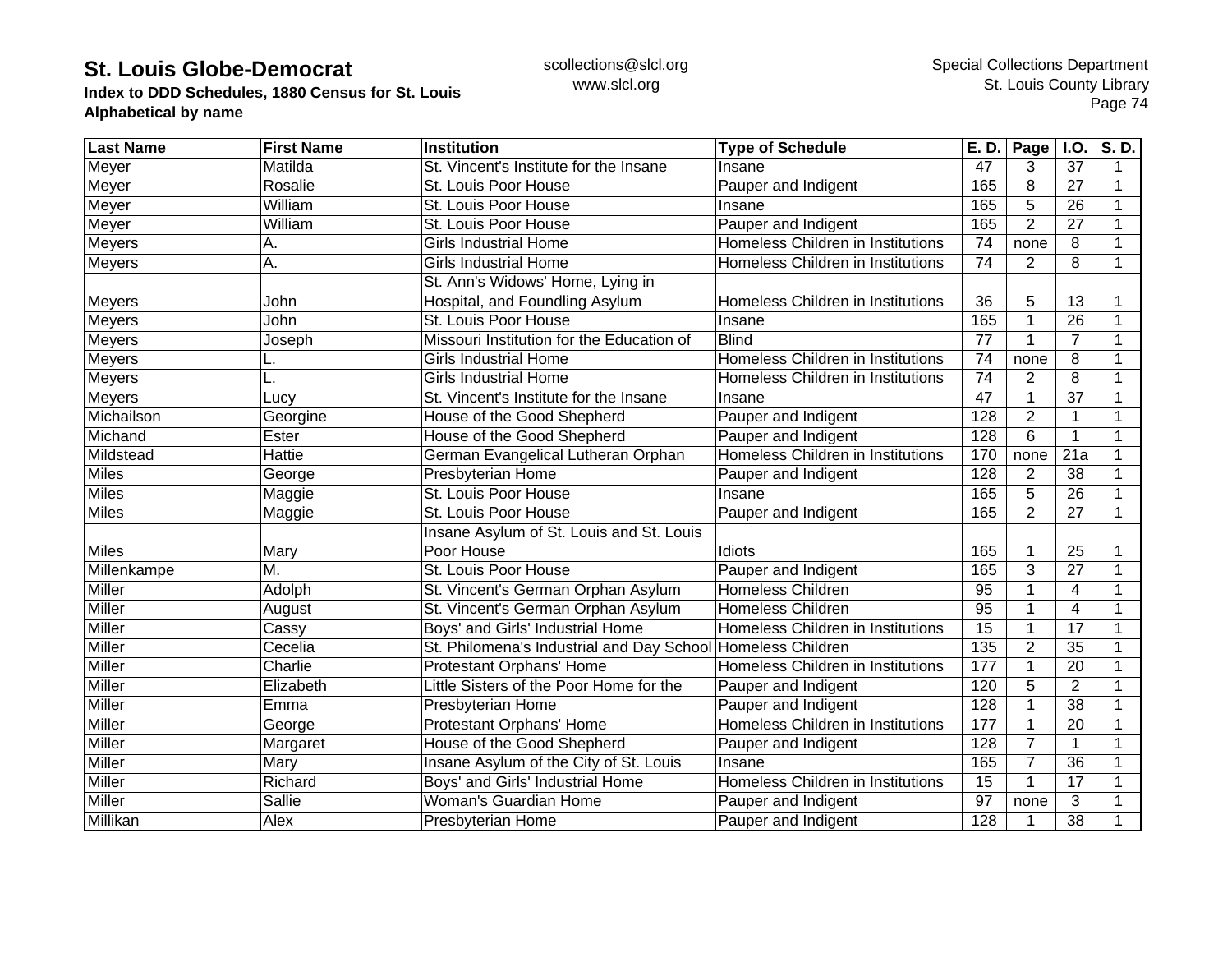**St. Louis Globe-Democrat**
**Index to DDD Schedules, 1880 Census for St. Louis**
**Alphabetical by name**

scollections@slcl.org
www.slcl.org

Special Collections Department
St. Louis County Library

| Last Name | First Name | Institution | Type of Schedule | E. D. | Page | I.O. | S. D. |
|---|---|---|---|---|---|---|---|
| Meyer | Matilda | St. Vincent's Institute for the Insane | Insane | 47 | 3 | 37 | 1 |
| Meyer | Rosalie | St. Louis Poor House | Pauper and Indigent | 165 | 8 | 27 | 1 |
| Meyer | William | St. Louis Poor House | Insane | 165 | 5 | 26 | 1 |
| Meyer | William | St. Louis Poor House | Pauper and Indigent | 165 | 2 | 27 | 1 |
| Meyers | A. | Girls Industrial Home | Homeless Children in Institutions | 74 | none | 8 | 1 |
| Meyers | A. | Girls Industrial Home | Homeless Children in Institutions | 74 | 2 | 8 | 1 |
| Meyers | John | St. Ann's Widows' Home, Lying in Hospital, and Foundling Asylum | Homeless Children in Institutions | 36 | 5 | 13 | 1 |
| Meyers | John | St. Louis Poor House | Insane | 165 | 1 | 26 | 1 |
| Meyers | Joseph | Missouri Institution for the Education of | Blind | 77 | 1 | 7 | 1 |
| Meyers | L. | Girls Industrial Home | Homeless Children in Institutions | 74 | none | 8 | 1 |
| Meyers | L. | Girls Industrial Home | Homeless Children in Institutions | 74 | 2 | 8 | 1 |
| Meyers | Lucy | St. Vincent's Institute for the Insane | Insane | 47 | 1 | 37 | 1 |
| Michailson | Georgine | House of the Good Shepherd | Pauper and Indigent | 128 | 2 | 1 | 1 |
| Michand | Ester | House of the Good Shepherd | Pauper and Indigent | 128 | 6 | 1 | 1 |
| Mildstead | Hattie | German Evangelical Lutheran Orphan | Homeless Children in Institutions | 170 | none | 21a | 1 |
| Miles | George | Presbyterian Home | Pauper and Indigent | 128 | 2 | 38 | 1 |
| Miles | Maggie | St. Louis Poor House | Insane | 165 | 5 | 26 | 1 |
| Miles | Maggie | St. Louis Poor House | Pauper and Indigent | 165 | 2 | 27 | 1 |
| Miles | Mary | Insane Asylum of St. Louis and St. Louis Poor House | Idiots | 165 | 1 | 25 | 1 |
| Millenkampe | M. | St. Louis Poor House | Pauper and Indigent | 165 | 3 | 27 | 1 |
| Miller | Adolph | St. Vincent's German Orphan Asylum | Homeless Children | 95 | 1 | 4 | 1 |
| Miller | August | St. Vincent's German Orphan Asylum | Homeless Children | 95 | 1 | 4 | 1 |
| Miller | Cassy | Boys' and Girls' Industrial Home | Homeless Children in Institutions | 15 | 1 | 17 | 1 |
| Miller | Cecelia | St. Philomena's Industrial and Day School | Homeless Children | 135 | 2 | 35 | 1 |
| Miller | Charlie | Protestant Orphans' Home | Homeless Children in Institutions | 177 | 1 | 20 | 1 |
| Miller | Elizabeth | Little Sisters of the Poor Home for the | Pauper and Indigent | 120 | 5 | 2 | 1 |
| Miller | Emma | Presbyterian Home | Pauper and Indigent | 128 | 1 | 38 | 1 |
| Miller | George | Protestant Orphans' Home | Homeless Children in Institutions | 177 | 1 | 20 | 1 |
| Miller | Margaret | House of the Good Shepherd | Pauper and Indigent | 128 | 7 | 1 | 1 |
| Miller | Mary | Insane Asylum of the City of St. Louis | Insane | 165 | 7 | 36 | 1 |
| Miller | Richard | Boys' and Girls' Industrial Home | Homeless Children in Institutions | 15 | 1 | 17 | 1 |
| Miller | Sallie | Woman's Guardian Home | Pauper and Indigent | 97 | none | 3 | 1 |
| Millikan | Alex | Presbyterian Home | Pauper and Indigent | 128 | 1 | 38 | 1 |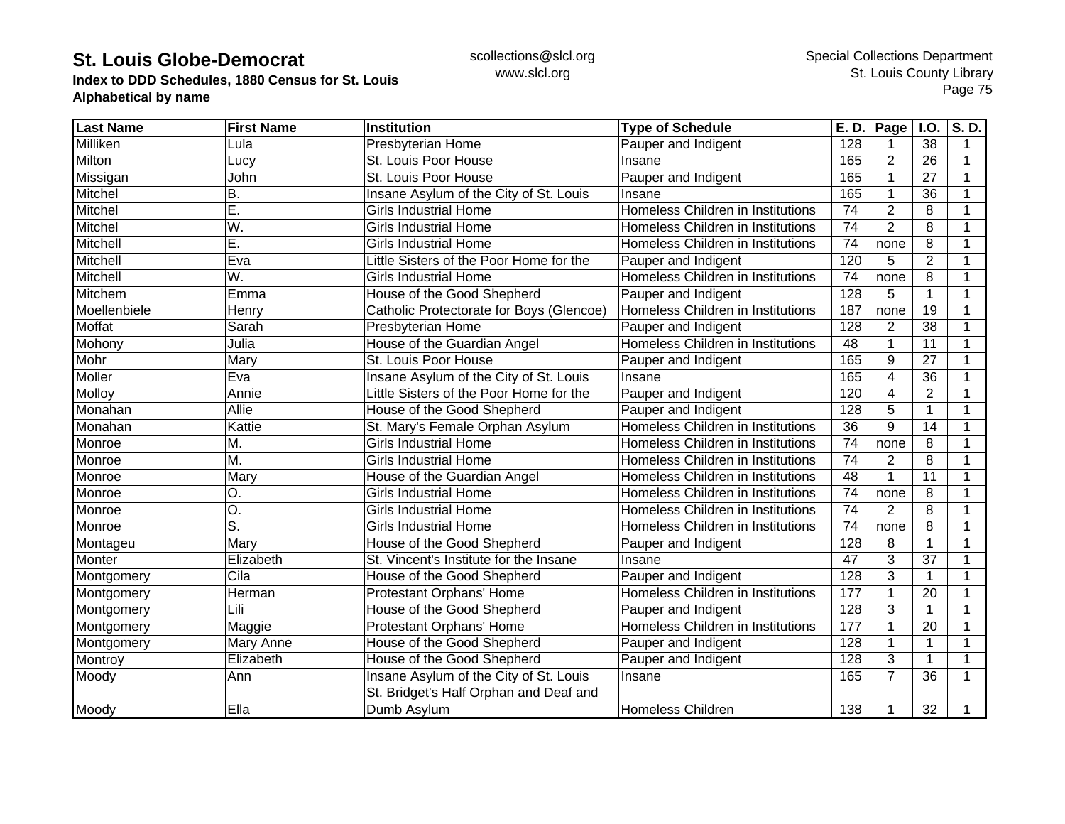# St. Louis Globe-Democrat

**Index to DDD Schedules, 1880 Census for St. Louis**
**Alphabetical by name**

scollections@slcl.org
www.slcl.org

Special Collections Department
St. Louis County Library

| Last Name | First Name | Institution | Type of Schedule | E. D. | Page | I.O. | S. D. |
|---|---|---|---|---|---|---|---|
| Milliken | Lula | Presbyterian Home | Pauper and Indigent | 128 | 1 | 38 | 1 |
| Milton | Lucy | St. Louis Poor House | Insane | 165 | 2 | 26 | 1 |
| Missigan | John | St. Louis Poor House | Pauper and Indigent | 165 | 1 | 27 | 1 |
| Mitchel | B. | Insane Asylum of the City of St. Louis | Insane | 165 | 1 | 36 | 1 |
| Mitchel | E. | Girls Industrial Home | Homeless Children in Institutions | 74 | 2 | 8 | 1 |
| Mitchel | W. | Girls Industrial Home | Homeless Children in Institutions | 74 | 2 | 8 | 1 |
| Mitchell | E. | Girls Industrial Home | Homeless Children in Institutions | 74 | none | 8 | 1 |
| Mitchell | Eva | Little Sisters of the Poor Home for the | Pauper and Indigent | 120 | 5 | 2 | 1 |
| Mitchell | W. | Girls Industrial Home | Homeless Children in Institutions | 74 | none | 8 | 1 |
| Mitchem | Emma | House of the Good Shepherd | Pauper and Indigent | 128 | 5 | 1 | 1 |
| Moellenbiele | Henry | Catholic Protectorate for Boys (Glencoe) | Homeless Children in Institutions | 187 | none | 19 | 1 |
| Moffat | Sarah | Presbyterian Home | Pauper and Indigent | 128 | 2 | 38 | 1 |
| Mohony | Julia | House of the Guardian Angel | Homeless Children in Institutions | 48 | 1 | 11 | 1 |
| Mohr | Mary | St. Louis Poor House | Pauper and Indigent | 165 | 9 | 27 | 1 |
| Moller | Eva | Insane Asylum of the City of St. Louis | Insane | 165 | 4 | 36 | 1 |
| Molloy | Annie | Little Sisters of the Poor Home for the | Pauper and Indigent | 120 | 4 | 2 | 1 |
| Monahan | Allie | House of the Good Shepherd | Pauper and Indigent | 128 | 5 | 1 | 1 |
| Monahan | Kattie | St. Mary's Female Orphan Asylum | Homeless Children in Institutions | 36 | 9 | 14 | 1 |
| Monroe | M. | Girls Industrial Home | Homeless Children in Institutions | 74 | none | 8 | 1 |
| Monroe | M. | Girls Industrial Home | Homeless Children in Institutions | 74 | 2 | 8 | 1 |
| Monroe | Mary | House of the Guardian Angel | Homeless Children in Institutions | 48 | 1 | 11 | 1 |
| Monroe | O. | Girls Industrial Home | Homeless Children in Institutions | 74 | none | 8 | 1 |
| Monroe | O. | Girls Industrial Home | Homeless Children in Institutions | 74 | 2 | 8 | 1 |
| Monroe | S. | Girls Industrial Home | Homeless Children in Institutions | 74 | none | 8 | 1 |
| Montageu | Mary | House of the Good Shepherd | Pauper and Indigent | 128 | 8 | 1 | 1 |
| Monter | Elizabeth | St. Vincent's Institute for the Insane | Insane | 47 | 3 | 37 | 1 |
| Montgomery | Cila | House of the Good Shepherd | Pauper and Indigent | 128 | 3 | 1 | 1 |
| Montgomery | Herman | Protestant Orphans' Home | Homeless Children in Institutions | 177 | 1 | 20 | 1 |
| Montgomery | Lili | House of the Good Shepherd | Pauper and Indigent | 128 | 3 | 1 | 1 |
| Montgomery | Maggie | Protestant Orphans' Home | Homeless Children in Institutions | 177 | 1 | 20 | 1 |
| Montgomery | Mary Anne | House of the Good Shepherd | Pauper and Indigent | 128 | 1 | 1 | 1 |
| Montroy | Elizabeth | House of the Good Shepherd | Pauper and Indigent | 128 | 3 | 1 | 1 |
| Moody | Ann | Insane Asylum of the City of St. Louis | Insane | 165 | 7 | 36 | 1 |
| Moody | Ella | St. Bridget's Half Orphan and Deaf and Dumb Asylum | Homeless Children | 138 | 1 | 32 | 1 |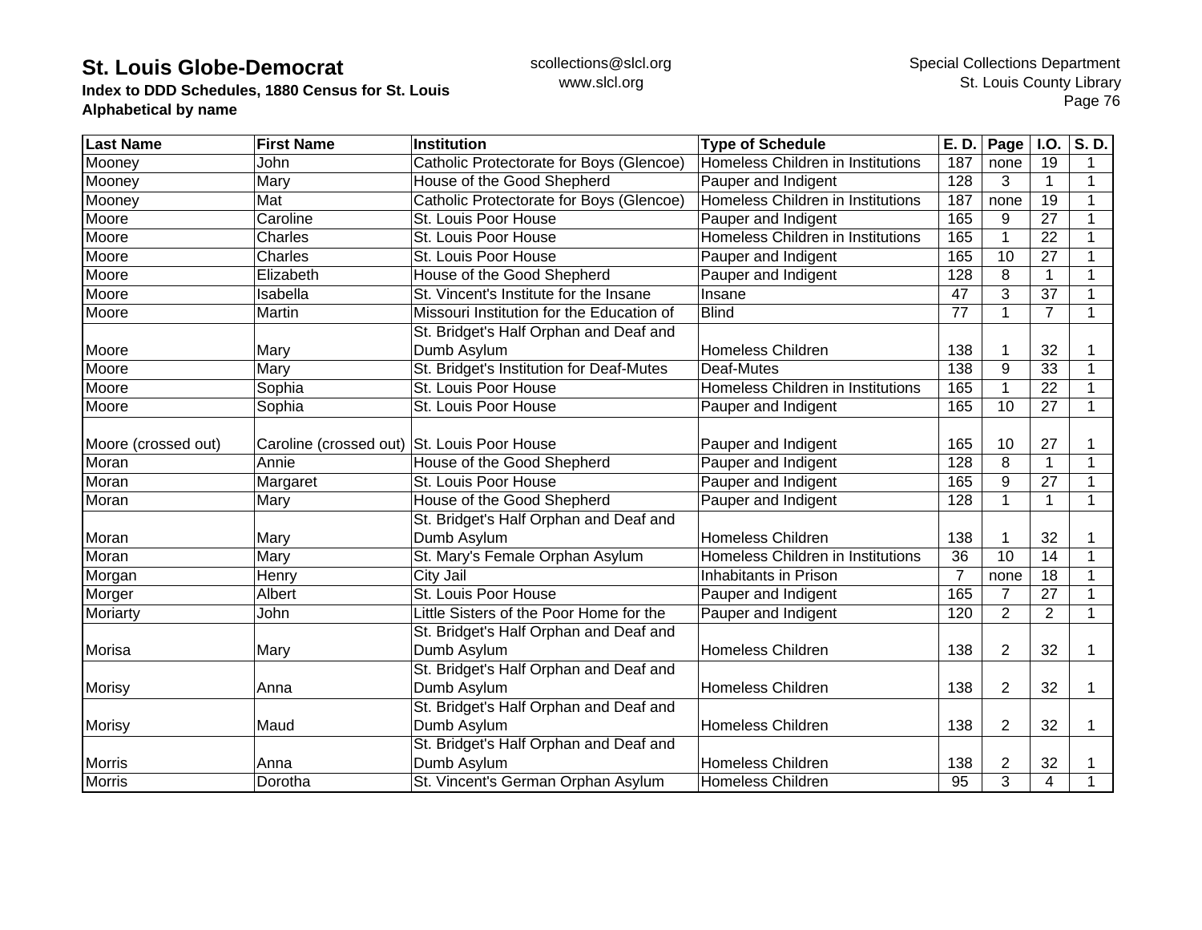# St. Louis Globe-Democrat

**Index to DDD Schedules, 1880 Census for St. Louis**
**Alphabetical by name**

scollections@slcl.org
www.slcl.org

Special Collections Department
St. Louis County Library

| Last Name | First Name | Institution | Type of Schedule | E. D. | Page | I.O. | S. D. |
|---|---|---|---|---|---|---|---|
| Mooney | John | Catholic Protectorate for Boys (Glencoe) | Homeless Children in Institutions | 187 | none | 19 | 1 |
| Mooney | Mary | House of the Good Shepherd | Pauper and Indigent | 128 | 3 | 1 | 1 |
| Mooney | Mat | Catholic Protectorate for Boys (Glencoe) | Homeless Children in Institutions | 187 | none | 19 | 1 |
| Moore | Caroline | St. Louis Poor House | Pauper and Indigent | 165 | 9 | 27 | 1 |
| Moore | Charles | St. Louis Poor House | Homeless Children in Institutions | 165 | 1 | 22 | 1 |
| Moore | Charles | St. Louis Poor House | Pauper and Indigent | 165 | 10 | 27 | 1 |
| Moore | Elizabeth | House of the Good Shepherd | Pauper and Indigent | 128 | 8 | 1 | 1 |
| Moore | Isabella | St. Vincent's Institute for the Insane | Insane | 47 | 3 | 37 | 1 |
| Moore | Martin | Missouri Institution for the Education of | Blind | 77 | 1 | 7 | 1 |
| Moore | Mary | St. Bridget's Half Orphan and Deaf and Dumb Asylum | Homeless Children | 138 | 1 | 32 | 1 |
| Moore | Mary | St. Bridget's Institution for Deaf-Mutes | Deaf-Mutes | 138 | 9 | 33 | 1 |
| Moore | Sophia | St. Louis Poor House | Homeless Children in Institutions | 165 | 1 | 22 | 1 |
| Moore | Sophia | St. Louis Poor House | Pauper and Indigent | 165 | 10 | 27 | 1 |
| Moore (crossed out) | Caroline (crossed out) | St. Louis Poor House | Pauper and Indigent | 165 | 10 | 27 | 1 |
| Moran | Annie | House of the Good Shepherd | Pauper and Indigent | 128 | 8 | 1 | 1 |
| Moran | Margaret | St. Louis Poor House | Pauper and Indigent | 165 | 9 | 27 | 1 |
| Moran | Mary | House of the Good Shepherd | Pauper and Indigent | 128 | 1 | 1 | 1 |
| Moran | Mary | St. Bridget's Half Orphan and Deaf and Dumb Asylum | Homeless Children | 138 | 1 | 32 | 1 |
| Moran | Mary | St. Mary's Female Orphan Asylum | Homeless Children in Institutions | 36 | 10 | 14 | 1 |
| Morgan | Henry | City Jail | Inhabitants in Prison | 7 | none | 18 | 1 |
| Morger | Albert | St. Louis Poor House | Pauper and Indigent | 165 | 7 | 27 | 1 |
| Moriarty | John | Little Sisters of the Poor Home for the | Pauper and Indigent | 120 | 2 | 2 | 1 |
| Morisa | Mary | St. Bridget's Half Orphan and Deaf and Dumb Asylum | Homeless Children | 138 | 2 | 32 | 1 |
| Morisy | Anna | St. Bridget's Half Orphan and Deaf and Dumb Asylum | Homeless Children | 138 | 2 | 32 | 1 |
| Morisy | Maud | St. Bridget's Half Orphan and Deaf and Dumb Asylum | Homeless Children | 138 | 2 | 32 | 1 |
| Morris | Anna | St. Bridget's Half Orphan and Deaf and Dumb Asylum | Homeless Children | 138 | 2 | 32 | 1 |
| Morris | Dorotha | St. Vincent's German Orphan Asylum | Homeless Children | 95 | 3 | 4 | 1 |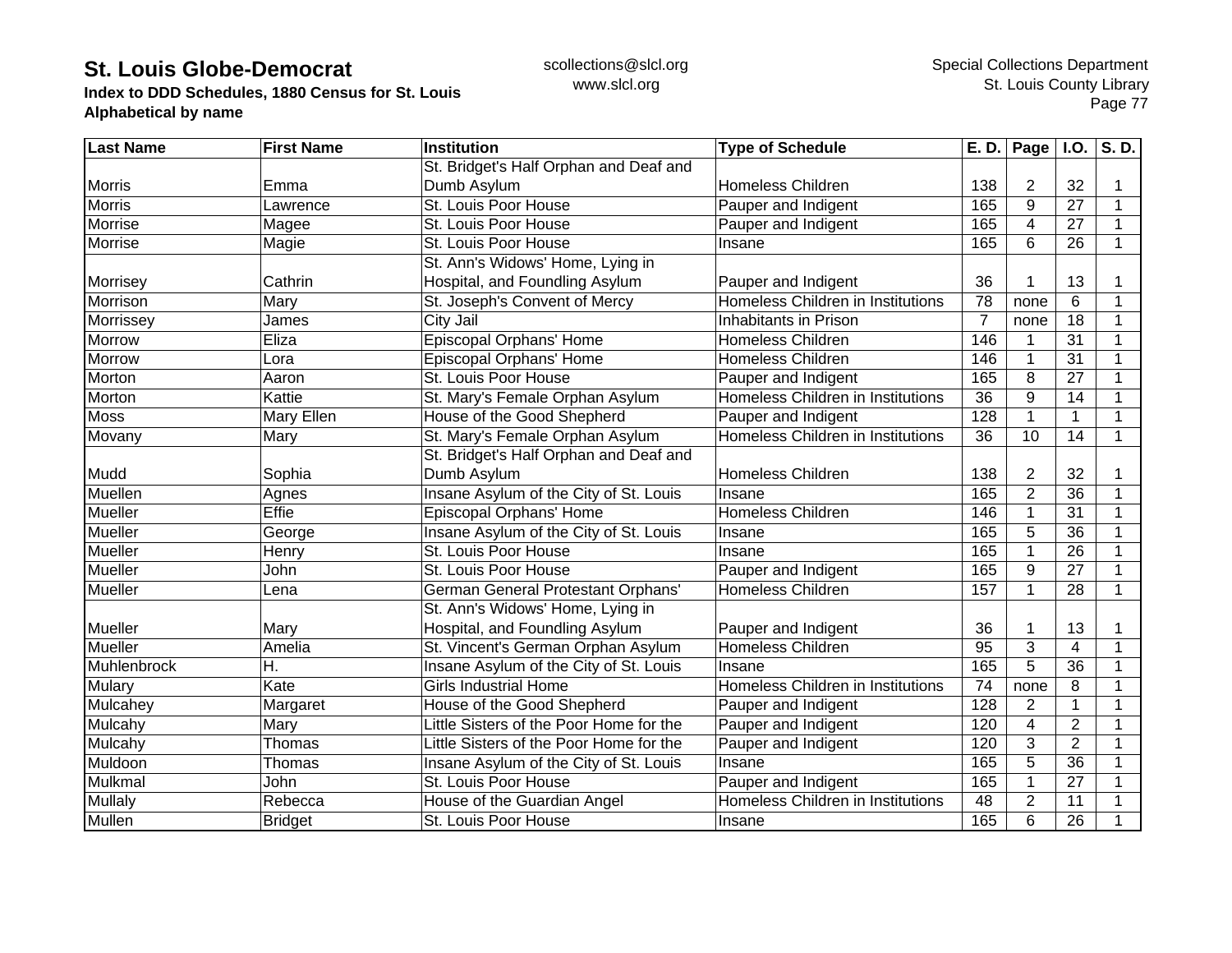# St. Louis Globe-Democrat

**Index to DDD Schedules, 1880 Census for St. Louis**
**Alphabetical by name**

scollections@slcl.org
www.slcl.org

Special Collections Department
St. Louis County Library

| Last Name | First Name | Institution | Type of Schedule | E. D. | Page | I.O. | S. D. |
|---|---|---|---|---|---|---|---|
| Morris | Emma | St. Bridget's Half Orphan and Deaf and Dumb Asylum | Homeless Children | 138 | 2 | 32 | 1 |
| Morris | Lawrence | St. Louis Poor House | Pauper and Indigent | 165 | 9 | 27 | 1 |
| Morrise | Magee | St. Louis Poor House | Pauper and Indigent | 165 | 4 | 27 | 1 |
| Morrise | Magie | St. Louis Poor House | Insane | 165 | 6 | 26 | 1 |
| Morrisey | Cathrin | St. Ann's Widows' Home, Lying in Hospital, and Foundling Asylum | Pauper and Indigent | 36 | 1 | 13 | 1 |
| Morrison | Mary | St. Joseph's Convent of Mercy | Homeless Children in Institutions | 78 | none | 6 | 1 |
| Morrissey | James | City Jail | Inhabitants in Prison | 7 | none | 18 | 1 |
| Morrow | Eliza | Episcopal Orphans' Home | Homeless Children | 146 | 1 | 31 | 1 |
| Morrow | Lora | Episcopal Orphans' Home | Homeless Children | 146 | 1 | 31 | 1 |
| Morton | Aaron | St. Louis Poor House | Pauper and Indigent | 165 | 8 | 27 | 1 |
| Morton | Kattie | St. Mary's Female Orphan Asylum | Homeless Children in Institutions | 36 | 9 | 14 | 1 |
| Moss | Mary Ellen | House of the Good Shepherd | Pauper and Indigent | 128 | 1 | 1 | 1 |
| Movany | Mary | St. Mary's Female Orphan Asylum | Homeless Children in Institutions | 36 | 10 | 14 | 1 |
| Mudd | Sophia | St. Bridget's Half Orphan and Deaf and Dumb Asylum | Homeless Children | 138 | 2 | 32 | 1 |
| Muellen | Agnes | Insane Asylum of the City of St. Louis | Insane | 165 | 2 | 36 | 1 |
| Mueller | Effie | Episcopal Orphans' Home | Homeless Children | 146 | 1 | 31 | 1 |
| Mueller | George | Insane Asylum of the City of St. Louis | Insane | 165 | 5 | 36 | 1 |
| Mueller | Henry | St. Louis Poor House | Insane | 165 | 1 | 26 | 1 |
| Mueller | John | St. Louis Poor House | Pauper and Indigent | 165 | 9 | 27 | 1 |
| Mueller | Lena | German General Protestant Orphans' | Homeless Children | 157 | 1 | 28 | 1 |
| Mueller | Mary | St. Ann's Widows' Home, Lying in Hospital, and Foundling Asylum | Pauper and Indigent | 36 | 1 | 13 | 1 |
| Mueller | Amelia | St. Vincent's German Orphan Asylum | Homeless Children | 95 | 3 | 4 | 1 |
| Muhlenbrock | H. | Insane Asylum of the City of St. Louis | Insane | 165 | 5 | 36 | 1 |
| Mulary | Kate | Girls Industrial Home | Homeless Children in Institutions | 74 | none | 8 | 1 |
| Mulcahey | Margaret | House of the Good Shepherd | Pauper and Indigent | 128 | 2 | 1 | 1 |
| Mulcahy | Mary | Little Sisters of the Poor Home for the | Pauper and Indigent | 120 | 4 | 2 | 1 |
| Mulcahy | Thomas | Little Sisters of the Poor Home for the | Pauper and Indigent | 120 | 3 | 2 | 1 |
| Muldoon | Thomas | Insane Asylum of the City of St. Louis | Insane | 165 | 5 | 36 | 1 |
| Mulkmal | John | St. Louis Poor House | Pauper and Indigent | 165 | 1 | 27 | 1 |
| Mullaly | Rebecca | House of the Guardian Angel | Homeless Children in Institutions | 48 | 2 | 11 | 1 |
| Mullen | Bridget | St. Louis Poor House | Insane | 165 | 6 | 26 | 1 |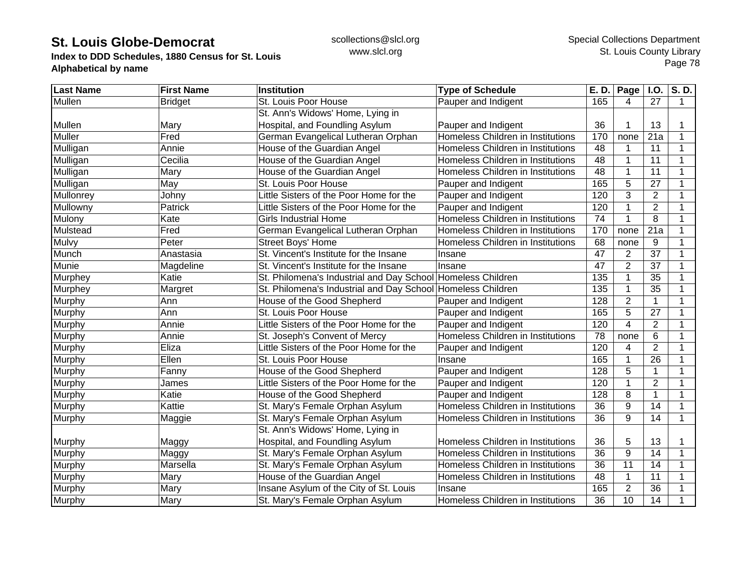# St. Louis Globe-Democrat

**Index to DDD Schedules, 1880 Census for St. Louis**
**Alphabetical by name**

scollections@slcl.org
www.slcl.org

Special Collections Department
St. Louis County Library

| Last Name | First Name | Institution | Type of Schedule | E. D. | Page | I.O. | S. D. |
|---|---|---|---|---|---|---|---|
| Mullen | Bridget | St. Louis Poor House | Pauper and Indigent | 165 | 4 | 27 | 1 |
| Mullen | Mary | St. Ann's Widows' Home, Lying in Hospital, and Foundling Asylum | Pauper and Indigent | 36 | 1 | 13 | 1 |
| Muller | Fred | German Evangelical Lutheran Orphan | Homeless Children in Institutions | 170 | none | 21a | 1 |
| Mulligan | Annie | House of the Guardian Angel | Homeless Children in Institutions | 48 | 1 | 11 | 1 |
| Mulligan | Cecilia | House of the Guardian Angel | Homeless Children in Institutions | 48 | 1 | 11 | 1 |
| Mulligan | Mary | House of the Guardian Angel | Homeless Children in Institutions | 48 | 1 | 11 | 1 |
| Mulligan | May | St. Louis Poor House | Pauper and Indigent | 165 | 5 | 27 | 1 |
| Mullonrey | Johny | Little Sisters of the Poor Home for the | Pauper and Indigent | 120 | 3 | 2 | 1 |
| Mullowny | Patrick | Little Sisters of the Poor Home for the | Pauper and Indigent | 120 | 1 | 2 | 1 |
| Mulony | Kate | Girls Industrial Home | Homeless Children in Institutions | 74 | 1 | 8 | 1 |
| Mulstead | Fred | German Evangelical Lutheran Orphan | Homeless Children in Institutions | 170 | none | 21a | 1 |
| Mulvy | Peter | Street Boys' Home | Homeless Children in Institutions | 68 | none | 9 | 1 |
| Munch | Anastasia | St. Vincent's Institute for the Insane | Insane | 47 | 2 | 37 | 1 |
| Munie | Magdeline | St. Vincent's Institute for the Insane | Insane | 47 | 2 | 37 | 1 |
| Murphey | Katie | St. Philomena's Industrial and Day School | Homeless Children | 135 | 1 | 35 | 1 |
| Murphey | Margret | St. Philomena's Industrial and Day School | Homeless Children | 135 | 1 | 35 | 1 |
| Murphy | Ann | House of the Good Shepherd | Pauper and Indigent | 128 | 2 | 1 | 1 |
| Murphy | Ann | St. Louis Poor House | Pauper and Indigent | 165 | 5 | 27 | 1 |
| Murphy | Annie | Little Sisters of the Poor Home for the | Pauper and Indigent | 120 | 4 | 2 | 1 |
| Murphy | Annie | St. Joseph's Convent of Mercy | Homeless Children in Institutions | 78 | none | 6 | 1 |
| Murphy | Eliza | Little Sisters of the Poor Home for the | Pauper and Indigent | 120 | 4 | 2 | 1 |
| Murphy | Ellen | St. Louis Poor House | Insane | 165 | 1 | 26 | 1 |
| Murphy | Fanny | House of the Good Shepherd | Pauper and Indigent | 128 | 5 | 1 | 1 |
| Murphy | James | Little Sisters of the Poor Home for the | Pauper and Indigent | 120 | 1 | 2 | 1 |
| Murphy | Katie | House of the Good Shepherd | Pauper and Indigent | 128 | 8 | 1 | 1 |
| Murphy | Kattie | St. Mary's Female Orphan Asylum | Homeless Children in Institutions | 36 | 9 | 14 | 1 |
| Murphy | Maggie | St. Mary's Female Orphan Asylum | Homeless Children in Institutions | 36 | 9 | 14 | 1 |
| Murphy | Maggy | St. Ann's Widows' Home, Lying in Hospital, and Foundling Asylum | Homeless Children in Institutions | 36 | 5 | 13 | 1 |
| Murphy | Maggy | St. Mary's Female Orphan Asylum | Homeless Children in Institutions | 36 | 9 | 14 | 1 |
| Murphy | Marsella | St. Mary's Female Orphan Asylum | Homeless Children in Institutions | 36 | 11 | 14 | 1 |
| Murphy | Mary | House of the Guardian Angel | Homeless Children in Institutions | 48 | 1 | 11 | 1 |
| Murphy | Mary | Insane Asylum of the City of St. Louis | Insane | 165 | 2 | 36 | 1 |
| Murphy | Mary | St. Mary's Female Orphan Asylum | Homeless Children in Institutions | 36 | 10 | 14 | 1 |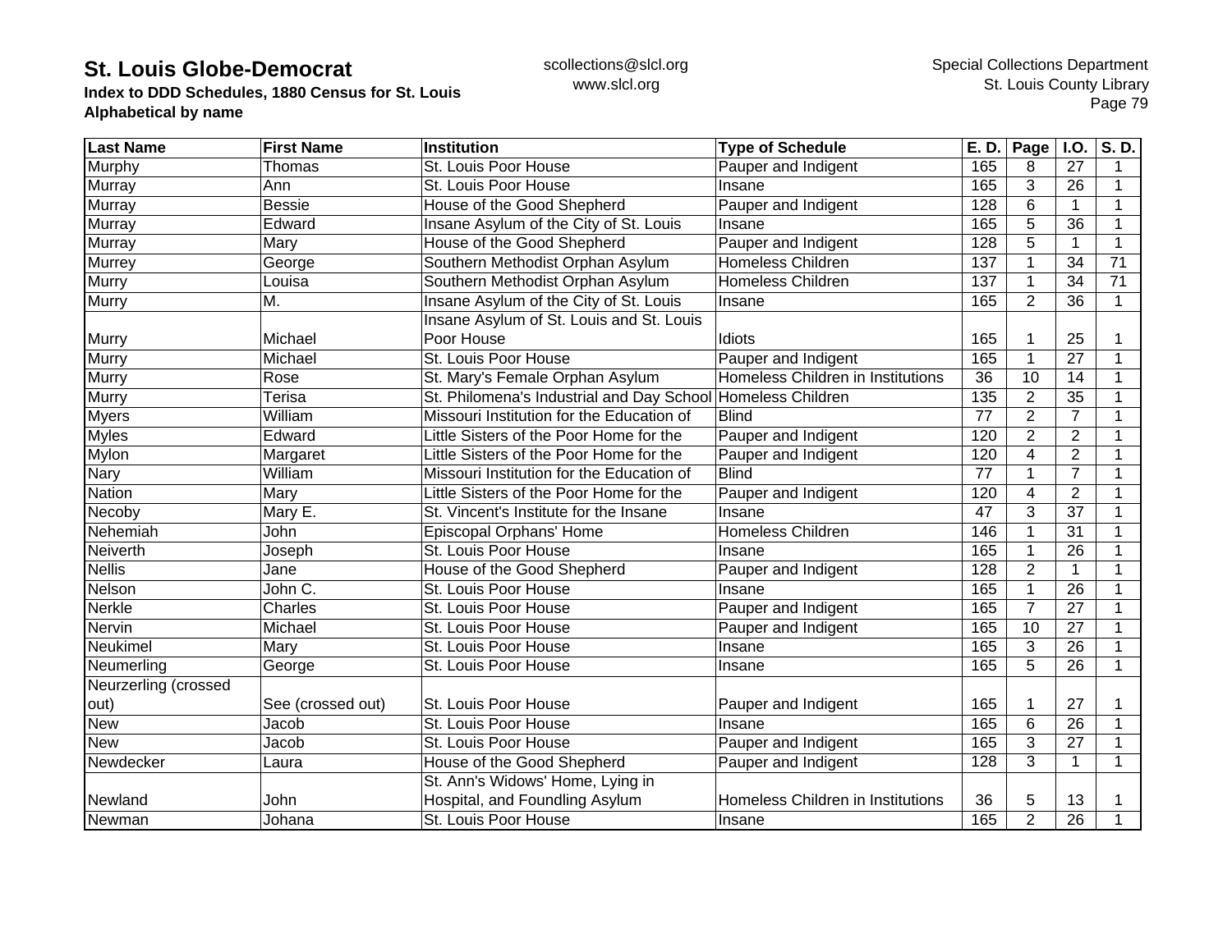# St. Louis Globe-Democrat

**Index to DDD Schedules, 1880 Census for St. Louis**
**Alphabetical by name**

scollections@slcl.org
www.slcl.org

Special Collections Department
St. Louis County Library

| Last Name | First Name | Institution | Type of Schedule | E. D. | Page | I.O. | S. D. |
|---|---|---|---|---|---|---|---|
| Murphy | Thomas | St. Louis Poor House | Pauper and Indigent | 165 | 8 | 27 | 1 |
| Murray | Ann | St. Louis Poor House | Insane | 165 | 3 | 26 | 1 |
| Murray | Bessie | House of the Good Shepherd | Pauper and Indigent | 128 | 6 | 1 | 1 |
| Murray | Edward | Insane Asylum of the City of St. Louis | Insane | 165 | 5 | 36 | 1 |
| Murray | Mary | House of the Good Shepherd | Pauper and Indigent | 128 | 5 | 1 | 1 |
| Murrey | George | Southern Methodist Orphan Asylum | Homeless Children | 137 | 1 | 34 | 71 |
| Murry | Louisa | Southern Methodist Orphan Asylum | Homeless Children | 137 | 1 | 34 | 71 |
| Murry | M. | Insane Asylum of the City of St. Louis | Insane | 165 | 2 | 36 | 1 |
| Murry | Michael | Insane Asylum of St. Louis and St. Louis Poor House | Idiots | 165 | 1 | 25 | 1 |
| Murry | Michael | St. Louis Poor House | Pauper and Indigent | 165 | 1 | 27 | 1 |
| Murry | Rose | St. Mary's Female Orphan Asylum | Homeless Children in Institutions | 36 | 10 | 14 | 1 |
| Murry | Terisa | St. Philomena's Industrial and Day School | Homeless Children | 135 | 2 | 35 | 1 |
| Myers | William | Missouri Institution for the Education of | Blind | 77 | 2 | 7 | 1 |
| Myles | Edward | Little Sisters of the Poor Home for the | Pauper and Indigent | 120 | 2 | 2 | 1 |
| Mylon | Margaret | Little Sisters of the Poor Home for the | Pauper and Indigent | 120 | 4 | 2 | 1 |
| Nary | William | Missouri Institution for the Education of | Blind | 77 | 1 | 7 | 1 |
| Nation | Mary | Little Sisters of the Poor Home for the | Pauper and Indigent | 120 | 4 | 2 | 1 |
| Necoby | Mary E. | St. Vincent's Institute for the Insane | Insane | 47 | 3 | 37 | 1 |
| Nehemiah | John | Episcopal Orphans' Home | Homeless Children | 146 | 1 | 31 | 1 |
| Neiverth | Joseph | St. Louis Poor House | Insane | 165 | 1 | 26 | 1 |
| Nellis | Jane | House of the Good Shepherd | Pauper and Indigent | 128 | 2 | 1 | 1 |
| Nelson | John C. | St. Louis Poor House | Insane | 165 | 1 | 26 | 1 |
| Nerkle | Charles | St. Louis Poor House | Pauper and Indigent | 165 | 7 | 27 | 1 |
| Nervin | Michael | St. Louis Poor House | Pauper and Indigent | 165 | 10 | 27 | 1 |
| Neukimel | Mary | St. Louis Poor House | Insane | 165 | 3 | 26 | 1 |
| Neumerling | George | St. Louis Poor House | Insane | 165 | 5 | 26 | 1 |
| Neurzerling (crossed out) | See (crossed out) | St. Louis Poor House | Pauper and Indigent | 165 | 1 | 27 | 1 |
| New | Jacob | St. Louis Poor House | Insane | 165 | 6 | 26 | 1 |
| New | Jacob | St. Louis Poor House | Pauper and Indigent | 165 | 3 | 27 | 1 |
| Newdecker | Laura | House of the Good Shepherd | Pauper and Indigent | 128 | 3 | 1 | 1 |
| Newland | John | St. Ann's Widows' Home, Lying in Hospital, and Foundling Asylum | Homeless Children in Institutions | 36 | 5 | 13 | 1 |
| Newman | Johana | St. Louis Poor House | Insane | 165 | 2 | 26 | 1 |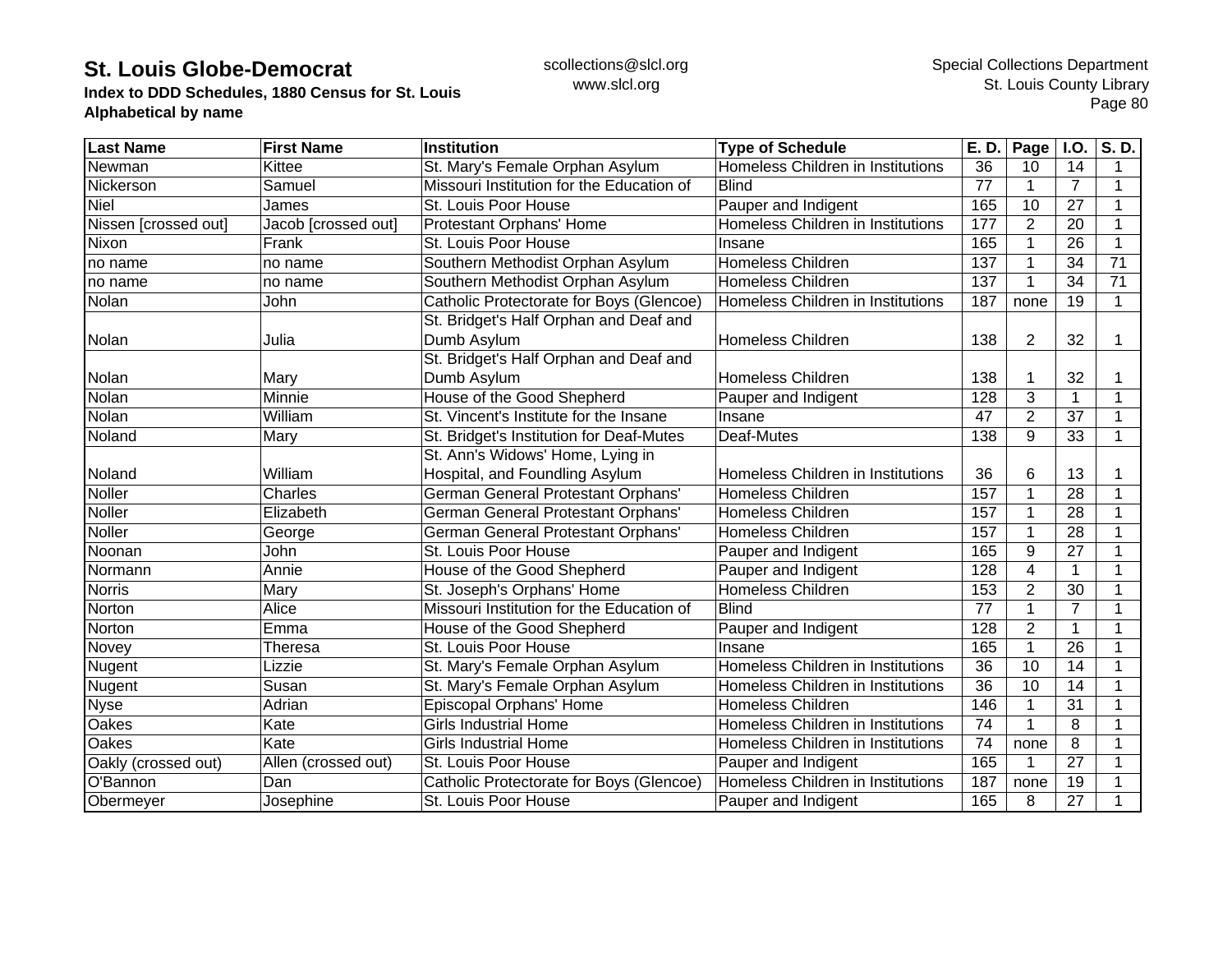# St. Louis Globe-Democrat

**Index to DDD Schedules, 1880 Census for St. Louis**
**Alphabetical by name**

scollections@slcl.org
www.slcl.org

Special Collections Department
St. Louis County Library

| Last Name | First Name | Institution | Type of Schedule | E. D. | Page | I.O. | S. D. |
|---|---|---|---|---|---|---|---|
| Newman | Kittee | St. Mary's Female Orphan Asylum | Homeless Children in Institutions | 36 | 10 | 14 | 1 |
| Nickerson | Samuel | Missouri Institution for the Education of | Blind | 77 | 1 | 7 | 1 |
| Niel | James | St. Louis Poor House | Pauper and Indigent | 165 | 10 | 27 | 1 |
| Nissen [crossed out] | Jacob [crossed out] | Protestant Orphans' Home | Homeless Children in Institutions | 177 | 2 | 20 | 1 |
| Nixon | Frank | St. Louis Poor House | Insane | 165 | 1 | 26 | 1 |
| no name | no name | Southern Methodist Orphan Asylum | Homeless Children | 137 | 1 | 34 | 71 |
| no name | no name | Southern Methodist Orphan Asylum | Homeless Children | 137 | 1 | 34 | 71 |
| Nolan | John | Catholic Protectorate for Boys (Glencoe) | Homeless Children in Institutions | 187 | none | 19 | 1 |
| Nolan | Julia | St. Bridget's Half Orphan and Deaf and Dumb Asylum | Homeless Children | 138 | 2 | 32 | 1 |
| Nolan | Mary | St. Bridget's Half Orphan and Deaf and Dumb Asylum | Homeless Children | 138 | 1 | 32 | 1 |
| Nolan | Minnie | House of the Good Shepherd | Pauper and Indigent | 128 | 3 | 1 | 1 |
| Nolan | William | St. Vincent's Institute for the Insane | Insane | 47 | 2 | 37 | 1 |
| Noland | Mary | St. Bridget's Institution for Deaf-Mutes | Deaf-Mutes | 138 | 9 | 33 | 1 |
| Noland | William | St. Ann's Widows' Home, Lying in Hospital, and Foundling Asylum | Homeless Children in Institutions | 36 | 6 | 13 | 1 |
| Noller | Charles | German General Protestant Orphans' | Homeless Children | 157 | 1 | 28 | 1 |
| Noller | Elizabeth | German General Protestant Orphans' | Homeless Children | 157 | 1 | 28 | 1 |
| Noller | George | German General Protestant Orphans' | Homeless Children | 157 | 1 | 28 | 1 |
| Noonan | John | St. Louis Poor House | Pauper and Indigent | 165 | 9 | 27 | 1 |
| Normann | Annie | House of the Good Shepherd | Pauper and Indigent | 128 | 4 | 1 | 1 |
| Norris | Mary | St. Joseph's Orphans' Home | Homeless Children | 153 | 2 | 30 | 1 |
| Norton | Alice | Missouri Institution for the Education of | Blind | 77 | 1 | 7 | 1 |
| Norton | Emma | House of the Good Shepherd | Pauper and Indigent | 128 | 2 | 1 | 1 |
| Novey | Theresa | St. Louis Poor House | Insane | 165 | 1 | 26 | 1 |
| Nugent | Lizzie | St. Mary's Female Orphan Asylum | Homeless Children in Institutions | 36 | 10 | 14 | 1 |
| Nugent | Susan | St. Mary's Female Orphan Asylum | Homeless Children in Institutions | 36 | 10 | 14 | 1 |
| Nyse | Adrian | Episcopal Orphans' Home | Homeless Children | 146 | 1 | 31 | 1 |
| Oakes | Kate | Girls Industrial Home | Homeless Children in Institutions | 74 | 1 | 8 | 1 |
| Oakes | Kate | Girls Industrial Home | Homeless Children in Institutions | 74 | none | 8 | 1 |
| Oakly (crossed out) | Allen (crossed out) | St. Louis Poor House | Pauper and Indigent | 165 | 1 | 27 | 1 |
| O'Bannon | Dan | Catholic Protectorate for Boys (Glencoe) | Homeless Children in Institutions | 187 | none | 19 | 1 |
| Obermeyer | Josephine | St. Louis Poor House | Pauper and Indigent | 165 | 8 | 27 | 1 |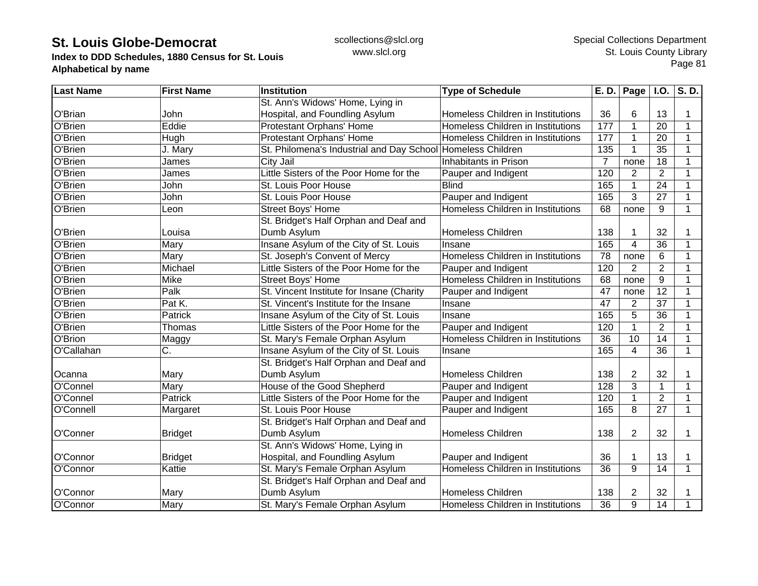# St. Louis Globe-Democrat

**Index to DDD Schedules, 1880 Census for St. Louis**
**Alphabetical by name**

scollections@slcl.org
www.slcl.org

Special Collections Department
St. Louis County Library

| Last Name | First Name | Institution | Type of Schedule | E. D. | Page | I.O. | S. D. |
|---|---|---|---|---|---|---|---|
| O'Brian | John | St. Ann's Widows' Home, Lying in Hospital, and Foundling Asylum | Homeless Children in Institutions | 36 | 6 | 13 | 1 |
| O'Brien | Eddie | Protestant Orphans' Home | Homeless Children in Institutions | 177 | 1 | 20 | 1 |
| O'Brien | Hugh | Protestant Orphans' Home | Homeless Children in Institutions | 177 | 1 | 20 | 1 |
| O'Brien | J. Mary | St. Philomena's Industrial and Day School | Homeless Children | 135 | 1 | 35 | 1 |
| O'Brien | James | City Jail | Inhabitants in Prison | 7 | none | 18 | 1 |
| O'Brien | James | Little Sisters of the Poor Home for the | Pauper and Indigent | 120 | 2 | 2 | 1 |
| O'Brien | John | St. Louis Poor House | Blind | 165 | 1 | 24 | 1 |
| O'Brien | John | St. Louis Poor House | Pauper and Indigent | 165 | 3 | 27 | 1 |
| O'Brien | Leon | Street Boys' Home | Homeless Children in Institutions | 68 | none | 9 | 1 |
| O'Brien | Louisa | St. Bridget's Half Orphan and Deaf and Dumb Asylum | Homeless Children | 138 | 1 | 32 | 1 |
| O'Brien | Mary | Insane Asylum of the City of St. Louis | Insane | 165 | 4 | 36 | 1 |
| O'Brien | Mary | St. Joseph's Convent of Mercy | Homeless Children in Institutions | 78 | none | 6 | 1 |
| O'Brien | Michael | Little Sisters of the Poor Home for the | Pauper and Indigent | 120 | 2 | 2 | 1 |
| O'Brien | Mike | Street Boys' Home | Homeless Children in Institutions | 68 | none | 9 | 1 |
| O'Brien | Palk | St. Vincent Institute for Insane (Charity | Pauper and Indigent | 47 | none | 12 | 1 |
| O'Brien | Pat K. | St. Vincent's Institute for the Insane | Insane | 47 | 2 | 37 | 1 |
| O'Brien | Patrick | Insane Asylum of the City of St. Louis | Insane | 165 | 5 | 36 | 1 |
| O'Brien | Thomas | Little Sisters of the Poor Home for the | Pauper and Indigent | 120 | 1 | 2 | 1 |
| O'Brion | Maggy | St. Mary's Female Orphan Asylum | Homeless Children in Institutions | 36 | 10 | 14 | 1 |
| O'Callahan | C. | Insane Asylum of the City of St. Louis | Insane | 165 | 4 | 36 | 1 |
| Ocanna | Mary | St. Bridget's Half Orphan and Deaf and Dumb Asylum | Homeless Children | 138 | 2 | 32 | 1 |
| O'Connel | Mary | House of the Good Shepherd | Pauper and Indigent | 128 | 3 | 1 | 1 |
| O'Connel | Patrick | Little Sisters of the Poor Home for the | Pauper and Indigent | 120 | 1 | 2 | 1 |
| O'Connell | Margaret | St. Louis Poor House | Pauper and Indigent | 165 | 8 | 27 | 1 |
| O'Conner | Bridget | St. Bridget's Half Orphan and Deaf and Dumb Asylum | Homeless Children | 138 | 2 | 32 | 1 |
| O'Connor | Bridget | St. Ann's Widows' Home, Lying in Hospital, and Foundling Asylum | Pauper and Indigent | 36 | 1 | 13 | 1 |
| O'Connor | Kattie | St. Mary's Female Orphan Asylum | Homeless Children in Institutions | 36 | 9 | 14 | 1 |
| O'Connor | Mary | St. Bridget's Half Orphan and Deaf and Dumb Asylum | Homeless Children | 138 | 2 | 32 | 1 |
| O'Connor | Mary | St. Mary's Female Orphan Asylum | Homeless Children in Institutions | 36 | 9 | 14 | 1 |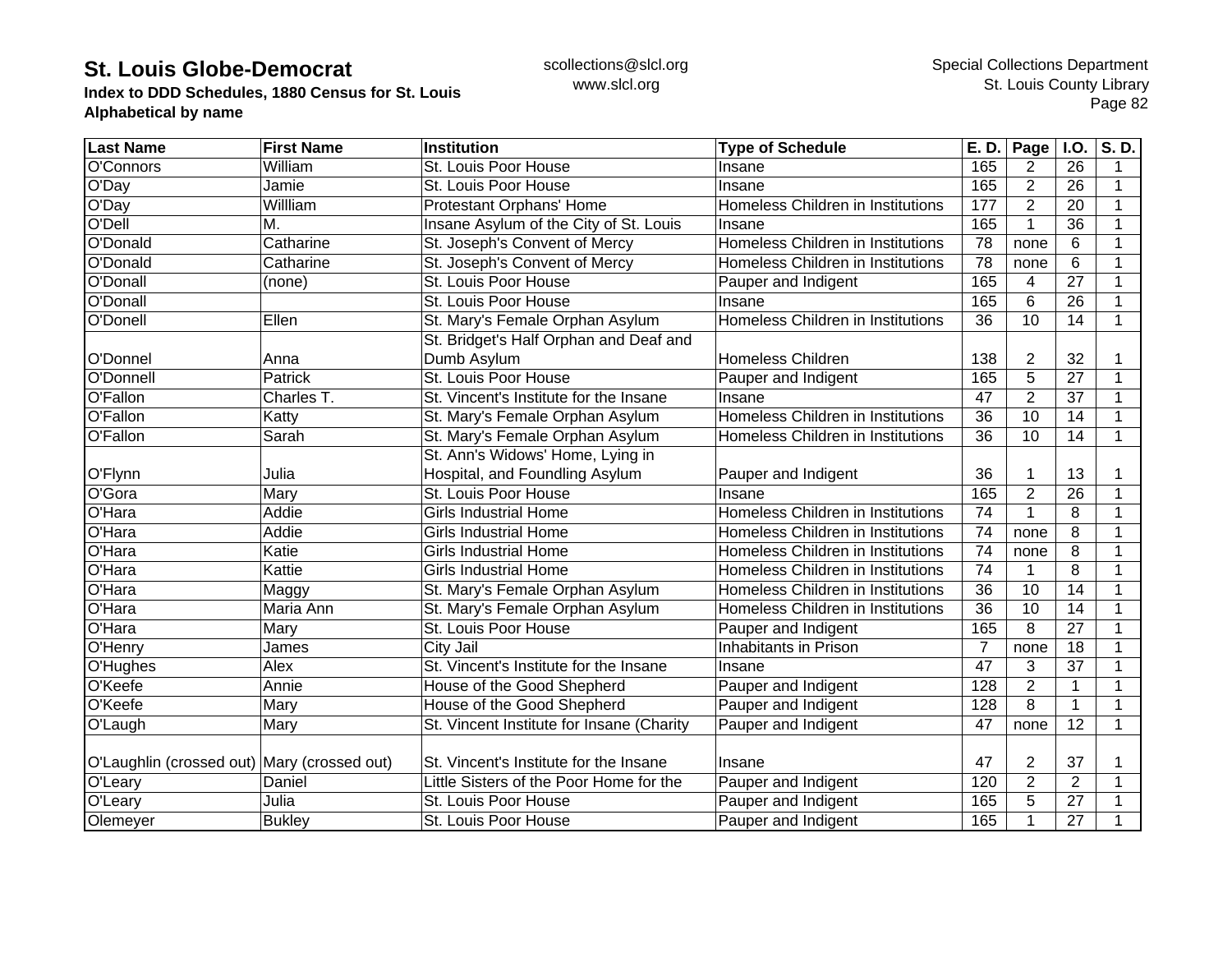**St. Louis Globe-Democrat**
**Index to DDD Schedules, 1880 Census for St. Louis**
**Alphabetical by name**

scollections@slcl.org
www.slcl.org

Special Collections Department
St. Louis County Library

| Last Name | First Name | Institution | Type of Schedule | E. D. | Page | I.O. | S. D. |
|---|---|---|---|---|---|---|---|
| O'Connors | William | St. Louis Poor House | Insane | 165 | 2 | 26 | 1 |
| O'Day | Jamie | St. Louis Poor House | Insane | 165 | 2 | 26 | 1 |
| O'Day | Willliam | Protestant Orphans' Home | Homeless Children in Institutions | 177 | 2 | 20 | 1 |
| O'Dell | M. | Insane Asylum of the City of St. Louis | Insane | 165 | 1 | 36 | 1 |
| O'Donald | Catharine | St. Joseph's Convent of Mercy | Homeless Children in Institutions | 78 | none | 6 | 1 |
| O'Donald | Catharine | St. Joseph's Convent of Mercy | Homeless Children in Institutions | 78 | none | 6 | 1 |
| O'Donall | (none) | St. Louis Poor House | Pauper and Indigent | 165 | 4 | 27 | 1 |
| O'Donall | | St. Louis Poor House | Insane | 165 | 6 | 26 | 1 |
| O'Donell | Ellen | St. Mary's Female Orphan Asylum | Homeless Children in Institutions | 36 | 10 | 14 | 1 |
| O'Donnel | Anna | St. Bridget's Half Orphan and Deaf and Dumb Asylum | Homeless Children | 138 | 2 | 32 | 1 |
| O'Donnell | Patrick | St. Louis Poor House | Pauper and Indigent | 165 | 5 | 27 | 1 |
| O'Fallon | Charles T. | St. Vincent's Institute for the Insane | Insane | 47 | 2 | 37 | 1 |
| O'Fallon | Katty | St. Mary's Female Orphan Asylum | Homeless Children in Institutions | 36 | 10 | 14 | 1 |
| O'Fallon | Sarah | St. Mary's Female Orphan Asylum | Homeless Children in Institutions | 36 | 10 | 14 | 1 |
| O'Flynn | Julia | St. Ann's Widows' Home, Lying in Hospital, and Foundling Asylum | Pauper and Indigent | 36 | 1 | 13 | 1 |
| O'Gora | Mary | St. Louis Poor House | Insane | 165 | 2 | 26 | 1 |
| O'Hara | Addie | Girls Industrial Home | Homeless Children in Institutions | 74 | 1 | 8 | 1 |
| O'Hara | Addie | Girls Industrial Home | Homeless Children in Institutions | 74 | none | 8 | 1 |
| O'Hara | Katie | Girls Industrial Home | Homeless Children in Institutions | 74 | none | 8 | 1 |
| O'Hara | Kattie | Girls Industrial Home | Homeless Children in Institutions | 74 | 1 | 8 | 1 |
| O'Hara | Maggy | St. Mary's Female Orphan Asylum | Homeless Children in Institutions | 36 | 10 | 14 | 1 |
| O'Hara | Maria Ann | St. Mary's Female Orphan Asylum | Homeless Children in Institutions | 36 | 10 | 14 | 1 |
| O'Hara | Mary | St. Louis Poor House | Pauper and Indigent | 165 | 8 | 27 | 1 |
| O'Henry | James | City Jail | Inhabitants in Prison | 7 | none | 18 | 1 |
| O'Hughes | Alex | St. Vincent's Institute for the Insane | Insane | 47 | 3 | 37 | 1 |
| O'Keefe | Annie | House of the Good Shepherd | Pauper and Indigent | 128 | 2 | 1 | 1 |
| O'Keefe | Mary | House of the Good Shepherd | Pauper and Indigent | 128 | 8 | 1 | 1 |
| O'Laugh | Mary | St. Vincent Institute for Insane (Charity | Pauper and Indigent | 47 | none | 12 | 1 |
| O'Laughlin (crossed out) | Mary (crossed out) | St. Vincent's Institute for the Insane | Insane | 47 | 2 | 37 | 1 |
| O'Leary | Daniel | Little Sisters of the Poor Home for the | Pauper and Indigent | 120 | 2 | 2 | 1 |
| O'Leary | Julia | St. Louis Poor House | Pauper and Indigent | 165 | 5 | 27 | 1 |
| Olemeyer | Bukley | St. Louis Poor House | Pauper and Indigent | 165 | 1 | 27 | 1 |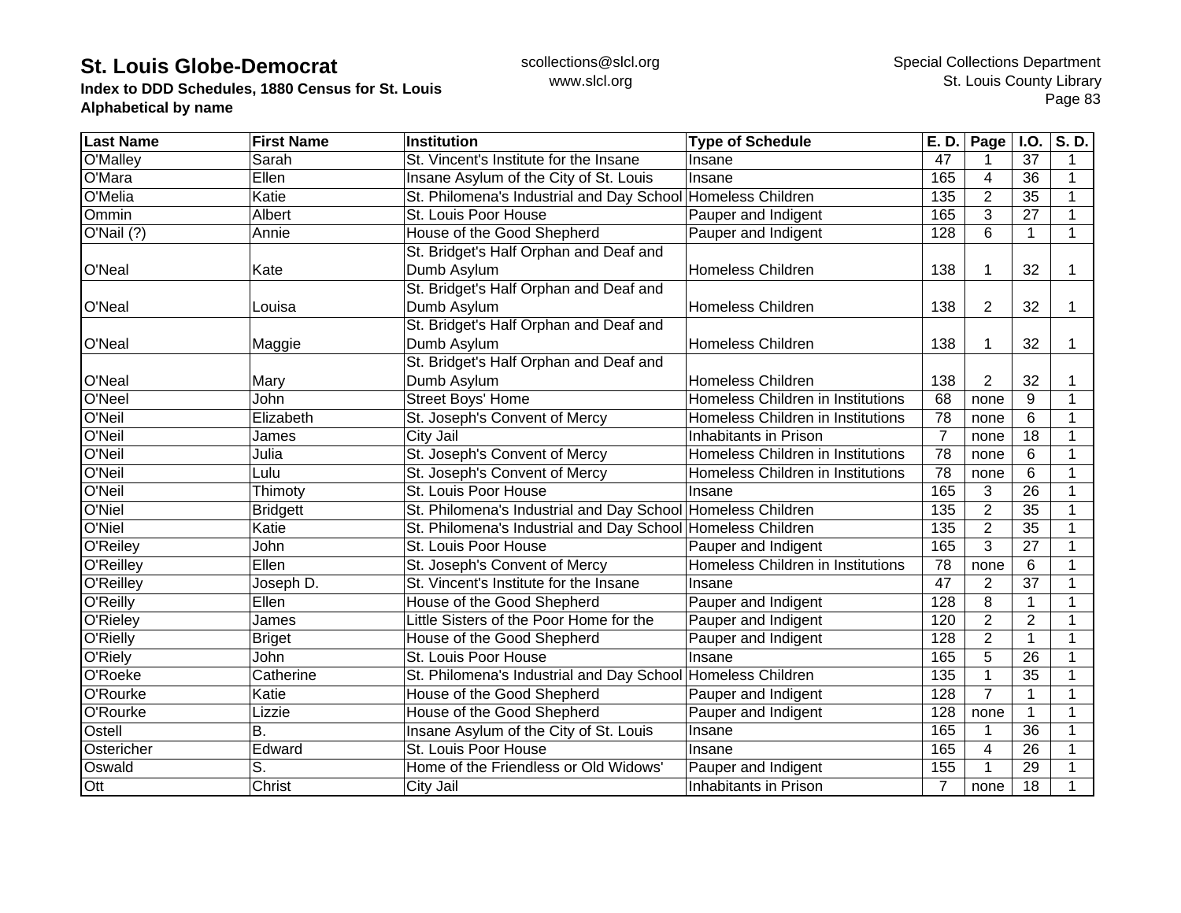# St. Louis Globe-Democrat

**Index to DDD Schedules, 1880 Census for St. Louis**
**Alphabetical by name**

scollections@slcl.org
www.slcl.org

Special Collections Department
St. Louis County Library

| Last Name | First Name | Institution | Type of Schedule | E. D. | Page | I.O. | S. D. |
|---|---|---|---|---|---|---|---|
| O'Malley | Sarah | St. Vincent's Institute for the Insane | Insane | 47 | 1 | 37 | 1 |
| O'Mara | Ellen | Insane Asylum of the City of St. Louis | Insane | 165 | 4 | 36 | 1 |
| O'Melia | Katie | St. Philomena's Industrial and Day School | Homeless Children | 135 | 2 | 35 | 1 |
| Ommin | Albert | St. Louis Poor House | Pauper and Indigent | 165 | 3 | 27 | 1 |
| O'Nail (?) | Annie | House of the Good Shepherd | Pauper and Indigent | 128 | 6 | 1 | 1 |
| O'Neal | Kate | St. Bridget's Half Orphan and Deaf and Dumb Asylum | Homeless Children | 138 | 1 | 32 | 1 |
| O'Neal | Louisa | St. Bridget's Half Orphan and Deaf and Dumb Asylum | Homeless Children | 138 | 2 | 32 | 1 |
| O'Neal | Maggie | St. Bridget's Half Orphan and Deaf and Dumb Asylum | Homeless Children | 138 | 1 | 32 | 1 |
| O'Neal | Mary | St. Bridget's Half Orphan and Deaf and Dumb Asylum | Homeless Children | 138 | 2 | 32 | 1 |
| O'Neel | John | Street Boys' Home | Homeless Children in Institutions | 68 | none | 9 | 1 |
| O'Neil | Elizabeth | St. Joseph's Convent of Mercy | Homeless Children in Institutions | 78 | none | 6 | 1 |
| O'Neil | James | City Jail | Inhabitants in Prison | 7 | none | 18 | 1 |
| O'Neil | Julia | St. Joseph's Convent of Mercy | Homeless Children in Institutions | 78 | none | 6 | 1 |
| O'Neil | Lulu | St. Joseph's Convent of Mercy | Homeless Children in Institutions | 78 | none | 6 | 1 |
| O'Neil | Thimoty | St. Louis Poor House | Insane | 165 | 3 | 26 | 1 |
| O'Niel | Bridgett | St. Philomena's Industrial and Day School | Homeless Children | 135 | 2 | 35 | 1 |
| O'Niel | Katie | St. Philomena's Industrial and Day School | Homeless Children | 135 | 2 | 35 | 1 |
| O'Reiley | John | St. Louis Poor House | Pauper and Indigent | 165 | 3 | 27 | 1 |
| O'Reilley | Ellen | St. Joseph's Convent of Mercy | Homeless Children in Institutions | 78 | none | 6 | 1 |
| O'Reilley | Joseph D. | St. Vincent's Institute for the Insane | Insane | 47 | 2 | 37 | 1 |
| O'Reilly | Ellen | House of the Good Shepherd | Pauper and Indigent | 128 | 8 | 1 | 1 |
| O'Rieley | James | Little Sisters of the Poor Home for the | Pauper and Indigent | 120 | 2 | 2 | 1 |
| O'Rielly | Briget | House of the Good Shepherd | Pauper and Indigent | 128 | 2 | 1 | 1 |
| O'Riely | John | St. Louis Poor House | Insane | 165 | 5 | 26 | 1 |
| O'Roeke | Catherine | St. Philomena's Industrial and Day School | Homeless Children | 135 | 1 | 35 | 1 |
| O'Rourke | Katie | House of the Good Shepherd | Pauper and Indigent | 128 | 7 | 1 | 1 |
| O'Rourke | Lizzie | House of the Good Shepherd | Pauper and Indigent | 128 | none | 1 | 1 |
| Ostell | B. | Insane Asylum of the City of St. Louis | Insane | 165 | 1 | 36 | 1 |
| Ostericher | Edward | St. Louis Poor House | Insane | 165 | 4 | 26 | 1 |
| Oswald | S. | Home of the Friendless or Old Widows' | Pauper and Indigent | 155 | 1 | 29 | 1 |
| Ott | Christ | City Jail | Inhabitants in Prison | 7 | none | 18 | 1 |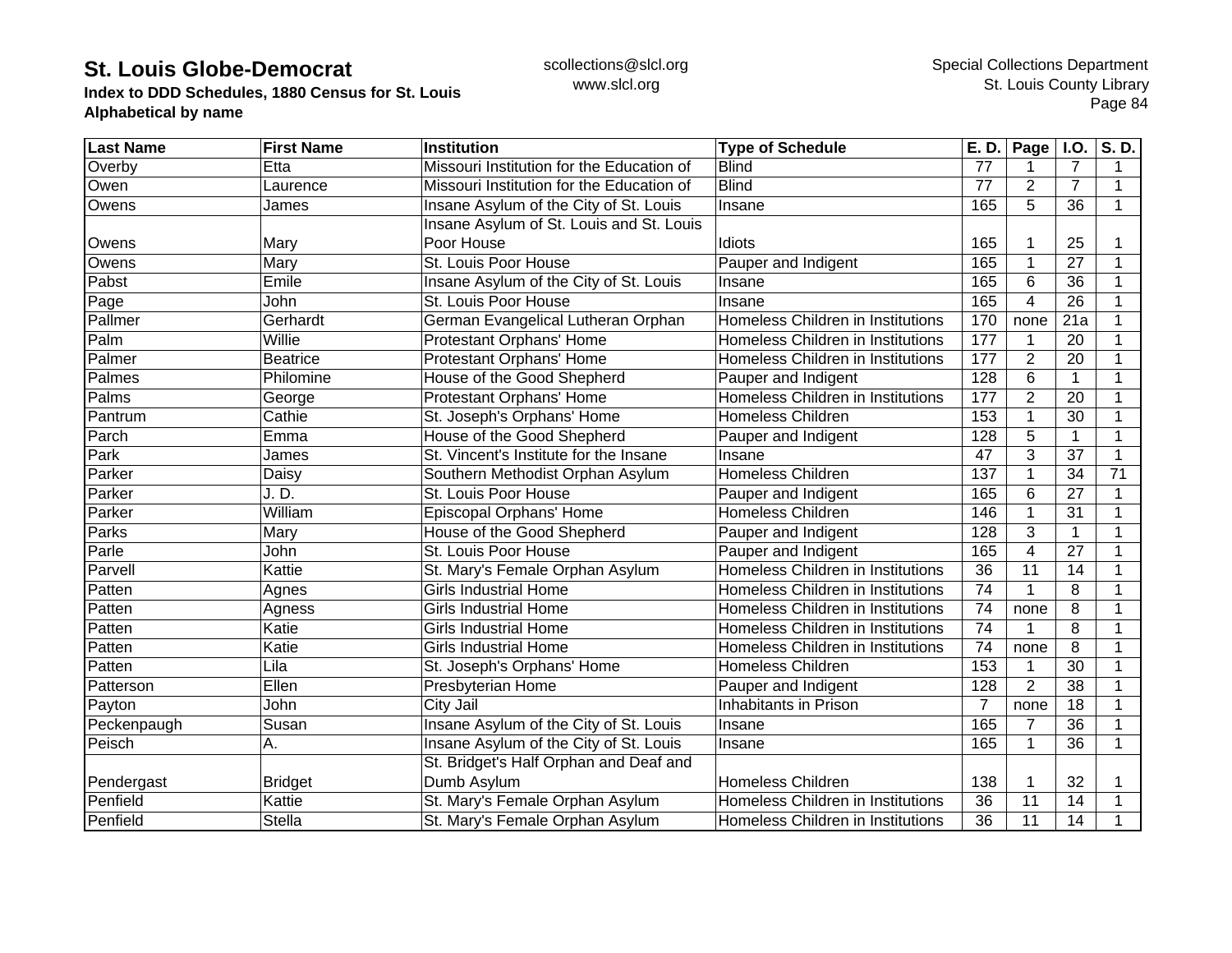| Last Name | First Name | Institution | Type of Schedule | E. D. | Page | I.O. | S. D. |
|---|---|---|---|---|---|---|---|
| Overby | Etta | Missouri Institution for the Education of | Blind | 77 | 1 | 7 | 1 |
| Owen | Laurence | Missouri Institution for the Education of | Blind | 77 | 2 | 7 | 1 |
| Owens | James | Insane Asylum of the City of St. Louis | Insane | 165 | 5 | 36 | 1 |
| Owens | Mary | Insane Asylum of St. Louis and St. Louis Poor House | Idiots | 165 | 1 | 25 | 1 |
| Owens | Mary | St. Louis Poor House | Pauper and Indigent | 165 | 1 | 27 | 1 |
| Pabst | Emile | Insane Asylum of the City of St. Louis | Insane | 165 | 6 | 36 | 1 |
| Page | John | St. Louis Poor House | Insane | 165 | 4 | 26 | 1 |
| Pallmer | Gerhardt | German Evangelical Lutheran Orphan | Homeless Children in Institutions | 170 | none | 21a | 1 |
| Palm | Willie | Protestant Orphans' Home | Homeless Children in Institutions | 177 | 1 | 20 | 1 |
| Palmer | Beatrice | Protestant Orphans' Home | Homeless Children in Institutions | 177 | 2 | 20 | 1 |
| Palmes | Philomine | House of the Good Shepherd | Pauper and Indigent | 128 | 6 | 1 | 1 |
| Palms | George | Protestant Orphans' Home | Homeless Children in Institutions | 177 | 2 | 20 | 1 |
| Pantrum | Cathie | St. Joseph's Orphans' Home | Homeless Children | 153 | 1 | 30 | 1 |
| Parch | Emma | House of the Good Shepherd | Pauper and Indigent | 128 | 5 | 1 | 1 |
| Park | James | St. Vincent's Institute for the Insane | Insane | 47 | 3 | 37 | 1 |
| Parker | Daisy | Southern Methodist Orphan Asylum | Homeless Children | 137 | 1 | 34 | 71 |
| Parker | J. D. | St. Louis Poor House | Pauper and Indigent | 165 | 6 | 27 | 1 |
| Parker | William | Episcopal Orphans' Home | Homeless Children | 146 | 1 | 31 | 1 |
| Parks | Mary | House of the Good Shepherd | Pauper and Indigent | 128 | 3 | 1 | 1 |
| Parle | John | St. Louis Poor House | Pauper and Indigent | 165 | 4 | 27 | 1 |
| Parvell | Kattie | St. Mary's Female Orphan Asylum | Homeless Children in Institutions | 36 | 11 | 14 | 1 |
| Patten | Agnes | Girls Industrial Home | Homeless Children in Institutions | 74 | 1 | 8 | 1 |
| Patten | Agness | Girls Industrial Home | Homeless Children in Institutions | 74 | none | 8 | 1 |
| Patten | Katie | Girls Industrial Home | Homeless Children in Institutions | 74 | 1 | 8 | 1 |
| Patten | Katie | Girls Industrial Home | Homeless Children in Institutions | 74 | none | 8 | 1 |
| Patten | Lila | St. Joseph's Orphans' Home | Homeless Children | 153 | 1 | 30 | 1 |
| Patterson | Ellen | Presbyterian Home | Pauper and Indigent | 128 | 2 | 38 | 1 |
| Payton | John | City Jail | Inhabitants in Prison | 7 | none | 18 | 1 |
| Peckenpaugh | Susan | Insane Asylum of the City of St. Louis | Insane | 165 | 7 | 36 | 1 |
| Peisch | A. | Insane Asylum of the City of St. Louis | Insane | 165 | 1 | 36 | 1 |
| Pendergast | Bridget | St. Bridget's Half Orphan and Deaf and Dumb Asylum | Homeless Children | 138 | 1 | 32 | 1 |
| Penfield | Kattie | St. Mary's Female Orphan Asylum | Homeless Children in Institutions | 36 | 11 | 14 | 1 |
| Penfield | Stella | St. Mary's Female Orphan Asylum | Homeless Children in Institutions | 36 | 11 | 14 | 1 |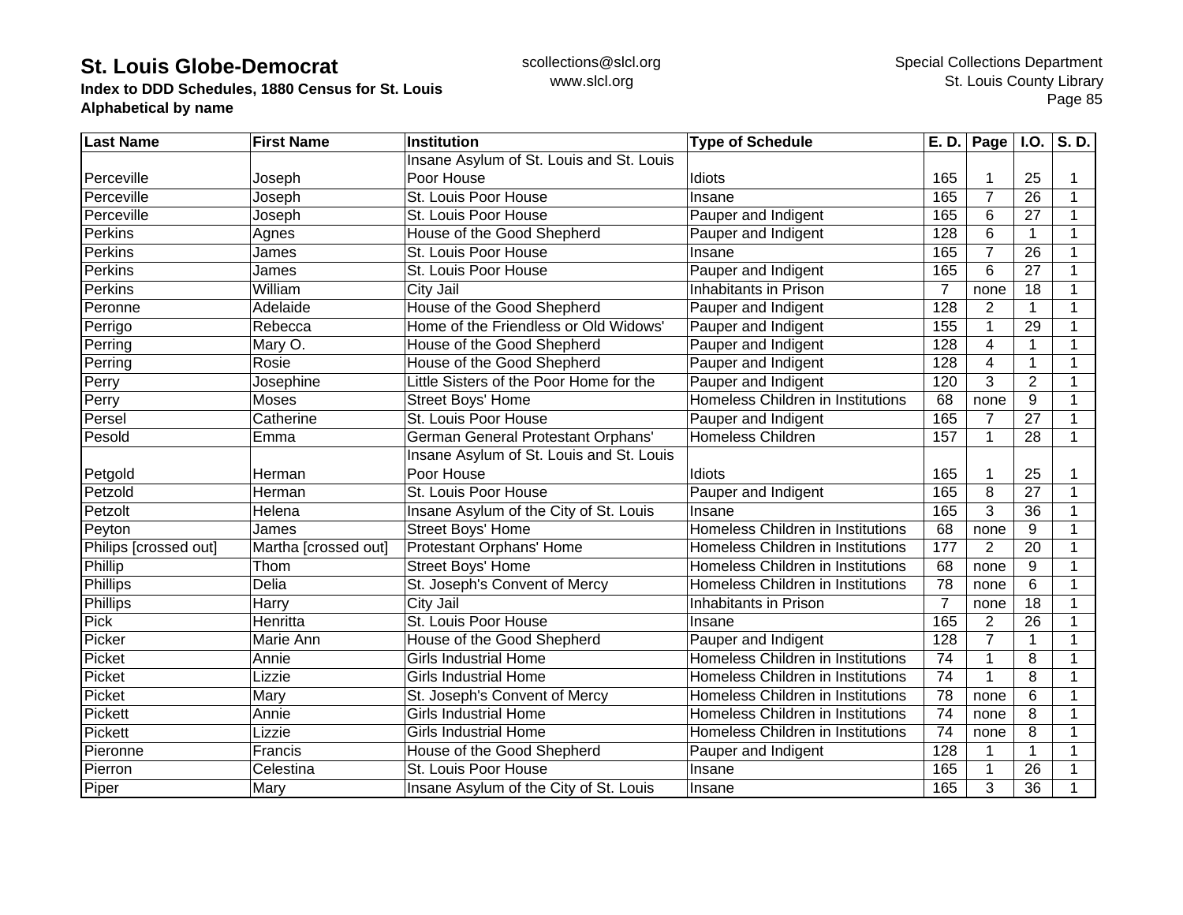# St. Louis Globe-Democrat

**Index to DDD Schedules, 1880 Census for St. Louis**
**Alphabetical by name**

scollections@slcl.org
www.slcl.org

Special Collections Department
St. Louis County Library

| Last Name | First Name | Institution | Type of Schedule | E. D. | Page | I.O. | S. D. |
|---|---|---|---|---|---|---|---|
| Perceville | Joseph | Insane Asylum of St. Louis and St. Louis Poor House | Idiots | 165 | 1 | 25 | 1 |
| Perceville | Joseph | St. Louis Poor House | Insane | 165 | 7 | 26 | 1 |
| Perceville | Joseph | St. Louis Poor House | Pauper and Indigent | 165 | 6 | 27 | 1 |
| Perkins | Agnes | House of the Good Shepherd | Pauper and Indigent | 128 | 6 | 1 | 1 |
| Perkins | James | St. Louis Poor House | Insane | 165 | 7 | 26 | 1 |
| Perkins | James | St. Louis Poor House | Pauper and Indigent | 165 | 6 | 27 | 1 |
| Perkins | William | City Jail | Inhabitants in Prison | 7 | none | 18 | 1 |
| Peronne | Adelaide | House of the Good Shepherd | Pauper and Indigent | 128 | 2 | 1 | 1 |
| Perrigo | Rebecca | Home of the Friendless or Old Widows' | Pauper and Indigent | 155 | 1 | 29 | 1 |
| Perring | Mary O. | House of the Good Shepherd | Pauper and Indigent | 128 | 4 | 1 | 1 |
| Perring | Rosie | House of the Good Shepherd | Pauper and Indigent | 128 | 4 | 1 | 1 |
| Perry | Josephine | Little Sisters of the Poor Home for the | Pauper and Indigent | 120 | 3 | 2 | 1 |
| Perry | Moses | Street Boys' Home | Homeless Children in Institutions | 68 | none | 9 | 1 |
| Persel | Catherine | St. Louis Poor House | Pauper and Indigent | 165 | 7 | 27 | 1 |
| Pesold | Emma | German General Protestant Orphans' | Homeless Children | 157 | 1 | 28 | 1 |
| Petgold | Herman | Insane Asylum of St. Louis and St. Louis Poor House | Idiots | 165 | 1 | 25 | 1 |
| Petzold | Herman | St. Louis Poor House | Pauper and Indigent | 165 | 8 | 27 | 1 |
| Petzolt | Helena | Insane Asylum of the City of St. Louis | Insane | 165 | 3 | 36 | 1 |
| Peyton | James | Street Boys' Home | Homeless Children in Institutions | 68 | none | 9 | 1 |
| Philips [crossed out] | Martha [crossed out] | Protestant Orphans' Home | Homeless Children in Institutions | 177 | 2 | 20 | 1 |
| Phillip | Thom | Street Boys' Home | Homeless Children in Institutions | 68 | none | 9 | 1 |
| Phillips | Delia | St. Joseph's Convent of Mercy | Homeless Children in Institutions | 78 | none | 6 | 1 |
| Phillips | Harry | City Jail | Inhabitants in Prison | 7 | none | 18 | 1 |
| Pick | Henritta | St. Louis Poor House | Insane | 165 | 2 | 26 | 1 |
| Picker | Marie Ann | House of the Good Shepherd | Pauper and Indigent | 128 | 7 | 1 | 1 |
| Picket | Annie | Girls Industrial Home | Homeless Children in Institutions | 74 | 1 | 8 | 1 |
| Picket | Lizzie | Girls Industrial Home | Homeless Children in Institutions | 74 | 1 | 8 | 1 |
| Picket | Mary | St. Joseph's Convent of Mercy | Homeless Children in Institutions | 78 | none | 6 | 1 |
| Pickett | Annie | Girls Industrial Home | Homeless Children in Institutions | 74 | none | 8 | 1 |
| Pickett | Lizzie | Girls Industrial Home | Homeless Children in Institutions | 74 | none | 8 | 1 |
| Pieronne | Francis | House of the Good Shepherd | Pauper and Indigent | 128 | 1 | 1 | 1 |
| Pierron | Celestina | St. Louis Poor House | Insane | 165 | 1 | 26 | 1 |
| Piper | Mary | Insane Asylum of the City of St. Louis | Insane | 165 | 3 | 36 | 1 |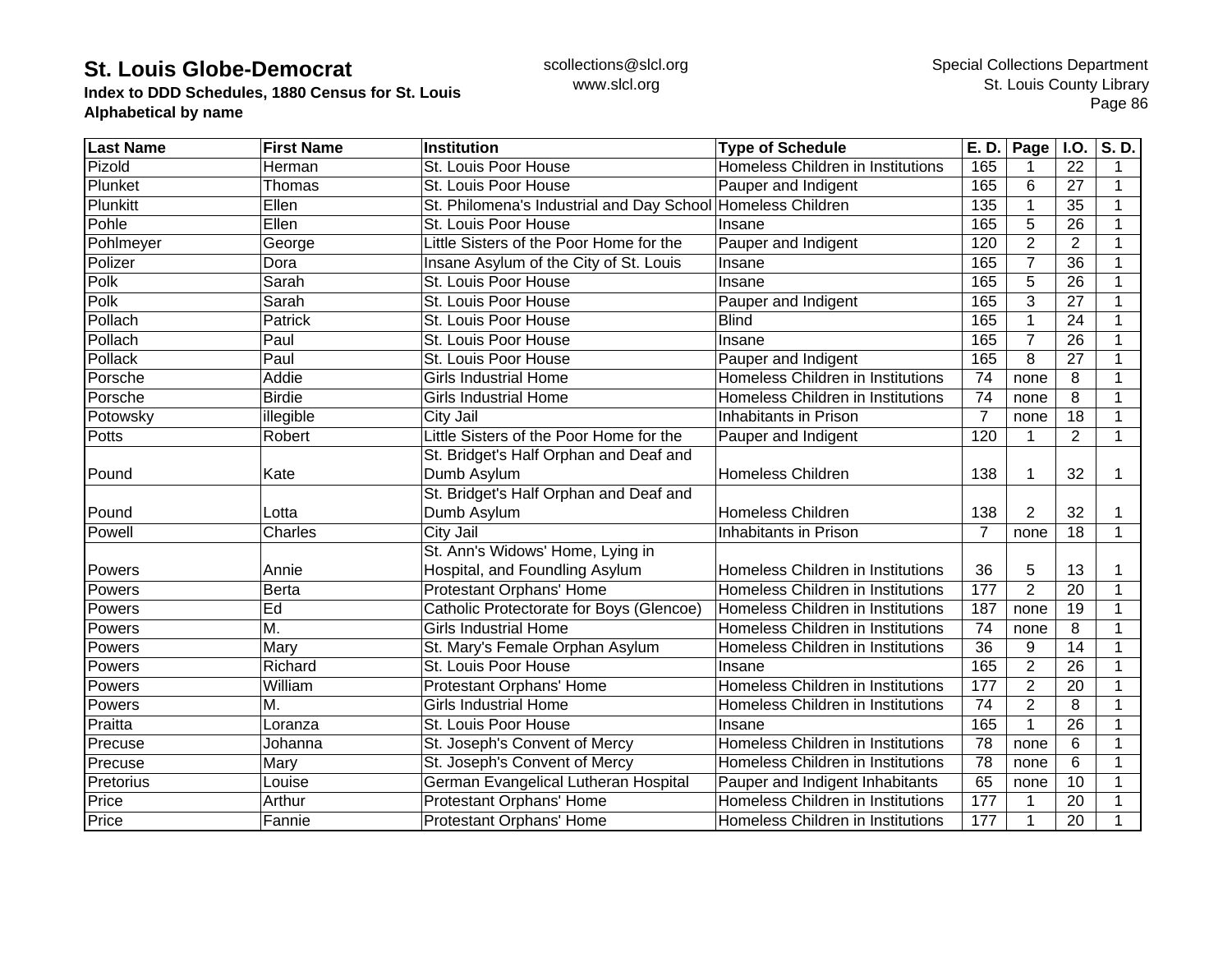# St. Louis Globe-Democrat

**Index to DDD Schedules, 1880 Census for St. Louis**
**Alphabetical by name**

scollections@slcl.org
www.slcl.org

Special Collections Department
St. Louis County Library

| Last Name | First Name | Institution | Type of Schedule | E. D. | Page | I.O. | S. D. |
|---|---|---|---|---|---|---|---|
| Pizold | Herman | St. Louis Poor House | Homeless Children in Institutions | 165 | 1 | 22 | 1 |
| Plunket | Thomas | St. Louis Poor House | Pauper and Indigent | 165 | 6 | 27 | 1 |
| Plunkitt | Ellen | St. Philomena's Industrial and Day School | Homeless Children | 135 | 1 | 35 | 1 |
| Pohle | Ellen | St. Louis Poor House | Insane | 165 | 5 | 26 | 1 |
| Pohlmeyer | George | Little Sisters of the Poor Home for the | Pauper and Indigent | 120 | 2 | 2 | 1 |
| Polizer | Dora | Insane Asylum of the City of St. Louis | Insane | 165 | 7 | 36 | 1 |
| Polk | Sarah | St. Louis Poor House | Insane | 165 | 5 | 26 | 1 |
| Polk | Sarah | St. Louis Poor House | Pauper and Indigent | 165 | 3 | 27 | 1 |
| Pollach | Patrick | St. Louis Poor House | Blind | 165 | 1 | 24 | 1 |
| Pollach | Paul | St. Louis Poor House | Insane | 165 | 7 | 26 | 1 |
| Pollack | Paul | St. Louis Poor House | Pauper and Indigent | 165 | 8 | 27 | 1 |
| Porsche | Addie | Girls Industrial Home | Homeless Children in Institutions | 74 | none | 8 | 1 |
| Porsche | Birdie | Girls Industrial Home | Homeless Children in Institutions | 74 | none | 8 | 1 |
| Potowsky | illegible | City Jail | Inhabitants in Prison | 7 | none | 18 | 1 |
| Potts | Robert | Little Sisters of the Poor Home for the | Pauper and Indigent | 120 | 1 | 2 | 1 |
| Pound | Kate | St. Bridget's Half Orphan and Deaf and Dumb Asylum | Homeless Children | 138 | 1 | 32 | 1 |
| Pound | Lotta | St. Bridget's Half Orphan and Deaf and Dumb Asylum | Homeless Children | 138 | 2 | 32 | 1 |
| Powell | Charles | City Jail | Inhabitants in Prison | 7 | none | 18 | 1 |
| Powers | Annie | St. Ann's Widows' Home, Lying in Hospital, and Foundling Asylum | Homeless Children in Institutions | 36 | 5 | 13 | 1 |
| Powers | Berta | Protestant Orphans' Home | Homeless Children in Institutions | 177 | 2 | 20 | 1 |
| Powers | Ed | Catholic Protectorate for Boys (Glencoe) | Homeless Children in Institutions | 187 | none | 19 | 1 |
| Powers | M. | Girls Industrial Home | Homeless Children in Institutions | 74 | none | 8 | 1 |
| Powers | Mary | St. Mary's Female Orphan Asylum | Homeless Children in Institutions | 36 | 9 | 14 | 1 |
| Powers | Richard | St. Louis Poor House | Insane | 165 | 2 | 26 | 1 |
| Powers | William | Protestant Orphans' Home | Homeless Children in Institutions | 177 | 2 | 20 | 1 |
| Powers | M. | Girls Industrial Home | Homeless Children in Institutions | 74 | 2 | 8 | 1 |
| Praitta | Loranza | St. Louis Poor House | Insane | 165 | 1 | 26 | 1 |
| Precuse | Johanna | St. Joseph's Convent of Mercy | Homeless Children in Institutions | 78 | none | 6 | 1 |
| Precuse | Mary | St. Joseph's Convent of Mercy | Homeless Children in Institutions | 78 | none | 6 | 1 |
| Pretorius | Louise | German Evangelical Lutheran Hospital | Pauper and Indigent Inhabitants | 65 | none | 10 | 1 |
| Price | Arthur | Protestant Orphans' Home | Homeless Children in Institutions | 177 | 1 | 20 | 1 |
| Price | Fannie | Protestant Orphans' Home | Homeless Children in Institutions | 177 | 1 | 20 | 1 |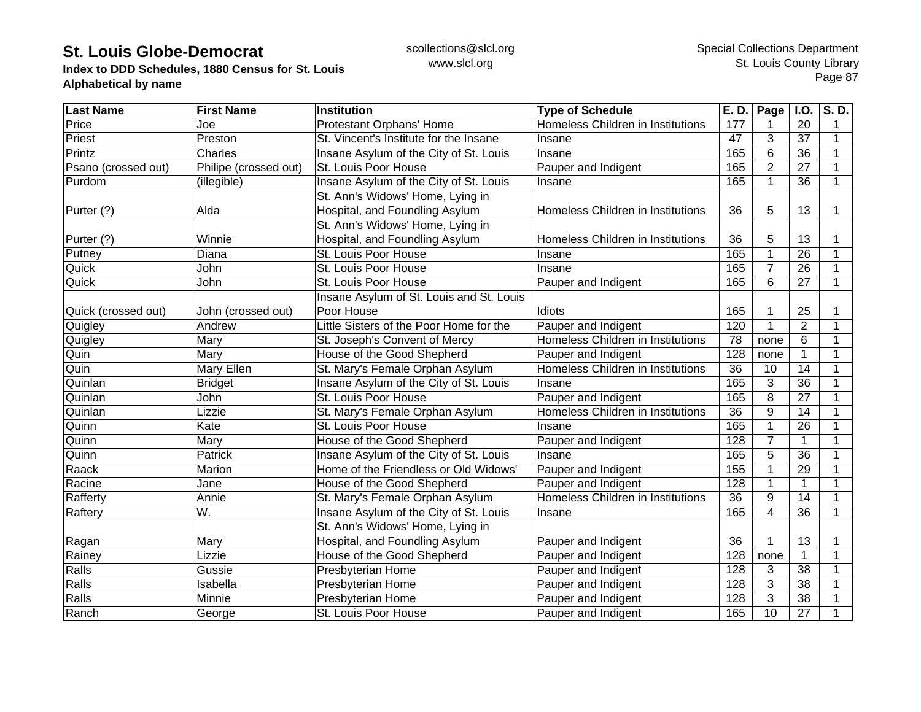**St. Louis Globe-Democrat**
**Index to DDD Schedules, 1880 Census for St. Louis**
**Alphabetical by name**

scollections@slcl.org
www.slcl.org

Special Collections Department
St. Louis County Library

| Last Name | First Name | Institution | Type of Schedule | E. D. | Page | I.O. | S. D. |
|---|---|---|---|---|---|---|---|
| Price | Joe | Protestant Orphans' Home | Homeless Children in Institutions | 177 | 1 | 20 | 1 |
| Priest | Preston | St. Vincent's Institute for the Insane | Insane | 47 | 3 | 37 | 1 |
| Printz | Charles | Insane Asylum of the City of St. Louis | Insane | 165 | 6 | 36 | 1 |
| Psano (crossed out) | Philipe (crossed out) | St. Louis Poor House | Pauper and Indigent | 165 | 2 | 27 | 1 |
| Purdom | (illegible) | Insane Asylum of the City of St. Louis | Insane | 165 | 1 | 36 | 1 |
| Purter (?) | Alda | St. Ann's Widows' Home, Lying in Hospital, and Foundling Asylum | Homeless Children in Institutions | 36 | 5 | 13 | 1 |
| Purter (?) | Winnie | St. Ann's Widows' Home, Lying in Hospital, and Foundling Asylum | Homeless Children in Institutions | 36 | 5 | 13 | 1 |
| Putney | Diana | St. Louis Poor House | Insane | 165 | 1 | 26 | 1 |
| Quick | John | St. Louis Poor House | Insane | 165 | 7 | 26 | 1 |
| Quick | John | St. Louis Poor House | Pauper and Indigent | 165 | 6 | 27 | 1 |
| Quick (crossed out) | John (crossed out) | Insane Asylum of St. Louis and St. Louis Poor House | Idiots | 165 | 1 | 25 | 1 |
| Quigley | Andrew | Little Sisters of the Poor Home for the | Pauper and Indigent | 120 | 1 | 2 | 1 |
| Quigley | Mary | St. Joseph's Convent of Mercy | Homeless Children in Institutions | 78 | none | 6 | 1 |
| Quin | Mary | House of the Good Shepherd | Pauper and Indigent | 128 | none | 1 | 1 |
| Quin | Mary Ellen | St. Mary's Female Orphan Asylum | Homeless Children in Institutions | 36 | 10 | 14 | 1 |
| Quinlan | Bridget | Insane Asylum of the City of St. Louis | Insane | 165 | 3 | 36 | 1 |
| Quinlan | John | St. Louis Poor House | Pauper and Indigent | 165 | 8 | 27 | 1 |
| Quinlan | Lizzie | St. Mary's Female Orphan Asylum | Homeless Children in Institutions | 36 | 9 | 14 | 1 |
| Quinn | Kate | St. Louis Poor House | Insane | 165 | 1 | 26 | 1 |
| Quinn | Mary | House of the Good Shepherd | Pauper and Indigent | 128 | 7 | 1 | 1 |
| Quinn | Patrick | Insane Asylum of the City of St. Louis | Insane | 165 | 5 | 36 | 1 |
| Raack | Marion | Home of the Friendless or Old Widows' | Pauper and Indigent | 155 | 1 | 29 | 1 |
| Racine | Jane | House of the Good Shepherd | Pauper and Indigent | 128 | 1 | 1 | 1 |
| Rafferty | Annie | St. Mary's Female Orphan Asylum | Homeless Children in Institutions | 36 | 9 | 14 | 1 |
| Raftery | W. | Insane Asylum of the City of St. Louis | Insane | 165 | 4 | 36 | 1 |
| Ragan | Mary | St. Ann's Widows' Home, Lying in Hospital, and Foundling Asylum | Pauper and Indigent | 36 | 1 | 13 | 1 |
| Rainey | Lizzie | House of the Good Shepherd | Pauper and Indigent | 128 | none | 1 | 1 |
| Ralls | Gussie | Presbyterian Home | Pauper and Indigent | 128 | 3 | 38 | 1 |
| Ralls | Isabella | Presbyterian Home | Pauper and Indigent | 128 | 3 | 38 | 1 |
| Ralls | Minnie | Presbyterian Home | Pauper and Indigent | 128 | 3 | 38 | 1 |
| Ranch | George | St. Louis Poor House | Pauper and Indigent | 165 | 10 | 27 | 1 |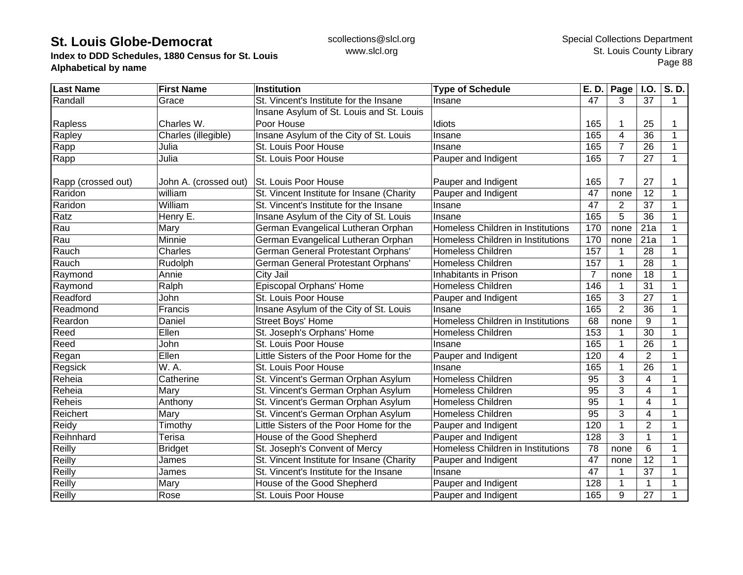**St. Louis Globe-Democrat**
**Index to DDD Schedules, 1880 Census for St. Louis**
**Alphabetical by name**

scollections@slcl.org
www.slcl.org

Special Collections Department
St. Louis County Library

| Last Name | First Name | Institution | Type of Schedule | E. D. | Page | I.O. | S. D. |
|---|---|---|---|---|---|---|---|
| Randall | Grace | St. Vincent's Institute for the Insane | Insane | 47 | 3 | 37 | 1 |
| Rapless | Charles W. | Insane Asylum of St. Louis and St. Louis Poor House | Idiots | 165 | 1 | 25 | 1 |
| Rapley | Charles (illegible) | Insane Asylum of the City of St. Louis | Insane | 165 | 4 | 36 | 1 |
| Rapp | Julia | St. Louis Poor House | Insane | 165 | 7 | 26 | 1 |
| Rapp | Julia | St. Louis Poor House | Pauper and Indigent | 165 | 7 | 27 | 1 |
| Rapp (crossed out) | John A. (crossed out) | St. Louis Poor House | Pauper and Indigent | 165 | 7 | 27 | 1 |
| Raridon | william | St. Vincent Institute for Insane (Charity | Pauper and Indigent | 47 | none | 12 | 1 |
| Raridon | William | St. Vincent's Institute for the Insane | Insane | 47 | 2 | 37 | 1 |
| Ratz | Henry E. | Insane Asylum of the City of St. Louis | Insane | 165 | 5 | 36 | 1 |
| Rau | Mary | German Evangelical Lutheran Orphan | Homeless Children in Institutions | 170 | none | 21a | 1 |
| Rau | Minnie | German Evangelical Lutheran Orphan | Homeless Children in Institutions | 170 | none | 21a | 1 |
| Rauch | Charles | German General Protestant Orphans' | Homeless Children | 157 | 1 | 28 | 1 |
| Rauch | Rudolph | German General Protestant Orphans' | Homeless Children | 157 | 1 | 28 | 1 |
| Raymond | Annie | City Jail | Inhabitants in Prison | 7 | none | 18 | 1 |
| Raymond | Ralph | Episcopal Orphans' Home | Homeless Children | 146 | 1 | 31 | 1 |
| Readford | John | St. Louis Poor House | Pauper and Indigent | 165 | 3 | 27 | 1 |
| Readmond | Francis | Insane Asylum of the City of St. Louis | Insane | 165 | 2 | 36 | 1 |
| Reardon | Daniel | Street Boys' Home | Homeless Children in Institutions | 68 | none | 9 | 1 |
| Reed | Ellen | St. Joseph's Orphans' Home | Homeless Children | 153 | 1 | 30 | 1 |
| Reed | John | St. Louis Poor House | Insane | 165 | 1 | 26 | 1 |
| Regan | Ellen | Little Sisters of the Poor Home for the | Pauper and Indigent | 120 | 4 | 2 | 1 |
| Regsick | W. A. | St. Louis Poor House | Insane | 165 | 1 | 26 | 1 |
| Reheia | Catherine | St. Vincent's German Orphan Asylum | Homeless Children | 95 | 3 | 4 | 1 |
| Reheia | Mary | St. Vincent's German Orphan Asylum | Homeless Children | 95 | 3 | 4 | 1 |
| Reheis | Anthony | St. Vincent's German Orphan Asylum | Homeless Children | 95 | 1 | 4 | 1 |
| Reichert | Mary | St. Vincent's German Orphan Asylum | Homeless Children | 95 | 3 | 4 | 1 |
| Reidy | Timothy | Little Sisters of the Poor Home for the | Pauper and Indigent | 120 | 1 | 2 | 1 |
| Reihnhard | Terisa | House of the Good Shepherd | Pauper and Indigent | 128 | 3 | 1 | 1 |
| Reilly | Bridget | St. Joseph's Convent of Mercy | Homeless Children in Institutions | 78 | none | 6 | 1 |
| Reilly | James | St. Vincent Institute for Insane (Charity | Pauper and Indigent | 47 | none | 12 | 1 |
| Reilly | James | St. Vincent's Institute for the Insane | Insane | 47 | 1 | 37 | 1 |
| Reilly | Mary | House of the Good Shepherd | Pauper and Indigent | 128 | 1 | 1 | 1 |
| Reilly | Rose | St. Louis Poor House | Pauper and Indigent | 165 | 9 | 27 | 1 |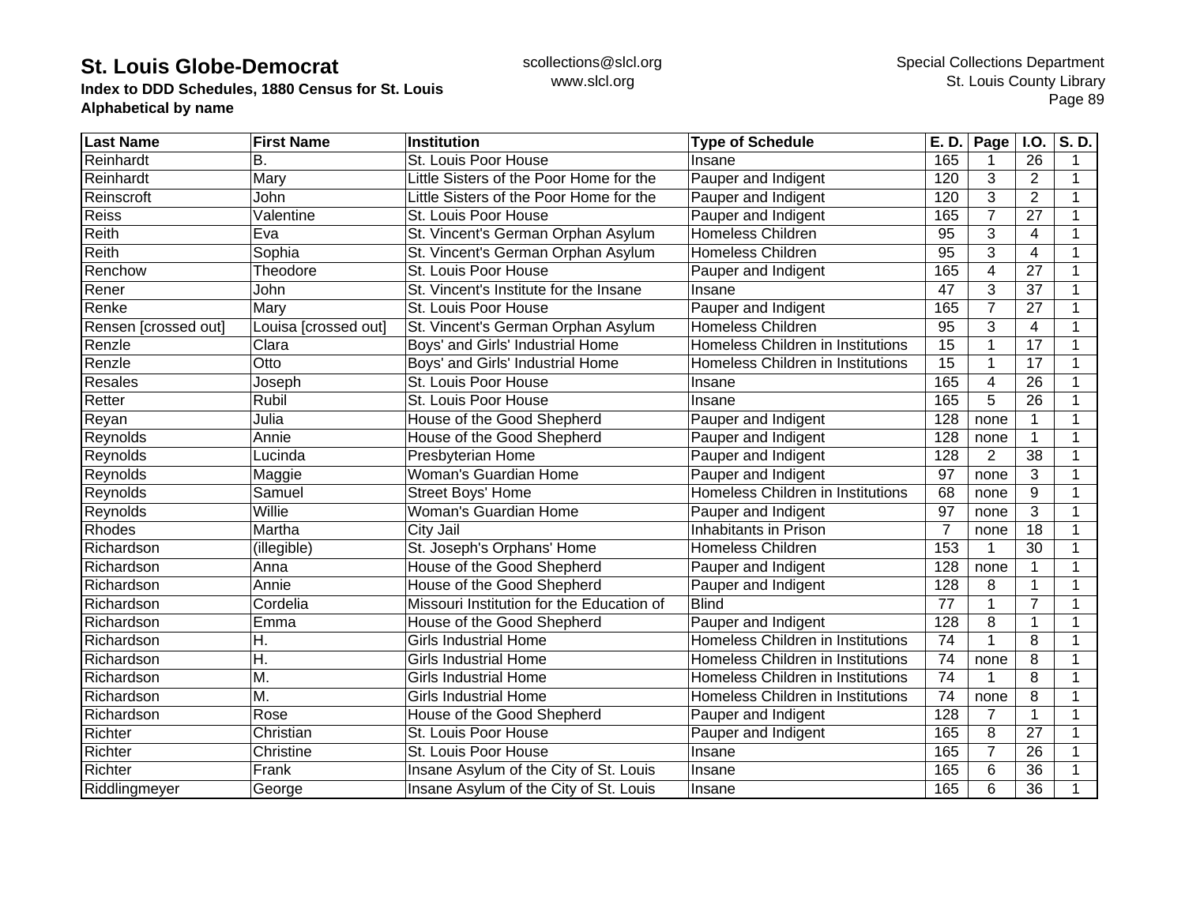# St. Louis Globe-Democrat

**Index to DDD Schedules, 1880 Census for St. Louis**
**Alphabetical by name**

scollections@slcl.org
www.slcl.org

Special Collections Department
St. Louis County Library

| Last Name | First Name | Institution | Type of Schedule | E. D. | Page | I.O. | S. D. |
|---|---|---|---|---|---|---|---|
| Reinhardt | B. | St. Louis Poor House | Insane | 165 | 1 | 26 | 1 |
| Reinhardt | Mary | Little Sisters of the Poor Home for the | Pauper and Indigent | 120 | 3 | 2 | 1 |
| Reinscroft | John | Little Sisters of the Poor Home for the | Pauper and Indigent | 120 | 3 | 2 | 1 |
| Reiss | Valentine | St. Louis Poor House | Pauper and Indigent | 165 | 7 | 27 | 1 |
| Reith | Eva | St. Vincent's German Orphan Asylum | Homeless Children | 95 | 3 | 4 | 1 |
| Reith | Sophia | St. Vincent's German Orphan Asylum | Homeless Children | 95 | 3 | 4 | 1 |
| Renchow | Theodore | St. Louis Poor House | Pauper and Indigent | 165 | 4 | 27 | 1 |
| Rener | John | St. Vincent's Institute for the Insane | Insane | 47 | 3 | 37 | 1 |
| Renke | Mary | St. Louis Poor House | Pauper and Indigent | 165 | 7 | 27 | 1 |
| Rensen [crossed out] | Louisa [crossed out] | St. Vincent's German Orphan Asylum | Homeless Children | 95 | 3 | 4 | 1 |
| Renzle | Clara | Boys' and Girls' Industrial Home | Homeless Children in Institutions | 15 | 1 | 17 | 1 |
| Renzle | Otto | Boys' and Girls' Industrial Home | Homeless Children in Institutions | 15 | 1 | 17 | 1 |
| Resales | Joseph | St. Louis Poor House | Insane | 165 | 4 | 26 | 1 |
| Retter | Rubil | St. Louis Poor House | Insane | 165 | 5 | 26 | 1 |
| Reyan | Julia | House of the Good Shepherd | Pauper and Indigent | 128 | none | 1 | 1 |
| Reynolds | Annie | House of the Good Shepherd | Pauper and Indigent | 128 | none | 1 | 1 |
| Reynolds | Lucinda | Presbyterian Home | Pauper and Indigent | 128 | 2 | 38 | 1 |
| Reynolds | Maggie | Woman's Guardian Home | Pauper and Indigent | 97 | none | 3 | 1 |
| Reynolds | Samuel | Street Boys' Home | Homeless Children in Institutions | 68 | none | 9 | 1 |
| Reynolds | Willie | Woman's Guardian Home | Pauper and Indigent | 97 | none | 3 | 1 |
| Rhodes | Martha | City Jail | Inhabitants in Prison | 7 | none | 18 | 1 |
| Richardson | (illegible) | St. Joseph's Orphans' Home | Homeless Children | 153 | 1 | 30 | 1 |
| Richardson | Anna | House of the Good Shepherd | Pauper and Indigent | 128 | none | 1 | 1 |
| Richardson | Annie | House of the Good Shepherd | Pauper and Indigent | 128 | 8 | 1 | 1 |
| Richardson | Cordelia | Missouri Institution for the Education of | Blind | 77 | 1 | 7 | 1 |
| Richardson | Emma | House of the Good Shepherd | Pauper and Indigent | 128 | 8 | 1 | 1 |
| Richardson | H. | Girls Industrial Home | Homeless Children in Institutions | 74 | 1 | 8 | 1 |
| Richardson | H. | Girls Industrial Home | Homeless Children in Institutions | 74 | none | 8 | 1 |
| Richardson | M. | Girls Industrial Home | Homeless Children in Institutions | 74 | 1 | 8 | 1 |
| Richardson | M. | Girls Industrial Home | Homeless Children in Institutions | 74 | none | 8 | 1 |
| Richardson | Rose | House of the Good Shepherd | Pauper and Indigent | 128 | 7 | 1 | 1 |
| Richter | Christian | St. Louis Poor House | Pauper and Indigent | 165 | 8 | 27 | 1 |
| Richter | Christine | St. Louis Poor House | Insane | 165 | 7 | 26 | 1 |
| Richter | Frank | Insane Asylum of the City of St. Louis | Insane | 165 | 6 | 36 | 1 |
| Riddlingmeyer | George | Insane Asylum of the City of St. Louis | Insane | 165 | 6 | 36 | 1 |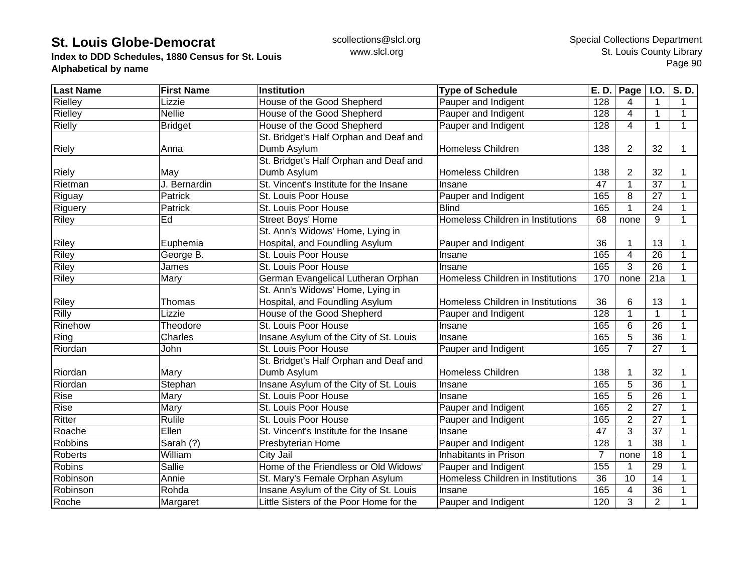# St. Louis Globe-Democrat

**Index to DDD Schedules, 1880 Census for St. Louis**
**Alphabetical by name**

scollections@slcl.org
www.slcl.org

Special Collections Department
St. Louis County Library

| Last Name | First Name | Institution | Type of Schedule | E. D. | Page | I.O. | S. D. |
|---|---|---|---|---|---|---|---|
| Rielley | Lizzie | House of the Good Shepherd | Pauper and Indigent | 128 | 4 | 1 | 1 |
| Rielley | Nellie | House of the Good Shepherd | Pauper and Indigent | 128 | 4 | 1 | 1 |
| Rielly | Bridget | House of the Good Shepherd | Pauper and Indigent | 128 | 4 | 1 | 1 |
| Riely | Anna | St. Bridget's Half Orphan and Deaf and Dumb Asylum | Homeless Children | 138 | 2 | 32 | 1 |
| Riely | May | St. Bridget's Half Orphan and Deaf and Dumb Asylum | Homeless Children | 138 | 2 | 32 | 1 |
| Rietman | J. Bernardin | St. Vincent's Institute for the Insane | Insane | 47 | 1 | 37 | 1 |
| Riguay | Patrick | St. Louis Poor House | Pauper and Indigent | 165 | 8 | 27 | 1 |
| Riguery | Patrick | St. Louis Poor House | Blind | 165 | 1 | 24 | 1 |
| Riley | Ed | Street Boys' Home | Homeless Children in Institutions | 68 | none | 9 | 1 |
| Riley | Euphemia | St. Ann's Widows' Home, Lying in Hospital, and Foundling Asylum | Pauper and Indigent | 36 | 1 | 13 | 1 |
| Riley | George B. | St. Louis Poor House | Insane | 165 | 4 | 26 | 1 |
| Riley | James | St. Louis Poor House | Insane | 165 | 3 | 26 | 1 |
| Riley | Mary | German Evangelical Lutheran Orphan | Homeless Children in Institutions | 170 | none | 21a | 1 |
| Riley | Thomas | St. Ann's Widows' Home, Lying in Hospital, and Foundling Asylum | Homeless Children in Institutions | 36 | 6 | 13 | 1 |
| Rilly | Lizzie | House of the Good Shepherd | Pauper and Indigent | 128 | 1 | 1 | 1 |
| Rinehow | Theodore | St. Louis Poor House | Insane | 165 | 6 | 26 | 1 |
| Ring | Charles | Insane Asylum of the City of St. Louis | Insane | 165 | 5 | 36 | 1 |
| Riordan | John | St. Louis Poor House | Pauper and Indigent | 165 | 7 | 27 | 1 |
| Riordan | Mary | St. Bridget's Half Orphan and Deaf and Dumb Asylum | Homeless Children | 138 | 1 | 32 | 1 |
| Riordan | Stephan | Insane Asylum of the City of St. Louis | Insane | 165 | 5 | 36 | 1 |
| Rise | Mary | St. Louis Poor House | Insane | 165 | 5 | 26 | 1 |
| Rise | Mary | St. Louis Poor House | Pauper and Indigent | 165 | 2 | 27 | 1 |
| Ritter | Rulile | St. Louis Poor House | Pauper and Indigent | 165 | 2 | 27 | 1 |
| Roache | Ellen | St. Vincent's Institute for the Insane | Insane | 47 | 3 | 37 | 1 |
| Robbins | Sarah (?) | Presbyterian Home | Pauper and Indigent | 128 | 1 | 38 | 1 |
| Roberts | William | City Jail | Inhabitants in Prison | 7 | none | 18 | 1 |
| Robins | Sallie | Home of the Friendless or Old Widows' | Pauper and Indigent | 155 | 1 | 29 | 1 |
| Robinson | Annie | St. Mary's Female Orphan Asylum | Homeless Children in Institutions | 36 | 10 | 14 | 1 |
| Robinson | Rohda | Insane Asylum of the City of St. Louis | Insane | 165 | 4 | 36 | 1 |
| Roche | Margaret | Little Sisters of the Poor Home for the | Pauper and Indigent | 120 | 3 | 2 | 1 |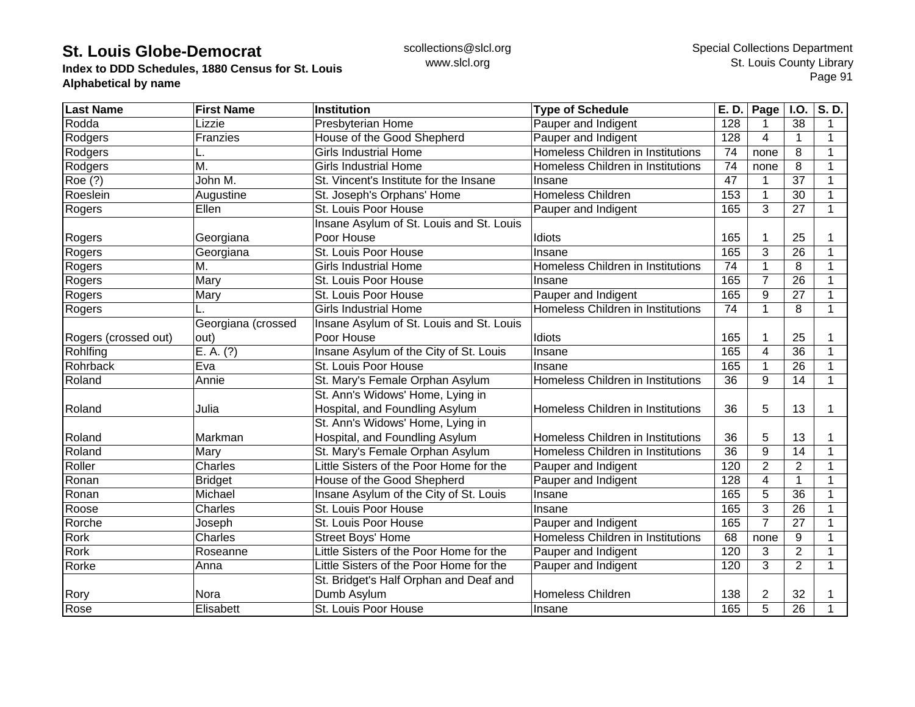# St. Louis Globe-Democrat

**Index to DDD Schedules, 1880 Census for St. Louis**
**Alphabetical by name**

scollections@slcl.org
www.slcl.org

Special Collections Department
St. Louis County Library

| Last Name | First Name | Institution | Type of Schedule | E. D. | Page | I.O. | S. D. |
|---|---|---|---|---|---|---|---|
| Rodda | Lizzie | Presbyterian Home | Pauper and Indigent | 128 | 1 | 38 | 1 |
| Rodgers | Franzies | House of the Good Shepherd | Pauper and Indigent | 128 | 4 | 1 | 1 |
| Rodgers | L. | Girls Industrial Home | Homeless Children in Institutions | 74 | none | 8 | 1 |
| Rodgers | M. | Girls Industrial Home | Homeless Children in Institutions | 74 | none | 8 | 1 |
| Roe (?) | John M. | St. Vincent's Institute for the Insane | Insane | 47 | 1 | 37 | 1 |
| Roeslein | Augustine | St. Joseph's Orphans' Home | Homeless Children | 153 | 1 | 30 | 1 |
| Rogers | Ellen | St. Louis Poor House | Pauper and Indigent | 165 | 3 | 27 | 1 |
| Rogers | Georgiana | Insane Asylum of St. Louis and St. Louis Poor House | Idiots | 165 | 1 | 25 | 1 |
| Rogers | Georgiana | St. Louis Poor House | Insane | 165 | 3 | 26 | 1 |
| Rogers | M. | Girls Industrial Home | Homeless Children in Institutions | 74 | 1 | 8 | 1 |
| Rogers | Mary | St. Louis Poor House | Insane | 165 | 7 | 26 | 1 |
| Rogers | Mary | St. Louis Poor House | Pauper and Indigent | 165 | 9 | 27 | 1 |
| Rogers | L. | Girls Industrial Home | Homeless Children in Institutions | 74 | 1 | 8 | 1 |
| Rogers (crossed out) | Georgiana (crossed out) | Insane Asylum of St. Louis and St. Louis Poor House | Idiots | 165 | 1 | 25 | 1 |
| Rohlfing | E. A. (?) | Insane Asylum of the City of St. Louis | Insane | 165 | 4 | 36 | 1 |
| Rohrback | Eva | St. Louis Poor House | Insane | 165 | 1 | 26 | 1 |
| Roland | Annie | St. Mary's Female Orphan Asylum | Homeless Children in Institutions | 36 | 9 | 14 | 1 |
| Roland | Julia | St. Ann's Widows' Home, Lying in Hospital, and Foundling Asylum | Homeless Children in Institutions | 36 | 5 | 13 | 1 |
| Roland | Markman | St. Ann's Widows' Home, Lying in Hospital, and Foundling Asylum | Homeless Children in Institutions | 36 | 5 | 13 | 1 |
| Roland | Mary | St. Mary's Female Orphan Asylum | Homeless Children in Institutions | 36 | 9 | 14 | 1 |
| Roller | Charles | Little Sisters of the Poor Home for the | Pauper and Indigent | 120 | 2 | 2 | 1 |
| Ronan | Bridget | House of the Good Shepherd | Pauper and Indigent | 128 | 4 | 1 | 1 |
| Ronan | Michael | Insane Asylum of the City of St. Louis | Insane | 165 | 5 | 36 | 1 |
| Roose | Charles | St. Louis Poor House | Insane | 165 | 3 | 26 | 1 |
| Rorche | Joseph | St. Louis Poor House | Pauper and Indigent | 165 | 7 | 27 | 1 |
| Rork | Charles | Street Boys' Home | Homeless Children in Institutions | 68 | none | 9 | 1 |
| Rork | Roseanne | Little Sisters of the Poor Home for the | Pauper and Indigent | 120 | 3 | 2 | 1 |
| Rorke | Anna | Little Sisters of the Poor Home for the | Pauper and Indigent | 120 | 3 | 2 | 1 |
| Rory | Nora | St. Bridget's Half Orphan and Deaf and Dumb Asylum | Homeless Children | 138 | 2 | 32 | 1 |
| Rose | Elisabett | St. Louis Poor House | Insane | 165 | 5 | 26 | 1 |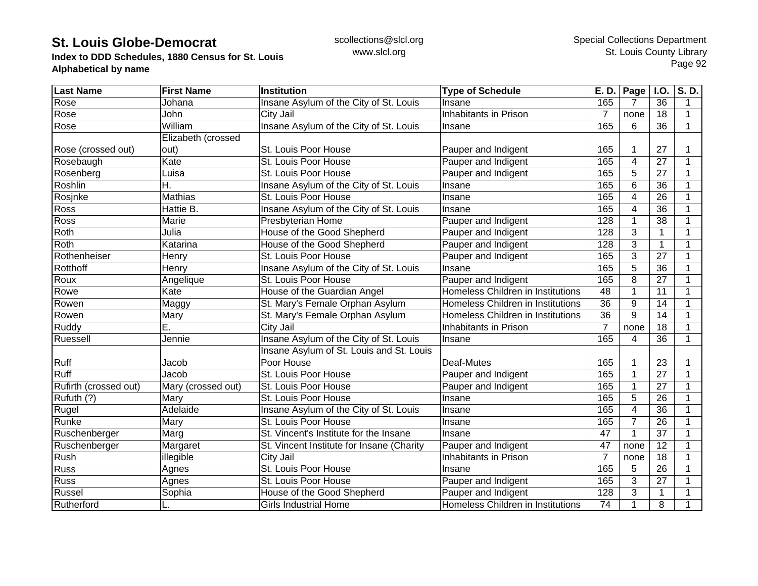| Last Name | First Name | Institution | Type of Schedule | E. D. | Page | I.O. | S. D. |
|---|---|---|---|---|---|---|---|
| Rose | Johana | Insane Asylum of the City of St. Louis | Insane | 165 | 7 | 36 | 1 |
| Rose | John | City Jail | Inhabitants in Prison | 7 | none | 18 | 1 |
| Rose | William | Insane Asylum of the City of St. Louis | Insane | 165 | 6 | 36 | 1 |
| Rose (crossed out) | Elizabeth (crossed out) | St. Louis Poor House | Pauper and Indigent | 165 | 1 | 27 | 1 |
| Rosebaugh | Kate | St. Louis Poor House | Pauper and Indigent | 165 | 4 | 27 | 1 |
| Rosenberg | Luisa | St. Louis Poor House | Pauper and Indigent | 165 | 5 | 27 | 1 |
| Roshlin | H. | Insane Asylum of the City of St. Louis | Insane | 165 | 6 | 36 | 1 |
| Rosjnke | Mathias | St. Louis Poor House | Insane | 165 | 4 | 26 | 1 |
| Ross | Hattie B. | Insane Asylum of the City of St. Louis | Insane | 165 | 4 | 36 | 1 |
| Ross | Marie | Presbyterian Home | Pauper and Indigent | 128 | 1 | 38 | 1 |
| Roth | Julia | House of the Good Shepherd | Pauper and Indigent | 128 | 3 | 1 | 1 |
| Roth | Katarina | House of the Good Shepherd | Pauper and Indigent | 128 | 3 | 1 | 1 |
| Rothenheiser | Henry | St. Louis Poor House | Pauper and Indigent | 165 | 3 | 27 | 1 |
| Rotthoff | Henry | Insane Asylum of the City of St. Louis | Insane | 165 | 5 | 36 | 1 |
| Roux | Angelique | St. Louis Poor House | Pauper and Indigent | 165 | 8 | 27 | 1 |
| Rowe | Kate | House of the Guardian Angel | Homeless Children in Institutions | 48 | 1 | 11 | 1 |
| Rowen | Maggy | St. Mary's Female Orphan Asylum | Homeless Children in Institutions | 36 | 9 | 14 | 1 |
| Rowen | Mary | St. Mary's Female Orphan Asylum | Homeless Children in Institutions | 36 | 9 | 14 | 1 |
| Ruddy | E. | City Jail | Inhabitants in Prison | 7 | none | 18 | 1 |
| Ruessell | Jennie | Insane Asylum of the City of St. Louis | Insane | 165 | 4 | 36 | 1 |
| Ruff | Jacob | Insane Asylum of St. Louis and St. Louis Poor House | Deaf-Mutes | 165 | 1 | 23 | 1 |
| Ruff | Jacob | St. Louis Poor House | Pauper and Indigent | 165 | 1 | 27 | 1 |
| Rufirth (crossed out) | Mary (crossed out) | St. Louis Poor House | Pauper and Indigent | 165 | 1 | 27 | 1 |
| Rufuth (?) | Mary | St. Louis Poor House | Insane | 165 | 5 | 26 | 1 |
| Rugel | Adelaide | Insane Asylum of the City of St. Louis | Insane | 165 | 4 | 36 | 1 |
| Runke | Mary | St. Louis Poor House | Insane | 165 | 7 | 26 | 1 |
| Ruschenberger | Marg | St. Vincent's Institute for the Insane | Insane | 47 | 1 | 37 | 1 |
| Ruschenberger | Margaret | St. Vincent Institute for Insane (Charity | Pauper and Indigent | 47 | none | 12 | 1 |
| Rush | illegible | City Jail | Inhabitants in Prison | 7 | none | 18 | 1 |
| Russ | Agnes | St. Louis Poor House | Insane | 165 | 5 | 26 | 1 |
| Russ | Agnes | St. Louis Poor House | Pauper and Indigent | 165 | 3 | 27 | 1 |
| Russel | Sophia | House of the Good Shepherd | Pauper and Indigent | 128 | 3 | 1 | 1 |
| Rutherford | L. | Girls Industrial Home | Homeless Children in Institutions | 74 | 1 | 8 | 1 |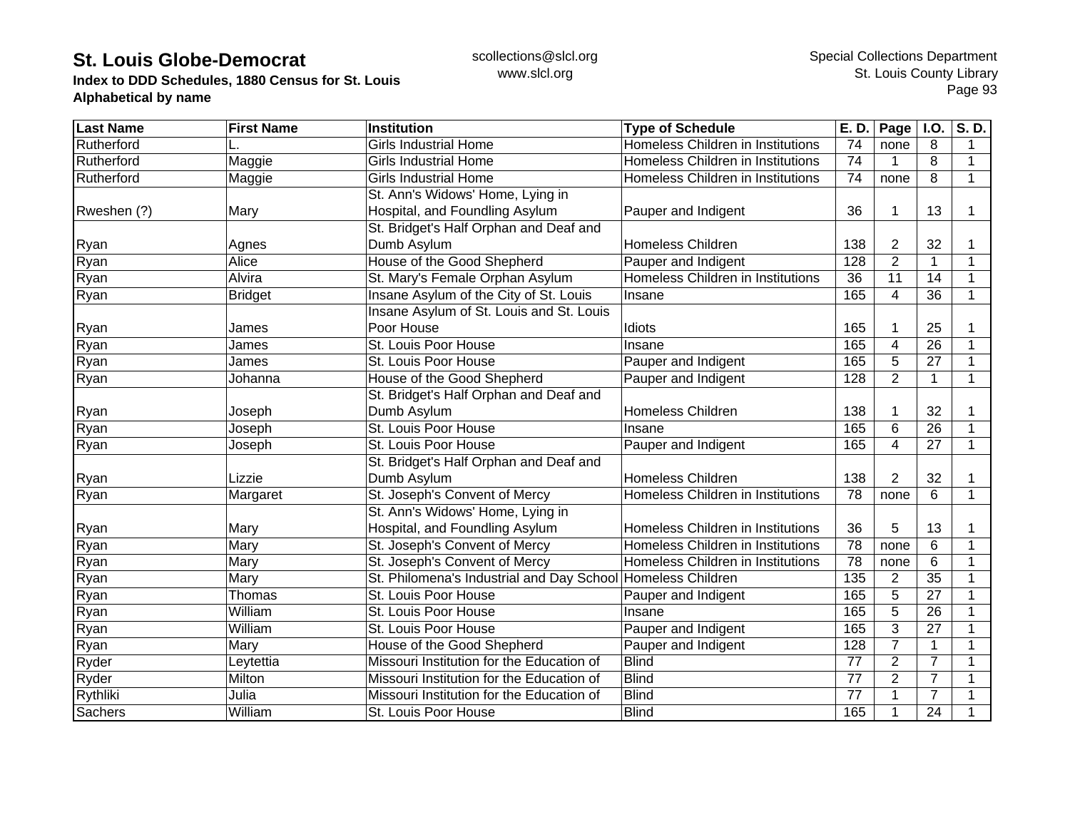# St. Louis Globe-Democrat

**Index to DDD Schedules, 1880 Census for St. Louis**
**Alphabetical by name**

scollections@slcl.org
www.slcl.org

Special Collections Department
St. Louis County Library

| Last Name | First Name | Institution | Type of Schedule | E. D. | Page | I.O. | S. D. |
|---|---|---|---|---|---|---|---|
| Rutherford | L. | Girls Industrial Home | Homeless Children in Institutions | 74 | none | 8 | 1 |
| Rutherford | Maggie | Girls Industrial Home | Homeless Children in Institutions | 74 | 1 | 8 | 1 |
| Rutherford | Maggie | Girls Industrial Home | Homeless Children in Institutions | 74 | none | 8 | 1 |
| Rweshen (?) | Mary | St. Ann's Widows' Home, Lying in Hospital, and Foundling Asylum | Pauper and Indigent | 36 | 1 | 13 | 1 |
| Ryan | Agnes | St. Bridget's Half Orphan and Deaf and Dumb Asylum | Homeless Children | 138 | 2 | 32 | 1 |
| Ryan | Alice | House of the Good Shepherd | Pauper and Indigent | 128 | 2 | 1 | 1 |
| Ryan | Alvira | St. Mary's Female Orphan Asylum | Homeless Children in Institutions | 36 | 11 | 14 | 1 |
| Ryan | Bridget | Insane Asylum of the City of St. Louis | Insane | 165 | 4 | 36 | 1 |
| Ryan | James | Insane Asylum of St. Louis and St. Louis Poor House | Idiots | 165 | 1 | 25 | 1 |
| Ryan | James | St. Louis Poor House | Insane | 165 | 4 | 26 | 1 |
| Ryan | James | St. Louis Poor House | Pauper and Indigent | 165 | 5 | 27 | 1 |
| Ryan | Johanna | House of the Good Shepherd | Pauper and Indigent | 128 | 2 | 1 | 1 |
| Ryan | Joseph | St. Bridget's Half Orphan and Deaf and Dumb Asylum | Homeless Children | 138 | 1 | 32 | 1 |
| Ryan | Joseph | St. Louis Poor House | Insane | 165 | 6 | 26 | 1 |
| Ryan | Joseph | St. Louis Poor House | Pauper and Indigent | 165 | 4 | 27 | 1 |
| Ryan | Lizzie | St. Bridget's Half Orphan and Deaf and Dumb Asylum | Homeless Children | 138 | 2 | 32 | 1 |
| Ryan | Margaret | St. Joseph's Convent of Mercy | Homeless Children in Institutions | 78 | none | 6 | 1 |
| Ryan | Mary | St. Ann's Widows' Home, Lying in Hospital, and Foundling Asylum | Homeless Children in Institutions | 36 | 5 | 13 | 1 |
| Ryan | Mary | St. Joseph's Convent of Mercy | Homeless Children in Institutions | 78 | none | 6 | 1 |
| Ryan | Mary | St. Joseph's Convent of Mercy | Homeless Children in Institutions | 78 | none | 6 | 1 |
| Ryan | Mary | St. Philomena's Industrial and Day School | Homeless Children | 135 | 2 | 35 | 1 |
| Ryan | Thomas | St. Louis Poor House | Pauper and Indigent | 165 | 5 | 27 | 1 |
| Ryan | William | St. Louis Poor House | Insane | 165 | 5 | 26 | 1 |
| Ryan | William | St. Louis Poor House | Pauper and Indigent | 165 | 3 | 27 | 1 |
| Ryan | Mary | House of the Good Shepherd | Pauper and Indigent | 128 | 7 | 1 | 1 |
| Ryder | Leytettia | Missouri Institution for the Education of | Blind | 77 | 2 | 7 | 1 |
| Ryder | Milton | Missouri Institution for the Education of | Blind | 77 | 2 | 7 | 1 |
| Rythliki | Julia | Missouri Institution for the Education of | Blind | 77 | 1 | 7 | 1 |
| Sachers | William | St. Louis Poor House | Blind | 165 | 1 | 24 | 1 |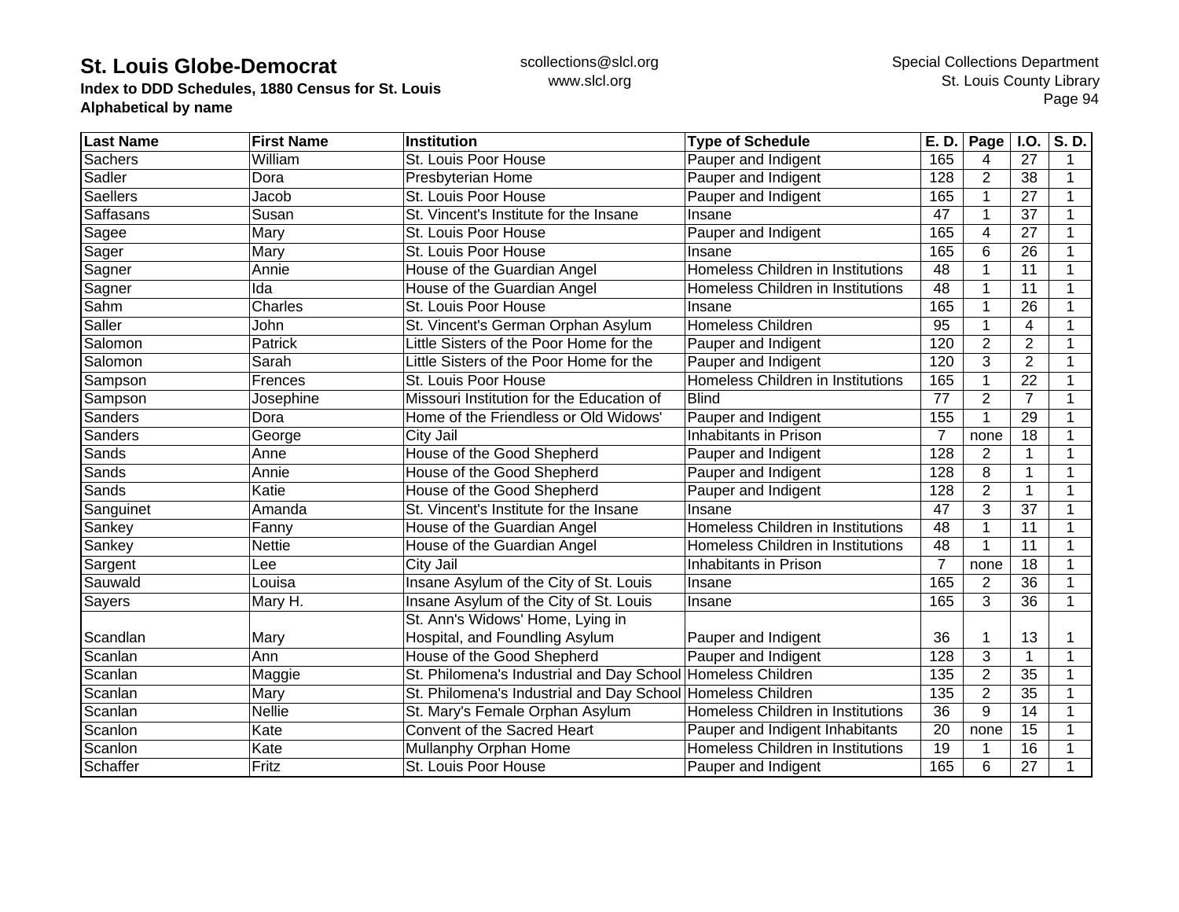| Last Name | First Name | Institution | Type of Schedule | E. D. | Page | I.O. | S. D. |
|---|---|---|---|---|---|---|---|
| Sachers | William | St. Louis Poor House | Pauper and Indigent | 165 | 4 | 27 | 1 |
| Sadler | Dora | Presbyterian Home | Pauper and Indigent | 128 | 2 | 38 | 1 |
| Saellers | Jacob | St. Louis Poor House | Pauper and Indigent | 165 | 1 | 27 | 1 |
| Saffasans | Susan | St. Vincent's Institute for the Insane | Insane | 47 | 1 | 37 | 1 |
| Sagee | Mary | St. Louis Poor House | Pauper and Indigent | 165 | 4 | 27 | 1 |
| Sager | Mary | St. Louis Poor House | Insane | 165 | 6 | 26 | 1 |
| Sagner | Annie | House of the Guardian Angel | Homeless Children in Institutions | 48 | 1 | 11 | 1 |
| Sagner | Ida | House of the Guardian Angel | Homeless Children in Institutions | 48 | 1 | 11 | 1 |
| Sahm | Charles | St. Louis Poor House | Insane | 165 | 1 | 26 | 1 |
| Saller | John | St. Vincent's German Orphan Asylum | Homeless Children | 95 | 1 | 4 | 1 |
| Salomon | Patrick | Little Sisters of the Poor Home for the | Pauper and Indigent | 120 | 2 | 2 | 1 |
| Salomon | Sarah | Little Sisters of the Poor Home for the | Pauper and Indigent | 120 | 3 | 2 | 1 |
| Sampson | Frences | St. Louis Poor House | Homeless Children in Institutions | 165 | 1 | 22 | 1 |
| Sampson | Josephine | Missouri Institution for the Education of | Blind | 77 | 2 | 7 | 1 |
| Sanders | Dora | Home of the Friendless or Old Widows' | Pauper and Indigent | 155 | 1 | 29 | 1 |
| Sanders | George | City Jail | Inhabitants in Prison | 7 | none | 18 | 1 |
| Sands | Anne | House of the Good Shepherd | Pauper and Indigent | 128 | 2 | 1 | 1 |
| Sands | Annie | House of the Good Shepherd | Pauper and Indigent | 128 | 8 | 1 | 1 |
| Sands | Katie | House of the Good Shepherd | Pauper and Indigent | 128 | 2 | 1 | 1 |
| Sanguinet | Amanda | St. Vincent's Institute for the Insane | Insane | 47 | 3 | 37 | 1 |
| Sankey | Fanny | House of the Guardian Angel | Homeless Children in Institutions | 48 | 1 | 11 | 1 |
| Sankey | Nettie | House of the Guardian Angel | Homeless Children in Institutions | 48 | 1 | 11 | 1 |
| Sargent | Lee | City Jail | Inhabitants in Prison | 7 | none | 18 | 1 |
| Sauwald | Louisa | Insane Asylum of the City of St. Louis | Insane | 165 | 2 | 36 | 1 |
| Sayers | Mary H. | Insane Asylum of the City of St. Louis | Insane | 165 | 3 | 36 | 1 |
| Scandlan | Mary | St. Ann's Widows' Home, Lying in Hospital, and Foundling Asylum | Pauper and Indigent | 36 | 1 | 13 | 1 |
| Scanlan | Ann | House of the Good Shepherd | Pauper and Indigent | 128 | 3 | 1 | 1 |
| Scanlan | Maggie | St. Philomena's Industrial and Day School | Homeless Children | 135 | 2 | 35 | 1 |
| Scanlan | Mary | St. Philomena's Industrial and Day School | Homeless Children | 135 | 2 | 35 | 1 |
| Scanlan | Nellie | St. Mary's Female Orphan Asylum | Homeless Children in Institutions | 36 | 9 | 14 | 1 |
| Scanlon | Kate | Convent of the Sacred Heart | Pauper and Indigent Inhabitants | 20 | none | 15 | 1 |
| Scanlon | Kate | Mullanphy Orphan Home | Homeless Children in Institutions | 19 | 1 | 16 | 1 |
| Schaffer | Fritz | St. Louis Poor House | Pauper and Indigent | 165 | 6 | 27 | 1 |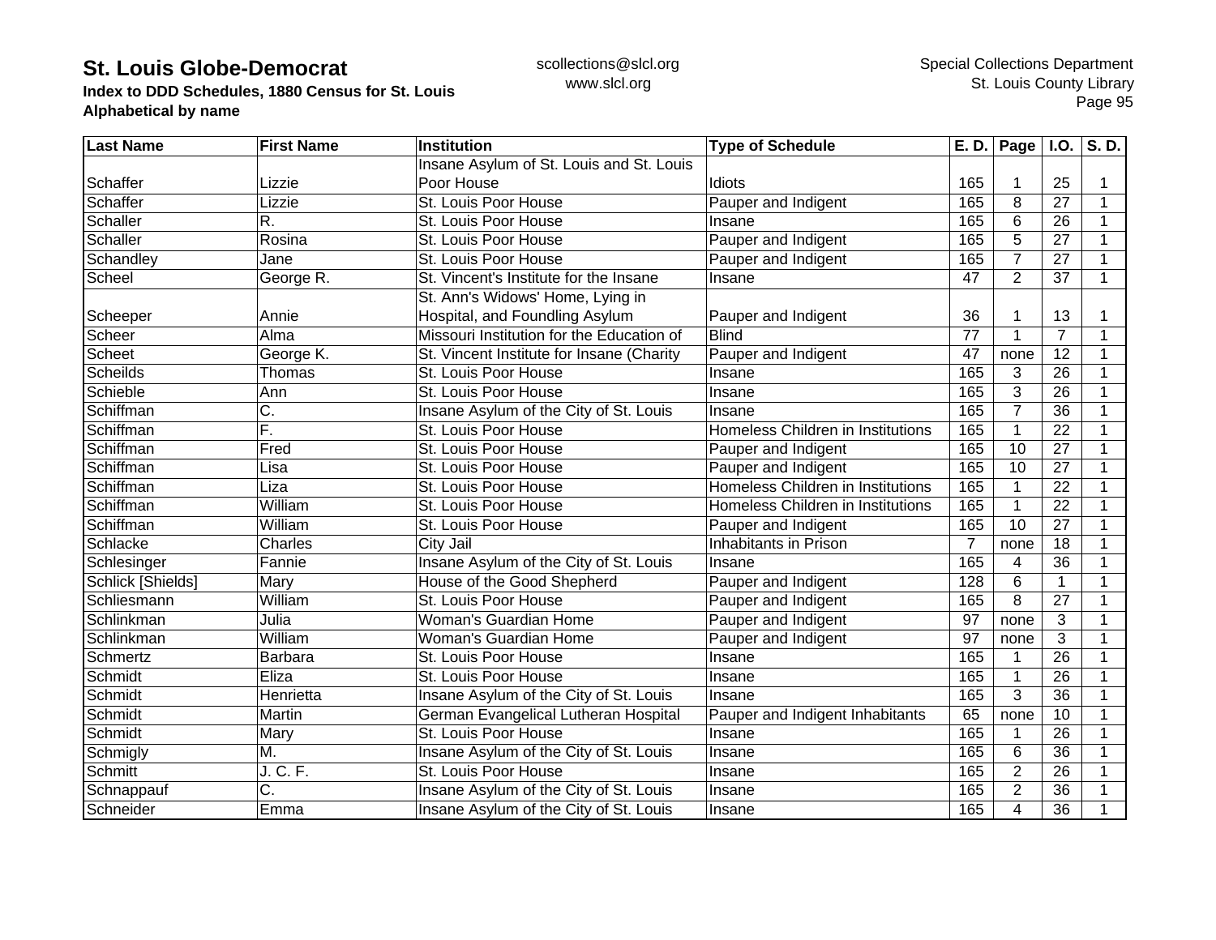# St. Louis Globe-Democrat

**Index to DDD Schedules, 1880 Census for St. Louis**
**Alphabetical by name**

scollections@slcl.org
www.slcl.org

Special Collections Department
St. Louis County Library

| Last Name | First Name | Institution | Type of Schedule | E. D. | Page | I.O. | S. D. |
|---|---|---|---|---|---|---|---|
| Schaffer | Lizzie | Insane Asylum of St. Louis and St. Louis Poor House | Idiots | 165 | 1 | 25 | 1 |
| Schaffer | Lizzie | St. Louis Poor House | Pauper and Indigent | 165 | 8 | 27 | 1 |
| Schaller | R. | St. Louis Poor House | Insane | 165 | 6 | 26 | 1 |
| Schaller | Rosina | St. Louis Poor House | Pauper and Indigent | 165 | 5 | 27 | 1 |
| Schandley | Jane | St. Louis Poor House | Pauper and Indigent | 165 | 7 | 27 | 1 |
| Scheel | George R. | St. Vincent's Institute for the Insane | Insane | 47 | 2 | 37 | 1 |
| Scheeper | Annie | St. Ann's Widows' Home, Lying in Hospital, and Foundling Asylum | Pauper and Indigent | 36 | 1 | 13 | 1 |
| Scheer | Alma | Missouri Institution for the Education of | Blind | 77 | 1 | 7 | 1 |
| Scheet | George K. | St. Vincent Institute for Insane (Charity | Pauper and Indigent | 47 | none | 12 | 1 |
| Scheilds | Thomas | St. Louis Poor House | Insane | 165 | 3 | 26 | 1 |
| Schieble | Ann | St. Louis Poor House | Insane | 165 | 3 | 26 | 1 |
| Schiffman | C. | Insane Asylum of the City of St. Louis | Insane | 165 | 7 | 36 | 1 |
| Schiffman | F. | St. Louis Poor House | Homeless Children in Institutions | 165 | 1 | 22 | 1 |
| Schiffman | Fred | St. Louis Poor House | Pauper and Indigent | 165 | 10 | 27 | 1 |
| Schiffman | Lisa | St. Louis Poor House | Pauper and Indigent | 165 | 10 | 27 | 1 |
| Schiffman | Liza | St. Louis Poor House | Homeless Children in Institutions | 165 | 1 | 22 | 1 |
| Schiffman | William | St. Louis Poor House | Homeless Children in Institutions | 165 | 1 | 22 | 1 |
| Schiffman | William | St. Louis Poor House | Pauper and Indigent | 165 | 10 | 27 | 1 |
| Schlacke | Charles | City Jail | Inhabitants in Prison | 7 | none | 18 | 1 |
| Schlesinger | Fannie | Insane Asylum of the City of St. Louis | Insane | 165 | 4 | 36 | 1 |
| Schlick [Shields] | Mary | House of the Good Shepherd | Pauper and Indigent | 128 | 6 | 1 | 1 |
| Schliesmann | William | St. Louis Poor House | Pauper and Indigent | 165 | 8 | 27 | 1 |
| Schlinkman | Julia | Woman's Guardian Home | Pauper and Indigent | 97 | none | 3 | 1 |
| Schlinkman | William | Woman's Guardian Home | Pauper and Indigent | 97 | none | 3 | 1 |
| Schmertz | Barbara | St. Louis Poor House | Insane | 165 | 1 | 26 | 1 |
| Schmidt | Eliza | St. Louis Poor House | Insane | 165 | 1 | 26 | 1 |
| Schmidt | Henrietta | Insane Asylum of the City of St. Louis | Insane | 165 | 3 | 36 | 1 |
| Schmidt | Martin | German Evangelical Lutheran Hospital | Pauper and Indigent Inhabitants | 65 | none | 10 | 1 |
| Schmidt | Mary | St. Louis Poor House | Insane | 165 | 1 | 26 | 1 |
| Schmigly | M. | Insane Asylum of the City of St. Louis | Insane | 165 | 6 | 36 | 1 |
| Schmitt | J. C. F. | St. Louis Poor House | Insane | 165 | 2 | 26 | 1 |
| Schnappauf | C. | Insane Asylum of the City of St. Louis | Insane | 165 | 2 | 36 | 1 |
| Schneider | Emma | Insane Asylum of the City of St. Louis | Insane | 165 | 4 | 36 | 1 |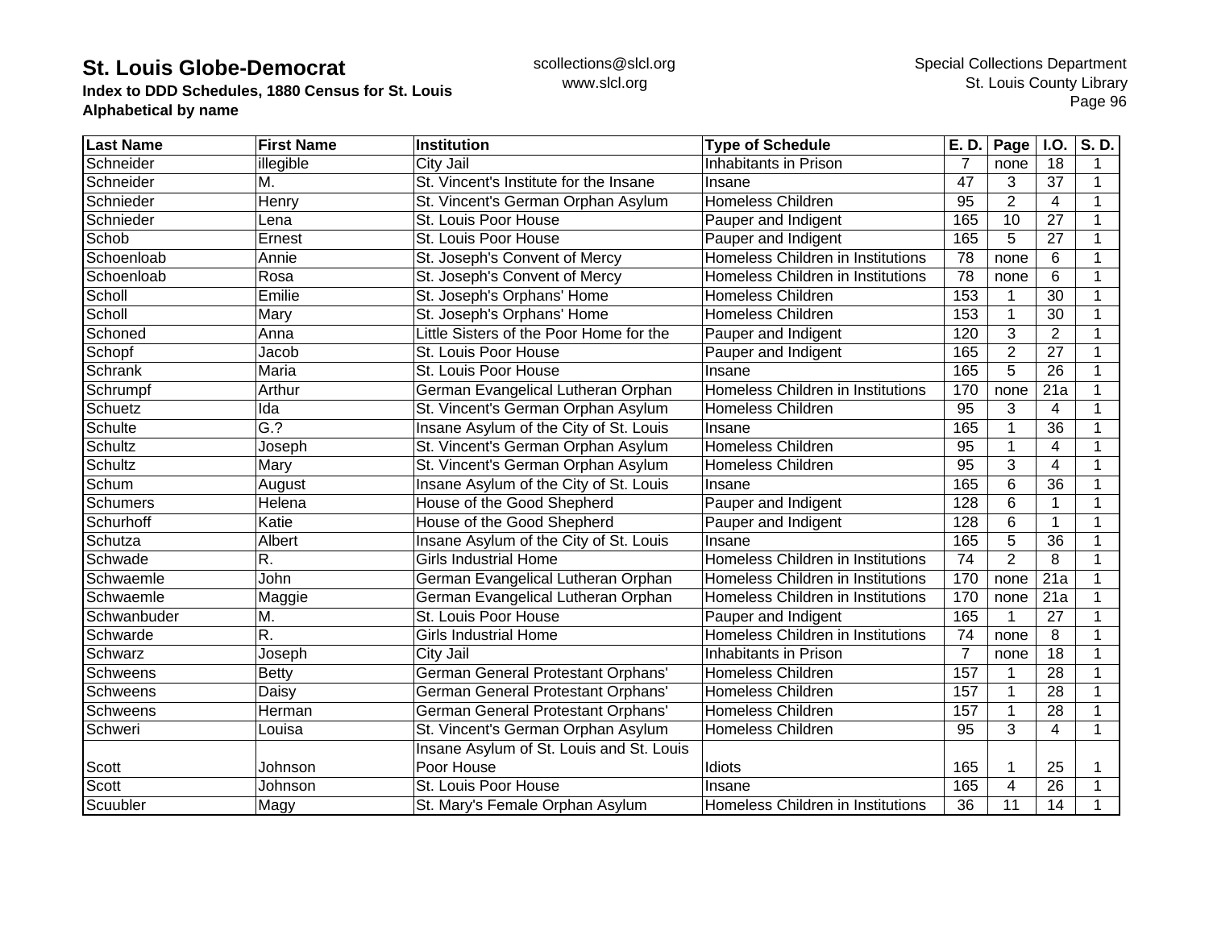# St. Louis Globe-Democrat

**Index to DDD Schedules, 1880 Census for St. Louis**
**Alphabetical by name**

scollections@slcl.org
www.slcl.org

Special Collections Department
St. Louis County Library

| Last Name | First Name | Institution | Type of Schedule | E. D. | Page | I.O. | S. D. |
|---|---|---|---|---|---|---|---|
| Schneider | illegible | City Jail | Inhabitants in Prison | 7 | none | 18 | 1 |
| Schneider | M. | St. Vincent's Institute for the Insane | Insane | 47 | 3 | 37 | 1 |
| Schnieder | Henry | St. Vincent's German Orphan Asylum | Homeless Children | 95 | 2 | 4 | 1 |
| Schnieder | Lena | St. Louis Poor House | Pauper and Indigent | 165 | 10 | 27 | 1 |
| Schob | Ernest | St. Louis Poor House | Pauper and Indigent | 165 | 5 | 27 | 1 |
| Schoenloab | Annie | St. Joseph's Convent of Mercy | Homeless Children in Institutions | 78 | none | 6 | 1 |
| Schoenloab | Rosa | St. Joseph's Convent of Mercy | Homeless Children in Institutions | 78 | none | 6 | 1 |
| Scholl | Emilie | St. Joseph's Orphans' Home | Homeless Children | 153 | 1 | 30 | 1 |
| Scholl | Mary | St. Joseph's Orphans' Home | Homeless Children | 153 | 1 | 30 | 1 |
| Schoned | Anna | Little Sisters of the Poor Home for the | Pauper and Indigent | 120 | 3 | 2 | 1 |
| Schopf | Jacob | St. Louis Poor House | Pauper and Indigent | 165 | 2 | 27 | 1 |
| Schrank | Maria | St. Louis Poor House | Insane | 165 | 5 | 26 | 1 |
| Schrumpf | Arthur | German Evangelical Lutheran Orphan | Homeless Children in Institutions | 170 | none | 21a | 1 |
| Schuetz | Ida | St. Vincent's German Orphan Asylum | Homeless Children | 95 | 3 | 4 | 1 |
| Schulte | G.? | Insane Asylum of the City of St. Louis | Insane | 165 | 1 | 36 | 1 |
| Schultz | Joseph | St. Vincent's German Orphan Asylum | Homeless Children | 95 | 1 | 4 | 1 |
| Schultz | Mary | St. Vincent's German Orphan Asylum | Homeless Children | 95 | 3 | 4 | 1 |
| Schum | August | Insane Asylum of the City of St. Louis | Insane | 165 | 6 | 36 | 1 |
| Schumers | Helena | House of the Good Shepherd | Pauper and Indigent | 128 | 6 | 1 | 1 |
| Schurhoff | Katie | House of the Good Shepherd | Pauper and Indigent | 128 | 6 | 1 | 1 |
| Schutza | Albert | Insane Asylum of the City of St. Louis | Insane | 165 | 5 | 36 | 1 |
| Schwade | R. | Girls Industrial Home | Homeless Children in Institutions | 74 | 2 | 8 | 1 |
| Schwaemle | John | German Evangelical Lutheran Orphan | Homeless Children in Institutions | 170 | none | 21a | 1 |
| Schwaemle | Maggie | German Evangelical Lutheran Orphan | Homeless Children in Institutions | 170 | none | 21a | 1 |
| Schwanbuder | M. | St. Louis Poor House | Pauper and Indigent | 165 | 1 | 27 | 1 |
| Schwarde | R. | Girls Industrial Home | Homeless Children in Institutions | 74 | none | 8 | 1 |
| Schwarz | Joseph | City Jail | Inhabitants in Prison | 7 | none | 18 | 1 |
| Schweens | Betty | German General Protestant Orphans' | Homeless Children | 157 | 1 | 28 | 1 |
| Schweens | Daisy | German General Protestant Orphans' | Homeless Children | 157 | 1 | 28 | 1 |
| Schweens | Herman | German General Protestant Orphans' | Homeless Children | 157 | 1 | 28 | 1 |
| Schweri | Louisa | St. Vincent's German Orphan Asylum | Homeless Children | 95 | 3 | 4 | 1 |
| Scott | Johnson | Insane Asylum of St. Louis and St. Louis Poor House | Idiots | 165 | 1 | 25 | 1 |
| Scott | Johnson | St. Louis Poor House | Insane | 165 | 4 | 26 | 1 |
| Scuubler | Magy | St. Mary's Female Orphan Asylum | Homeless Children in Institutions | 36 | 11 | 14 | 1 |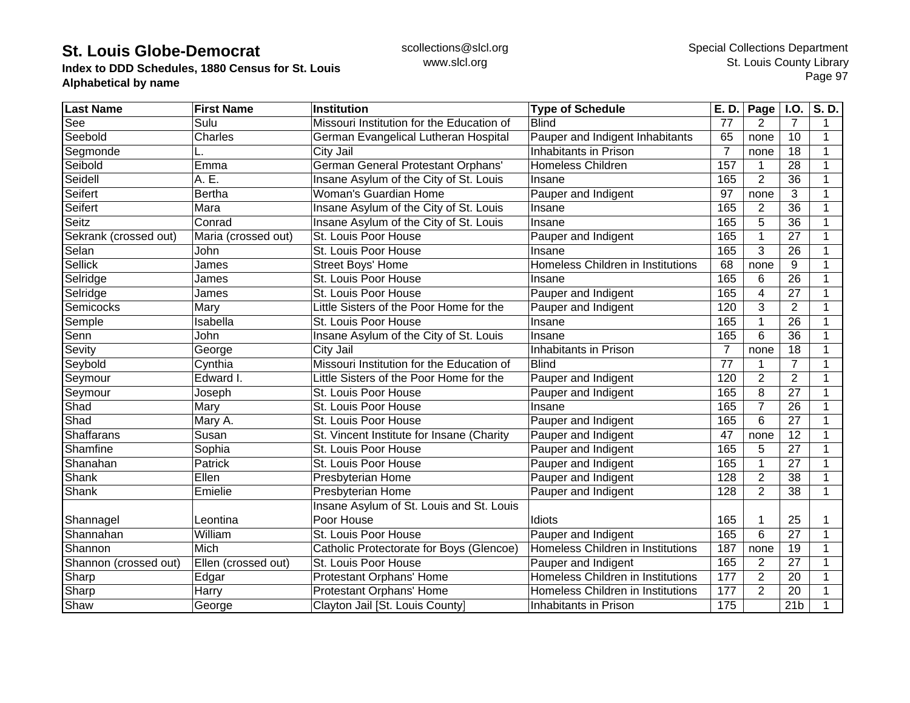**St. Louis Globe-Democrat**
**Index to DDD Schedules, 1880 Census for St. Louis**
**Alphabetical by name**

scollections@slcl.org
www.slcl.org

Special Collections Department
St. Louis County Library

| Last Name | First Name | Institution | Type of Schedule | E. D. | Page | I.O. | S. D. |
|---|---|---|---|---|---|---|---|
| See | Sulu | Missouri Institution for the Education of | Blind | 77 | 2 | 7 | 1 |
| Seebold | Charles | German Evangelical Lutheran Hospital | Pauper and Indigent Inhabitants | 65 | none | 10 | 1 |
| Segmonde | L. | City Jail | Inhabitants in Prison | 7 | none | 18 | 1 |
| Seibold | Emma | German General Protestant Orphans' | Homeless Children | 157 | 1 | 28 | 1 |
| Seidell | A. E. | Insane Asylum of the City of St. Louis | Insane | 165 | 2 | 36 | 1 |
| Seifert | Bertha | Woman's Guardian Home | Pauper and Indigent | 97 | none | 3 | 1 |
| Seifert | Mara | Insane Asylum of the City of St. Louis | Insane | 165 | 2 | 36 | 1 |
| Seitz | Conrad | Insane Asylum of the City of St. Louis | Insane | 165 | 5 | 36 | 1 |
| Sekrank (crossed out) | Maria (crossed out) | St. Louis Poor House | Pauper and Indigent | 165 | 1 | 27 | 1 |
| Selan | John | St. Louis Poor House | Insane | 165 | 3 | 26 | 1 |
| Sellick | James | Street Boys' Home | Homeless Children in Institutions | 68 | none | 9 | 1 |
| Selridge | James | St. Louis Poor House | Insane | 165 | 6 | 26 | 1 |
| Selridge | James | St. Louis Poor House | Pauper and Indigent | 165 | 4 | 27 | 1 |
| Semicocks | Mary | Little Sisters of the Poor Home for the | Pauper and Indigent | 120 | 3 | 2 | 1 |
| Semple | Isabella | St. Louis Poor House | Insane | 165 | 1 | 26 | 1 |
| Senn | John | Insane Asylum of the City of St. Louis | Insane | 165 | 6 | 36 | 1 |
| Sevity | George | City Jail | Inhabitants in Prison | 7 | none | 18 | 1 |
| Seybold | Cynthia | Missouri Institution for the Education of | Blind | 77 | 1 | 7 | 1 |
| Seymour | Edward I. | Little Sisters of the Poor Home for the | Pauper and Indigent | 120 | 2 | 2 | 1 |
| Seymour | Joseph | St. Louis Poor House | Pauper and Indigent | 165 | 8 | 27 | 1 |
| Shad | Mary | St. Louis Poor House | Insane | 165 | 7 | 26 | 1 |
| Shad | Mary A. | St. Louis Poor House | Pauper and Indigent | 165 | 6 | 27 | 1 |
| Shaffarans | Susan | St. Vincent Institute for Insane (Charity | Pauper and Indigent | 47 | none | 12 | 1 |
| Shamfine | Sophia | St. Louis Poor House | Pauper and Indigent | 165 | 5 | 27 | 1 |
| Shanahan | Patrick | St. Louis Poor House | Pauper and Indigent | 165 | 1 | 27 | 1 |
| Shank | Ellen | Presbyterian Home | Pauper and Indigent | 128 | 2 | 38 | 1 |
| Shank | Emielie | Presbyterian Home | Pauper and Indigent | 128 | 2 | 38 | 1 |
| Shannagel | Leontina | Insane Asylum of St. Louis and St. Louis Poor House | Idiots | 165 | 1 | 25 | 1 |
| Shannahan | William | St. Louis Poor House | Pauper and Indigent | 165 | 6 | 27 | 1 |
| Shannon | Mich | Catholic Protectorate for Boys (Glencoe) | Homeless Children in Institutions | 187 | none | 19 | 1 |
| Shannon (crossed out) | Ellen (crossed out) | St. Louis Poor House | Pauper and Indigent | 165 | 2 | 27 | 1 |
| Sharp | Edgar | Protestant Orphans' Home | Homeless Children in Institutions | 177 | 2 | 20 | 1 |
| Sharp | Harry | Protestant Orphans' Home | Homeless Children in Institutions | 177 | 2 | 20 | 1 |
| Shaw | George | Clayton Jail [St. Louis County] | Inhabitants in Prison | 175 | | 21b | 1 |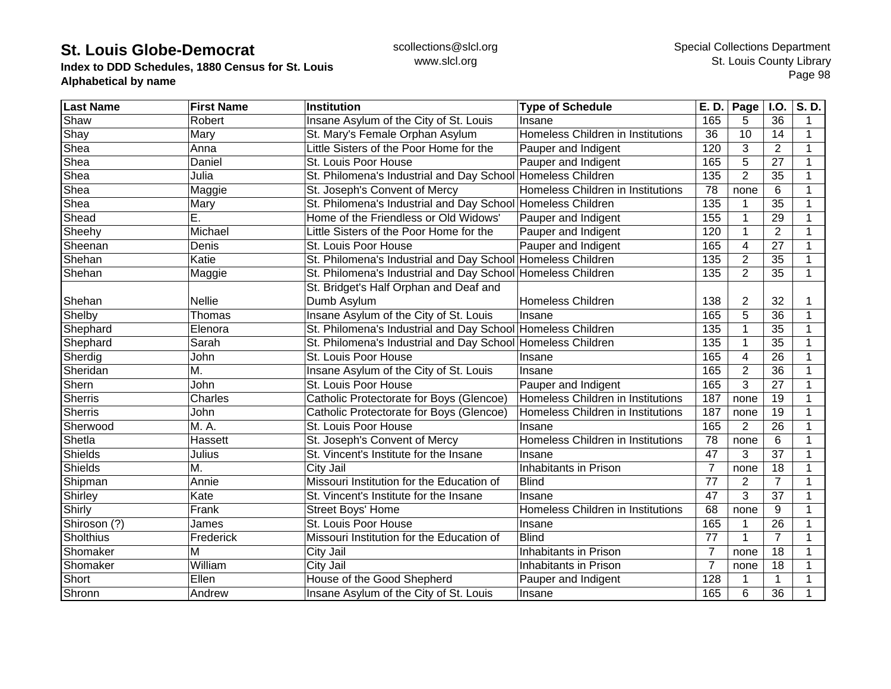# St. Louis Globe-Democrat

**Index to DDD Schedules, 1880 Census for St. Louis**
**Alphabetical by name**

scollections@slcl.org
www.slcl.org

Special Collections Department
St. Louis County Library

| Last Name | First Name | Institution | Type of Schedule | E. D. | Page | I.O. | S. D. |
|---|---|---|---|---|---|---|---|
| Shaw | Robert | Insane Asylum of the City of St. Louis | Insane | 165 | 5 | 36 | 1 |
| Shay | Mary | St. Mary's Female Orphan Asylum | Homeless Children in Institutions | 36 | 10 | 14 | 1 |
| Shea | Anna | Little Sisters of the Poor Home for the | Pauper and Indigent | 120 | 3 | 2 | 1 |
| Shea | Daniel | St. Louis Poor House | Pauper and Indigent | 165 | 5 | 27 | 1 |
| Shea | Julia | St. Philomena's Industrial and Day School | Homeless Children | 135 | 2 | 35 | 1 |
| Shea | Maggie | St. Joseph's Convent of Mercy | Homeless Children in Institutions | 78 | none | 6 | 1 |
| Shea | Mary | St. Philomena's Industrial and Day School | Homeless Children | 135 | 1 | 35 | 1 |
| Shead | E. | Home of the Friendless or Old Widows' | Pauper and Indigent | 155 | 1 | 29 | 1 |
| Sheehy | Michael | Little Sisters of the Poor Home for the | Pauper and Indigent | 120 | 1 | 2 | 1 |
| Sheenan | Denis | St. Louis Poor House | Pauper and Indigent | 165 | 4 | 27 | 1 |
| Shehan | Katie | St. Philomena's Industrial and Day School | Homeless Children | 135 | 2 | 35 | 1 |
| Shehan | Maggie | St. Philomena's Industrial and Day School | Homeless Children | 135 | 2 | 35 | 1 |
| Shehan | Nellie | St. Bridget's Half Orphan and Deaf and Dumb Asylum | Homeless Children | 138 | 2 | 32 | 1 |
| Shelby | Thomas | Insane Asylum of the City of St. Louis | Insane | 165 | 5 | 36 | 1 |
| Shephard | Elenora | St. Philomena's Industrial and Day School | Homeless Children | 135 | 1 | 35 | 1 |
| Shephard | Sarah | St. Philomena's Industrial and Day School | Homeless Children | 135 | 1 | 35 | 1 |
| Sherdig | John | St. Louis Poor House | Insane | 165 | 4 | 26 | 1 |
| Sheridan | M. | Insane Asylum of the City of St. Louis | Insane | 165 | 2 | 36 | 1 |
| Shern | John | St. Louis Poor House | Pauper and Indigent | 165 | 3 | 27 | 1 |
| Sherris | Charles | Catholic Protectorate for Boys (Glencoe) | Homeless Children in Institutions | 187 | none | 19 | 1 |
| Sherris | John | Catholic Protectorate for Boys (Glencoe) | Homeless Children in Institutions | 187 | none | 19 | 1 |
| Sherwood | M. A. | St. Louis Poor House | Insane | 165 | 2 | 26 | 1 |
| Shetla | Hassett | St. Joseph's Convent of Mercy | Homeless Children in Institutions | 78 | none | 6 | 1 |
| Shields | Julius | St. Vincent's Institute for the Insane | Insane | 47 | 3 | 37 | 1 |
| Shields | M. | City Jail | Inhabitants in Prison | 7 | none | 18 | 1 |
| Shipman | Annie | Missouri Institution for the Education of | Blind | 77 | 2 | 7 | 1 |
| Shirley | Kate | St. Vincent's Institute for the Insane | Insane | 47 | 3 | 37 | 1 |
| Shirly | Frank | Street Boys' Home | Homeless Children in Institutions | 68 | none | 9 | 1 |
| Shiroson (?) | James | St. Louis Poor House | Insane | 165 | 1 | 26 | 1 |
| Sholthius | Frederick | Missouri Institution for the Education of | Blind | 77 | 1 | 7 | 1 |
| Shomaker | M | City Jail | Inhabitants in Prison | 7 | none | 18 | 1 |
| Shomaker | William | City Jail | Inhabitants in Prison | 7 | none | 18 | 1 |
| Short | Ellen | House of the Good Shepherd | Pauper and Indigent | 128 | 1 | 1 | 1 |
| Shronn | Andrew | Insane Asylum of the City of St. Louis | Insane | 165 | 6 | 36 | 1 |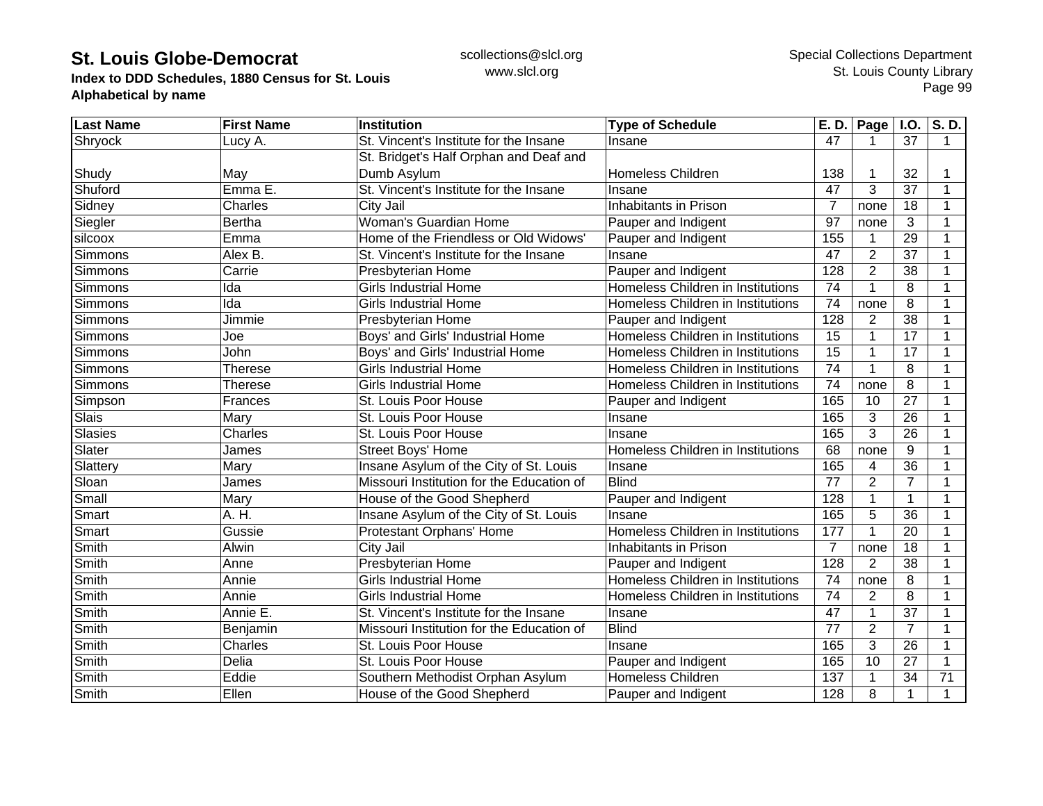| Last Name | First Name | Institution | Type of Schedule | E. D. | Page | I.O. | S. D. |
|---|---|---|---|---|---|---|---|
| Shryock | Lucy A. | St. Vincent's Institute for the Insane | Insane | 47 | 1 | 37 | 1 |
| Shudy | May | St. Bridget's Half Orphan and Deaf and Dumb Asylum | Homeless Children | 138 | 1 | 32 | 1 |
| Shuford | Emma E. | St. Vincent's Institute for the Insane | Insane | 47 | 3 | 37 | 1 |
| Sidney | Charles | City Jail | Inhabitants in Prison | 7 | none | 18 | 1 |
| Siegler | Bertha | Woman's Guardian Home | Pauper and Indigent | 97 | none | 3 | 1 |
| silcoox | Emma | Home of the Friendless or Old Widows' | Pauper and Indigent | 155 | 1 | 29 | 1 |
| Simmons | Alex B. | St. Vincent's Institute for the Insane | Insane | 47 | 2 | 37 | 1 |
| Simmons | Carrie | Presbyterian Home | Pauper and Indigent | 128 | 2 | 38 | 1 |
| Simmons | Ida | Girls Industrial Home | Homeless Children in Institutions | 74 | 1 | 8 | 1 |
| Simmons | Ida | Girls Industrial Home | Homeless Children in Institutions | 74 | none | 8 | 1 |
| Simmons | Jimmie | Presbyterian Home | Pauper and Indigent | 128 | 2 | 38 | 1 |
| Simmons | Joe | Boys' and Girls' Industrial Home | Homeless Children in Institutions | 15 | 1 | 17 | 1 |
| Simmons | John | Boys' and Girls' Industrial Home | Homeless Children in Institutions | 15 | 1 | 17 | 1 |
| Simmons | Therese | Girls Industrial Home | Homeless Children in Institutions | 74 | 1 | 8 | 1 |
| Simmons | Therese | Girls Industrial Home | Homeless Children in Institutions | 74 | none | 8 | 1 |
| Simpson | Frances | St. Louis Poor House | Pauper and Indigent | 165 | 10 | 27 | 1 |
| Slais | Mary | St. Louis Poor House | Insane | 165 | 3 | 26 | 1 |
| Slasies | Charles | St. Louis Poor House | Insane | 165 | 3 | 26 | 1 |
| Slater | James | Street Boys' Home | Homeless Children in Institutions | 68 | none | 9 | 1 |
| Slattery | Mary | Insane Asylum of the City of St. Louis | Insane | 165 | 4 | 36 | 1 |
| Sloan | James | Missouri Institution for the Education of | Blind | 77 | 2 | 7 | 1 |
| Small | Mary | House of the Good Shepherd | Pauper and Indigent | 128 | 1 | 1 | 1 |
| Smart | A. H. | Insane Asylum of the City of St. Louis | Insane | 165 | 5 | 36 | 1 |
| Smart | Gussie | Protestant Orphans' Home | Homeless Children in Institutions | 177 | 1 | 20 | 1 |
| Smith | Alwin | City Jail | Inhabitants in Prison | 7 | none | 18 | 1 |
| Smith | Anne | Presbyterian Home | Pauper and Indigent | 128 | 2 | 38 | 1 |
| Smith | Annie | Girls Industrial Home | Homeless Children in Institutions | 74 | none | 8 | 1 |
| Smith | Annie | Girls Industrial Home | Homeless Children in Institutions | 74 | 2 | 8 | 1 |
| Smith | Annie E. | St. Vincent's Institute for the Insane | Insane | 47 | 1 | 37 | 1 |
| Smith | Benjamin | Missouri Institution for the Education of | Blind | 77 | 2 | 7 | 1 |
| Smith | Charles | St. Louis Poor House | Insane | 165 | 3 | 26 | 1 |
| Smith | Delia | St. Louis Poor House | Pauper and Indigent | 165 | 10 | 27 | 1 |
| Smith | Eddie | Southern Methodist Orphan Asylum | Homeless Children | 137 | 1 | 34 | 71 |
| Smith | Ellen | House of the Good Shepherd | Pauper and Indigent | 128 | 8 | 1 | 1 |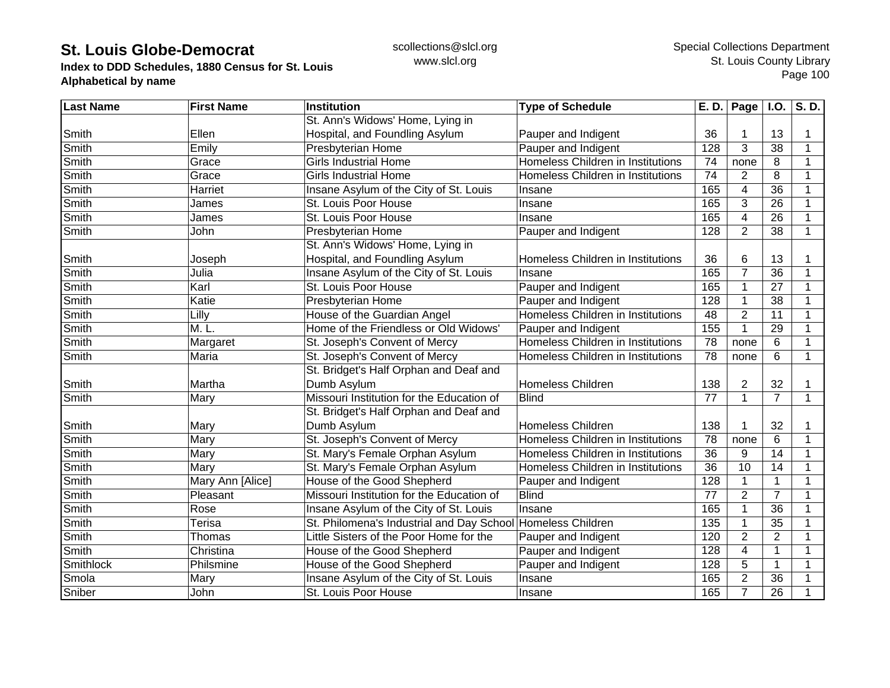# St. Louis Globe-Democrat

**Index to DDD Schedules, 1880 Census for St. Louis**
**Alphabetical by name**

scollections@slcl.org
www.slcl.org

Special Collections Department
St. Louis County Library

| Last Name | First Name | Institution | Type of Schedule | E. D. | Page | I.O. | S. D. |
|---|---|---|---|---|---|---|---|
| Smith | Ellen | St. Ann's Widows' Home, Lying in Hospital, and Foundling Asylum | Pauper and Indigent | 36 | 1 | 13 | 1 |
| Smith | Emily | Presbyterian Home | Pauper and Indigent | 128 | 3 | 38 | 1 |
| Smith | Grace | Girls Industrial Home | Homeless Children in Institutions | 74 | none | 8 | 1 |
| Smith | Grace | Girls Industrial Home | Homeless Children in Institutions | 74 | 2 | 8 | 1 |
| Smith | Harriet | Insane Asylum of the City of St. Louis | Insane | 165 | 4 | 36 | 1 |
| Smith | James | St. Louis Poor House | Insane | 165 | 3 | 26 | 1 |
| Smith | James | St. Louis Poor House | Insane | 165 | 4 | 26 | 1 |
| Smith | John | Presbyterian Home | Pauper and Indigent | 128 | 2 | 38 | 1 |
| Smith | Joseph | St. Ann's Widows' Home, Lying in Hospital, and Foundling Asylum | Homeless Children in Institutions | 36 | 6 | 13 | 1 |
| Smith | Julia | Insane Asylum of the City of St. Louis | Insane | 165 | 7 | 36 | 1 |
| Smith | Karl | St. Louis Poor House | Pauper and Indigent | 165 | 1 | 27 | 1 |
| Smith | Katie | Presbyterian Home | Pauper and Indigent | 128 | 1 | 38 | 1 |
| Smith | Lilly | House of the Guardian Angel | Homeless Children in Institutions | 48 | 2 | 11 | 1 |
| Smith | M. L. | Home of the Friendless or Old Widows' | Pauper and Indigent | 155 | 1 | 29 | 1 |
| Smith | Margaret | St. Joseph's Convent of Mercy | Homeless Children in Institutions | 78 | none | 6 | 1 |
| Smith | Maria | St. Joseph's Convent of Mercy | Homeless Children in Institutions | 78 | none | 6 | 1 |
| Smith | Martha | St. Bridget's Half Orphan and Deaf and Dumb Asylum | Homeless Children | 138 | 2 | 32 | 1 |
| Smith | Mary | Missouri Institution for the Education of | Blind | 77 | 1 | 7 | 1 |
| Smith | Mary | St. Bridget's Half Orphan and Deaf and Dumb Asylum | Homeless Children | 138 | 1 | 32 | 1 |
| Smith | Mary | St. Joseph's Convent of Mercy | Homeless Children in Institutions | 78 | none | 6 | 1 |
| Smith | Mary | St. Mary's Female Orphan Asylum | Homeless Children in Institutions | 36 | 9 | 14 | 1 |
| Smith | Mary | St. Mary's Female Orphan Asylum | Homeless Children in Institutions | 36 | 10 | 14 | 1 |
| Smith | Mary Ann [Alice] | House of the Good Shepherd | Pauper and Indigent | 128 | 1 | 1 | 1 |
| Smith | Pleasant | Missouri Institution for the Education of | Blind | 77 | 2 | 7 | 1 |
| Smith | Rose | Insane Asylum of the City of St. Louis | Insane | 165 | 1 | 36 | 1 |
| Smith | Terisa | St. Philomena's Industrial and Day School | Homeless Children | 135 | 1 | 35 | 1 |
| Smith | Thomas | Little Sisters of the Poor Home for the | Pauper and Indigent | 120 | 2 | 2 | 1 |
| Smith | Christina | House of the Good Shepherd | Pauper and Indigent | 128 | 4 | 1 | 1 |
| Smithlock | Philsmine | House of the Good Shepherd | Pauper and Indigent | 128 | 5 | 1 | 1 |
| Smola | Mary | Insane Asylum of the City of St. Louis | Insane | 165 | 2 | 36 | 1 |
| Sniber | John | St. Louis Poor House | Insane | 165 | 7 | 26 | 1 |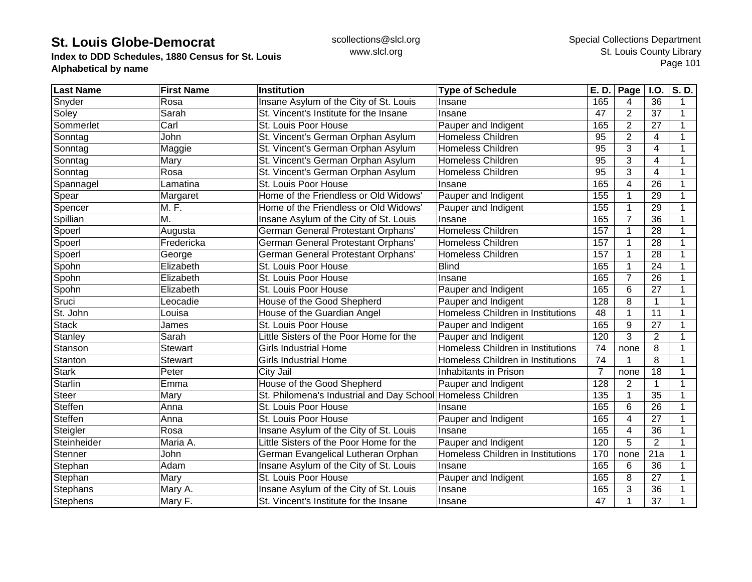| Last Name | First Name | Institution | Type of Schedule | E. D. | Page | I.O. | S. D. |
|---|---|---|---|---|---|---|---|
| Snyder | Rosa | Insane Asylum of the City of St. Louis | Insane | 165 | 4 | 36 | 1 |
| Soley | Sarah | St. Vincent's Institute for the Insane | Insane | 47 | 2 | 37 | 1 |
| Sommerlet | Carl | St. Louis Poor House | Pauper and Indigent | 165 | 2 | 27 | 1 |
| Sonntag | John | St. Vincent's German Orphan Asylum | Homeless Children | 95 | 2 | 4 | 1 |
| Sonntag | Maggie | St. Vincent's German Orphan Asylum | Homeless Children | 95 | 3 | 4 | 1 |
| Sonntag | Mary | St. Vincent's German Orphan Asylum | Homeless Children | 95 | 3 | 4 | 1 |
| Sonntag | Rosa | St. Vincent's German Orphan Asylum | Homeless Children | 95 | 3 | 4 | 1 |
| Spannagel | Lamatina | St. Louis Poor House | Insane | 165 | 4 | 26 | 1 |
| Spear | Margaret | Home of the Friendless or Old Widows' | Pauper and Indigent | 155 | 1 | 29 | 1 |
| Spencer | M. F. | Home of the Friendless or Old Widows' | Pauper and Indigent | 155 | 1 | 29 | 1 |
| Spillian | M. | Insane Asylum of the City of St. Louis | Insane | 165 | 7 | 36 | 1 |
| Spoerl | Augusta | German General Protestant Orphans' | Homeless Children | 157 | 1 | 28 | 1 |
| Spoerl | Fredericka | German General Protestant Orphans' | Homeless Children | 157 | 1 | 28 | 1 |
| Spoerl | George | German General Protestant Orphans' | Homeless Children | 157 | 1 | 28 | 1 |
| Spohn | Elizabeth | St. Louis Poor House | Blind | 165 | 1 | 24 | 1 |
| Spohn | Elizabeth | St. Louis Poor House | Insane | 165 | 7 | 26 | 1 |
| Spohn | Elizabeth | St. Louis Poor House | Pauper and Indigent | 165 | 6 | 27 | 1 |
| Sruci | Leocadie | House of the Good Shepherd | Pauper and Indigent | 128 | 8 | 1 | 1 |
| St. John | Louisa | House of the Guardian Angel | Homeless Children in Institutions | 48 | 1 | 11 | 1 |
| Stack | James | St. Louis Poor House | Pauper and Indigent | 165 | 9 | 27 | 1 |
| Stanley | Sarah | Little Sisters of the Poor Home for the | Pauper and Indigent | 120 | 3 | 2 | 1 |
| Stanson | Stewart | Girls Industrial Home | Homeless Children in Institutions | 74 | none | 8 | 1 |
| Stanton | Stewart | Girls Industrial Home | Homeless Children in Institutions | 74 | 1 | 8 | 1 |
| Stark | Peter | City Jail | Inhabitants in Prison | 7 | none | 18 | 1 |
| Starlin | Emma | House of the Good Shepherd | Pauper and Indigent | 128 | 2 | 1 | 1 |
| Steer | Mary | St. Philomena's Industrial and Day School | Homeless Children | 135 | 1 | 35 | 1 |
| Steffen | Anna | St. Louis Poor House | Insane | 165 | 6 | 26 | 1 |
| Steffen | Anna | St. Louis Poor House | Pauper and Indigent | 165 | 4 | 27 | 1 |
| Steigler | Rosa | Insane Asylum of the City of St. Louis | Insane | 165 | 4 | 36 | 1 |
| Steinheider | Maria A. | Little Sisters of the Poor Home for the | Pauper and Indigent | 120 | 5 | 2 | 1 |
| Stenner | John | German Evangelical Lutheran Orphan | Homeless Children in Institutions | 170 | none | 21a | 1 |
| Stephan | Adam | Insane Asylum of the City of St. Louis | Insane | 165 | 6 | 36 | 1 |
| Stephan | Mary | St. Louis Poor House | Pauper and Indigent | 165 | 8 | 27 | 1 |
| Stephans | Mary A. | Insane Asylum of the City of St. Louis | Insane | 165 | 3 | 36 | 1 |
| Stephens | Mary F. | St. Vincent's Institute for the Insane | Insane | 47 | 1 | 37 | 1 |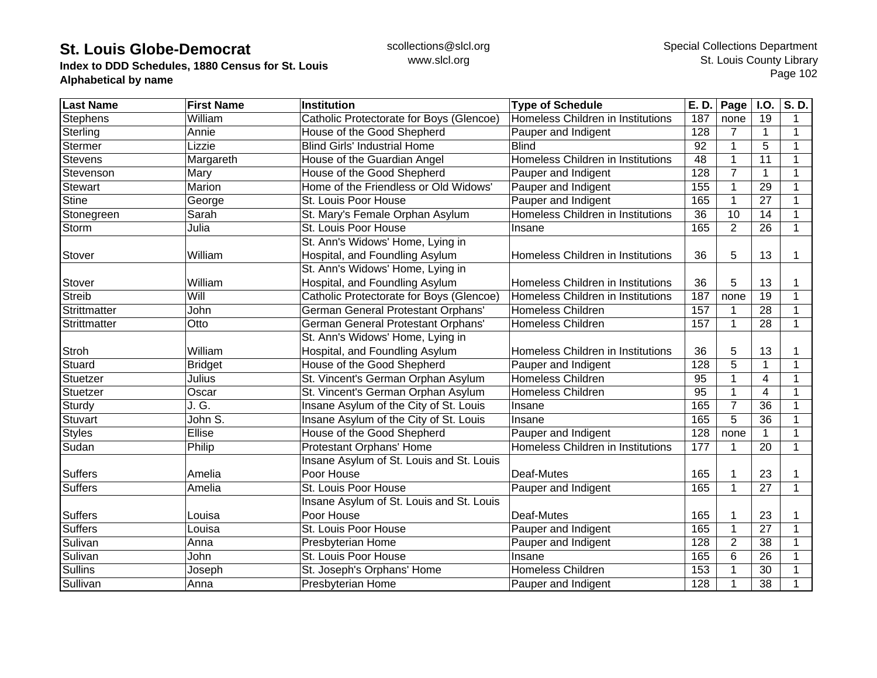| Last Name | First Name | Institution | Type of Schedule | E. D. | Page | I.O. | S. D. |
|---|---|---|---|---|---|---|---|
| Stephens | William | Catholic Protectorate for Boys (Glencoe) | Homeless Children in Institutions | 187 | none | 19 | 1 |
| Sterling | Annie | House of the Good Shepherd | Pauper and Indigent | 128 | 7 | 1 | 1 |
| Stermer | Lizzie | Blind Girls' Industrial Home | Blind | 92 | 1 | 5 | 1 |
| Stevens | Margareth | House of the Guardian Angel | Homeless Children in Institutions | 48 | 1 | 11 | 1 |
| Stevenson | Mary | House of the Good Shepherd | Pauper and Indigent | 128 | 7 | 1 | 1 |
| Stewart | Marion | Home of the Friendless or Old Widows' | Pauper and Indigent | 155 | 1 | 29 | 1 |
| Stine | George | St. Louis Poor House | Pauper and Indigent | 165 | 1 | 27 | 1 |
| Stonegreen | Sarah | St. Mary's Female Orphan Asylum | Homeless Children in Institutions | 36 | 10 | 14 | 1 |
| Storm | Julia | St. Louis Poor House | Insane | 165 | 2 | 26 | 1 |
| Stover | William | St. Ann's Widows' Home, Lying in Hospital, and Foundling Asylum | Homeless Children in Institutions | 36 | 5 | 13 | 1 |
| Stover | William | St. Ann's Widows' Home, Lying in Hospital, and Foundling Asylum | Homeless Children in Institutions | 36 | 5 | 13 | 1 |
| Streib | Will | Catholic Protectorate for Boys (Glencoe) | Homeless Children in Institutions | 187 | none | 19 | 1 |
| Strittmatter | John | German General Protestant Orphans' | Homeless Children | 157 | 1 | 28 | 1 |
| Strittmatter | Otto | German General Protestant Orphans' | Homeless Children | 157 | 1 | 28 | 1 |
| Stroh | William | St. Ann's Widows' Home, Lying in Hospital, and Foundling Asylum | Homeless Children in Institutions | 36 | 5 | 13 | 1 |
| Stuard | Bridget | House of the Good Shepherd | Pauper and Indigent | 128 | 5 | 1 | 1 |
| Stuetzer | Julius | St. Vincent's German Orphan Asylum | Homeless Children | 95 | 1 | 4 | 1 |
| Stuetzer | Oscar | St. Vincent's German Orphan Asylum | Homeless Children | 95 | 1 | 4 | 1 |
| Sturdy | J. G. | Insane Asylum of the City of St. Louis | Insane | 165 | 7 | 36 | 1 |
| Stuvart | John S. | Insane Asylum of the City of St. Louis | Insane | 165 | 5 | 36 | 1 |
| Styles | Ellise | House of the Good Shepherd | Pauper and Indigent | 128 | none | 1 | 1 |
| Sudan | Philip | Protestant Orphans' Home | Homeless Children in Institutions | 177 | 1 | 20 | 1 |
| Suffers | Amelia | Insane Asylum of St. Louis and St. Louis Poor House | Deaf-Mutes | 165 | 1 | 23 | 1 |
| Suffers | Amelia | St. Louis Poor House | Pauper and Indigent | 165 | 1 | 27 | 1 |
| Suffers | Louisa | Insane Asylum of St. Louis and St. Louis Poor House | Deaf-Mutes | 165 | 1 | 23 | 1 |
| Suffers | Louisa | St. Louis Poor House | Pauper and Indigent | 165 | 1 | 27 | 1 |
| Sulivan | Anna | Presbyterian Home | Pauper and Indigent | 128 | 2 | 38 | 1 |
| Sulivan | John | St. Louis Poor House | Insane | 165 | 6 | 26 | 1 |
| Sullins | Joseph | St. Joseph's Orphans' Home | Homeless Children | 153 | 1 | 30 | 1 |
| Sullivan | Anna | Presbyterian Home | Pauper and Indigent | 128 | 1 | 38 | 1 |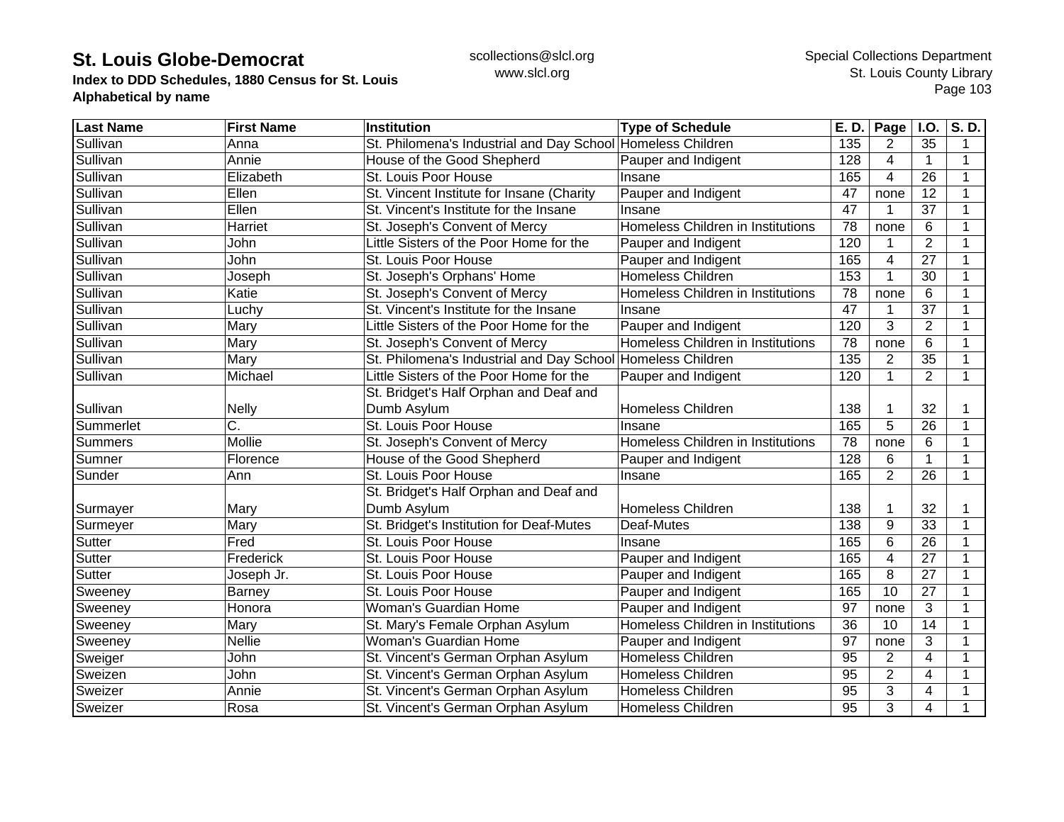# St. Louis Globe-Democrat

**Index to DDD Schedules, 1880 Census for St. Louis**
**Alphabetical by name**

scollections@slcl.org
www.slcl.org

Special Collections Department
St. Louis County Library

| Last Name | First Name | Institution | Type of Schedule | E. D. | Page | I.O. | S. D. |
|---|---|---|---|---|---|---|---|
| Sullivan | Anna | St. Philomena's Industrial and Day School | Homeless Children | 135 | 2 | 35 | 1 |
| Sullivan | Annie | House of the Good Shepherd | Pauper and Indigent | 128 | 4 | 1 | 1 |
| Sullivan | Elizabeth | St. Louis Poor House | Insane | 165 | 4 | 26 | 1 |
| Sullivan | Ellen | St. Vincent Institute for Insane (Charity | Pauper and Indigent | 47 | none | 12 | 1 |
| Sullivan | Ellen | St. Vincent's Institute for the Insane | Insane | 47 | 1 | 37 | 1 |
| Sullivan | Harriet | St. Joseph's Convent of Mercy | Homeless Children in Institutions | 78 | none | 6 | 1 |
| Sullivan | John | Little Sisters of the Poor Home for the | Pauper and Indigent | 120 | 1 | 2 | 1 |
| Sullivan | John | St. Louis Poor House | Pauper and Indigent | 165 | 4 | 27 | 1 |
| Sullivan | Joseph | St. Joseph's Orphans' Home | Homeless Children | 153 | 1 | 30 | 1 |
| Sullivan | Katie | St. Joseph's Convent of Mercy | Homeless Children in Institutions | 78 | none | 6 | 1 |
| Sullivan | Luchy | St. Vincent's Institute for the Insane | Insane | 47 | 1 | 37 | 1 |
| Sullivan | Mary | Little Sisters of the Poor Home for the | Pauper and Indigent | 120 | 3 | 2 | 1 |
| Sullivan | Mary | St. Joseph's Convent of Mercy | Homeless Children in Institutions | 78 | none | 6 | 1 |
| Sullivan | Mary | St. Philomena's Industrial and Day School | Homeless Children | 135 | 2 | 35 | 1 |
| Sullivan | Michael | Little Sisters of the Poor Home for the | Pauper and Indigent | 120 | 1 | 2 | 1 |
| Sullivan | Nelly | St. Bridget's Half Orphan and Deaf and Dumb Asylum | Homeless Children | 138 | 1 | 32 | 1 |
| Summerlet | C. | St. Louis Poor House | Insane | 165 | 5 | 26 | 1 |
| Summers | Mollie | St. Joseph's Convent of Mercy | Homeless Children in Institutions | 78 | none | 6 | 1 |
| Sumner | Florence | House of the Good Shepherd | Pauper and Indigent | 128 | 6 | 1 | 1 |
| Sunder | Ann | St. Louis Poor House | Insane | 165 | 2 | 26 | 1 |
| Surmayer | Mary | St. Bridget's Half Orphan and Deaf and Dumb Asylum | Homeless Children | 138 | 1 | 32 | 1 |
| Surmeyer | Mary | St. Bridget's Institution for Deaf-Mutes | Deaf-Mutes | 138 | 9 | 33 | 1 |
| Sutter | Fred | St. Louis Poor House | Insane | 165 | 6 | 26 | 1 |
| Sutter | Frederick | St. Louis Poor House | Pauper and Indigent | 165 | 4 | 27 | 1 |
| Sutter | Joseph Jr. | St. Louis Poor House | Pauper and Indigent | 165 | 8 | 27 | 1 |
| Sweeney | Barney | St. Louis Poor House | Pauper and Indigent | 165 | 10 | 27 | 1 |
| Sweeney | Honora | Woman's Guardian Home | Pauper and Indigent | 97 | none | 3 | 1 |
| Sweeney | Mary | St. Mary's Female Orphan Asylum | Homeless Children in Institutions | 36 | 10 | 14 | 1 |
| Sweeney | Nellie | Woman's Guardian Home | Pauper and Indigent | 97 | none | 3 | 1 |
| Sweiger | John | St. Vincent's German Orphan Asylum | Homeless Children | 95 | 2 | 4 | 1 |
| Sweizen | John | St. Vincent's German Orphan Asylum | Homeless Children | 95 | 2 | 4 | 1 |
| Sweizer | Annie | St. Vincent's German Orphan Asylum | Homeless Children | 95 | 3 | 4 | 1 |
| Sweizer | Rosa | St. Vincent's German Orphan Asylum | Homeless Children | 95 | 3 | 4 | 1 |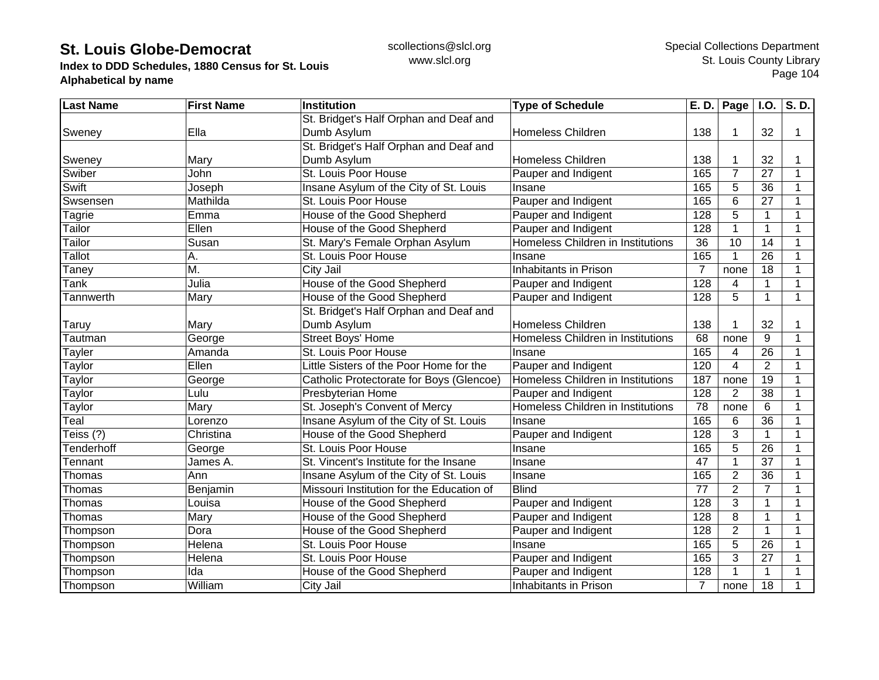# St. Louis Globe-Democrat

**Index to DDD Schedules, 1880 Census for St. Louis**
**Alphabetical by name**

scollections@slcl.org
www.slcl.org

Special Collections Department
St. Louis County Library

| Last Name | First Name | Institution | Type of Schedule | E. D. | Page | I.O. | S. D. |
|---|---|---|---|---|---|---|---|
| Sweney | Ella | St. Bridget's Half Orphan and Deaf and Dumb Asylum | Homeless Children | 138 | 1 | 32 | 1 |
| Sweney | Mary | St. Bridget's Half Orphan and Deaf and Dumb Asylum | Homeless Children | 138 | 1 | 32 | 1 |
| Swiber | John | St. Louis Poor House | Pauper and Indigent | 165 | 7 | 27 | 1 |
| Swift | Joseph | Insane Asylum of the City of St. Louis | Insane | 165 | 5 | 36 | 1 |
| Swsensen | Mathilda | St. Louis Poor House | Pauper and Indigent | 165 | 6 | 27 | 1 |
| Tagrie | Emma | House of the Good Shepherd | Pauper and Indigent | 128 | 5 | 1 | 1 |
| Tailor | Ellen | House of the Good Shepherd | Pauper and Indigent | 128 | 1 | 1 | 1 |
| Tailor | Susan | St. Mary's Female Orphan Asylum | Homeless Children in Institutions | 36 | 10 | 14 | 1 |
| Tallot | A. | St. Louis Poor House | Insane | 165 | 1 | 26 | 1 |
| Taney | M. | City Jail | Inhabitants in Prison | 7 | none | 18 | 1 |
| Tank | Julia | House of the Good Shepherd | Pauper and Indigent | 128 | 4 | 1 | 1 |
| Tannwerth | Mary | House of the Good Shepherd | Pauper and Indigent | 128 | 5 | 1 | 1 |
| Taruy | Mary | St. Bridget's Half Orphan and Deaf and Dumb Asylum | Homeless Children | 138 | 1 | 32 | 1 |
| Tautman | George | Street Boys' Home | Homeless Children in Institutions | 68 | none | 9 | 1 |
| Tayler | Amanda | St. Louis Poor House | Insane | 165 | 4 | 26 | 1 |
| Taylor | Ellen | Little Sisters of the Poor Home for the | Pauper and Indigent | 120 | 4 | 2 | 1 |
| Taylor | George | Catholic Protectorate for Boys (Glencoe) | Homeless Children in Institutions | 187 | none | 19 | 1 |
| Taylor | Lulu | Presbyterian Home | Pauper and Indigent | 128 | 2 | 38 | 1 |
| Taylor | Mary | St. Joseph's Convent of Mercy | Homeless Children in Institutions | 78 | none | 6 | 1 |
| Teal | Lorenzo | Insane Asylum of the City of St. Louis | Insane | 165 | 6 | 36 | 1 |
| Teiss (?) | Christina | House of the Good Shepherd | Pauper and Indigent | 128 | 3 | 1 | 1 |
| Tenderhoff | George | St. Louis Poor House | Insane | 165 | 5 | 26 | 1 |
| Tennant | James A. | St. Vincent's Institute for the Insane | Insane | 47 | 1 | 37 | 1 |
| Thomas | Ann | Insane Asylum of the City of St. Louis | Insane | 165 | 2 | 36 | 1 |
| Thomas | Benjamin | Missouri Institution for the Education of | Blind | 77 | 2 | 7 | 1 |
| Thomas | Louisa | House of the Good Shepherd | Pauper and Indigent | 128 | 3 | 1 | 1 |
| Thomas | Mary | House of the Good Shepherd | Pauper and Indigent | 128 | 8 | 1 | 1 |
| Thompson | Dora | House of the Good Shepherd | Pauper and Indigent | 128 | 2 | 1 | 1 |
| Thompson | Helena | St. Louis Poor House | Insane | 165 | 5 | 26 | 1 |
| Thompson | Helena | St. Louis Poor House | Pauper and Indigent | 165 | 3 | 27 | 1 |
| Thompson | Ida | House of the Good Shepherd | Pauper and Indigent | 128 | 1 | 1 | 1 |
| Thompson | William | City Jail | Inhabitants in Prison | 7 | none | 18 | 1 |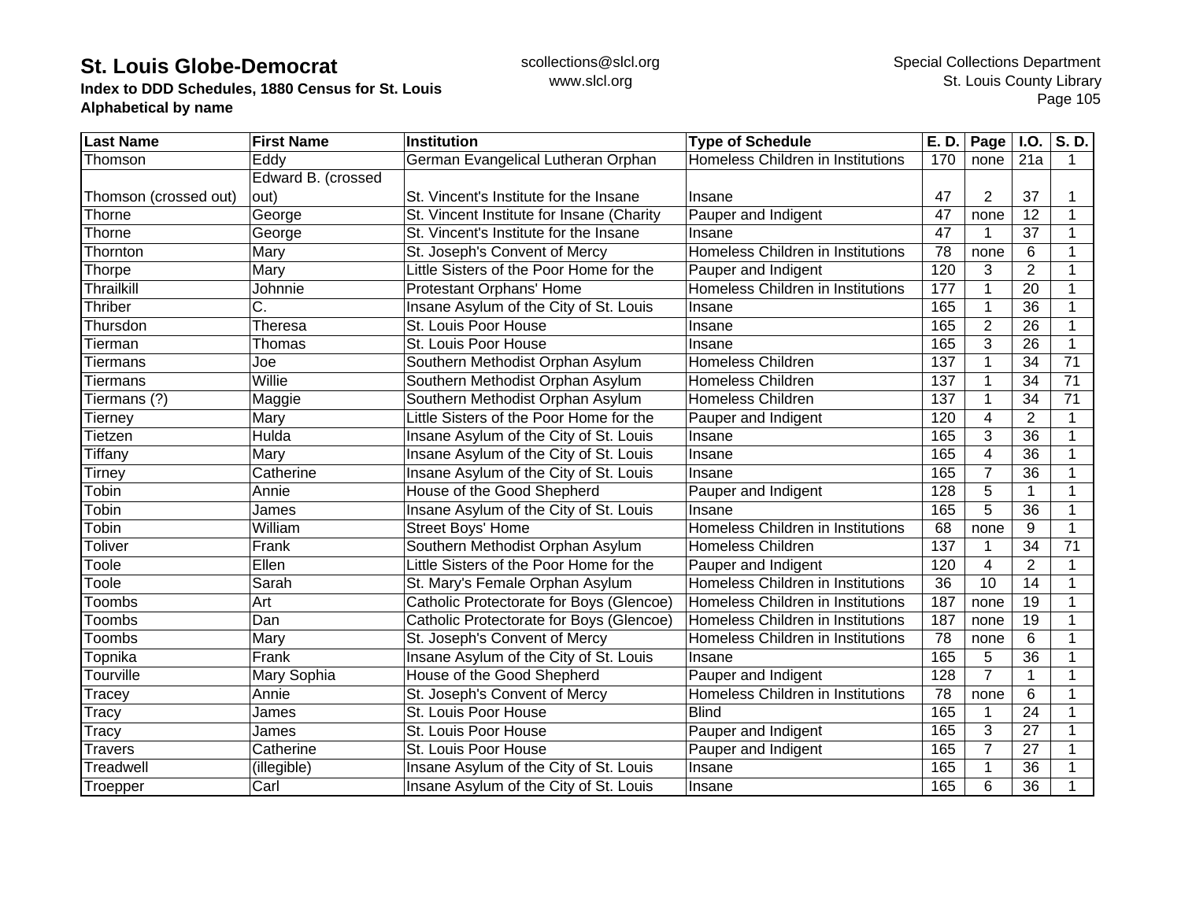**St. Louis Globe-Democrat**
**Index to DDD Schedules, 1880 Census for St. Louis**
**Alphabetical by name**

scollections@slcl.org
www.slcl.org

Special Collections Department
St. Louis County Library

| Last Name | First Name | Institution | Type of Schedule | E. D. | Page | I.O. | S. D. |
|---|---|---|---|---|---|---|---|
| Thomson | Eddy | German Evangelical Lutheran Orphan | Homeless Children in Institutions | 170 | none | 21a | 1 |
| Thomson (crossed out) | Edward B. (crossed out) | St. Vincent's Institute for the Insane | Insane | 47 | 2 | 37 | 1 |
| Thorne | George | St. Vincent Institute for Insane (Charity | Pauper and Indigent | 47 | none | 12 | 1 |
| Thorne | George | St. Vincent's Institute for the Insane | Insane | 47 | 1 | 37 | 1 |
| Thornton | Mary | St. Joseph's Convent of Mercy | Homeless Children in Institutions | 78 | none | 6 | 1 |
| Thorpe | Mary | Little Sisters of the Poor Home for the | Pauper and Indigent | 120 | 3 | 2 | 1 |
| Thrailkill | Johnnie | Protestant Orphans' Home | Homeless Children in Institutions | 177 | 1 | 20 | 1 |
| Thriber | C. | Insane Asylum of the City of St. Louis | Insane | 165 | 1 | 36 | 1 |
| Thursdon | Theresa | St. Louis Poor House | Insane | 165 | 2 | 26 | 1 |
| Tierman | Thomas | St. Louis Poor House | Insane | 165 | 3 | 26 | 1 |
| Tiermans | Joe | Southern Methodist Orphan Asylum | Homeless Children | 137 | 1 | 34 | 71 |
| Tiermans | Willie | Southern Methodist Orphan Asylum | Homeless Children | 137 | 1 | 34 | 71 |
| Tiermans (?) | Maggie | Southern Methodist Orphan Asylum | Homeless Children | 137 | 1 | 34 | 71 |
| Tierney | Mary | Little Sisters of the Poor Home for the | Pauper and Indigent | 120 | 4 | 2 | 1 |
| Tietzen | Hulda | Insane Asylum of the City of St. Louis | Insane | 165 | 3 | 36 | 1 |
| Tiffany | Mary | Insane Asylum of the City of St. Louis | Insane | 165 | 4 | 36 | 1 |
| Tirney | Catherine | Insane Asylum of the City of St. Louis | Insane | 165 | 7 | 36 | 1 |
| Tobin | Annie | House of the Good Shepherd | Pauper and Indigent | 128 | 5 | 1 | 1 |
| Tobin | James | Insane Asylum of the City of St. Louis | Insane | 165 | 5 | 36 | 1 |
| Tobin | William | Street Boys' Home | Homeless Children in Institutions | 68 | none | 9 | 1 |
| Toliver | Frank | Southern Methodist Orphan Asylum | Homeless Children | 137 | 1 | 34 | 71 |
| Toole | Ellen | Little Sisters of the Poor Home for the | Pauper and Indigent | 120 | 4 | 2 | 1 |
| Toole | Sarah | St. Mary's Female Orphan Asylum | Homeless Children in Institutions | 36 | 10 | 14 | 1 |
| Toombs | Art | Catholic Protectorate for Boys (Glencoe) | Homeless Children in Institutions | 187 | none | 19 | 1 |
| Toombs | Dan | Catholic Protectorate for Boys (Glencoe) | Homeless Children in Institutions | 187 | none | 19 | 1 |
| Toombs | Mary | St. Joseph's Convent of Mercy | Homeless Children in Institutions | 78 | none | 6 | 1 |
| Topnika | Frank | Insane Asylum of the City of St. Louis | Insane | 165 | 5 | 36 | 1 |
| Tourville | Mary Sophia | House of the Good Shepherd | Pauper and Indigent | 128 | 7 | 1 | 1 |
| Tracey | Annie | St. Joseph's Convent of Mercy | Homeless Children in Institutions | 78 | none | 6 | 1 |
| Tracy | James | St. Louis Poor House | Blind | 165 | 1 | 24 | 1 |
| Tracy | James | St. Louis Poor House | Pauper and Indigent | 165 | 3 | 27 | 1 |
| Travers | Catherine | St. Louis Poor House | Pauper and Indigent | 165 | 7 | 27 | 1 |
| Treadwell | (illegible) | Insane Asylum of the City of St. Louis | Insane | 165 | 1 | 36 | 1 |
| Troepper | Carl | Insane Asylum of the City of St. Louis | Insane | 165 | 6 | 36 | 1 |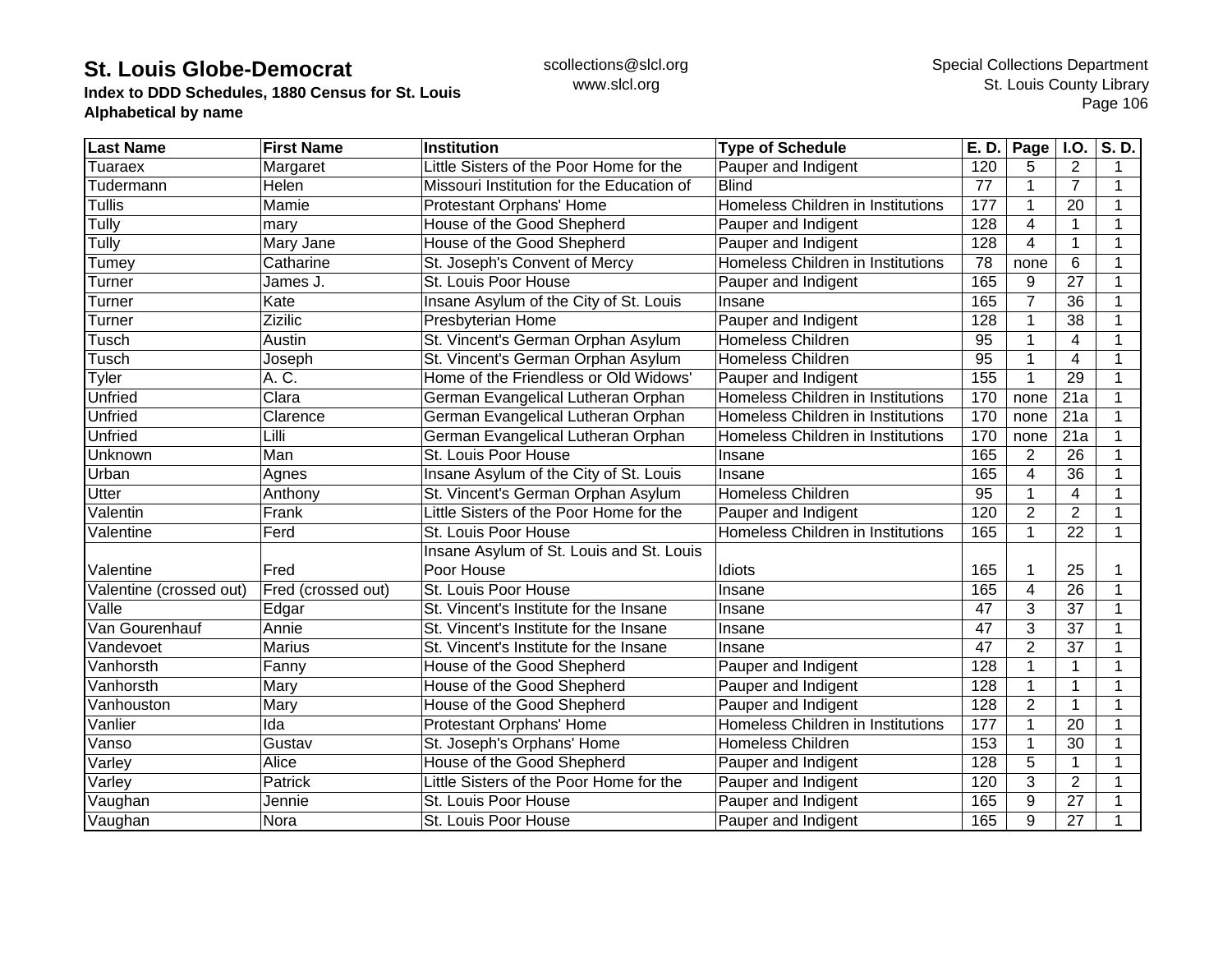# St. Louis Globe-Democrat

**Index to DDD Schedules, 1880 Census for St. Louis**
**Alphabetical by name**

scollections@slcl.org
www.slcl.org

Special Collections Department
St. Louis County Library

| Last Name | First Name | Institution | Type of Schedule | E. D. | Page | I.O. | S. D. |
|---|---|---|---|---|---|---|---|
| Tuaraex | Margaret | Little Sisters of the Poor Home for the | Pauper and Indigent | 120 | 5 | 2 | 1 |
| Tudermann | Helen | Missouri Institution for the Education of | Blind | 77 | 1 | 7 | 1 |
| Tullis | Mamie | Protestant Orphans' Home | Homeless Children in Institutions | 177 | 1 | 20 | 1 |
| Tully | mary | House of the Good Shepherd | Pauper and Indigent | 128 | 4 | 1 | 1 |
| Tully | Mary Jane | House of the Good Shepherd | Pauper and Indigent | 128 | 4 | 1 | 1 |
| Tumey | Catharine | St. Joseph's Convent of Mercy | Homeless Children in Institutions | 78 | none | 6 | 1 |
| Turner | James J. | St. Louis Poor House | Pauper and Indigent | 165 | 9 | 27 | 1 |
| Turner | Kate | Insane Asylum of the City of St. Louis | Insane | 165 | 7 | 36 | 1 |
| Turner | Zizilic | Presbyterian Home | Pauper and Indigent | 128 | 1 | 38 | 1 |
| Tusch | Austin | St. Vincent's German Orphan Asylum | Homeless Children | 95 | 1 | 4 | 1 |
| Tusch | Joseph | St. Vincent's German Orphan Asylum | Homeless Children | 95 | 1 | 4 | 1 |
| Tyler | A. C. | Home of the Friendless or Old Widows' | Pauper and Indigent | 155 | 1 | 29 | 1 |
| Unfried | Clara | German Evangelical Lutheran Orphan | Homeless Children in Institutions | 170 | none | 21a | 1 |
| Unfried | Clarence | German Evangelical Lutheran Orphan | Homeless Children in Institutions | 170 | none | 21a | 1 |
| Unfried | Lilli | German Evangelical Lutheran Orphan | Homeless Children in Institutions | 170 | none | 21a | 1 |
| Unknown | Man | St. Louis Poor House | Insane | 165 | 2 | 26 | 1 |
| Urban | Agnes | Insane Asylum of the City of St. Louis | Insane | 165 | 4 | 36 | 1 |
| Utter | Anthony | St. Vincent's German Orphan Asylum | Homeless Children | 95 | 1 | 4 | 1 |
| Valentin | Frank | Little Sisters of the Poor Home for the | Pauper and Indigent | 120 | 2 | 2 | 1 |
| Valentine | Ferd | St. Louis Poor House | Homeless Children in Institutions | 165 | 1 | 22 | 1 |
| Valentine | Fred | Insane Asylum of St. Louis and St. Louis Poor House | Idiots | 165 | 1 | 25 | 1 |
| Valentine (crossed out) | Fred (crossed out) | St. Louis Poor House | Insane | 165 | 4 | 26 | 1 |
| Valle | Edgar | St. Vincent's Institute for the Insane | Insane | 47 | 3 | 37 | 1 |
| Van Gourenhauf | Annie | St. Vincent's Institute for the Insane | Insane | 47 | 3 | 37 | 1 |
| Vandevoet | Marius | St. Vincent's Institute for the Insane | Insane | 47 | 2 | 37 | 1 |
| Vanhorsth | Fanny | House of the Good Shepherd | Pauper and Indigent | 128 | 1 | 1 | 1 |
| Vanhorsth | Mary | House of the Good Shepherd | Pauper and Indigent | 128 | 1 | 1 | 1 |
| Vanhouston | Mary | House of the Good Shepherd | Pauper and Indigent | 128 | 2 | 1 | 1 |
| Vanlier | Ida | Protestant Orphans' Home | Homeless Children in Institutions | 177 | 1 | 20 | 1 |
| Vanso | Gustav | St. Joseph's Orphans' Home | Homeless Children | 153 | 1 | 30 | 1 |
| Varley | Alice | House of the Good Shepherd | Pauper and Indigent | 128 | 5 | 1 | 1 |
| Varley | Patrick | Little Sisters of the Poor Home for the | Pauper and Indigent | 120 | 3 | 2 | 1 |
| Vaughan | Jennie | St. Louis Poor House | Pauper and Indigent | 165 | 9 | 27 | 1 |
| Vaughan | Nora | St. Louis Poor House | Pauper and Indigent | 165 | 9 | 27 | 1 |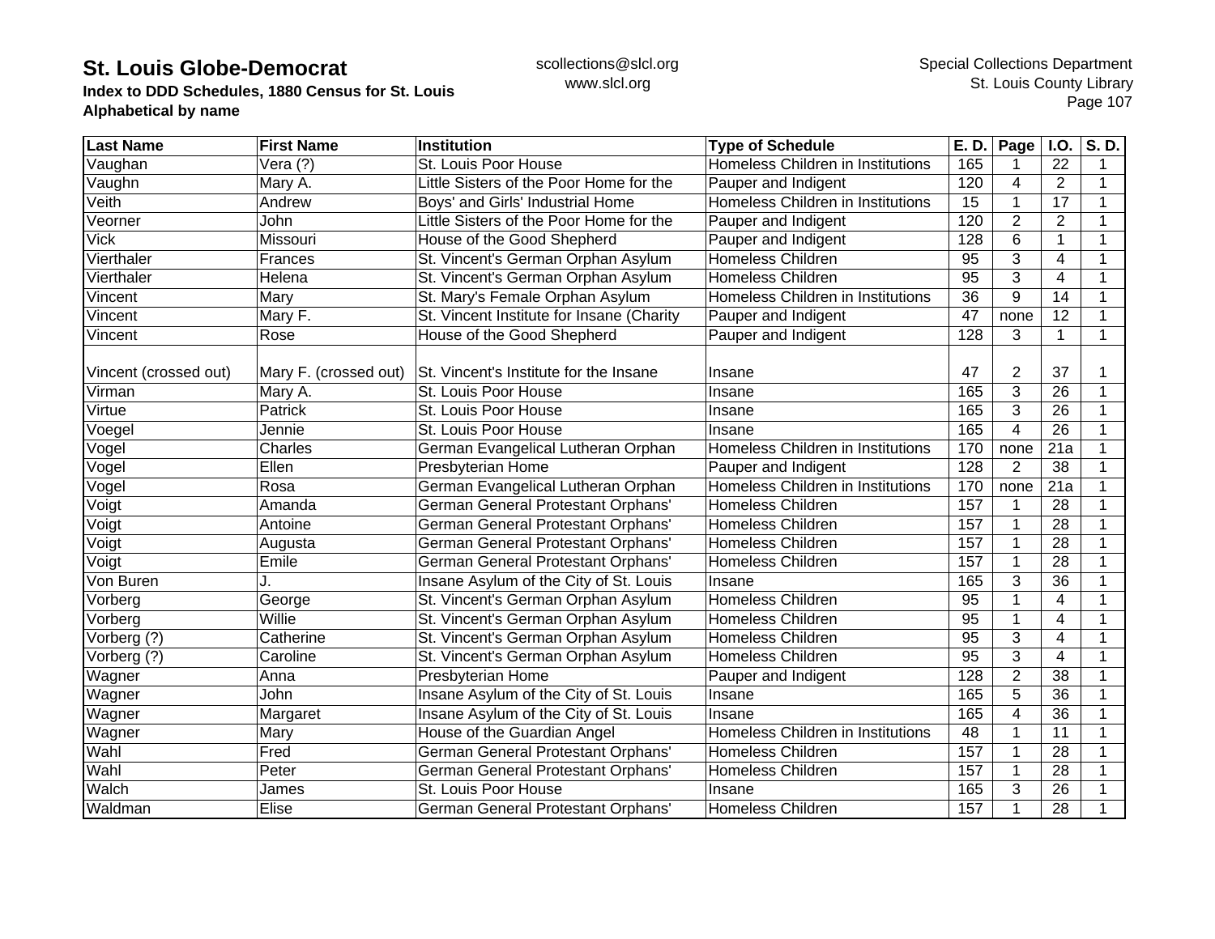# St. Louis Globe-Democrat

**Index to DDD Schedules, 1880 Census for St. Louis**
**Alphabetical by name**

scollections@slcl.org
www.slcl.org

Special Collections Department
St. Louis County Library

| Last Name | First Name | Institution | Type of Schedule | E. D. | Page | I.O. | S. D. |
|---|---|---|---|---|---|---|---|
| Vaughan | Vera (?) | St. Louis Poor House | Homeless Children in Institutions | 165 | 1 | 22 | 1 |
| Vaughn | Mary A. | Little Sisters of the Poor Home for the | Pauper and Indigent | 120 | 4 | 2 | 1 |
| Veith | Andrew | Boys' and Girls' Industrial Home | Homeless Children in Institutions | 15 | 1 | 17 | 1 |
| Veorner | John | Little Sisters of the Poor Home for the | Pauper and Indigent | 120 | 2 | 2 | 1 |
| Vick | Missouri | House of the Good Shepherd | Pauper and Indigent | 128 | 6 | 1 | 1 |
| Vierthaler | Frances | St. Vincent's German Orphan Asylum | Homeless Children | 95 | 3 | 4 | 1 |
| Vierthaler | Helena | St. Vincent's German Orphan Asylum | Homeless Children | 95 | 3 | 4 | 1 |
| Vincent | Mary | St. Mary's Female Orphan Asylum | Homeless Children in Institutions | 36 | 9 | 14 | 1 |
| Vincent | Mary F. | St. Vincent Institute for Insane (Charity | Pauper and Indigent | 47 | none | 12 | 1 |
| Vincent | Rose | House of the Good Shepherd | Pauper and Indigent | 128 | 3 | 1 | 1 |
| Vincent (crossed out) | Mary F. (crossed out) | St. Vincent's Institute for the Insane | Insane | 47 | 2 | 37 | 1 |
| Virman | Mary A. | St. Louis Poor House | Insane | 165 | 3 | 26 | 1 |
| Virtue | Patrick | St. Louis Poor House | Insane | 165 | 3 | 26 | 1 |
| Voegel | Jennie | St. Louis Poor House | Insane | 165 | 4 | 26 | 1 |
| Vogel | Charles | German Evangelical Lutheran Orphan | Homeless Children in Institutions | 170 | none | 21a | 1 |
| Vogel | Ellen | Presbyterian Home | Pauper and Indigent | 128 | 2 | 38 | 1 |
| Vogel | Rosa | German Evangelical Lutheran Orphan | Homeless Children in Institutions | 170 | none | 21a | 1 |
| Voigt | Amanda | German General Protestant Orphans' | Homeless Children | 157 | 1 | 28 | 1 |
| Voigt | Antoine | German General Protestant Orphans' | Homeless Children | 157 | 1 | 28 | 1 |
| Voigt | Augusta | German General Protestant Orphans' | Homeless Children | 157 | 1 | 28 | 1 |
| Voigt | Emile | German General Protestant Orphans' | Homeless Children | 157 | 1 | 28 | 1 |
| Von Buren | J. | Insane Asylum of the City of St. Louis | Insane | 165 | 3 | 36 | 1 |
| Vorberg | George | St. Vincent's German Orphan Asylum | Homeless Children | 95 | 1 | 4 | 1 |
| Vorberg | Willie | St. Vincent's German Orphan Asylum | Homeless Children | 95 | 1 | 4 | 1 |
| Vorberg (?) | Catherine | St. Vincent's German Orphan Asylum | Homeless Children | 95 | 3 | 4 | 1 |
| Vorberg (?) | Caroline | St. Vincent's German Orphan Asylum | Homeless Children | 95 | 3 | 4 | 1 |
| Wagner | Anna | Presbyterian Home | Pauper and Indigent | 128 | 2 | 38 | 1 |
| Wagner | John | Insane Asylum of the City of St. Louis | Insane | 165 | 5 | 36 | 1 |
| Wagner | Margaret | Insane Asylum of the City of St. Louis | Insane | 165 | 4 | 36 | 1 |
| Wagner | Mary | House of the Guardian Angel | Homeless Children in Institutions | 48 | 1 | 11 | 1 |
| Wahl | Fred | German General Protestant Orphans' | Homeless Children | 157 | 1 | 28 | 1 |
| Wahl | Peter | German General Protestant Orphans' | Homeless Children | 157 | 1 | 28 | 1 |
| Walch | James | St. Louis Poor House | Insane | 165 | 3 | 26 | 1 |
| Waldman | Elise | German General Protestant Orphans' | Homeless Children | 157 | 1 | 28 | 1 |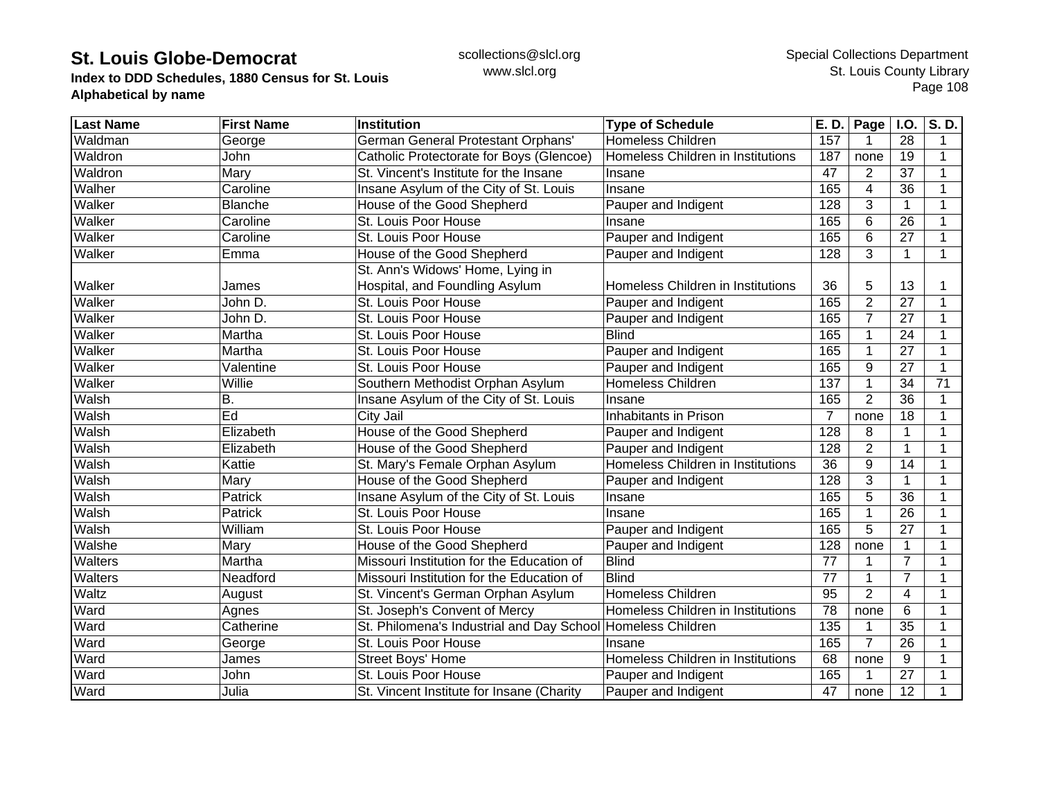# St. Louis Globe-Democrat

**Index to DDD Schedules, 1880 Census for St. Louis**
**Alphabetical by name**

scollections@slcl.org
www.slcl.org

Special Collections Department
St. Louis County Library

| Last Name | First Name | Institution | Type of Schedule | E. D. | Page | I.O. | S. D. |
|---|---|---|---|---|---|---|---|
| Waldman | George | German General Protestant Orphans' | Homeless Children | 157 | 1 | 28 | 1 |
| Waldron | John | Catholic Protectorate for Boys (Glencoe) | Homeless Children in Institutions | 187 | none | 19 | 1 |
| Waldron | Mary | St. Vincent's Institute for the Insane | Insane | 47 | 2 | 37 | 1 |
| Walher | Caroline | Insane Asylum of the City of St. Louis | Insane | 165 | 4 | 36 | 1 |
| Walker | Blanche | House of the Good Shepherd | Pauper and Indigent | 128 | 3 | 1 | 1 |
| Walker | Caroline | St. Louis Poor House | Insane | 165 | 6 | 26 | 1 |
| Walker | Caroline | St. Louis Poor House | Pauper and Indigent | 165 | 6 | 27 | 1 |
| Walker | Emma | House of the Good Shepherd | Pauper and Indigent | 128 | 3 | 1 | 1 |
| Walker | James | St. Ann's Widows' Home, Lying in Hospital, and Foundling Asylum | Homeless Children in Institutions | 36 | 5 | 13 | 1 |
| Walker | John D. | St. Louis Poor House | Pauper and Indigent | 165 | 2 | 27 | 1 |
| Walker | John D. | St. Louis Poor House | Pauper and Indigent | 165 | 7 | 27 | 1 |
| Walker | Martha | St. Louis Poor House | Blind | 165 | 1 | 24 | 1 |
| Walker | Martha | St. Louis Poor House | Pauper and Indigent | 165 | 1 | 27 | 1 |
| Walker | Valentine | St. Louis Poor House | Pauper and Indigent | 165 | 9 | 27 | 1 |
| Walker | Willie | Southern Methodist Orphan Asylum | Homeless Children | 137 | 1 | 34 | 71 |
| Walsh | B. | Insane Asylum of the City of St. Louis | Insane | 165 | 2 | 36 | 1 |
| Walsh | Ed | City Jail | Inhabitants in Prison | 7 | none | 18 | 1 |
| Walsh | Elizabeth | House of the Good Shepherd | Pauper and Indigent | 128 | 8 | 1 | 1 |
| Walsh | Elizabeth | House of the Good Shepherd | Pauper and Indigent | 128 | 2 | 1 | 1 |
| Walsh | Kattie | St. Mary's Female Orphan Asylum | Homeless Children in Institutions | 36 | 9 | 14 | 1 |
| Walsh | Mary | House of the Good Shepherd | Pauper and Indigent | 128 | 3 | 1 | 1 |
| Walsh | Patrick | Insane Asylum of the City of St. Louis | Insane | 165 | 5 | 36 | 1 |
| Walsh | Patrick | St. Louis Poor House | Insane | 165 | 1 | 26 | 1 |
| Walsh | William | St. Louis Poor House | Pauper and Indigent | 165 | 5 | 27 | 1 |
| Walshe | Mary | House of the Good Shepherd | Pauper and Indigent | 128 | none | 1 | 1 |
| Walters | Martha | Missouri Institution for the Education of | Blind | 77 | 1 | 7 | 1 |
| Walters | Neadford | Missouri Institution for the Education of | Blind | 77 | 1 | 7 | 1 |
| Waltz | August | St. Vincent's German Orphan Asylum | Homeless Children | 95 | 2 | 4 | 1 |
| Ward | Agnes | St. Joseph's Convent of Mercy | Homeless Children in Institutions | 78 | none | 6 | 1 |
| Ward | Catherine | St. Philomena's Industrial and Day School | Homeless Children | 135 | 1 | 35 | 1 |
| Ward | George | St. Louis Poor House | Insane | 165 | 7 | 26 | 1 |
| Ward | James | Street Boys' Home | Homeless Children in Institutions | 68 | none | 9 | 1 |
| Ward | John | St. Louis Poor House | Pauper and Indigent | 165 | 1 | 27 | 1 |
| Ward | Julia | St. Vincent Institute for Insane (Charity | Pauper and Indigent | 47 | none | 12 | 1 |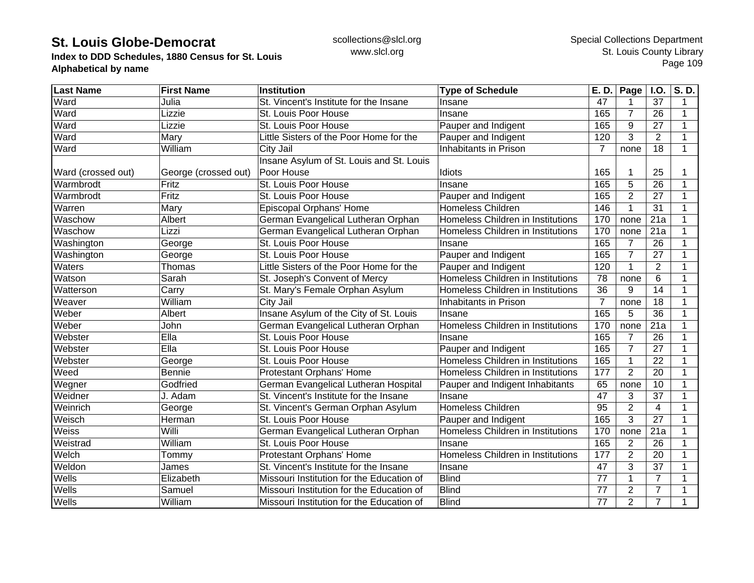| Last Name | First Name | Institution | Type of Schedule | E. D. | Page | I.O. | S. D. |
|---|---|---|---|---|---|---|---|
| Ward | Julia | St. Vincent's Institute for the Insane | Insane | 47 | 1 | 37 | 1 |
| Ward | Lizzie | St. Louis Poor House | Insane | 165 | 7 | 26 | 1 |
| Ward | Lizzie | St. Louis Poor House | Pauper and Indigent | 165 | 9 | 27 | 1 |
| Ward | Mary | Little Sisters of the Poor Home for the | Pauper and Indigent | 120 | 3 | 2 | 1 |
| Ward | William | City Jail | Inhabitants in Prison | 7 | none | 18 | 1 |
| Ward (crossed out) | George (crossed out) | Insane Asylum of St. Louis and St. Louis Poor House | Idiots | 165 | 1 | 25 | 1 |
| Warmbrodt | Fritz | St. Louis Poor House | Insane | 165 | 5 | 26 | 1 |
| Warmbrodt | Fritz | St. Louis Poor House | Pauper and Indigent | 165 | 2 | 27 | 1 |
| Warren | Mary | Episcopal Orphans' Home | Homeless Children | 146 | 1 | 31 | 1 |
| Waschow | Albert | German Evangelical Lutheran Orphan | Homeless Children in Institutions | 170 | none | 21a | 1 |
| Waschow | Lizzi | German Evangelical Lutheran Orphan | Homeless Children in Institutions | 170 | none | 21a | 1 |
| Washington | George | St. Louis Poor House | Insane | 165 | 7 | 26 | 1 |
| Washington | George | St. Louis Poor House | Pauper and Indigent | 165 | 7 | 27 | 1 |
| Waters | Thomas | Little Sisters of the Poor Home for the | Pauper and Indigent | 120 | 1 | 2 | 1 |
| Watson | Sarah | St. Joseph's Convent of Mercy | Homeless Children in Institutions | 78 | none | 6 | 1 |
| Watterson | Carry | St. Mary's Female Orphan Asylum | Homeless Children in Institutions | 36 | 9 | 14 | 1 |
| Weaver | William | City Jail | Inhabitants in Prison | 7 | none | 18 | 1 |
| Weber | Albert | Insane Asylum of the City of St. Louis | Insane | 165 | 5 | 36 | 1 |
| Weber | John | German Evangelical Lutheran Orphan | Homeless Children in Institutions | 170 | none | 21a | 1 |
| Webster | Ella | St. Louis Poor House | Insane | 165 | 7 | 26 | 1 |
| Webster | Ella | St. Louis Poor House | Pauper and Indigent | 165 | 7 | 27 | 1 |
| Webster | George | St. Louis Poor House | Homeless Children in Institutions | 165 | 1 | 22 | 1 |
| Weed | Bennie | Protestant Orphans' Home | Homeless Children in Institutions | 177 | 2 | 20 | 1 |
| Wegner | Godfried | German Evangelical Lutheran Hospital | Pauper and Indigent Inhabitants | 65 | none | 10 | 1 |
| Weidner | J. Adam | St. Vincent's Institute for the Insane | Insane | 47 | 3 | 37 | 1 |
| Weinrich | George | St. Vincent's German Orphan Asylum | Homeless Children | 95 | 2 | 4 | 1 |
| Weisch | Herman | St. Louis Poor House | Pauper and Indigent | 165 | 3 | 27 | 1 |
| Weiss | Willi | German Evangelical Lutheran Orphan | Homeless Children in Institutions | 170 | none | 21a | 1 |
| Weistrad | William | St. Louis Poor House | Insane | 165 | 2 | 26 | 1 |
| Welch | Tommy | Protestant Orphans' Home | Homeless Children in Institutions | 177 | 2 | 20 | 1 |
| Weldon | James | St. Vincent's Institute for the Insane | Insane | 47 | 3 | 37 | 1 |
| Wells | Elizabeth | Missouri Institution for the Education of | Blind | 77 | 1 | 7 | 1 |
| Wells | Samuel | Missouri Institution for the Education of | Blind | 77 | 2 | 7 | 1 |
| Wells | William | Missouri Institution for the Education of | Blind | 77 | 2 | 7 | 1 |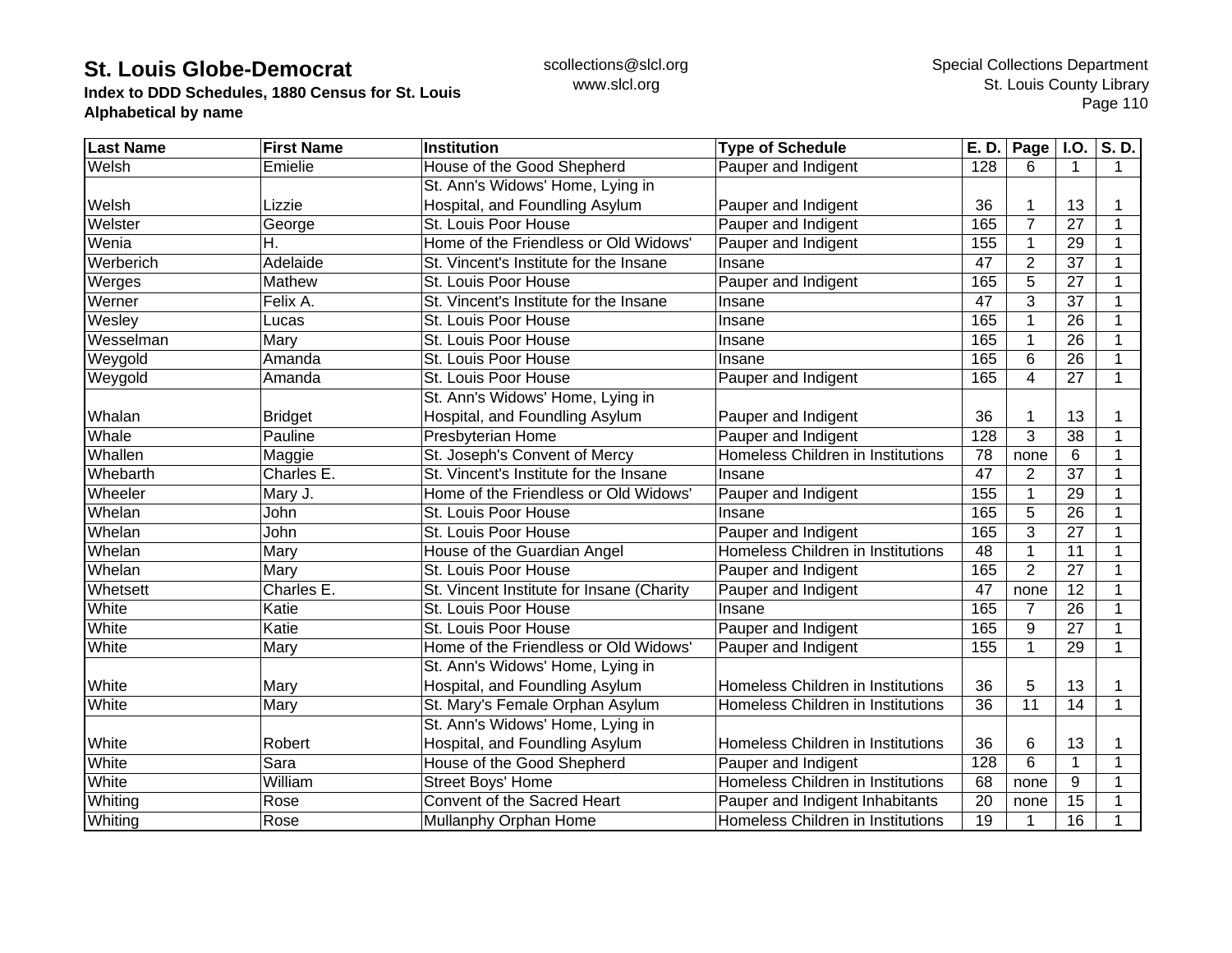# St. Louis Globe-Democrat

**Index to DDD Schedules, 1880 Census for St. Louis**
**Alphabetical by name**

scollections@slcl.org
www.slcl.org

Special Collections Department
St. Louis County Library

| Last Name | First Name | Institution | Type of Schedule | E. D. | Page | I.O. | S. D. |
|---|---|---|---|---|---|---|---|
| Welsh | Emielie | House of the Good Shepherd | Pauper and Indigent | 128 | 6 | 1 | 1 |
| Welsh | Lizzie | St. Ann's Widows' Home, Lying in Hospital, and Foundling Asylum | Pauper and Indigent | 36 | 1 | 13 | 1 |
| Welster | George | St. Louis Poor House | Pauper and Indigent | 165 | 7 | 27 | 1 |
| Wenia | H. | Home of the Friendless or Old Widows' | Pauper and Indigent | 155 | 1 | 29 | 1 |
| Werberich | Adelaide | St. Vincent's Institute for the Insane | Insane | 47 | 2 | 37 | 1 |
| Werges | Mathew | St. Louis Poor House | Pauper and Indigent | 165 | 5 | 27 | 1 |
| Werner | Felix A. | St. Vincent's Institute for the Insane | Insane | 47 | 3 | 37 | 1 |
| Wesley | Lucas | St. Louis Poor House | Insane | 165 | 1 | 26 | 1 |
| Wesselman | Mary | St. Louis Poor House | Insane | 165 | 1 | 26 | 1 |
| Weygold | Amanda | St. Louis Poor House | Insane | 165 | 6 | 26 | 1 |
| Weygold | Amanda | St. Louis Poor House | Pauper and Indigent | 165 | 4 | 27 | 1 |
| Whalan | Bridget | St. Ann's Widows' Home, Lying in Hospital, and Foundling Asylum | Pauper and Indigent | 36 | 1 | 13 | 1 |
| Whale | Pauline | Presbyterian Home | Pauper and Indigent | 128 | 3 | 38 | 1 |
| Whallen | Maggie | St. Joseph's Convent of Mercy | Homeless Children in Institutions | 78 | none | 6 | 1 |
| Whebarth | Charles E. | St. Vincent's Institute for the Insane | Insane | 47 | 2 | 37 | 1 |
| Wheeler | Mary J. | Home of the Friendless or Old Widows' | Pauper and Indigent | 155 | 1 | 29 | 1 |
| Whelan | John | St. Louis Poor House | Insane | 165 | 5 | 26 | 1 |
| Whelan | John | St. Louis Poor House | Pauper and Indigent | 165 | 3 | 27 | 1 |
| Whelan | Mary | House of the Guardian Angel | Homeless Children in Institutions | 48 | 1 | 11 | 1 |
| Whelan | Mary | St. Louis Poor House | Pauper and Indigent | 165 | 2 | 27 | 1 |
| Whetsett | Charles E. | St. Vincent Institute for Insane (Charity | Pauper and Indigent | 47 | none | 12 | 1 |
| White | Katie | St. Louis Poor House | Insane | 165 | 7 | 26 | 1 |
| White | Katie | St. Louis Poor House | Pauper and Indigent | 165 | 9 | 27 | 1 |
| White | Mary | Home of the Friendless or Old Widows' | Pauper and Indigent | 155 | 1 | 29 | 1 |
| White | Mary | St. Ann's Widows' Home, Lying in Hospital, and Foundling Asylum | Homeless Children in Institutions | 36 | 5 | 13 | 1 |
| White | Mary | St. Mary's Female Orphan Asylum | Homeless Children in Institutions | 36 | 11 | 14 | 1 |
| White | Robert | St. Ann's Widows' Home, Lying in Hospital, and Foundling Asylum | Homeless Children in Institutions | 36 | 6 | 13 | 1 |
| White | Sara | House of the Good Shepherd | Pauper and Indigent | 128 | 6 | 1 | 1 |
| White | William | Street Boys' Home | Homeless Children in Institutions | 68 | none | 9 | 1 |
| Whiting | Rose | Convent of the Sacred Heart | Pauper and Indigent Inhabitants | 20 | none | 15 | 1 |
| Whiting | Rose | Mullanphy Orphan Home | Homeless Children in Institutions | 19 | 1 | 16 | 1 |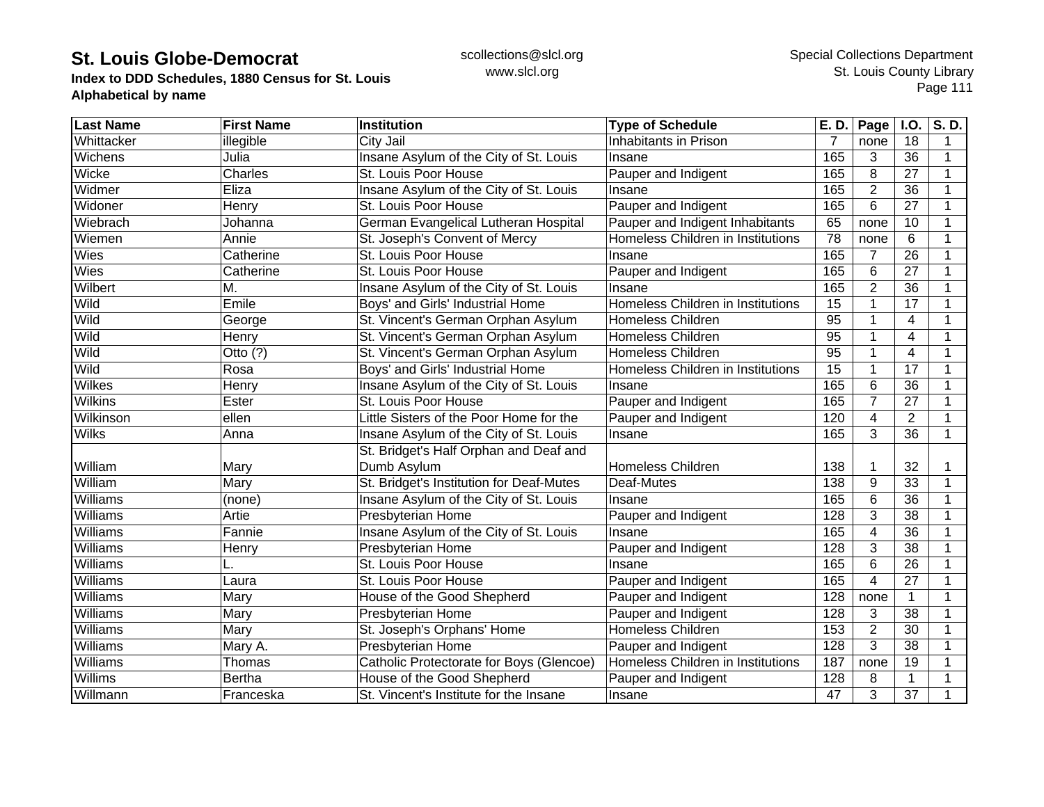| Last Name | First Name | Institution | Type of Schedule | E. D. | Page | I.O. | S. D. |
|---|---|---|---|---|---|---|---|
| Whittacker | illegible | City Jail | Inhabitants in Prison | 7 | none | 18 | 1 |
| Wichens | Julia | Insane Asylum of the City of St. Louis | Insane | 165 | 3 | 36 | 1 |
| Wicke | Charles | St. Louis Poor House | Pauper and Indigent | 165 | 8 | 27 | 1 |
| Widmer | Eliza | Insane Asylum of the City of St. Louis | Insane | 165 | 2 | 36 | 1 |
| Widoner | Henry | St. Louis Poor House | Pauper and Indigent | 165 | 6 | 27 | 1 |
| Wiebrach | Johanna | German Evangelical Lutheran Hospital | Pauper and Indigent Inhabitants | 65 | none | 10 | 1 |
| Wiemen | Annie | St. Joseph's Convent of Mercy | Homeless Children in Institutions | 78 | none | 6 | 1 |
| Wies | Catherine | St. Louis Poor House | Insane | 165 | 7 | 26 | 1 |
| Wies | Catherine | St. Louis Poor House | Pauper and Indigent | 165 | 6 | 27 | 1 |
| Wilbert | M. | Insane Asylum of the City of St. Louis | Insane | 165 | 2 | 36 | 1 |
| Wild | Emile | Boys' and Girls' Industrial Home | Homeless Children in Institutions | 15 | 1 | 17 | 1 |
| Wild | George | St. Vincent's German Orphan Asylum | Homeless Children | 95 | 1 | 4 | 1 |
| Wild | Henry | St. Vincent's German Orphan Asylum | Homeless Children | 95 | 1 | 4 | 1 |
| Wild | Otto (?) | St. Vincent's German Orphan Asylum | Homeless Children | 95 | 1 | 4 | 1 |
| Wild | Rosa | Boys' and Girls' Industrial Home | Homeless Children in Institutions | 15 | 1 | 17 | 1 |
| Wilkes | Henry | Insane Asylum of the City of St. Louis | Insane | 165 | 6 | 36 | 1 |
| Wilkins | Ester | St. Louis Poor House | Pauper and Indigent | 165 | 7 | 27 | 1 |
| Wilkinson | ellen | Little Sisters of the Poor Home for the | Pauper and Indigent | 120 | 4 | 2 | 1 |
| Wilks | Anna | Insane Asylum of the City of St. Louis | Insane | 165 | 3 | 36 | 1 |
| William | Mary | St. Bridget's Half Orphan and Deaf and Dumb Asylum | Homeless Children | 138 | 1 | 32 | 1 |
| William | Mary | St. Bridget's Institution for Deaf-Mutes | Deaf-Mutes | 138 | 9 | 33 | 1 |
| Williams | (none) | Insane Asylum of the City of St. Louis | Insane | 165 | 6 | 36 | 1 |
| Williams | Artie | Presbyterian Home | Pauper and Indigent | 128 | 3 | 38 | 1 |
| Williams | Fannie | Insane Asylum of the City of St. Louis | Insane | 165 | 4 | 36 | 1 |
| Williams | Henry | Presbyterian Home | Pauper and Indigent | 128 | 3 | 38 | 1 |
| Williams | L. | St. Louis Poor House | Insane | 165 | 6 | 26 | 1 |
| Williams | Laura | St. Louis Poor House | Pauper and Indigent | 165 | 4 | 27 | 1 |
| Williams | Mary | House of the Good Shepherd | Pauper and Indigent | 128 | none | 1 | 1 |
| Williams | Mary | Presbyterian Home | Pauper and Indigent | 128 | 3 | 38 | 1 |
| Williams | Mary | St. Joseph's Orphans' Home | Homeless Children | 153 | 2 | 30 | 1 |
| Williams | Mary A. | Presbyterian Home | Pauper and Indigent | 128 | 3 | 38 | 1 |
| Williams | Thomas | Catholic Protectorate for Boys (Glencoe) | Homeless Children in Institutions | 187 | none | 19 | 1 |
| Willims | Bertha | House of the Good Shepherd | Pauper and Indigent | 128 | 8 | 1 | 1 |
| Willmann | Franceska | St. Vincent's Institute for the Insane | Insane | 47 | 3 | 37 | 1 |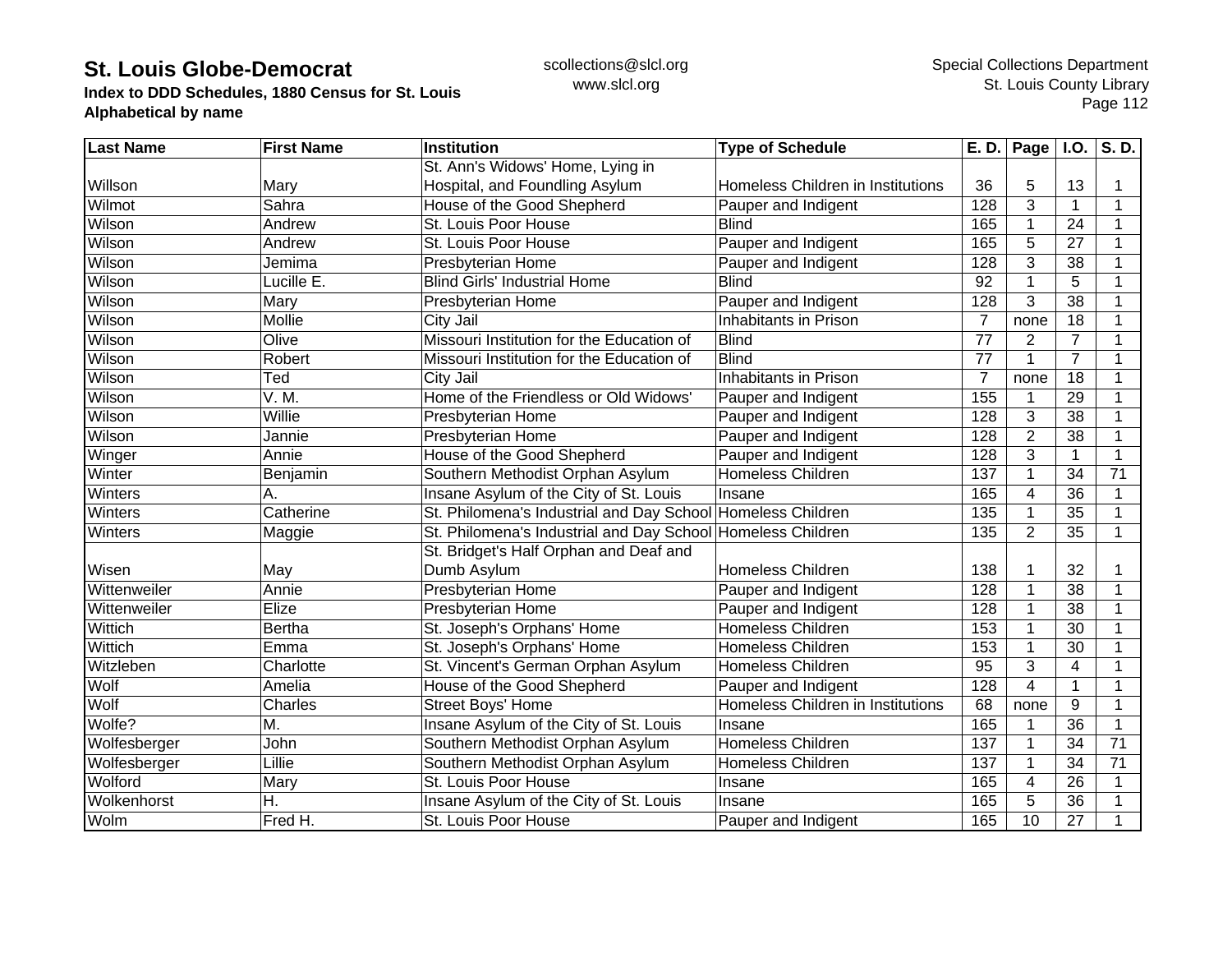| Last Name | First Name | Institution | Type of Schedule | E. D. | Page | I.O. | S. D. |
|---|---|---|---|---|---|---|---|
| Willson | Mary | St. Ann's Widows' Home, Lying in Hospital, and Foundling Asylum | Homeless Children in Institutions | 36 | 5 | 13 | 1 |
| Wilmot | Sahra | House of the Good Shepherd | Pauper and Indigent | 128 | 3 | 1 | 1 |
| Wilson | Andrew | St. Louis Poor House | Blind | 165 | 1 | 24 | 1 |
| Wilson | Andrew | St. Louis Poor House | Pauper and Indigent | 165 | 5 | 27 | 1 |
| Wilson | Jemima | Presbyterian Home | Pauper and Indigent | 128 | 3 | 38 | 1 |
| Wilson | Lucille E. | Blind Girls' Industrial Home | Blind | 92 | 1 | 5 | 1 |
| Wilson | Mary | Presbyterian Home | Pauper and Indigent | 128 | 3 | 38 | 1 |
| Wilson | Mollie | City Jail | Inhabitants in Prison | 7 | none | 18 | 1 |
| Wilson | Olive | Missouri Institution for the Education of | Blind | 77 | 2 | 7 | 1 |
| Wilson | Robert | Missouri Institution for the Education of | Blind | 77 | 1 | 7 | 1 |
| Wilson | Ted | City Jail | Inhabitants in Prison | 7 | none | 18 | 1 |
| Wilson | V. M. | Home of the Friendless or Old Widows' | Pauper and Indigent | 155 | 1 | 29 | 1 |
| Wilson | Willie | Presbyterian Home | Pauper and Indigent | 128 | 3 | 38 | 1 |
| Wilson | Jannie | Presbyterian Home | Pauper and Indigent | 128 | 2 | 38 | 1 |
| Winger | Annie | House of the Good Shepherd | Pauper and Indigent | 128 | 3 | 1 | 1 |
| Winter | Benjamin | Southern Methodist Orphan Asylum | Homeless Children | 137 | 1 | 34 | 71 |
| Winters | A. | Insane Asylum of the City of St. Louis | Insane | 165 | 4 | 36 | 1 |
| Winters | Catherine | St. Philomena's Industrial and Day School | Homeless Children | 135 | 1 | 35 | 1 |
| Winters | Maggie | St. Philomena's Industrial and Day School | Homeless Children | 135 | 2 | 35 | 1 |
| Wisen | May | St. Bridget's Half Orphan and Deaf and Dumb Asylum | Homeless Children | 138 | 1 | 32 | 1 |
| Wittenweiler | Annie | Presbyterian Home | Pauper and Indigent | 128 | 1 | 38 | 1 |
| Wittenweiler | Elize | Presbyterian Home | Pauper and Indigent | 128 | 1 | 38 | 1 |
| Wittich | Bertha | St. Joseph's Orphans' Home | Homeless Children | 153 | 1 | 30 | 1 |
| Wittich | Emma | St. Joseph's Orphans' Home | Homeless Children | 153 | 1 | 30 | 1 |
| Witzleben | Charlotte | St. Vincent's German Orphan Asylum | Homeless Children | 95 | 3 | 4 | 1 |
| Wolf | Amelia | House of the Good Shepherd | Pauper and Indigent | 128 | 4 | 1 | 1 |
| Wolf | Charles | Street Boys' Home | Homeless Children in Institutions | 68 | none | 9 | 1 |
| Wolfe? | M. | Insane Asylum of the City of St. Louis | Insane | 165 | 1 | 36 | 1 |
| Wolfesberger | John | Southern Methodist Orphan Asylum | Homeless Children | 137 | 1 | 34 | 71 |
| Wolfesberger | Lillie | Southern Methodist Orphan Asylum | Homeless Children | 137 | 1 | 34 | 71 |
| Wolford | Mary | St. Louis Poor House | Insane | 165 | 4 | 26 | 1 |
| Wolkenhorst | H. | Insane Asylum of the City of St. Louis | Insane | 165 | 5 | 36 | 1 |
| Wolm | Fred H. | St. Louis Poor House | Pauper and Indigent | 165 | 10 | 27 | 1 |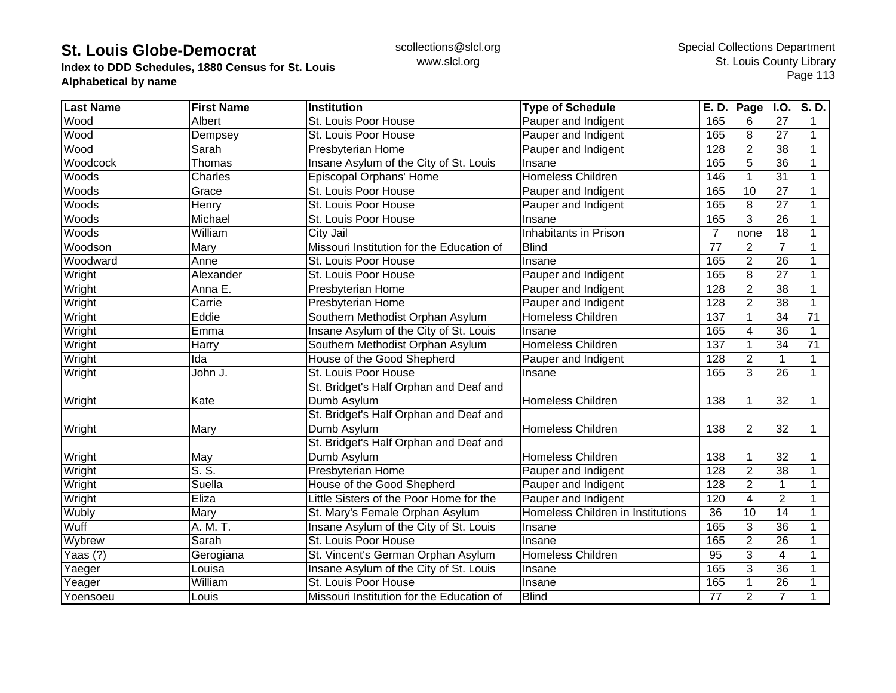# St. Louis Globe-Democrat

**Index to DDD Schedules, 1880 Census for St. Louis**
**Alphabetical by name**

scollections@slcl.org
www.slcl.org

Special Collections Department
St. Louis County Library

| Last Name | First Name | Institution | Type of Schedule | E. D. | Page | I.O. | S. D. |
|---|---|---|---|---|---|---|---|
| Wood | Albert | St. Louis Poor House | Pauper and Indigent | 165 | 6 | 27 | 1 |
| Wood | Dempsey | St. Louis Poor House | Pauper and Indigent | 165 | 8 | 27 | 1 |
| Wood | Sarah | Presbyterian Home | Pauper and Indigent | 128 | 2 | 38 | 1 |
| Woodcock | Thomas | Insane Asylum of the City of St. Louis | Insane | 165 | 5 | 36 | 1 |
| Woods | Charles | Episcopal Orphans' Home | Homeless Children | 146 | 1 | 31 | 1 |
| Woods | Grace | St. Louis Poor House | Pauper and Indigent | 165 | 10 | 27 | 1 |
| Woods | Henry | St. Louis Poor House | Pauper and Indigent | 165 | 8 | 27 | 1 |
| Woods | Michael | St. Louis Poor House | Insane | 165 | 3 | 26 | 1 |
| Woods | William | City Jail | Inhabitants in Prison | 7 | none | 18 | 1 |
| Woodson | Mary | Missouri Institution for the Education of | Blind | 77 | 2 | 7 | 1 |
| Woodward | Anne | St. Louis Poor House | Insane | 165 | 2 | 26 | 1 |
| Wright | Alexander | St. Louis Poor House | Pauper and Indigent | 165 | 8 | 27 | 1 |
| Wright | Anna E. | Presbyterian Home | Pauper and Indigent | 128 | 2 | 38 | 1 |
| Wright | Carrie | Presbyterian Home | Pauper and Indigent | 128 | 2 | 38 | 1 |
| Wright | Eddie | Southern Methodist Orphan Asylum | Homeless Children | 137 | 1 | 34 | 71 |
| Wright | Emma | Insane Asylum of the City of St. Louis | Insane | 165 | 4 | 36 | 1 |
| Wright | Harry | Southern Methodist Orphan Asylum | Homeless Children | 137 | 1 | 34 | 71 |
| Wright | Ida | House of the Good Shepherd | Pauper and Indigent | 128 | 2 | 1 | 1 |
| Wright | John J. | St. Louis Poor House | Insane | 165 | 3 | 26 | 1 |
| Wright | Kate | St. Bridget's Half Orphan and Deaf and Dumb Asylum | Homeless Children | 138 | 1 | 32 | 1 |
| Wright | Mary | St. Bridget's Half Orphan and Deaf and Dumb Asylum | Homeless Children | 138 | 2 | 32 | 1 |
| Wright | May | St. Bridget's Half Orphan and Deaf and Dumb Asylum | Homeless Children | 138 | 1 | 32 | 1 |
| Wright | S. S. | Presbyterian Home | Pauper and Indigent | 128 | 2 | 38 | 1 |
| Wright | Suella | House of the Good Shepherd | Pauper and Indigent | 128 | 2 | 1 | 1 |
| Wright | Eliza | Little Sisters of the Poor Home for the | Pauper and Indigent | 120 | 4 | 2 | 1 |
| Wubly | Mary | St. Mary's Female Orphan Asylum | Homeless Children in Institutions | 36 | 10 | 14 | 1 |
| Wuff | A. M. T. | Insane Asylum of the City of St. Louis | Insane | 165 | 3 | 36 | 1 |
| Wybrew | Sarah | St. Louis Poor House | Insane | 165 | 2 | 26 | 1 |
| Yaas (?) | Gerogiana | St. Vincent's German Orphan Asylum | Homeless Children | 95 | 3 | 4 | 1 |
| Yaeger | Louisa | Insane Asylum of the City of St. Louis | Insane | 165 | 3 | 36 | 1 |
| Yeager | William | St. Louis Poor House | Insane | 165 | 1 | 26 | 1 |
| Yoensoeu | Louis | Missouri Institution for the Education of | Blind | 77 | 2 | 7 | 1 |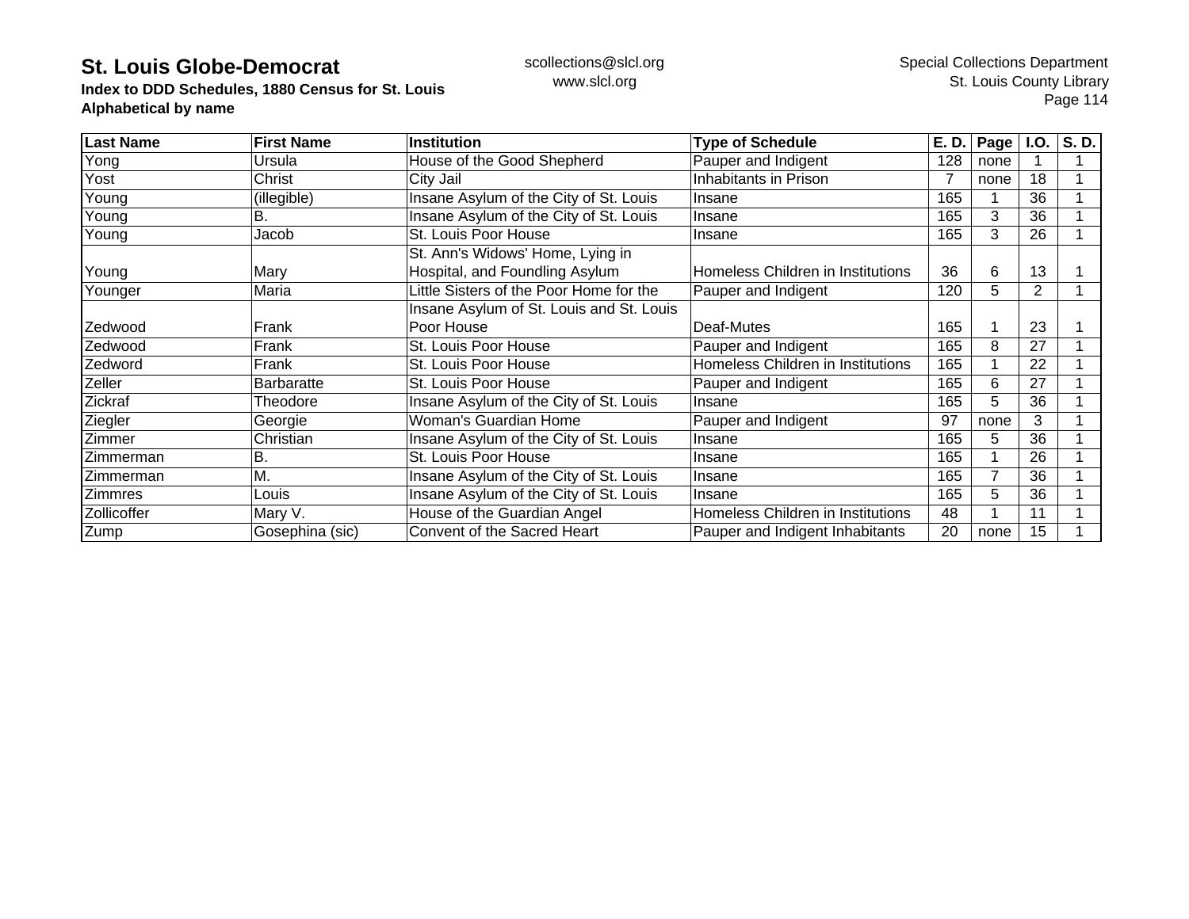# St. Louis Globe-Democrat

**Index to DDD Schedules, 1880 Census for St. Louis**
**Alphabetical by name**

scollections@slcl.org
www.slcl.org

Special Collections Department
St. Louis County Library

| Last Name | First Name | Institution | Type of Schedule | E. D. | Page | I.O. | S. D. |
|---|---|---|---|---|---|---|---|
| Yong | Ursula | House of the Good Shepherd | Pauper and Indigent | 128 | none | 1 | 1 |
| Yost | Christ | City Jail | Inhabitants in Prison | 7 | none | 18 | 1 |
| Young | (illegible) | Insane Asylum of the City of St. Louis | Insane | 165 | 1 | 36 | 1 |
| Young | B. | Insane Asylum of the City of St. Louis | Insane | 165 | 3 | 36 | 1 |
| Young | Jacob | St. Louis Poor House | Insane | 165 | 3 | 26 | 1 |
| Young | Mary | St. Ann's Widows' Home, Lying in Hospital, and Foundling Asylum | Homeless Children in Institutions | 36 | 6 | 13 | 1 |
| Younger | Maria | Little Sisters of the Poor Home for the | Pauper and Indigent | 120 | 5 | 2 | 1 |
| Zedwood | Frank | Insane Asylum of St. Louis and St. Louis Poor House | Deaf-Mutes | 165 | 1 | 23 | 1 |
| Zedwood | Frank | St. Louis Poor House | Pauper and Indigent | 165 | 8 | 27 | 1 |
| Zedword | Frank | St. Louis Poor House | Homeless Children in Institutions | 165 | 1 | 22 | 1 |
| Zeller | Barbaratte | St. Louis Poor House | Pauper and Indigent | 165 | 6 | 27 | 1 |
| Zickraf | Theodore | Insane Asylum of the City of St. Louis | Insane | 165 | 5 | 36 | 1 |
| Ziegler | Georgie | Woman's Guardian Home | Pauper and Indigent | 97 | none | 3 | 1 |
| Zimmer | Christian | Insane Asylum of the City of St. Louis | Insane | 165 | 5 | 36 | 1 |
| Zimmerman | B. | St. Louis Poor House | Insane | 165 | 1 | 26 | 1 |
| Zimmerman | M. | Insane Asylum of the City of St. Louis | Insane | 165 | 7 | 36 | 1 |
| Zimmres | Louis | Insane Asylum of the City of St. Louis | Insane | 165 | 5 | 36 | 1 |
| Zollicoffer | Mary V. | House of the Guardian Angel | Homeless Children in Institutions | 48 | 1 | 11 | 1 |
| Zump | Gosephina (sic) | Convent of the Sacred Heart | Pauper and Indigent Inhabitants | 20 | none | 15 | 1 |